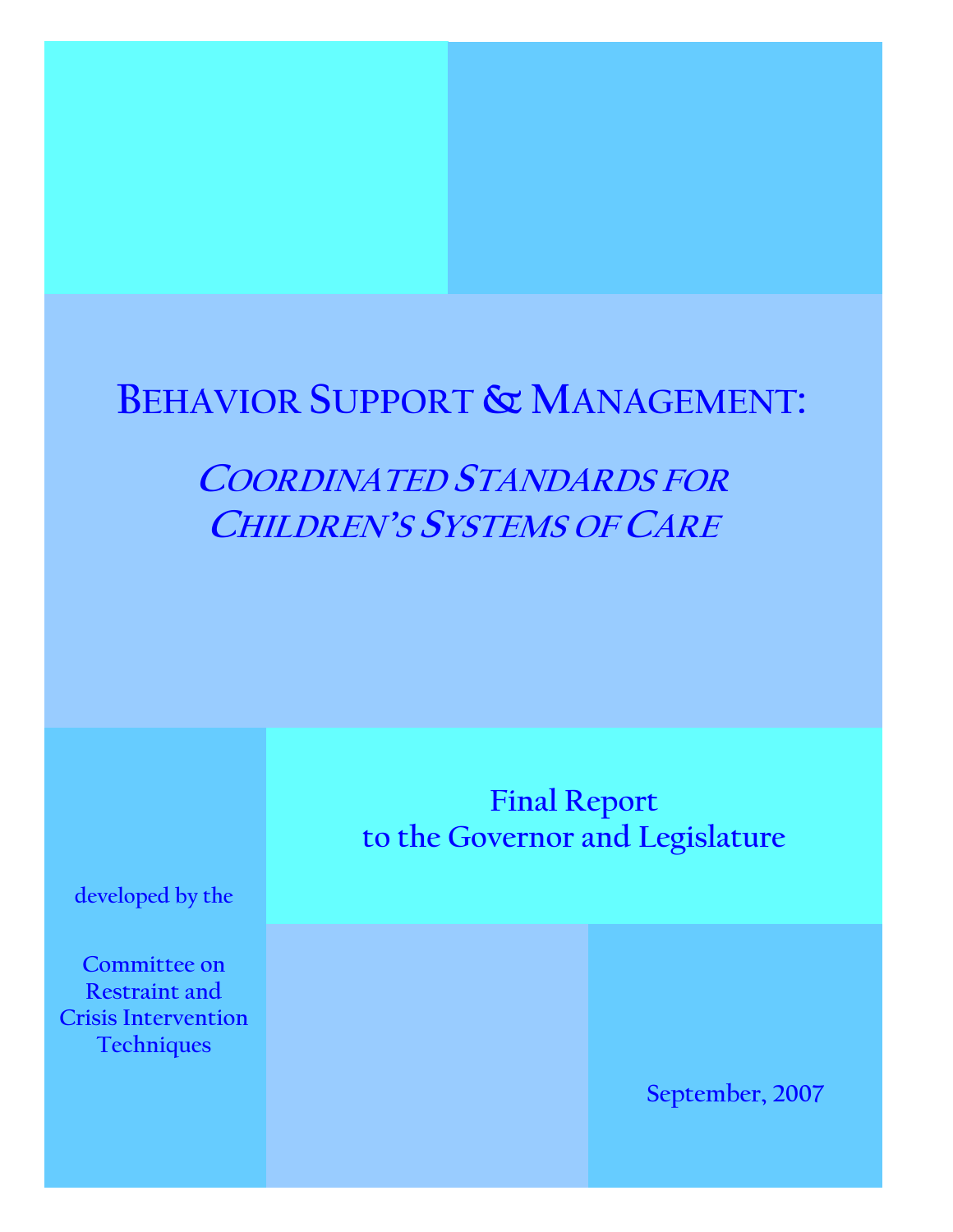# Behavior Support & Management:

## *Coordinated Standards for Children's Systems of Care*

Final Report
to the Governor and Legislature

developed by the

Committee on Restraint and Crisis Intervention Techniques

September, 2007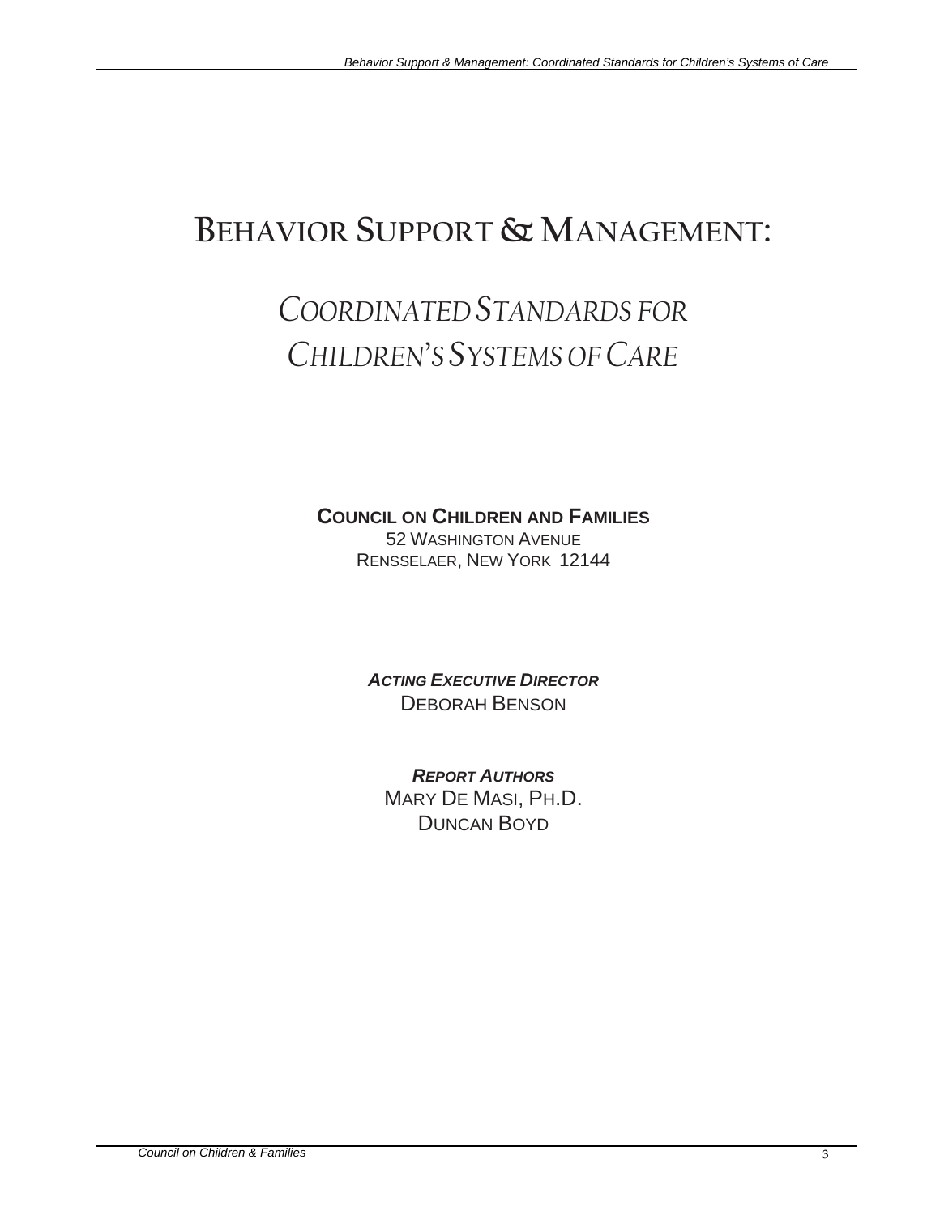# BEHAVIOR SUPPORT & MANAGEMENT:

## *COORDINATED STANDARDS FOR CHILDREN'S SYSTEMS OF CARE*

**COUNCIL ON CHILDREN AND FAMILIES**
52 WASHINGTON AVENUE
RENSSELAER, NEW YORK 12144

***ACTING EXECUTIVE DIRECTOR***
DEBORAH BENSON

***REPORT AUTHORS***
MARY DE MASI, PH.D.
DUNCAN BOYD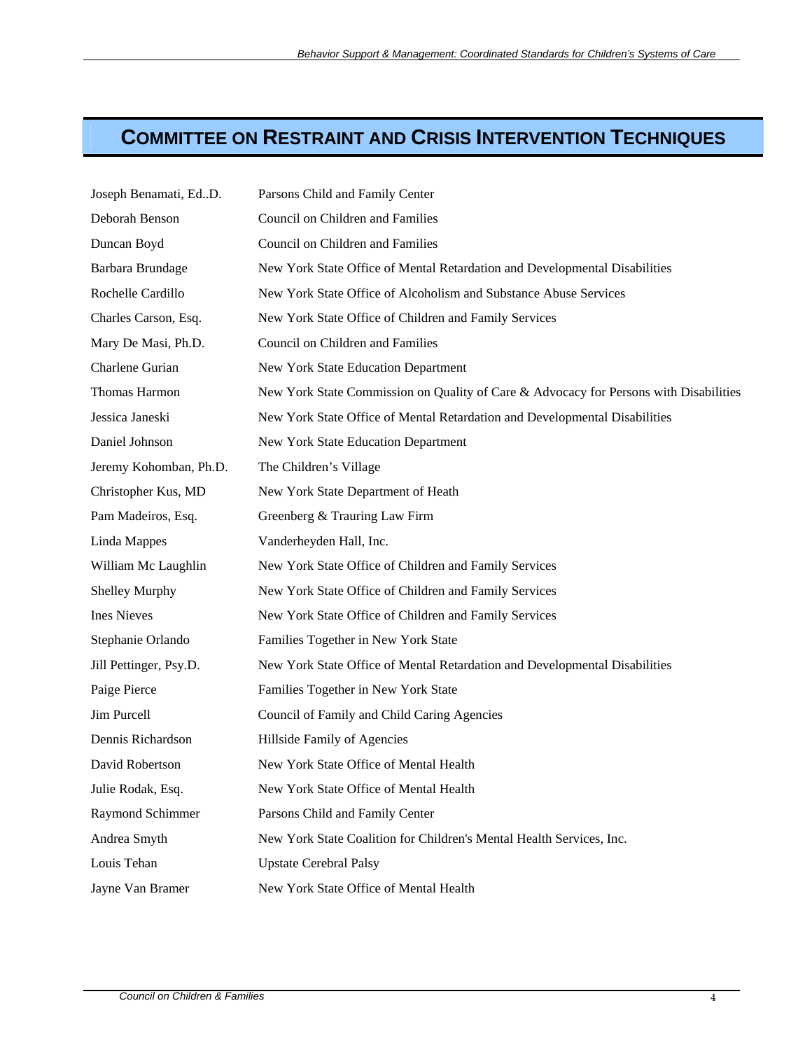## COMMITTEE ON RESTRAINT AND CRISIS INTERVENTION TECHNIQUES

| | |
|---|---|
| Joseph Benamati, Ed..D. | Parsons Child and Family Center |
| Deborah Benson | Council on Children and Families |
| Duncan Boyd | Council on Children and Families |
| Barbara Brundage | New York State Office of Mental Retardation and Developmental Disabilities |
| Rochelle Cardillo | New York State Office of Alcoholism and Substance Abuse Services |
| Charles Carson, Esq. | New York State Office of Children and Family Services |
| Mary De Masi, Ph.D. | Council on Children and Families |
| Charlene Gurian | New York State Education Department |
| Thomas Harmon | New York State Commission on Quality of Care & Advocacy for Persons with Disabilities |
| Jessica Janeski | New York State Office of Mental Retardation and Developmental Disabilities |
| Daniel Johnson | New York State Education Department |
| Jeremy Kohomban, Ph.D. | The Children's Village |
| Christopher Kus, MD | New York State Department of Heath |
| Pam Madeiros, Esq. | Greenberg & Trauring Law Firm |
| Linda Mappes | Vanderheyden Hall, Inc. |
| William Mc Laughlin | New York State Office of Children and Family Services |
| Shelley Murphy | New York State Office of Children and Family Services |
| Ines Nieves | New York State Office of Children and Family Services |
| Stephanie Orlando | Families Together in New York State |
| Jill Pettinger, Psy.D. | New York State Office of Mental Retardation and Developmental Disabilities |
| Paige Pierce | Families Together in New York State |
| Jim Purcell | Council of Family and Child Caring Agencies |
| Dennis Richardson | Hillside Family of Agencies |
| David Robertson | New York State Office of Mental Health |
| Julie Rodak, Esq. | New York State Office of Mental Health |
| Raymond Schimmer | Parsons Child and Family Center |
| Andrea Smyth | New York State Coalition for Children's Mental Health Services, Inc. |
| Louis Tehan | Upstate Cerebral Palsy |
| Jayne Van Bramer | New York State Office of Mental Health |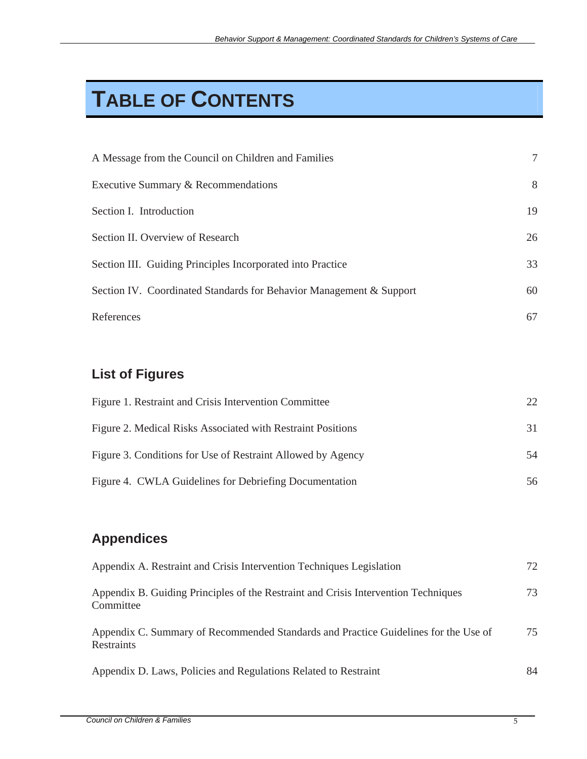# TABLE OF CONTENTS

| | |
|---|---|
| A Message from the Council on Children and Families | 7 |
| Executive Summary & Recommendations | 8 |
| Section I. Introduction | 19 |
| Section II. Overview of Research | 26 |
| Section III. Guiding Principles Incorporated into Practice | 33 |
| Section IV. Coordinated Standards for Behavior Management & Support | 60 |
| References | 67 |

## List of Figures

| | |
|---|---|
| Figure 1. Restraint and Crisis Intervention Committee | 22 |
| Figure 2. Medical Risks Associated with Restraint Positions | 31 |
| Figure 3. Conditions for Use of Restraint Allowed by Agency | 54 |
| Figure 4. CWLA Guidelines for Debriefing Documentation | 56 |

## Appendices

| | |
|---|---|
| Appendix A. Restraint and Crisis Intervention Techniques Legislation | 72 |
| Appendix B. Guiding Principles of the Restraint and Crisis Intervention Techniques Committee | 73 |
| Appendix C. Summary of Recommended Standards and Practice Guidelines for the Use of Restraints | 75 |
| Appendix D. Laws, Policies and Regulations Related to Restraint | 84 |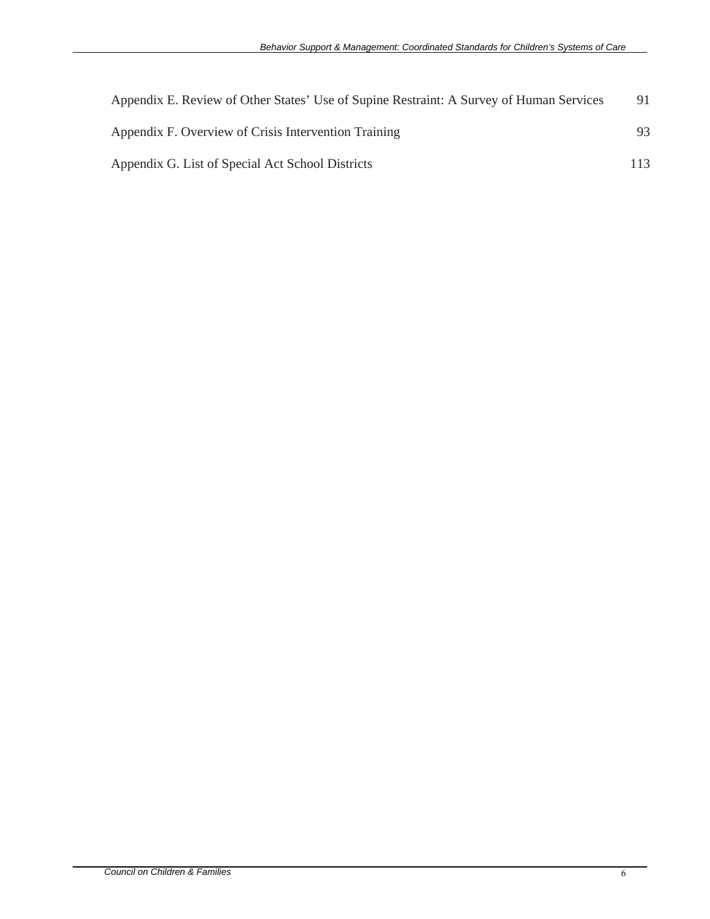| | |
|---|---|
| Appendix E. Review of Other States' Use of Supine Restraint: A Survey of Human Services | 91 |
| Appendix F. Overview of Crisis Intervention Training | 93 |
| Appendix G. List of Special Act School Districts | 113 |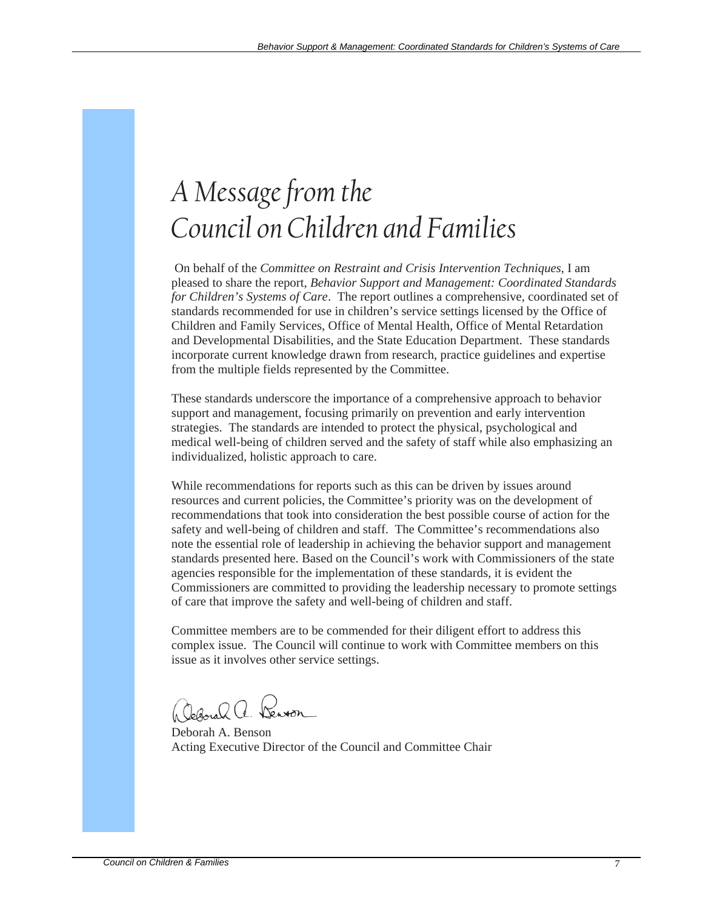# A Message from the Council on Children and Families

On behalf of the *Committee on Restraint and Crisis Intervention Techniques,* I am pleased to share the report, *Behavior Support and Management: Coordinated Standards for Children's Systems of Care*. The report outlines a comprehensive, coordinated set of standards recommended for use in children's service settings licensed by the Office of Children and Family Services, Office of Mental Health, Office of Mental Retardation and Developmental Disabilities, and the State Education Department. These standards incorporate current knowledge drawn from research, practice guidelines and expertise from the multiple fields represented by the Committee.

These standards underscore the importance of a comprehensive approach to behavior support and management, focusing primarily on prevention and early intervention strategies. The standards are intended to protect the physical, psychological and medical well-being of children served and the safety of staff while also emphasizing an individualized, holistic approach to care.

While recommendations for reports such as this can be driven by issues around resources and current policies, the Committee's priority was on the development of recommendations that took into consideration the best possible course of action for the safety and well-being of children and staff. The Committee's recommendations also note the essential role of leadership in achieving the behavior support and management standards presented here. Based on the Council's work with Commissioners of the state agencies responsible for the implementation of these standards, it is evident the Commissioners are committed to providing the leadership necessary to promote settings of care that improve the safety and well-being of children and staff.

Committee members are to be commended for their diligent effort to address this complex issue. The Council will continue to work with Committee members on this issue as it involves other service settings.

Deborah A. Benson
Acting Executive Director of the Council and Committee Chair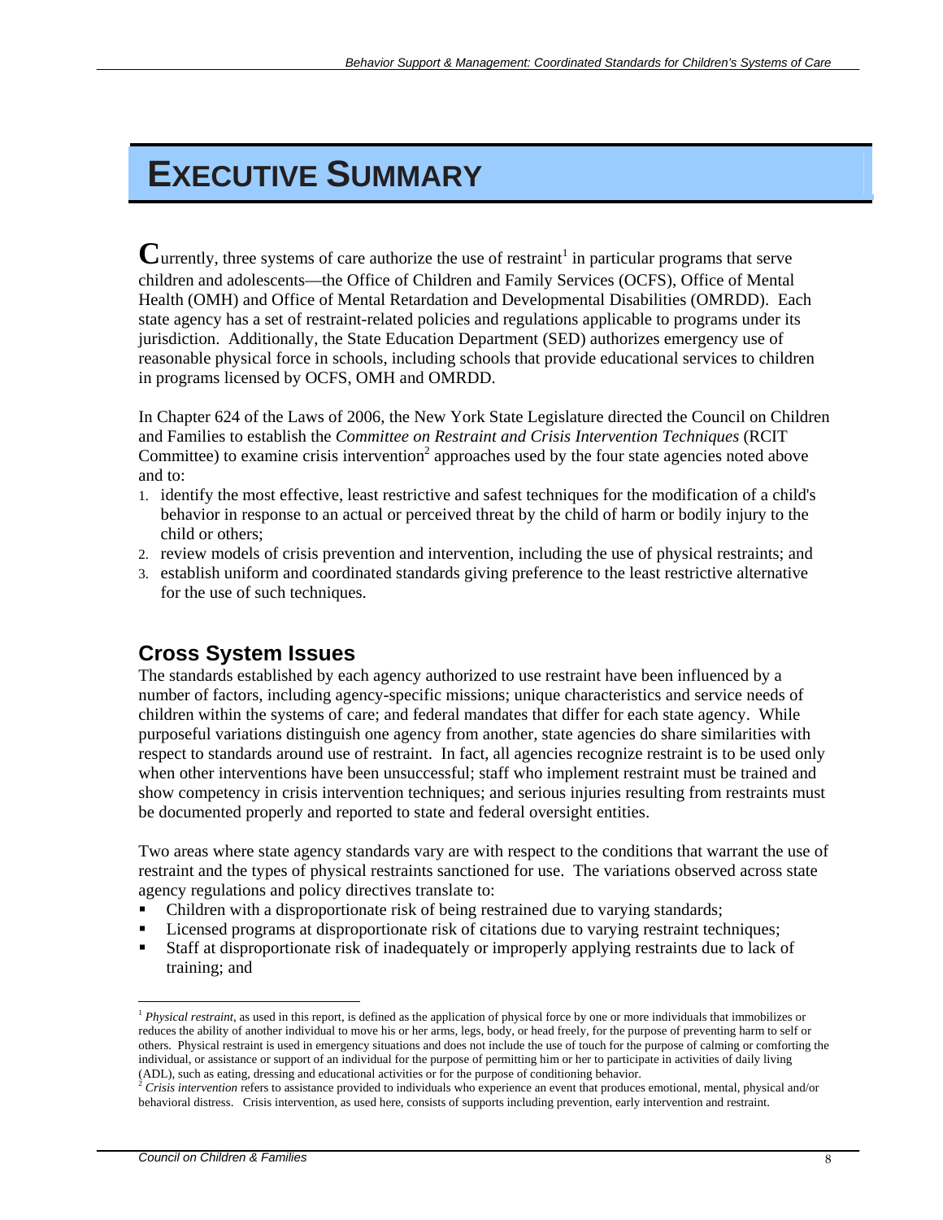# EXECUTIVE SUMMARY

Currently, three systems of care authorize the use of restraint[1] in particular programs that serve children and adolescents—the Office of Children and Family Services (OCFS), Office of Mental Health (OMH) and Office of Mental Retardation and Developmental Disabilities (OMRDD). Each state agency has a set of restraint-related policies and regulations applicable to programs under its jurisdiction. Additionally, the State Education Department (SED) authorizes emergency use of reasonable physical force in schools, including schools that provide educational services to children in programs licensed by OCFS, OMH and OMRDD.

In Chapter 624 of the Laws of 2006, the New York State Legislature directed the Council on Children and Families to establish the *Committee on Restraint and Crisis Intervention Techniques* (RCIT Committee) to examine crisis intervention[2] approaches used by the four state agencies noted above and to:

1. identify the most effective, least restrictive and safest techniques for the modification of a child's behavior in response to an actual or perceived threat by the child of harm or bodily injury to the child or others;
2. review models of crisis prevention and intervention, including the use of physical restraints; and
3. establish uniform and coordinated standards giving preference to the least restrictive alternative for the use of such techniques.

## Cross System Issues

The standards established by each agency authorized to use restraint have been influenced by a number of factors, including agency-specific missions; unique characteristics and service needs of children within the systems of care; and federal mandates that differ for each state agency. While purposeful variations distinguish one agency from another, state agencies do share similarities with respect to standards around use of restraint. In fact, all agencies recognize restraint is to be used only when other interventions have been unsuccessful; staff who implement restraint must be trained and show competency in crisis intervention techniques; and serious injuries resulting from restraints must be documented properly and reported to state and federal oversight entities.

Two areas where state agency standards vary are with respect to the conditions that warrant the use of restraint and the types of physical restraints sanctioned for use. The variations observed across state agency regulations and policy directives translate to:

- Children with a disproportionate risk of being restrained due to varying standards;
- Licensed programs at disproportionate risk of citations due to varying restraint techniques;
- Staff at disproportionate risk of inadequately or improperly applying restraints due to lack of training; and

---

[1] *Physical restraint*, as used in this report, is defined as the application of physical force by one or more individuals that immobilizes or reduces the ability of another individual to move his or her arms, legs, body, or head freely, for the purpose of preventing harm to self or others. Physical restraint is used in emergency situations and does not include the use of touch for the purpose of calming or comforting the individual, or assistance or support of an individual for the purpose of permitting him or her to participate in activities of daily living (ADL), such as eating, dressing and educational activities or for the purpose of conditioning behavior.

[2] *Crisis intervention* refers to assistance provided to individuals who experience an event that produces emotional, mental, physical and/or behavioral distress. Crisis intervention, as used here, consists of supports including prevention, early intervention and restraint.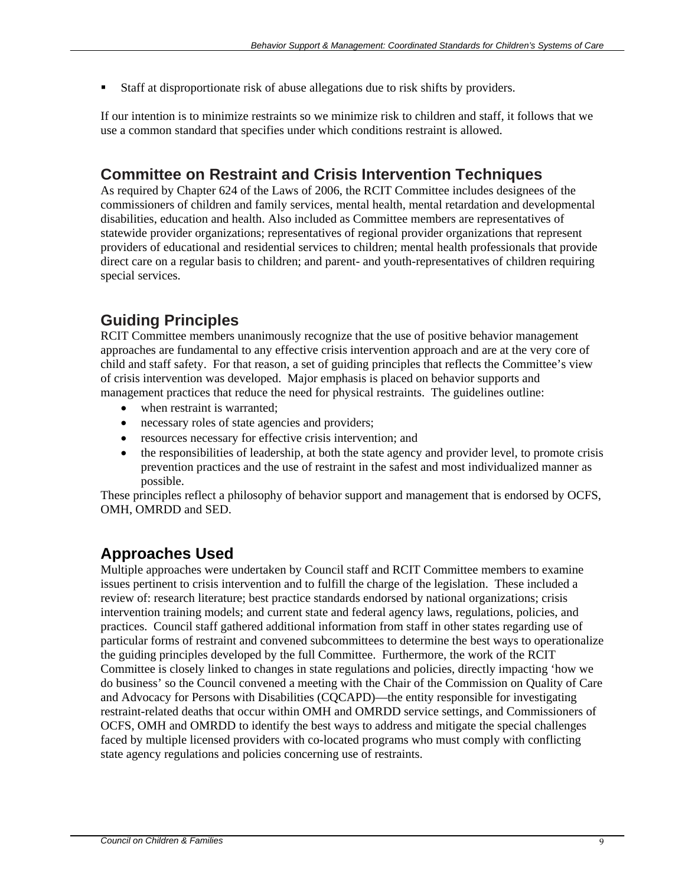- Staff at disproportionate risk of abuse allegations due to risk shifts by providers.

If our intention is to minimize restraints so we minimize risk to children and staff, it follows that we use a common standard that specifies under which conditions restraint is allowed.

## Committee on Restraint and Crisis Intervention Techniques

As required by Chapter 624 of the Laws of 2006, the RCIT Committee includes designees of the commissioners of children and family services, mental health, mental retardation and developmental disabilities, education and health. Also included as Committee members are representatives of statewide provider organizations; representatives of regional provider organizations that represent providers of educational and residential services to children; mental health professionals that provide direct care on a regular basis to children; and parent- and youth-representatives of children requiring special services.

## Guiding Principles

RCIT Committee members unanimously recognize that the use of positive behavior management approaches are fundamental to any effective crisis intervention approach and are at the very core of child and staff safety. For that reason, a set of guiding principles that reflects the Committee's view of crisis intervention was developed. Major emphasis is placed on behavior supports and management practices that reduce the need for physical restraints. The guidelines outline:

- when restraint is warranted;
- necessary roles of state agencies and providers;
- resources necessary for effective crisis intervention; and
- the responsibilities of leadership, at both the state agency and provider level, to promote crisis prevention practices and the use of restraint in the safest and most individualized manner as possible.

These principles reflect a philosophy of behavior support and management that is endorsed by OCFS, OMH, OMRDD and SED.

## Approaches Used

Multiple approaches were undertaken by Council staff and RCIT Committee members to examine issues pertinent to crisis intervention and to fulfill the charge of the legislation. These included a review of: research literature; best practice standards endorsed by national organizations; crisis intervention training models; and current state and federal agency laws, regulations, policies, and practices. Council staff gathered additional information from staff in other states regarding use of particular forms of restraint and convened subcommittees to determine the best ways to operationalize the guiding principles developed by the full Committee. Furthermore, the work of the RCIT Committee is closely linked to changes in state regulations and policies, directly impacting 'how we do business' so the Council convened a meeting with the Chair of the Commission on Quality of Care and Advocacy for Persons with Disabilities (CQCAPD)—the entity responsible for investigating restraint-related deaths that occur within OMH and OMRDD service settings, and Commissioners of OCFS, OMH and OMRDD to identify the best ways to address and mitigate the special challenges faced by multiple licensed providers with co-located programs who must comply with conflicting state agency regulations and policies concerning use of restraints.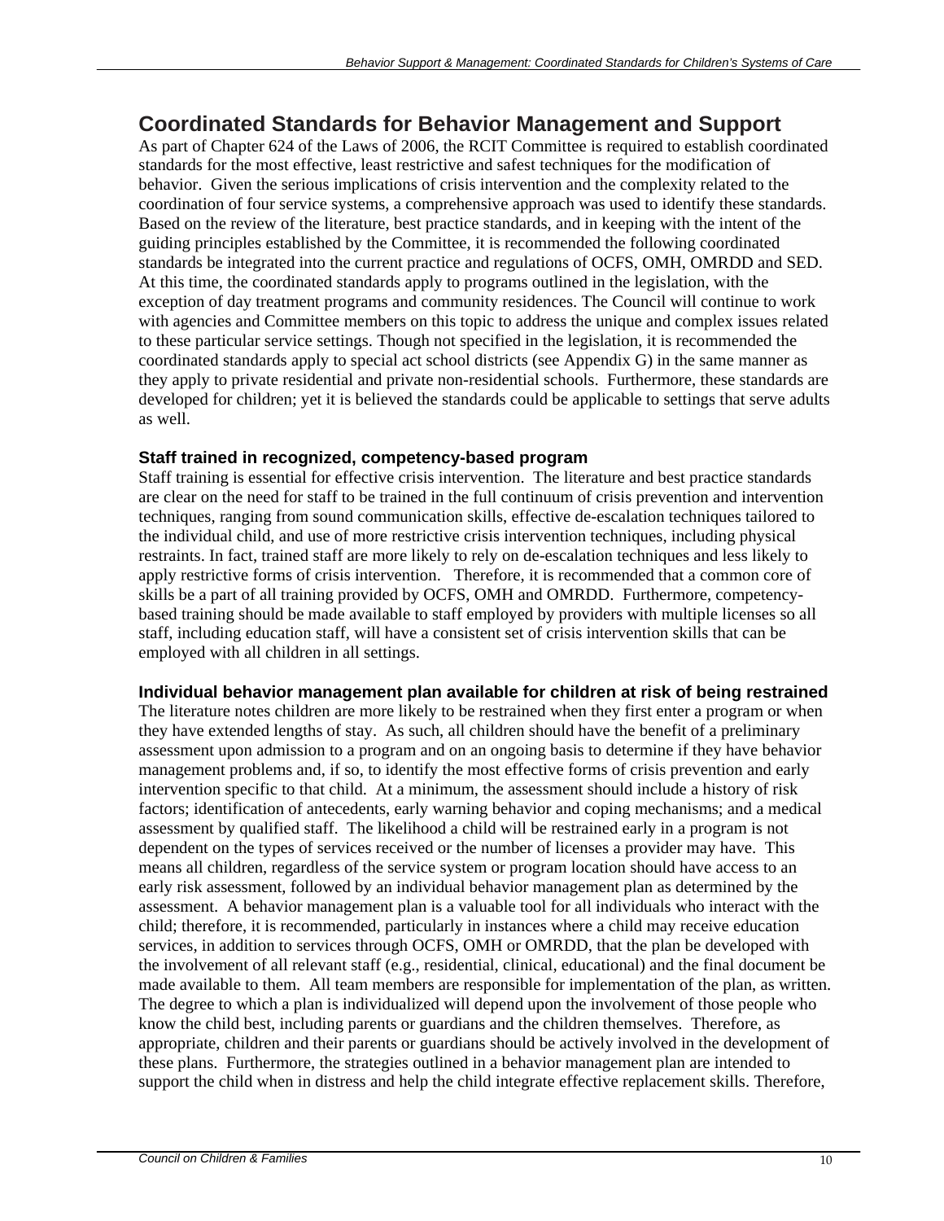## Coordinated Standards for Behavior Management and Support

As part of Chapter 624 of the Laws of 2006, the RCIT Committee is required to establish coordinated standards for the most effective, least restrictive and safest techniques for the modification of behavior. Given the serious implications of crisis intervention and the complexity related to the coordination of four service systems, a comprehensive approach was used to identify these standards. Based on the review of the literature, best practice standards, and in keeping with the intent of the guiding principles established by the Committee, it is recommended the following coordinated standards be integrated into the current practice and regulations of OCFS, OMH, OMRDD and SED. At this time, the coordinated standards apply to programs outlined in the legislation, with the exception of day treatment programs and community residences. The Council will continue to work with agencies and Committee members on this topic to address the unique and complex issues related to these particular service settings. Though not specified in the legislation, it is recommended the coordinated standards apply to special act school districts (see Appendix G) in the same manner as they apply to private residential and private non-residential schools. Furthermore, these standards are developed for children; yet it is believed the standards could be applicable to settings that serve adults as well.

### Staff trained in recognized, competency-based program

Staff training is essential for effective crisis intervention. The literature and best practice standards are clear on the need for staff to be trained in the full continuum of crisis prevention and intervention techniques, ranging from sound communication skills, effective de-escalation techniques tailored to the individual child, and use of more restrictive crisis intervention techniques, including physical restraints. In fact, trained staff are more likely to rely on de-escalation techniques and less likely to apply restrictive forms of crisis intervention. Therefore, it is recommended that a common core of skills be a part of all training provided by OCFS, OMH and OMRDD. Furthermore, competency-based training should be made available to staff employed by providers with multiple licenses so all staff, including education staff, will have a consistent set of crisis intervention skills that can be employed with all children in all settings.

### Individual behavior management plan available for children at risk of being restrained

The literature notes children are more likely to be restrained when they first enter a program or when they have extended lengths of stay. As such, all children should have the benefit of a preliminary assessment upon admission to a program and on an ongoing basis to determine if they have behavior management problems and, if so, to identify the most effective forms of crisis prevention and early intervention specific to that child. At a minimum, the assessment should include a history of risk factors; identification of antecedents, early warning behavior and coping mechanisms; and a medical assessment by qualified staff. The likelihood a child will be restrained early in a program is not dependent on the types of services received or the number of licenses a provider may have. This means all children, regardless of the service system or program location should have access to an early risk assessment, followed by an individual behavior management plan as determined by the assessment. A behavior management plan is a valuable tool for all individuals who interact with the child; therefore, it is recommended, particularly in instances where a child may receive education services, in addition to services through OCFS, OMH or OMRDD, that the plan be developed with the involvement of all relevant staff (e.g., residential, clinical, educational) and the final document be made available to them. All team members are responsible for implementation of the plan, as written. The degree to which a plan is individualized will depend upon the involvement of those people who know the child best, including parents or guardians and the children themselves. Therefore, as appropriate, children and their parents or guardians should be actively involved in the development of these plans. Furthermore, the strategies outlined in a behavior management plan are intended to support the child when in distress and help the child integrate effective replacement skills. Therefore,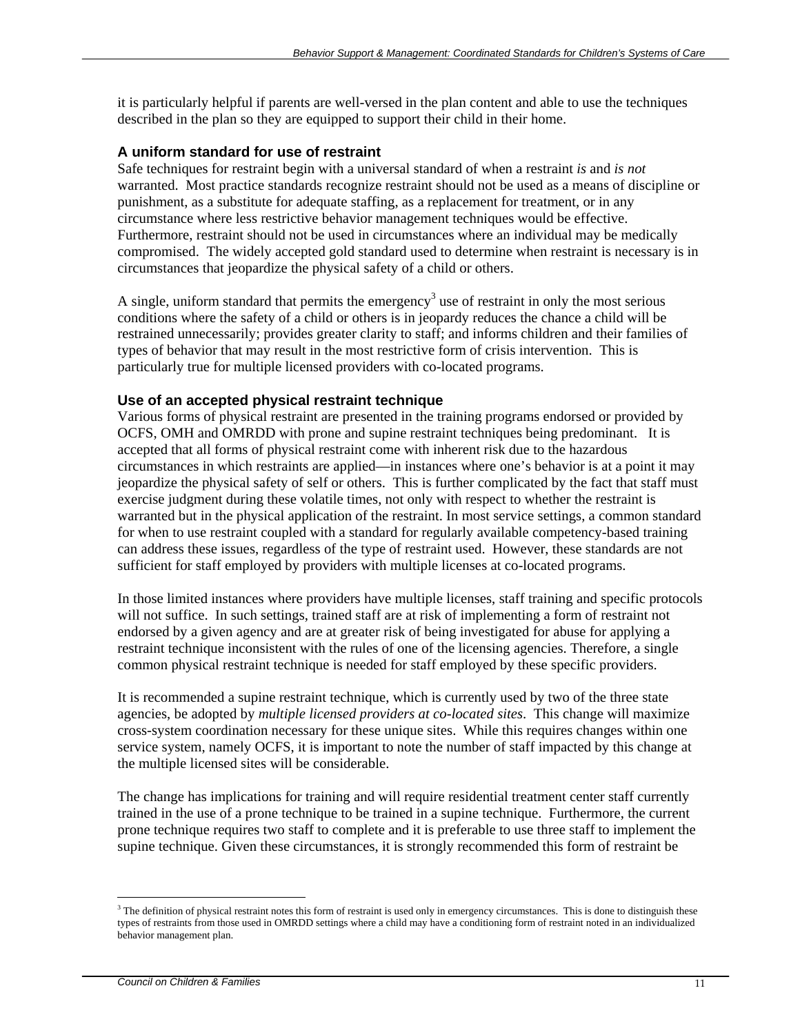it is particularly helpful if parents are well-versed in the plan content and able to use the techniques described in the plan so they are equipped to support their child in their home.

### A uniform standard for use of restraint

Safe techniques for restraint begin with a universal standard of when a restraint *is* and *is not* warranted. Most practice standards recognize restraint should not be used as a means of discipline or punishment, as a substitute for adequate staffing, as a replacement for treatment, or in any circumstance where less restrictive behavior management techniques would be effective. Furthermore, restraint should not be used in circumstances where an individual may be medically compromised. The widely accepted gold standard used to determine when restraint is necessary is in circumstances that jeopardize the physical safety of a child or others.

A single, uniform standard that permits the emergency[3] use of restraint in only the most serious conditions where the safety of a child or others is in jeopardy reduces the chance a child will be restrained unnecessarily; provides greater clarity to staff; and informs children and their families of types of behavior that may result in the most restrictive form of crisis intervention. This is particularly true for multiple licensed providers with co-located programs.

### Use of an accepted physical restraint technique

Various forms of physical restraint are presented in the training programs endorsed or provided by OCFS, OMH and OMRDD with prone and supine restraint techniques being predominant. It is accepted that all forms of physical restraint come with inherent risk due to the hazardous circumstances in which restraints are applied—in instances where one's behavior is at a point it may jeopardize the physical safety of self or others. This is further complicated by the fact that staff must exercise judgment during these volatile times, not only with respect to whether the restraint is warranted but in the physical application of the restraint. In most service settings, a common standard for when to use restraint coupled with a standard for regularly available competency-based training can address these issues, regardless of the type of restraint used. However, these standards are not sufficient for staff employed by providers with multiple licenses at co-located programs.

In those limited instances where providers have multiple licenses, staff training and specific protocols will not suffice. In such settings, trained staff are at risk of implementing a form of restraint not endorsed by a given agency and are at greater risk of being investigated for abuse for applying a restraint technique inconsistent with the rules of one of the licensing agencies. Therefore, a single common physical restraint technique is needed for staff employed by these specific providers.

It is recommended a supine restraint technique, which is currently used by two of the three state agencies, be adopted by *multiple licensed providers at co-located sites*. This change will maximize cross-system coordination necessary for these unique sites. While this requires changes within one service system, namely OCFS, it is important to note the number of staff impacted by this change at the multiple licensed sites will be considerable.

The change has implications for training and will require residential treatment center staff currently trained in the use of a prone technique to be trained in a supine technique. Furthermore, the current prone technique requires two staff to complete and it is preferable to use three staff to implement the supine technique. Given these circumstances, it is strongly recommended this form of restraint be

[3] The definition of physical restraint notes this form of restraint is used only in emergency circumstances. This is done to distinguish these types of restraints from those used in OMRDD settings where a child may have a conditioning form of restraint noted in an individualized behavior management plan.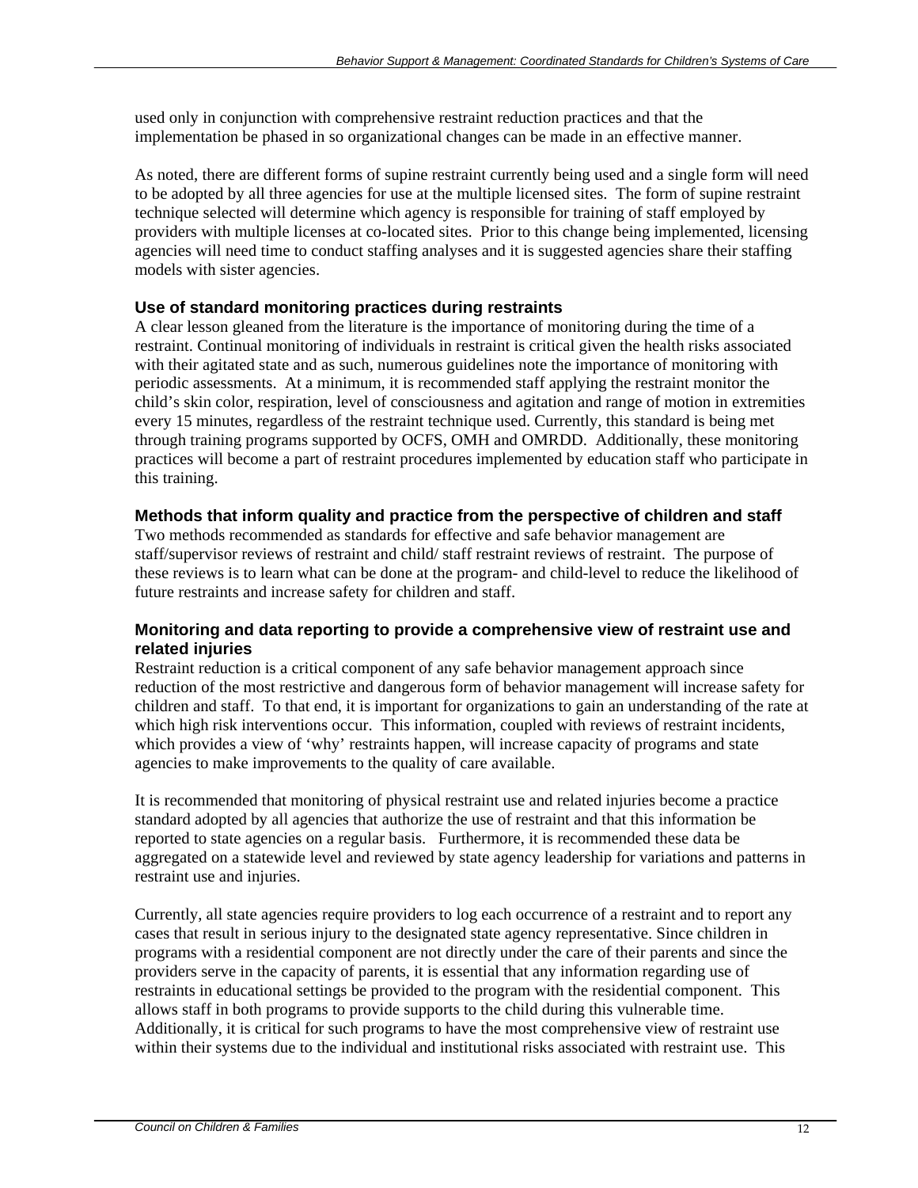used only in conjunction with comprehensive restraint reduction practices and that the implementation be phased in so organizational changes can be made in an effective manner.

As noted, there are different forms of supine restraint currently being used and a single form will need to be adopted by all three agencies for use at the multiple licensed sites. The form of supine restraint technique selected will determine which agency is responsible for training of staff employed by providers with multiple licenses at co-located sites. Prior to this change being implemented, licensing agencies will need time to conduct staffing analyses and it is suggested agencies share their staffing models with sister agencies.

### Use of standard monitoring practices during restraints

A clear lesson gleaned from the literature is the importance of monitoring during the time of a restraint. Continual monitoring of individuals in restraint is critical given the health risks associated with their agitated state and as such, numerous guidelines note the importance of monitoring with periodic assessments. At a minimum, it is recommended staff applying the restraint monitor the child's skin color, respiration, level of consciousness and agitation and range of motion in extremities every 15 minutes, regardless of the restraint technique used. Currently, this standard is being met through training programs supported by OCFS, OMH and OMRDD. Additionally, these monitoring practices will become a part of restraint procedures implemented by education staff who participate in this training.

### Methods that inform quality and practice from the perspective of children and staff

Two methods recommended as standards for effective and safe behavior management are staff/supervisor reviews of restraint and child/ staff restraint reviews of restraint. The purpose of these reviews is to learn what can be done at the program- and child-level to reduce the likelihood of future restraints and increase safety for children and staff.

### Monitoring and data reporting to provide a comprehensive view of restraint use and related injuries

Restraint reduction is a critical component of any safe behavior management approach since reduction of the most restrictive and dangerous form of behavior management will increase safety for children and staff. To that end, it is important for organizations to gain an understanding of the rate at which high risk interventions occur. This information, coupled with reviews of restraint incidents, which provides a view of 'why' restraints happen, will increase capacity of programs and state agencies to make improvements to the quality of care available.

It is recommended that monitoring of physical restraint use and related injuries become a practice standard adopted by all agencies that authorize the use of restraint and that this information be reported to state agencies on a regular basis. Furthermore, it is recommended these data be aggregated on a statewide level and reviewed by state agency leadership for variations and patterns in restraint use and injuries.

Currently, all state agencies require providers to log each occurrence of a restraint and to report any cases that result in serious injury to the designated state agency representative. Since children in programs with a residential component are not directly under the care of their parents and since the providers serve in the capacity of parents, it is essential that any information regarding use of restraints in educational settings be provided to the program with the residential component. This allows staff in both programs to provide supports to the child during this vulnerable time. Additionally, it is critical for such programs to have the most comprehensive view of restraint use within their systems due to the individual and institutional risks associated with restraint use. This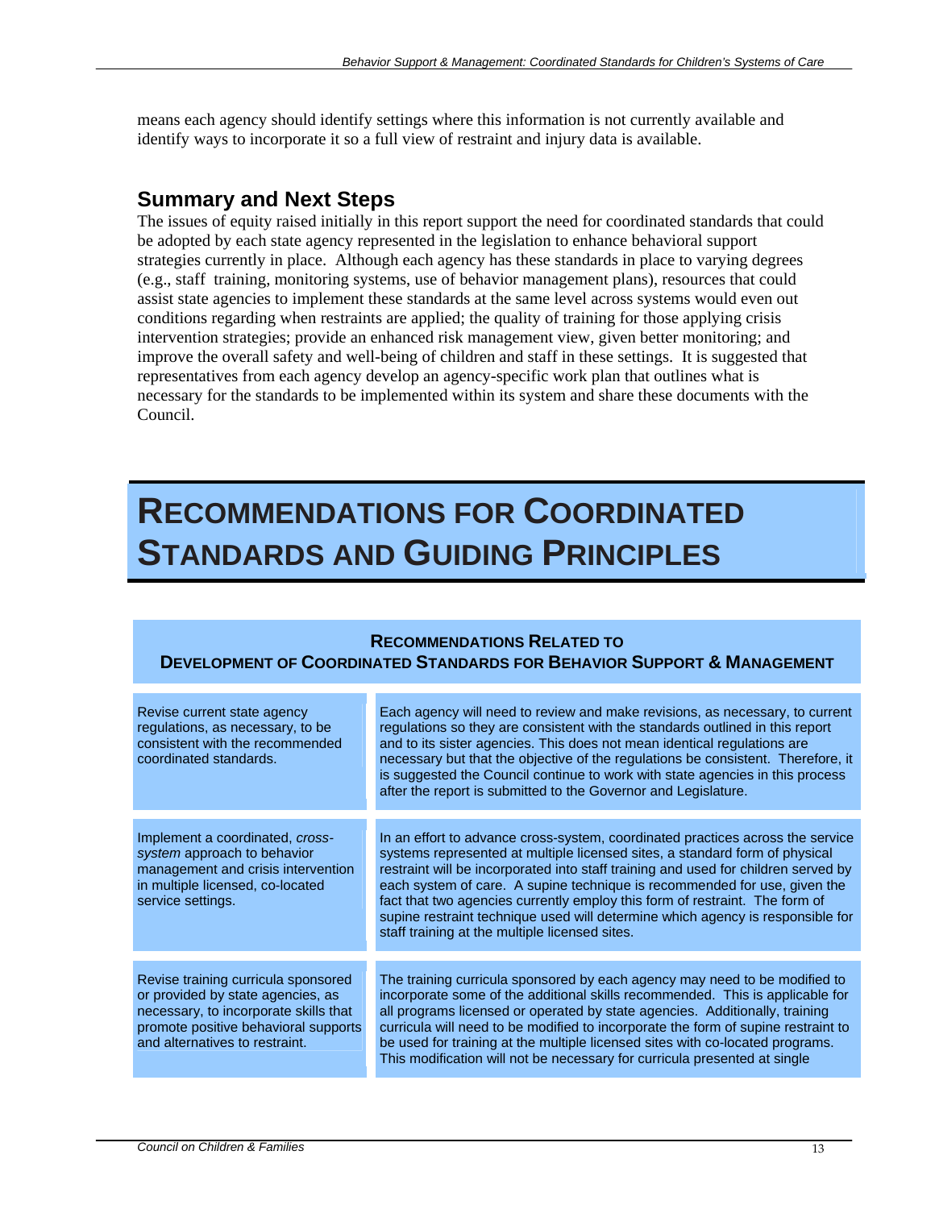means each agency should identify settings where this information is not currently available and identify ways to incorporate it so a full view of restraint and injury data is available.

## Summary and Next Steps

The issues of equity raised initially in this report support the need for coordinated standards that could be adopted by each state agency represented in the legislation to enhance behavioral support strategies currently in place. Although each agency has these standards in place to varying degrees (e.g., staff training, monitoring systems, use of behavior management plans), resources that could assist state agencies to implement these standards at the same level across systems would even out conditions regarding when restraints are applied; the quality of training for those applying crisis intervention strategies; provide an enhanced risk management view, given better monitoring; and improve the overall safety and well-being of children and staff in these settings. It is suggested that representatives from each agency develop an agency-specific work plan that outlines what is necessary for the standards to be implemented within its system and share these documents with the Council.

# RECOMMENDATIONS FOR COORDINATED STANDARDS AND GUIDING PRINCIPLES

| **RECOMMENDATIONS RELATED TO DEVELOPMENT OF COORDINATED STANDARDS FOR BEHAVIOR SUPPORT & MANAGEMENT** | |
|---|---|
| Revise current state agency regulations, as necessary, to be consistent with the recommended coordinated standards. | Each agency will need to review and make revisions, as necessary, to current regulations so they are consistent with the standards outlined in this report and to its sister agencies. This does not mean identical regulations are necessary but that the objective of the regulations be consistent. Therefore, it is suggested the Council continue to work with state agencies in this process after the report is submitted to the Governor and Legislature. |
| Implement a coordinated, *cross-system* approach to behavior management and crisis intervention in multiple licensed, co-located service settings. | In an effort to advance cross-system, coordinated practices across the service systems represented at multiple licensed sites, a standard form of physical restraint will be incorporated into staff training and used for children served by each system of care. A supine technique is recommended for use, given the fact that two agencies currently employ this form of restraint. The form of supine restraint technique used will determine which agency is responsible for staff training at the multiple licensed sites. |
| Revise training curricula sponsored or provided by state agencies, as necessary, to incorporate skills that promote positive behavioral supports and alternatives to restraint. | The training curricula sponsored by each agency may need to be modified to incorporate some of the additional skills recommended. This is applicable for all programs licensed or operated by state agencies. Additionally, training curricula will need to be modified to incorporate the form of supine restraint to be used for training at the multiple licensed sites with co-located programs. This modification will not be necessary for curricula presented at single |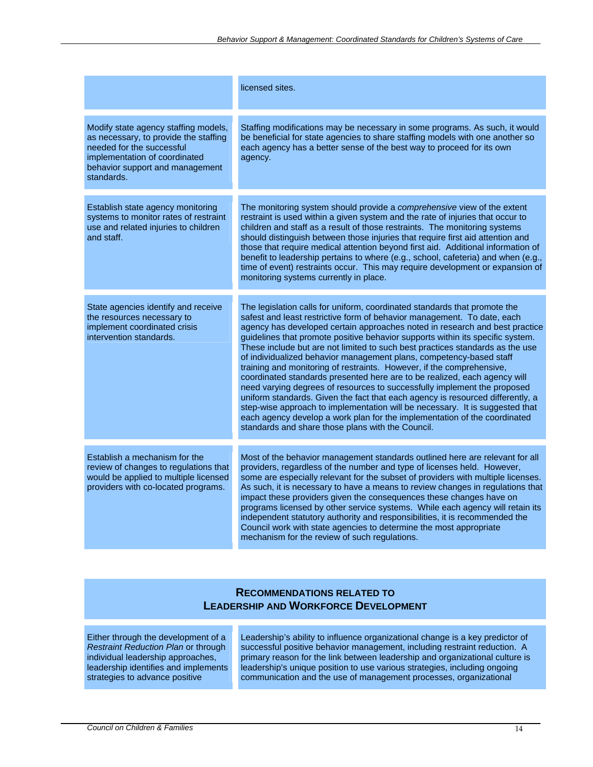|  |  |
|---|---|
|  | licensed sites. |
| Modify state agency staffing models, as necessary, to provide the staffing needed for the successful implementation of coordinated behavior support and management standards. | Staffing modifications may be necessary in some programs. As such, it would be beneficial for state agencies to share staffing models with one another so each agency has a better sense of the best way to proceed for its own agency. |
| Establish state agency monitoring systems to monitor rates of restraint use and related injuries to children and staff. | The monitoring system should provide a *comprehensive* view of the extent restraint is used within a given system and the rate of injuries that occur to children and staff as a result of those restraints. The monitoring systems should distinguish between those injuries that require first aid attention and those that require medical attention beyond first aid. Additional information of benefit to leadership pertains to where (e.g., school, cafeteria) and when (e.g., time of event) restraints occur. This may require development or expansion of monitoring systems currently in place. |
| State agencies identify and receive the resources necessary to implement coordinated crisis intervention standards. | The legislation calls for uniform, coordinated standards that promote the safest and least restrictive form of behavior management. To date, each agency has developed certain approaches noted in research and best practice guidelines that promote positive behavior supports within its specific system. These include but are not limited to such best practices standards as the use of individualized behavior management plans, competency-based staff training and monitoring of restraints. However, if the comprehensive, coordinated standards presented here are to be realized, each agency will need varying degrees of resources to successfully implement the proposed uniform standards. Given the fact that each agency is resourced differently, a step-wise approach to implementation will be necessary. It is suggested that each agency develop a work plan for the implementation of the coordinated standards and share those plans with the Council. |
| Establish a mechanism for the review of changes to regulations that would be applied to multiple licensed providers with co-located programs. | Most of the behavior management standards outlined here are relevant for all providers, regardless of the number and type of licenses held. However, some are especially relevant for the subset of providers with multiple licenses. As such, it is necessary to have a means to review changes in regulations that impact these providers given the consequences these changes have on programs licensed by other service systems. While each agency will retain its independent statutory authority and responsibilities, it is recommended the Council work with state agencies to determine the most appropriate mechanism for the review of such regulations. |

## RECOMMENDATIONS RELATED TO LEADERSHIP AND WORKFORCE DEVELOPMENT

|  |  |
|---|---|
| Either through the development of a *Restraint Reduction Plan* or through individual leadership approaches, leadership identifies and implements strategies to advance positive | Leadership's ability to influence organizational change is a key predictor of successful positive behavior management, including restraint reduction. A primary reason for the link between leadership and organizational culture is leadership's unique position to use various strategies, including ongoing communication and the use of management processes, organizational |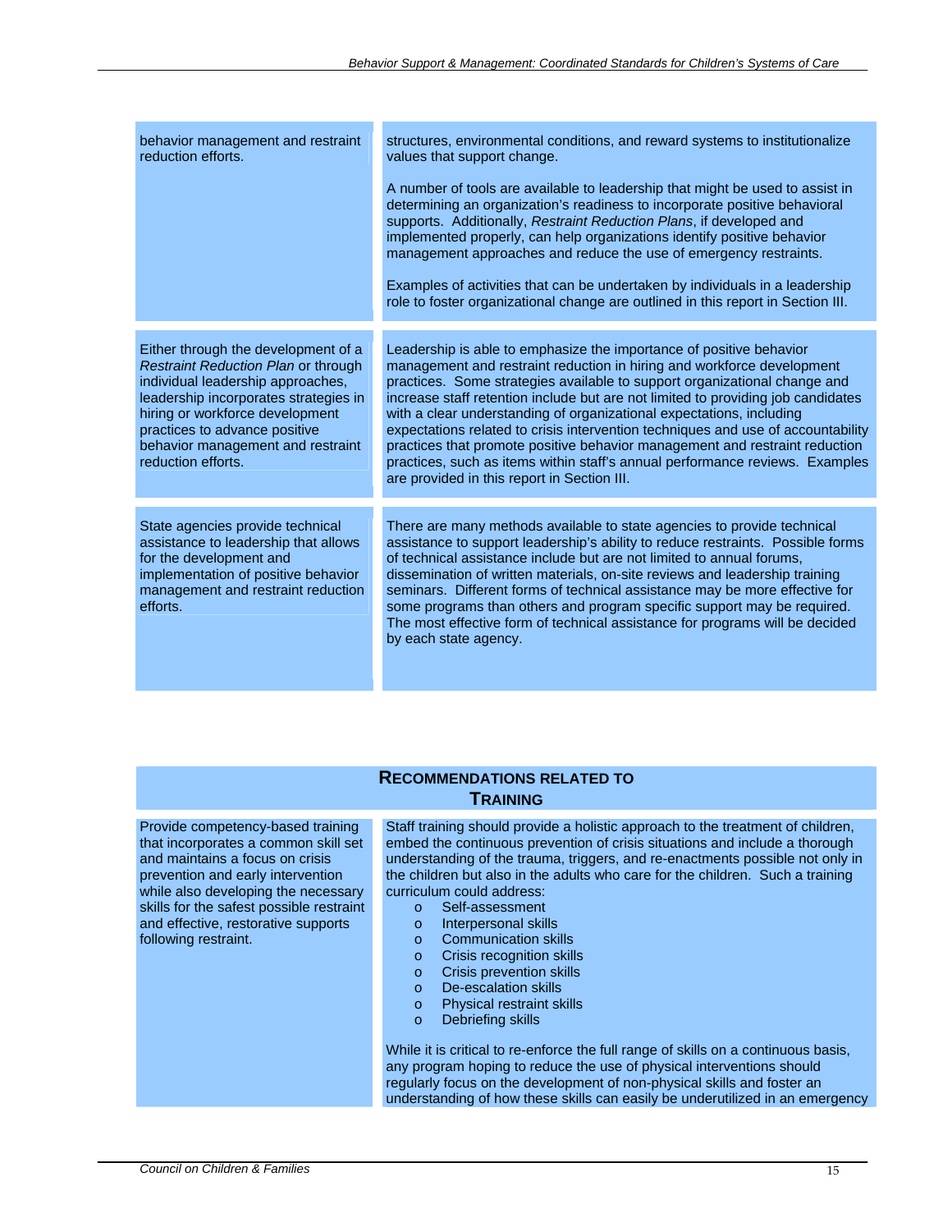| | |
|---|---|
| behavior management and restraint reduction efforts. | structures, environmental conditions, and reward systems to institutionalize values that support change.<br><br>A number of tools are available to leadership that might be used to assist in determining an organization's readiness to incorporate positive behavioral supports. Additionally, *Restraint Reduction Plans*, if developed and implemented properly, can help organizations identify positive behavior management approaches and reduce the use of emergency restraints.<br><br>Examples of activities that can be undertaken by individuals in a leadership role to foster organizational change are outlined in this report in Section III. |
| Either through the development of a *Restraint Reduction Plan* or through individual leadership approaches, leadership incorporates strategies in hiring or workforce development practices to advance positive behavior management and restraint reduction efforts. | Leadership is able to emphasize the importance of positive behavior management and restraint reduction in hiring and workforce development practices. Some strategies available to support organizational change and increase staff retention include but are not limited to providing job candidates with a clear understanding of organizational expectations, including expectations related to crisis intervention techniques and use of accountability practices that promote positive behavior management and restraint reduction practices, such as items within staff's annual performance reviews. Examples are provided in this report in Section III. |
| State agencies provide technical assistance to leadership that allows for the development and implementation of positive behavior management and restraint reduction efforts. | There are many methods available to state agencies to provide technical assistance to support leadership's ability to reduce restraints. Possible forms of technical assistance include but are not limited to annual forums, dissemination of written materials, on-site reviews and leadership training seminars. Different forms of technical assistance may be more effective for some programs than others and program specific support may be required. The most effective form of technical assistance for programs will be decided by each state agency. |

| **RECOMMENDATIONS RELATED TO TRAINING** | |
|---|---|
| Provide competency-based training that incorporates a common skill set and maintains a focus on crisis prevention and early intervention while also developing the necessary skills for the safest possible restraint and effective, restorative supports following restraint. | Staff training should provide a holistic approach to the treatment of children, embed the continuous prevention of crisis situations and include a thorough understanding of the trauma, triggers, and re-enactments possible not only in the children but also in the adults who care for the children. Such a training curriculum could address:<br>o Self-assessment<br>o Interpersonal skills<br>o Communication skills<br>o Crisis recognition skills<br>o Crisis prevention skills<br>o De-escalation skills<br>o Physical restraint skills<br>o Debriefing skills<br><br>While it is critical to re-enforce the full range of skills on a continuous basis, any program hoping to reduce the use of physical interventions should regularly focus on the development of non-physical skills and foster an understanding of how these skills can easily be underutilized in an emergency |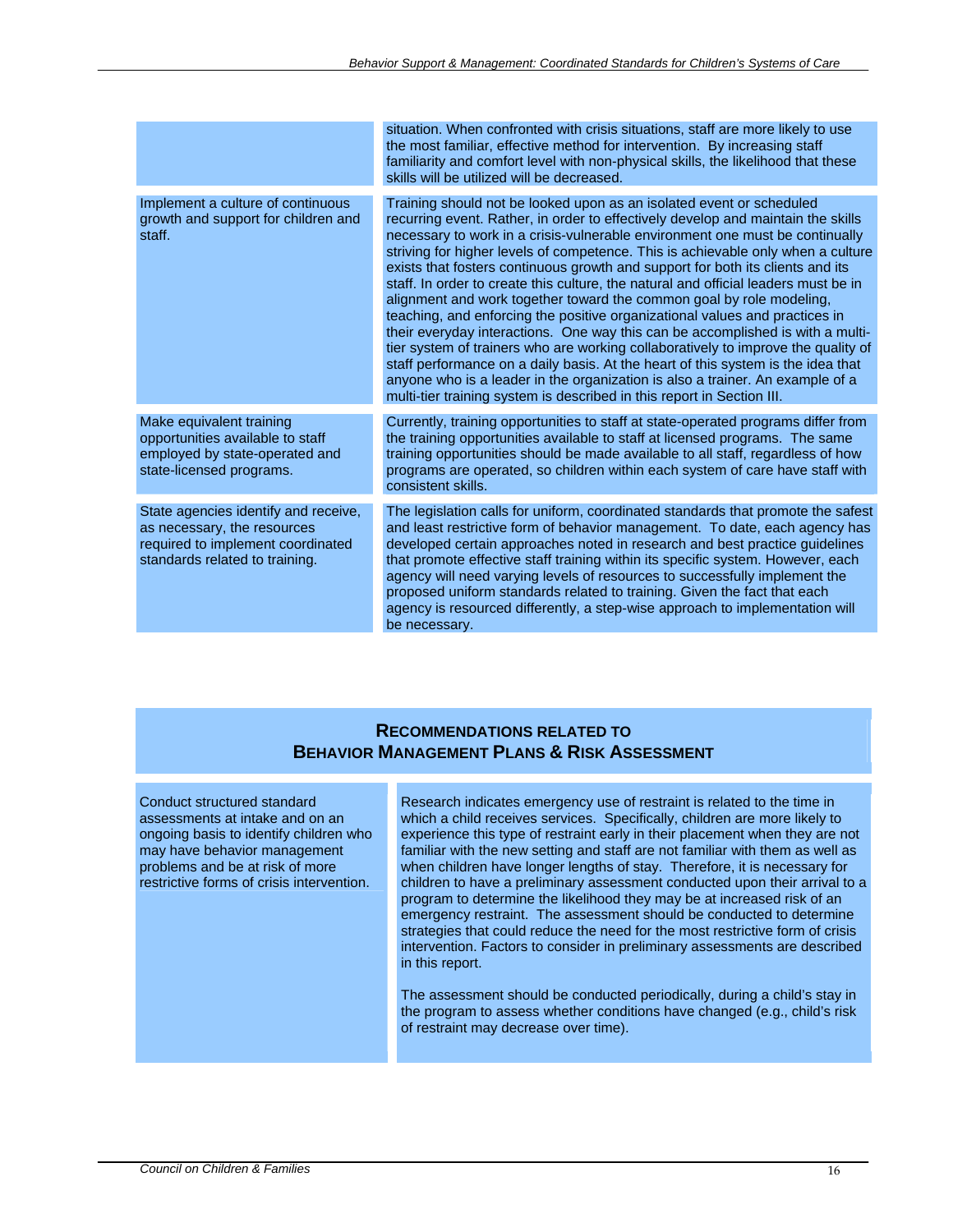| | |
|---|---|
| | situation. When confronted with crisis situations, staff are more likely to use the most familiar, effective method for intervention. By increasing staff familiarity and comfort level with non-physical skills, the likelihood that these skills will be utilized will be decreased. |
| Implement a culture of continuous growth and support for children and staff. | Training should not be looked upon as an isolated event or scheduled recurring event. Rather, in order to effectively develop and maintain the skills necessary to work in a crisis-vulnerable environment one must be continually striving for higher levels of competence. This is achievable only when a culture exists that fosters continuous growth and support for both its clients and its staff. In order to create this culture, the natural and official leaders must be in alignment and work together toward the common goal by role modeling, teaching, and enforcing the positive organizational values and practices in their everyday interactions. One way this can be accomplished is with a multi-tier system of trainers who are working collaboratively to improve the quality of staff performance on a daily basis. At the heart of this system is the idea that anyone who is a leader in the organization is also a trainer. An example of a multi-tier training system is described in this report in Section III. |
| Make equivalent training opportunities available to staff employed by state-operated and state-licensed programs. | Currently, training opportunities to staff at state-operated programs differ from the training opportunities available to staff at licensed programs. The same training opportunities should be made available to all staff, regardless of how programs are operated, so children within each system of care have staff with consistent skills. |
| State agencies identify and receive, as necessary, the resources required to implement coordinated standards related to training. | The legislation calls for uniform, coordinated standards that promote the safest and least restrictive form of behavior management. To date, each agency has developed certain approaches noted in research and best practice guidelines that promote effective staff training within its specific system. However, each agency will need varying levels of resources to successfully implement the proposed uniform standards related to training. Given the fact that each agency is resourced differently, a step-wise approach to implementation will be necessary. |

## Recommendations Related to Behavior Management Plans & Risk Assessment

| | |
|---|---|
| Conduct structured standard assessments at intake and on an ongoing basis to identify children who may have behavior management problems and be at risk of more restrictive forms of crisis intervention. | Research indicates emergency use of restraint is related to the time in which a child receives services. Specifically, children are more likely to experience this type of restraint early in their placement when they are not familiar with the new setting and staff are not familiar with them as well as when children have longer lengths of stay. Therefore, it is necessary for children to have a preliminary assessment conducted upon their arrival to a program to determine the likelihood they may be at increased risk of an emergency restraint. The assessment should be conducted to determine strategies that could reduce the need for the most restrictive form of crisis intervention. Factors to consider in preliminary assessments are described in this report.<br><br>The assessment should be conducted periodically, during a child's stay in the program to assess whether conditions have changed (e.g., child's risk of restraint may decrease over time). |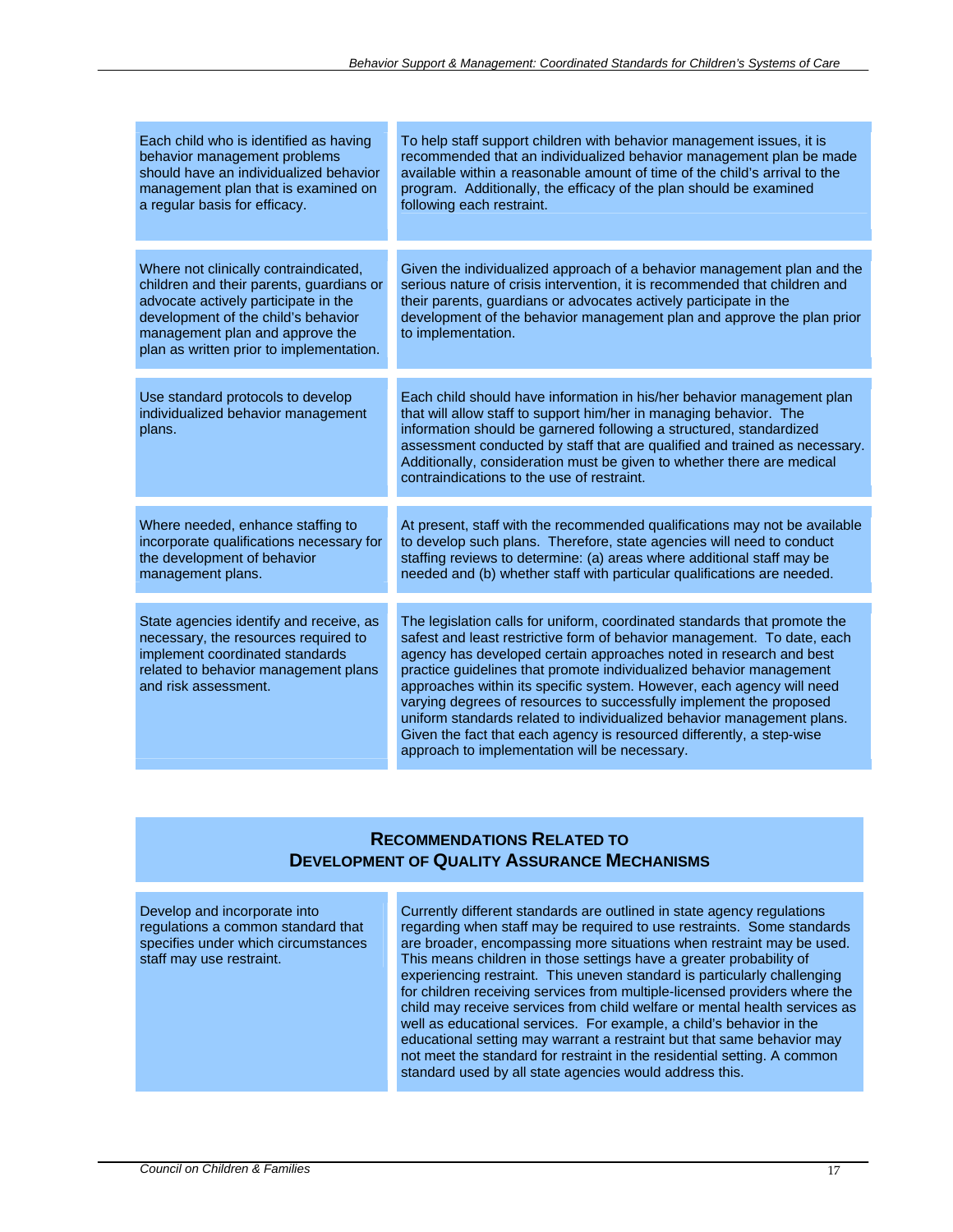| | |
|---|---|
| Each child who is identified as having behavior management problems should have an individualized behavior management plan that is examined on a regular basis for efficacy. | To help staff support children with behavior management issues, it is recommended that an individualized behavior management plan be made available within a reasonable amount of time of the child's arrival to the program. Additionally, the efficacy of the plan should be examined following each restraint. |
| Where not clinically contraindicated, children and their parents, guardians or advocate actively participate in the development of the child's behavior management plan and approve the plan as written prior to implementation. | Given the individualized approach of a behavior management plan and the serious nature of crisis intervention, it is recommended that children and their parents, guardians or advocates actively participate in the development of the behavior management plan and approve the plan prior to implementation. |
| Use standard protocols to develop individualized behavior management plans. | Each child should have information in his/her behavior management plan that will allow staff to support him/her in managing behavior. The information should be garnered following a structured, standardized assessment conducted by staff that are qualified and trained as necessary. Additionally, consideration must be given to whether there are medical contraindications to the use of restraint. |
| Where needed, enhance staffing to incorporate qualifications necessary for the development of behavior management plans. | At present, staff with the recommended qualifications may not be available to develop such plans. Therefore, state agencies will need to conduct staffing reviews to determine: (a) areas where additional staff may be needed and (b) whether staff with particular qualifications are needed. |
| State agencies identify and receive, as necessary, the resources required to implement coordinated standards related to behavior management plans and risk assessment. | The legislation calls for uniform, coordinated standards that promote the safest and least restrictive form of behavior management. To date, each agency has developed certain approaches noted in research and best practice guidelines that promote individualized behavior management approaches within its specific system. However, each agency will need varying degrees of resources to successfully implement the proposed uniform standards related to individualized behavior management plans. Given the fact that each agency is resourced differently, a step-wise approach to implementation will be necessary. |

## Recommendations Related to Development of Quality Assurance Mechanisms

| | |
|---|---|
| Develop and incorporate into regulations a common standard that specifies under which circumstances staff may use restraint. | Currently different standards are outlined in state agency regulations regarding when staff may be required to use restraints. Some standards are broader, encompassing more situations when restraint may be used. This means children in those settings have a greater probability of experiencing restraint. This uneven standard is particularly challenging for children receiving services from multiple-licensed providers where the child may receive services from child welfare or mental health services as well as educational services. For example, a child's behavior in the educational setting may warrant a restraint but that same behavior may not meet the standard for restraint in the residential setting. A common standard used by all state agencies would address this. |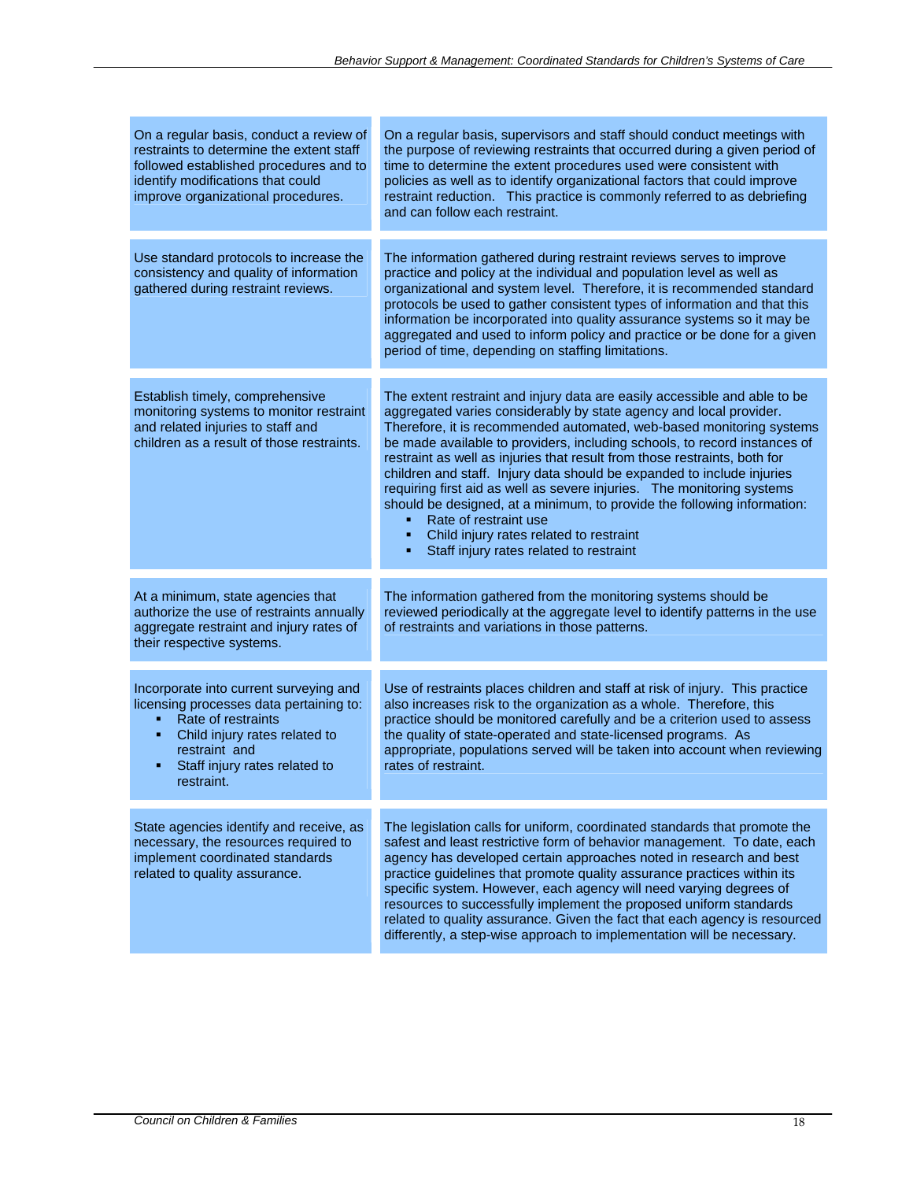| | |
|---|---|
| On a regular basis, conduct a review of restraints to determine the extent staff followed established procedures and to identify modifications that could improve organizational procedures. | On a regular basis, supervisors and staff should conduct meetings with the purpose of reviewing restraints that occurred during a given period of time to determine the extent procedures used were consistent with policies as well as to identify organizational factors that could improve restraint reduction. This practice is commonly referred to as debriefing and can follow each restraint. |
| Use standard protocols to increase the consistency and quality of information gathered during restraint reviews. | The information gathered during restraint reviews serves to improve practice and policy at the individual and population level as well as organizational and system level. Therefore, it is recommended standard protocols be used to gather consistent types of information and that this information be incorporated into quality assurance systems so it may be aggregated and used to inform policy and practice or be done for a given period of time, depending on staffing limitations. |
| Establish timely, comprehensive monitoring systems to monitor restraint and related injuries to staff and children as a result of those restraints. | The extent restraint and injury data are easily accessible and able to be aggregated varies considerably by state agency and local provider. Therefore, it is recommended automated, web-based monitoring systems be made available to providers, including schools, to record instances of restraint as well as injuries that result from those restraints, both for children and staff. Injury data should be expanded to include injuries requiring first aid as well as severe injuries. The monitoring systems should be designed, at a minimum, to provide the following information:<br>▪ Rate of restraint use<br>▪ Child injury rates related to restraint<br>▪ Staff injury rates related to restraint |
| At a minimum, state agencies that authorize the use of restraints annually aggregate restraint and injury rates of their respective systems. | The information gathered from the monitoring systems should be reviewed periodically at the aggregate level to identify patterns in the use of restraints and variations in those patterns. |
| Incorporate into current surveying and licensing processes data pertaining to:<br>▪ Rate of restraints<br>▪ Child injury rates related to restraint and<br>▪ Staff injury rates related to restraint. | Use of restraints places children and staff at risk of injury. This practice also increases risk to the organization as a whole. Therefore, this practice should be monitored carefully and be a criterion used to assess the quality of state-operated and state-licensed programs. As appropriate, populations served will be taken into account when reviewing rates of restraint. |
| State agencies identify and receive, as necessary, the resources required to implement coordinated standards related to quality assurance. | The legislation calls for uniform, coordinated standards that promote the safest and least restrictive form of behavior management. To date, each agency has developed certain approaches noted in research and best practice guidelines that promote quality assurance practices within its specific system. However, each agency will need varying degrees of resources to successfully implement the proposed uniform standards related to quality assurance. Given the fact that each agency is resourced differently, a step-wise approach to implementation will be necessary. |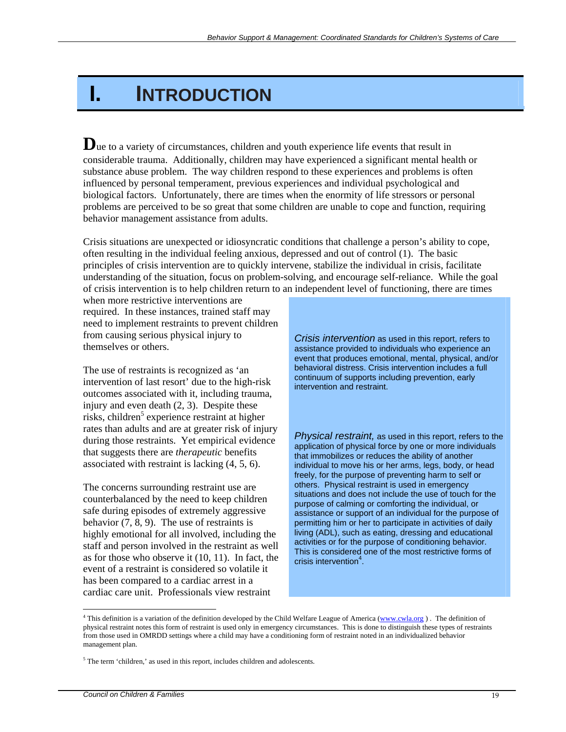# I. INTRODUCTION

Due to a variety of circumstances, children and youth experience life events that result in considerable trauma. Additionally, children may have experienced a significant mental health or substance abuse problem. The way children respond to these experiences and problems is often influenced by personal temperament, previous experiences and individual psychological and biological factors. Unfortunately, there are times when the enormity of life stressors or personal problems are perceived to be so great that some children are unable to cope and function, requiring behavior management assistance from adults.

Crisis situations are unexpected or idiosyncratic conditions that challenge a person's ability to cope, often resulting in the individual feeling anxious, depressed and out of control (1). The basic principles of crisis intervention are to quickly intervene, stabilize the individual in crisis, facilitate understanding of the situation, focus on problem-solving, and encourage self-reliance. While the goal of crisis intervention is to help children return to an independent level of functioning, there are times when more restrictive interventions are required. In these instances, trained staff may need to implement restraints to prevent children from causing serious physical injury to themselves or others.

The use of restraints is recognized as 'an intervention of last resort' due to the high-risk outcomes associated with it, including trauma, injury and even death (2, 3). Despite these risks, children[5] experience restraint at higher rates than adults and are at greater risk of injury during those restraints. Yet empirical evidence that suggests there are *therapeutic* benefits associated with restraint is lacking (4, 5, 6).

The concerns surrounding restraint use are counterbalanced by the need to keep children safe during episodes of extremely aggressive behavior (7, 8, 9). The use of restraints is highly emotional for all involved, including the staff and person involved in the restraint as well as for those who observe it (10, 11). In fact, the event of a restraint is considered so volatile it has been compared to a cardiac arrest in a cardiac care unit. Professionals view restraint

> *Crisis intervention* as used in this report, refers to assistance provided to individuals who experience an event that produces emotional, mental, physical, and/or behavioral distress. Crisis intervention includes a full continuum of supports including prevention, early intervention and restraint.
>
> *Physical restraint,* as used in this report, refers to the application of physical force by one or more individuals that immobilizes or reduces the ability of another individual to move his or her arms, legs, body, or head freely, for the purpose of preventing harm to self or others. Physical restraint is used in emergency situations and does not include the use of touch for the purpose of calming or comforting the individual, or assistance or support of an individual for the purpose of permitting him or her to participate in activities of daily living (ADL), such as eating, dressing and educational activities or for the purpose of conditioning behavior. This is considered one of the most restrictive forms of crisis intervention[4].

---

[4] This definition is a variation of the definition developed by the Child Welfare League of America (www.cwla.org ) . The definition of physical restraint notes this form of restraint is used only in emergency circumstances. This is done to distinguish these types of restraints from those used in OMRDD settings where a child may have a conditioning form of restraint noted in an individualized behavior management plan.

[5] The term 'children,' as used in this report, includes children and adolescents.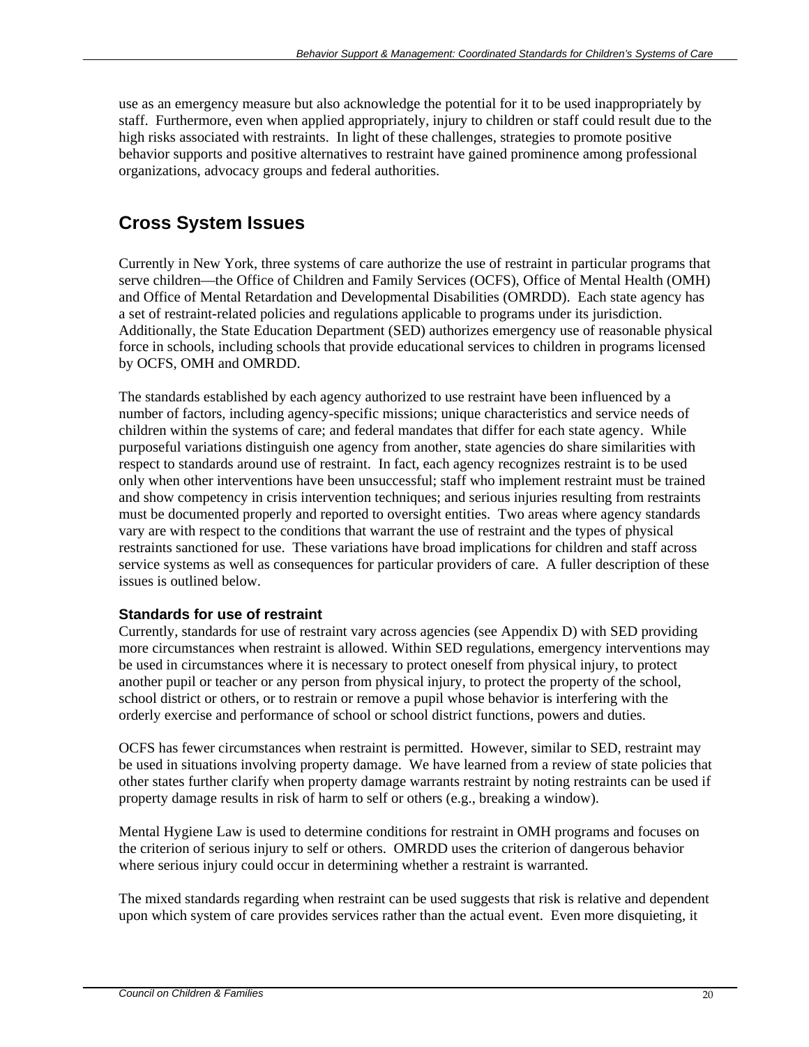use as an emergency measure but also acknowledge the potential for it to be used inappropriately by staff. Furthermore, even when applied appropriately, injury to children or staff could result due to the high risks associated with restraints. In light of these challenges, strategies to promote positive behavior supports and positive alternatives to restraint have gained prominence among professional organizations, advocacy groups and federal authorities.

## Cross System Issues

Currently in New York, three systems of care authorize the use of restraint in particular programs that serve children—the Office of Children and Family Services (OCFS), Office of Mental Health (OMH) and Office of Mental Retardation and Developmental Disabilities (OMRDD). Each state agency has a set of restraint-related policies and regulations applicable to programs under its jurisdiction. Additionally, the State Education Department (SED) authorizes emergency use of reasonable physical force in schools, including schools that provide educational services to children in programs licensed by OCFS, OMH and OMRDD.

The standards established by each agency authorized to use restraint have been influenced by a number of factors, including agency-specific missions; unique characteristics and service needs of children within the systems of care; and federal mandates that differ for each state agency. While purposeful variations distinguish one agency from another, state agencies do share similarities with respect to standards around use of restraint. In fact, each agency recognizes restraint is to be used only when other interventions have been unsuccessful; staff who implement restraint must be trained and show competency in crisis intervention techniques; and serious injuries resulting from restraints must be documented properly and reported to oversight entities. Two areas where agency standards vary are with respect to the conditions that warrant the use of restraint and the types of physical restraints sanctioned for use. These variations have broad implications for children and staff across service systems as well as consequences for particular providers of care. A fuller description of these issues is outlined below.

### Standards for use of restraint

Currently, standards for use of restraint vary across agencies (see Appendix D) with SED providing more circumstances when restraint is allowed. Within SED regulations, emergency interventions may be used in circumstances where it is necessary to protect oneself from physical injury, to protect another pupil or teacher or any person from physical injury, to protect the property of the school, school district or others, or to restrain or remove a pupil whose behavior is interfering with the orderly exercise and performance of school or school district functions, powers and duties.

OCFS has fewer circumstances when restraint is permitted. However, similar to SED, restraint may be used in situations involving property damage. We have learned from a review of state policies that other states further clarify when property damage warrants restraint by noting restraints can be used if property damage results in risk of harm to self or others (e.g., breaking a window).

Mental Hygiene Law is used to determine conditions for restraint in OMH programs and focuses on the criterion of serious injury to self or others. OMRDD uses the criterion of dangerous behavior where serious injury could occur in determining whether a restraint is warranted.

The mixed standards regarding when restraint can be used suggests that risk is relative and dependent upon which system of care provides services rather than the actual event. Even more disquieting, it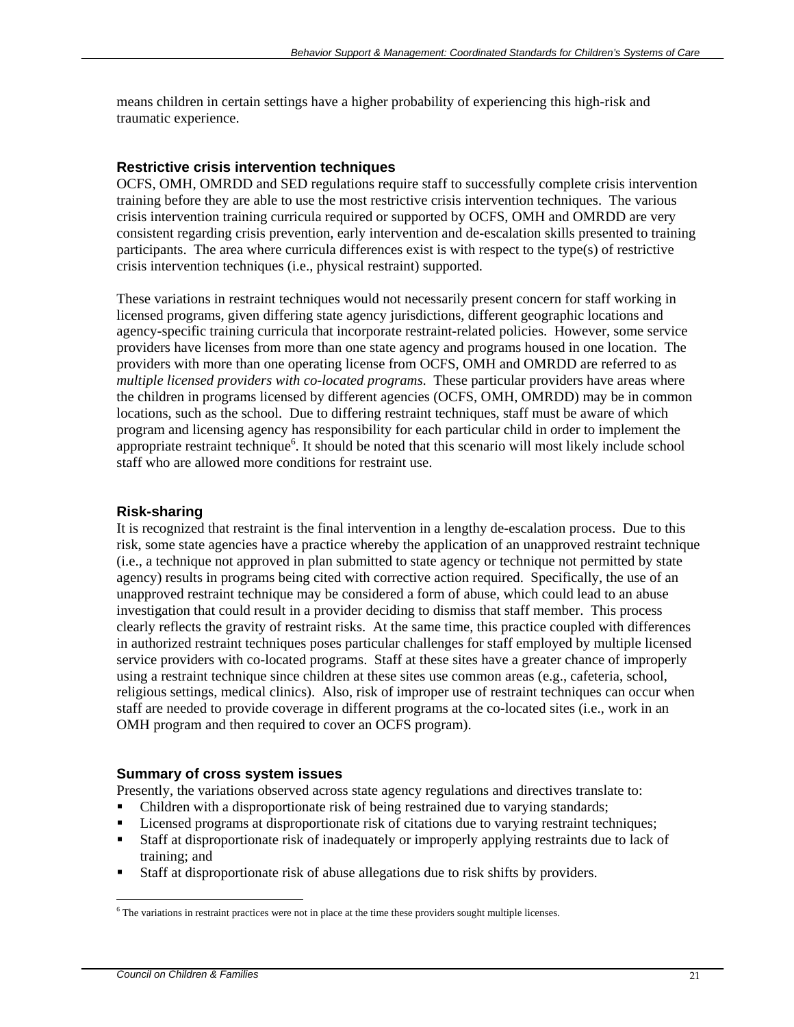means children in certain settings have a higher probability of experiencing this high-risk and traumatic experience.

### Restrictive crisis intervention techniques

OCFS, OMH, OMRDD and SED regulations require staff to successfully complete crisis intervention training before they are able to use the most restrictive crisis intervention techniques. The various crisis intervention training curricula required or supported by OCFS, OMH and OMRDD are very consistent regarding crisis prevention, early intervention and de-escalation skills presented to training participants. The area where curricula differences exist is with respect to the type(s) of restrictive crisis intervention techniques (i.e., physical restraint) supported.

These variations in restraint techniques would not necessarily present concern for staff working in licensed programs, given differing state agency jurisdictions, different geographic locations and agency-specific training curricula that incorporate restraint-related policies. However, some service providers have licenses from more than one state agency and programs housed in one location. The providers with more than one operating license from OCFS, OMH and OMRDD are referred to as *multiple licensed providers with co-located programs.* These particular providers have areas where the children in programs licensed by different agencies (OCFS, OMH, OMRDD) may be in common locations, such as the school. Due to differing restraint techniques, staff must be aware of which program and licensing agency has responsibility for each particular child in order to implement the appropriate restraint technique[6]. It should be noted that this scenario will most likely include school staff who are allowed more conditions for restraint use.

### Risk-sharing

It is recognized that restraint is the final intervention in a lengthy de-escalation process. Due to this risk, some state agencies have a practice whereby the application of an unapproved restraint technique (i.e., a technique not approved in plan submitted to state agency or technique not permitted by state agency) results in programs being cited with corrective action required. Specifically, the use of an unapproved restraint technique may be considered a form of abuse, which could lead to an abuse investigation that could result in a provider deciding to dismiss that staff member. This process clearly reflects the gravity of restraint risks. At the same time, this practice coupled with differences in authorized restraint techniques poses particular challenges for staff employed by multiple licensed service providers with co-located programs. Staff at these sites have a greater chance of improperly using a restraint technique since children at these sites use common areas (e.g., cafeteria, school, religious settings, medical clinics). Also, risk of improper use of restraint techniques can occur when staff are needed to provide coverage in different programs at the co-located sites (i.e., work in an OMH program and then required to cover an OCFS program).

### Summary of cross system issues

Presently, the variations observed across state agency regulations and directives translate to:

- Children with a disproportionate risk of being restrained due to varying standards;
- Licensed programs at disproportionate risk of citations due to varying restraint techniques;
- Staff at disproportionate risk of inadequately or improperly applying restraints due to lack of training; and
- Staff at disproportionate risk of abuse allegations due to risk shifts by providers.

---

[6] The variations in restraint practices were not in place at the time these providers sought multiple licenses.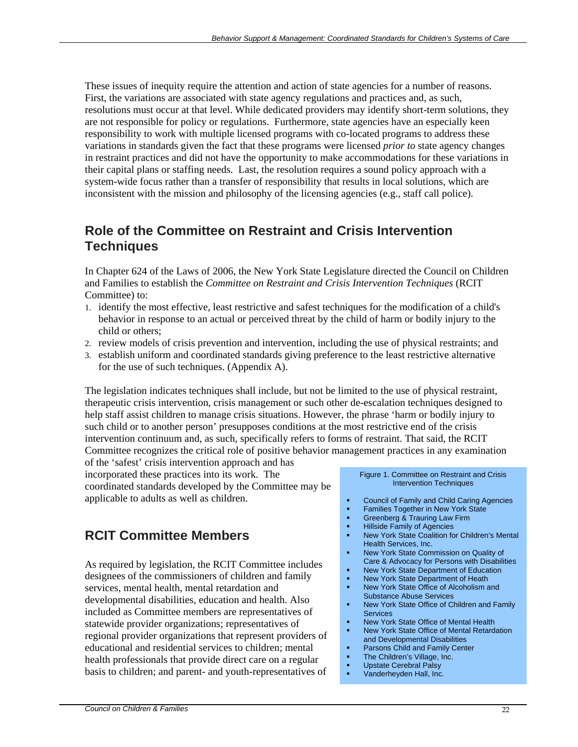These issues of inequity require the attention and action of state agencies for a number of reasons. First, the variations are associated with state agency regulations and practices and, as such, resolutions must occur at that level. While dedicated providers may identify short-term solutions, they are not responsible for policy or regulations. Furthermore, state agencies have an especially keen responsibility to work with multiple licensed programs with co-located programs to address these variations in standards given the fact that these programs were licensed *prior to* state agency changes in restraint practices and did not have the opportunity to make accommodations for these variations in their capital plans or staffing needs. Last, the resolution requires a sound policy approach with a system-wide focus rather than a transfer of responsibility that results in local solutions, which are inconsistent with the mission and philosophy of the licensing agencies (e.g., staff call police).

## Role of the Committee on Restraint and Crisis Intervention Techniques

In Chapter 624 of the Laws of 2006, the New York State Legislature directed the Council on Children and Families to establish the *Committee on Restraint and Crisis Intervention Techniques* (RCIT Committee) to:

1. identify the most effective, least restrictive and safest techniques for the modification of a child's behavior in response to an actual or perceived threat by the child of harm or bodily injury to the child or others;
2. review models of crisis prevention and intervention, including the use of physical restraints; and
3. establish uniform and coordinated standards giving preference to the least restrictive alternative for the use of such techniques. (Appendix A).

The legislation indicates techniques shall include, but not be limited to the use of physical restraint, therapeutic crisis intervention, crisis management or such other de-escalation techniques designed to help staff assist children to manage crisis situations. However, the phrase 'harm or bodily injury to such child or to another person' presupposes conditions at the most restrictive end of the crisis intervention continuum and, as such, specifically refers to forms of restraint. That said, the RCIT Committee recognizes the critical role of positive behavior management practices in any examination of the 'safest' crisis intervention approach and has incorporated these practices into its work. The coordinated standards developed by the Committee may be applicable to adults as well as children.

## RCIT Committee Members

As required by legislation, the RCIT Committee includes designees of the commissioners of children and family services, mental health, mental retardation and developmental disabilities, education and health. Also included as Committee members are representatives of statewide provider organizations; representatives of regional provider organizations that represent providers of educational and residential services to children; mental health professionals that provide direct care on a regular basis to children; and parent- and youth-representatives of

Figure 1. Committee on Restraint and Crisis Intervention Techniques

- Council of Family and Child Caring Agencies
- Families Together in New York State
- Greenberg & Trauring Law Firm
- Hillside Family of Agencies
- New York State Coalition for Children's Mental Health Services, Inc.
- New York State Commission on Quality of Care & Advocacy for Persons with Disabilities
- New York State Department of Education
- New York State Department of Heath
- New York State Office of Alcoholism and Substance Abuse Services
- New York State Office of Children and Family Services
- New York State Office of Mental Health
- New York State Office of Mental Retardation and Developmental Disabilities
- Parsons Child and Family Center
- The Children's Village, Inc.
- Upstate Cerebral Palsy
- Vanderheyden Hall, Inc.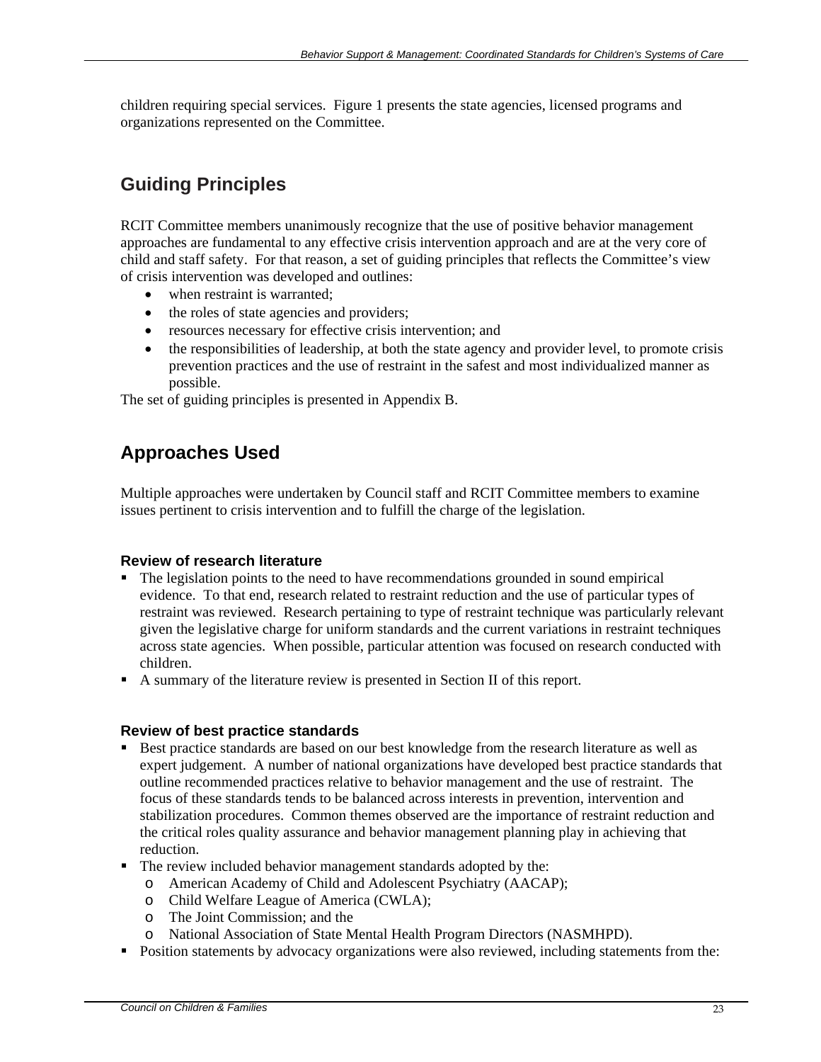children requiring special services. Figure 1 presents the state agencies, licensed programs and organizations represented on the Committee.

## Guiding Principles

RCIT Committee members unanimously recognize that the use of positive behavior management approaches are fundamental to any effective crisis intervention approach and are at the very core of child and staff safety. For that reason, a set of guiding principles that reflects the Committee's view of crisis intervention was developed and outlines:

- when restraint is warranted;
- the roles of state agencies and providers;
- resources necessary for effective crisis intervention; and
- the responsibilities of leadership, at both the state agency and provider level, to promote crisis prevention practices and the use of restraint in the safest and most individualized manner as possible.

The set of guiding principles is presented in Appendix B.

## Approaches Used

Multiple approaches were undertaken by Council staff and RCIT Committee members to examine issues pertinent to crisis intervention and to fulfill the charge of the legislation.

### Review of research literature

- The legislation points to the need to have recommendations grounded in sound empirical evidence. To that end, research related to restraint reduction and the use of particular types of restraint was reviewed. Research pertaining to type of restraint technique was particularly relevant given the legislative charge for uniform standards and the current variations in restraint techniques across state agencies. When possible, particular attention was focused on research conducted with children.
- A summary of the literature review is presented in Section II of this report.

### Review of best practice standards

- Best practice standards are based on our best knowledge from the research literature as well as expert judgement. A number of national organizations have developed best practice standards that outline recommended practices relative to behavior management and the use of restraint. The focus of these standards tends to be balanced across interests in prevention, intervention and stabilization procedures. Common themes observed are the importance of restraint reduction and the critical roles quality assurance and behavior management planning play in achieving that reduction.
- The review included behavior management standards adopted by the:
  - American Academy of Child and Adolescent Psychiatry (AACAP);
  - Child Welfare League of America (CWLA);
  - The Joint Commission; and the
  - National Association of State Mental Health Program Directors (NASMHPD).
- Position statements by advocacy organizations were also reviewed, including statements from the: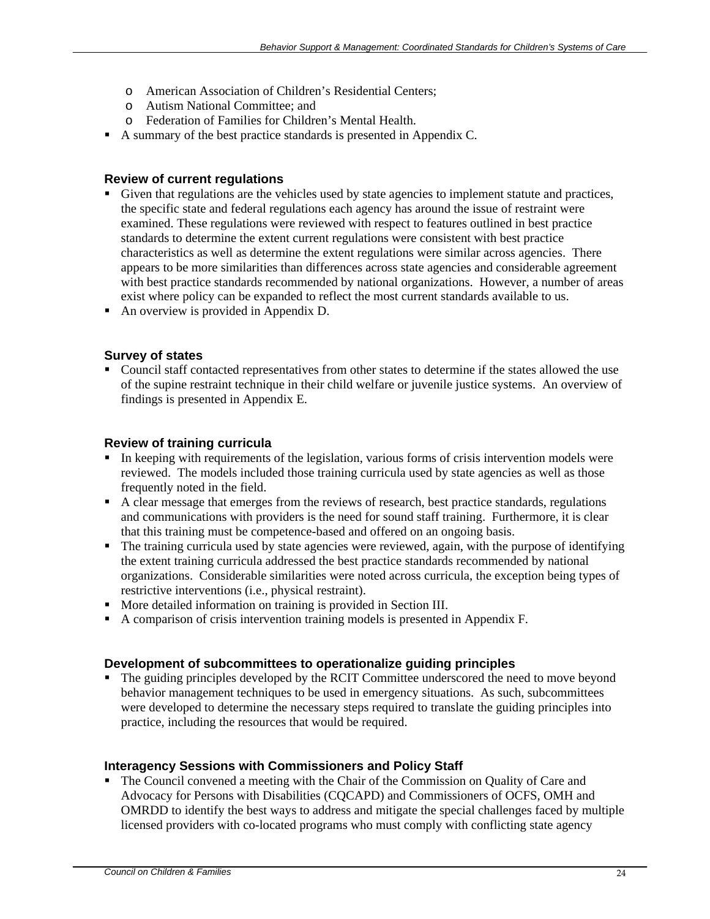- American Association of Children's Residential Centers;
    - Autism National Committee; and
    - Federation of Families for Children's Mental Health.
- A summary of the best practice standards is presented in Appendix C.

### Review of current regulations

- Given that regulations are the vehicles used by state agencies to implement statute and practices, the specific state and federal regulations each agency has around the issue of restraint were examined. These regulations were reviewed with respect to features outlined in best practice standards to determine the extent current regulations were consistent with best practice characteristics as well as determine the extent regulations were similar across agencies. There appears to be more similarities than differences across state agencies and considerable agreement with best practice standards recommended by national organizations. However, a number of areas exist where policy can be expanded to reflect the most current standards available to us.
- An overview is provided in Appendix D.

### Survey of states

- Council staff contacted representatives from other states to determine if the states allowed the use of the supine restraint technique in their child welfare or juvenile justice systems. An overview of findings is presented in Appendix E.

### Review of training curricula

- In keeping with requirements of the legislation, various forms of crisis intervention models were reviewed. The models included those training curricula used by state agencies as well as those frequently noted in the field.
- A clear message that emerges from the reviews of research, best practice standards, regulations and communications with providers is the need for sound staff training. Furthermore, it is clear that this training must be competence-based and offered on an ongoing basis.
- The training curricula used by state agencies were reviewed, again, with the purpose of identifying the extent training curricula addressed the best practice standards recommended by national organizations. Considerable similarities were noted across curricula, the exception being types of restrictive interventions (i.e., physical restraint).
- More detailed information on training is provided in Section III.
- A comparison of crisis intervention training models is presented in Appendix F.

### Development of subcommittees to operationalize guiding principles

- The guiding principles developed by the RCIT Committee underscored the need to move beyond behavior management techniques to be used in emergency situations. As such, subcommittees were developed to determine the necessary steps required to translate the guiding principles into practice, including the resources that would be required.

### Interagency Sessions with Commissioners and Policy Staff

- The Council convened a meeting with the Chair of the Commission on Quality of Care and Advocacy for Persons with Disabilities (CQCAPD) and Commissioners of OCFS, OMH and OMRDD to identify the best ways to address and mitigate the special challenges faced by multiple licensed providers with co-located programs who must comply with conflicting state agency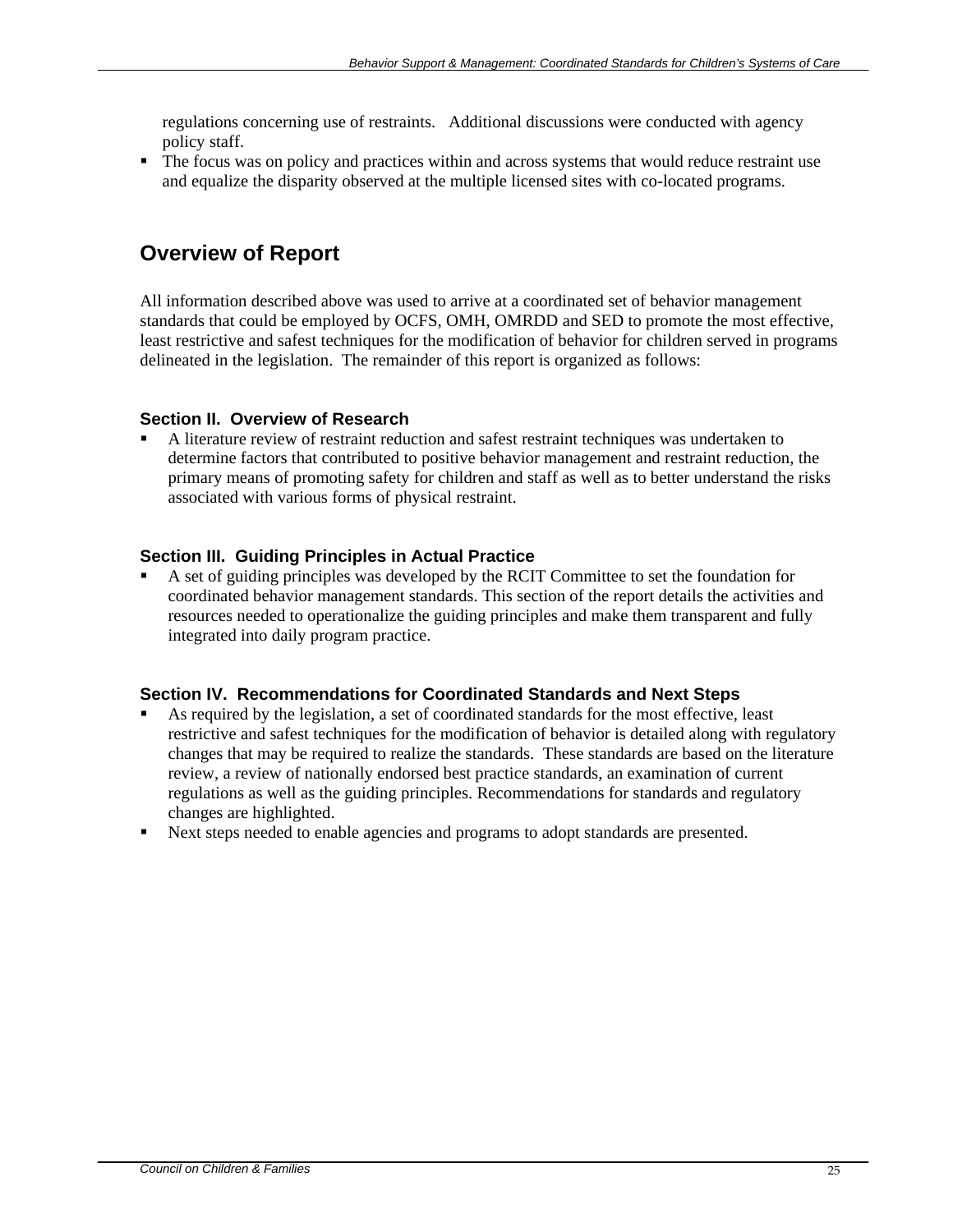regulations concerning use of restraints. Additional discussions were conducted with agency policy staff.

- The focus was on policy and practices within and across systems that would reduce restraint use and equalize the disparity observed at the multiple licensed sites with co-located programs.

## Overview of Report

All information described above was used to arrive at a coordinated set of behavior management standards that could be employed by OCFS, OMH, OMRDD and SED to promote the most effective, least restrictive and safest techniques for the modification of behavior for children served in programs delineated in the legislation. The remainder of this report is organized as follows:

### Section II. Overview of Research

- A literature review of restraint reduction and safest restraint techniques was undertaken to determine factors that contributed to positive behavior management and restraint reduction, the primary means of promoting safety for children and staff as well as to better understand the risks associated with various forms of physical restraint.

### Section III. Guiding Principles in Actual Practice

- A set of guiding principles was developed by the RCIT Committee to set the foundation for coordinated behavior management standards. This section of the report details the activities and resources needed to operationalize the guiding principles and make them transparent and fully integrated into daily program practice.

### Section IV. Recommendations for Coordinated Standards and Next Steps

- As required by the legislation, a set of coordinated standards for the most effective, least restrictive and safest techniques for the modification of behavior is detailed along with regulatory changes that may be required to realize the standards. These standards are based on the literature review, a review of nationally endorsed best practice standards, an examination of current regulations as well as the guiding principles. Recommendations for standards and regulatory changes are highlighted.
- Next steps needed to enable agencies and programs to adopt standards are presented.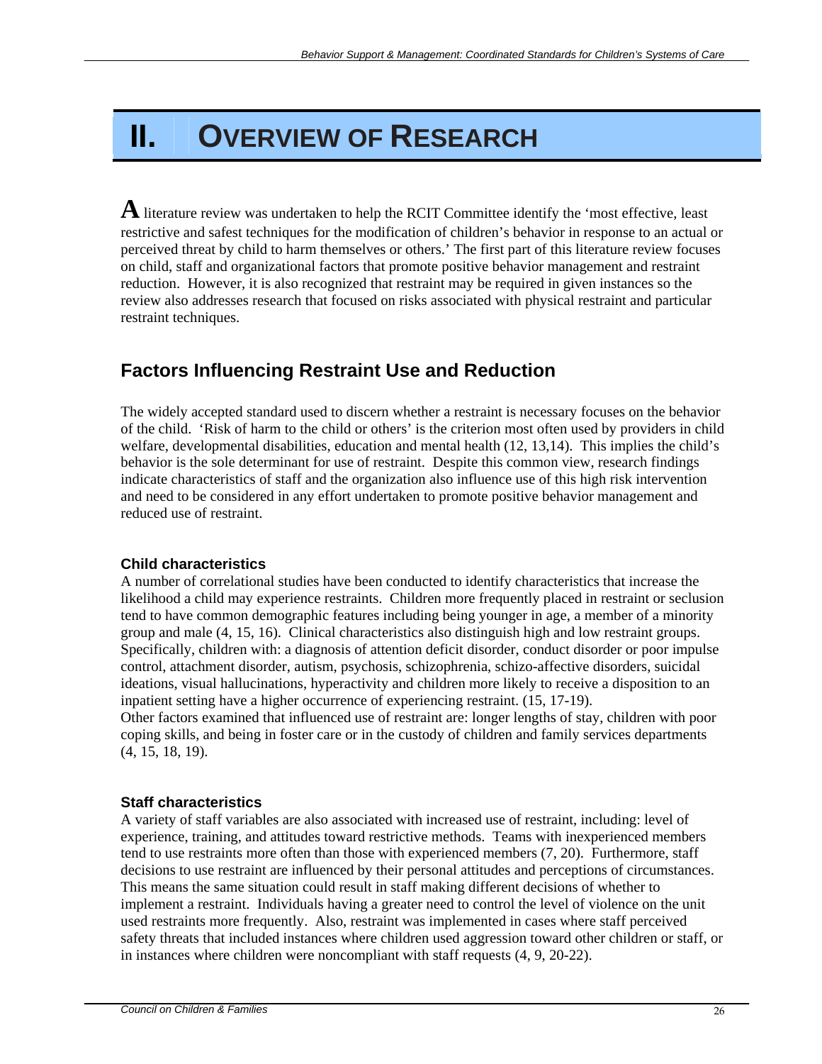# II. OVERVIEW OF RESEARCH

A literature review was undertaken to help the RCIT Committee identify the 'most effective, least restrictive and safest techniques for the modification of children's behavior in response to an actual or perceived threat by child to harm themselves or others.' The first part of this literature review focuses on child, staff and organizational factors that promote positive behavior management and restraint reduction. However, it is also recognized that restraint may be required in given instances so the review also addresses research that focused on risks associated with physical restraint and particular restraint techniques.

## Factors Influencing Restraint Use and Reduction

The widely accepted standard used to discern whether a restraint is necessary focuses on the behavior of the child. 'Risk of harm to the child or others' is the criterion most often used by providers in child welfare, developmental disabilities, education and mental health (12, 13,14). This implies the child's behavior is the sole determinant for use of restraint. Despite this common view, research findings indicate characteristics of staff and the organization also influence use of this high risk intervention and need to be considered in any effort undertaken to promote positive behavior management and reduced use of restraint.

### Child characteristics

A number of correlational studies have been conducted to identify characteristics that increase the likelihood a child may experience restraints. Children more frequently placed in restraint or seclusion tend to have common demographic features including being younger in age, a member of a minority group and male (4, 15, 16). Clinical characteristics also distinguish high and low restraint groups. Specifically, children with: a diagnosis of attention deficit disorder, conduct disorder or poor impulse control, attachment disorder, autism, psychosis, schizophrenia, schizo-affective disorders, suicidal ideations, visual hallucinations, hyperactivity and children more likely to receive a disposition to an inpatient setting have a higher occurrence of experiencing restraint. (15, 17-19).
Other factors examined that influenced use of restraint are: longer lengths of stay, children with poor coping skills, and being in foster care or in the custody of children and family services departments (4, 15, 18, 19).

### Staff characteristics

A variety of staff variables are also associated with increased use of restraint, including: level of experience, training, and attitudes toward restrictive methods. Teams with inexperienced members tend to use restraints more often than those with experienced members (7, 20). Furthermore, staff decisions to use restraint are influenced by their personal attitudes and perceptions of circumstances. This means the same situation could result in staff making different decisions of whether to implement a restraint. Individuals having a greater need to control the level of violence on the unit used restraints more frequently. Also, restraint was implemented in cases where staff perceived safety threats that included instances where children used aggression toward other children or staff, or in instances where children were noncompliant with staff requests (4, 9, 20-22).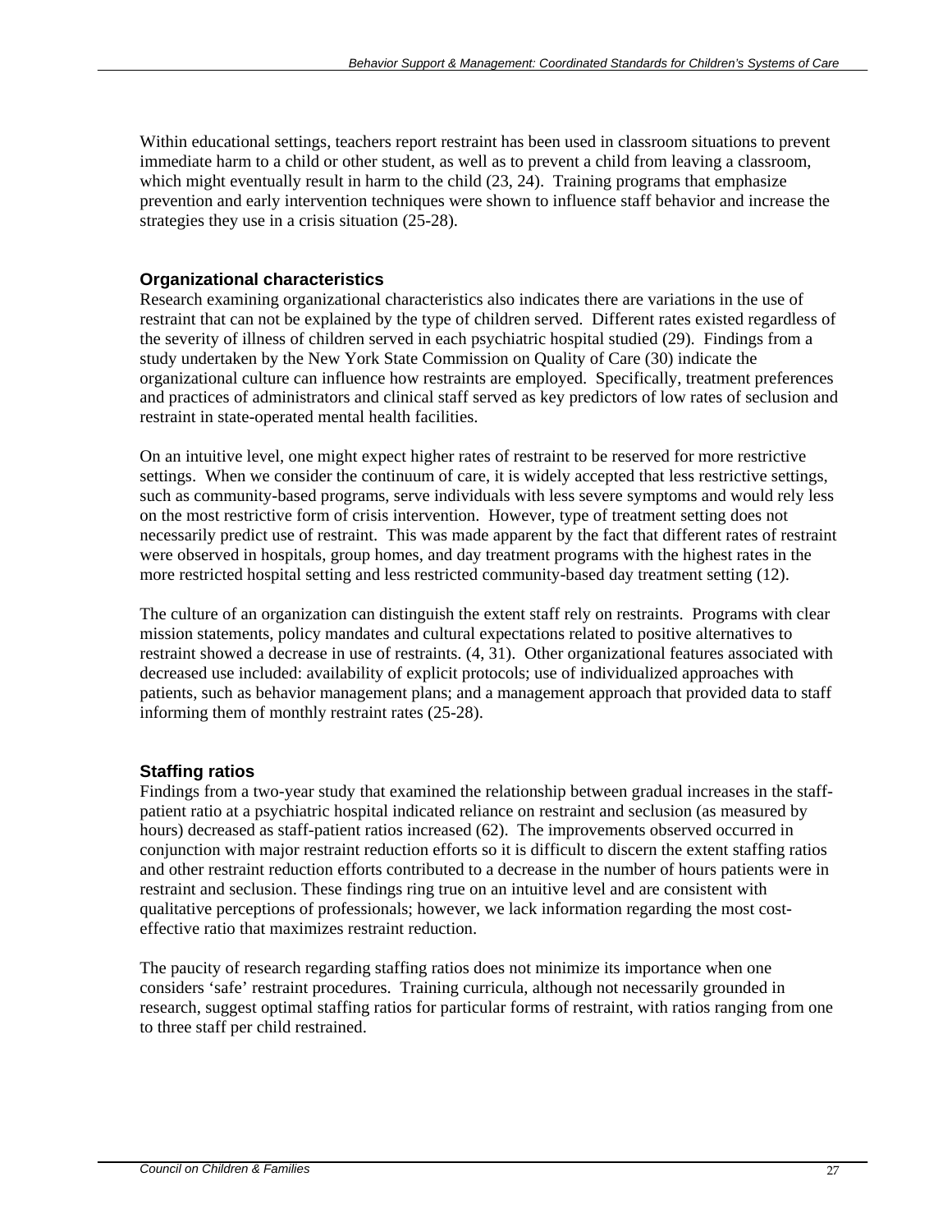Within educational settings, teachers report restraint has been used in classroom situations to prevent immediate harm to a child or other student, as well as to prevent a child from leaving a classroom, which might eventually result in harm to the child (23, 24). Training programs that emphasize prevention and early intervention techniques were shown to influence staff behavior and increase the strategies they use in a crisis situation (25-28).

### Organizational characteristics

Research examining organizational characteristics also indicates there are variations in the use of restraint that can not be explained by the type of children served. Different rates existed regardless of the severity of illness of children served in each psychiatric hospital studied (29). Findings from a study undertaken by the New York State Commission on Quality of Care (30) indicate the organizational culture can influence how restraints are employed. Specifically, treatment preferences and practices of administrators and clinical staff served as key predictors of low rates of seclusion and restraint in state-operated mental health facilities.

On an intuitive level, one might expect higher rates of restraint to be reserved for more restrictive settings. When we consider the continuum of care, it is widely accepted that less restrictive settings, such as community-based programs, serve individuals with less severe symptoms and would rely less on the most restrictive form of crisis intervention. However, type of treatment setting does not necessarily predict use of restraint. This was made apparent by the fact that different rates of restraint were observed in hospitals, group homes, and day treatment programs with the highest rates in the more restricted hospital setting and less restricted community-based day treatment setting (12).

The culture of an organization can distinguish the extent staff rely on restraints. Programs with clear mission statements, policy mandates and cultural expectations related to positive alternatives to restraint showed a decrease in use of restraints. (4, 31). Other organizational features associated with decreased use included: availability of explicit protocols; use of individualized approaches with patients, such as behavior management plans; and a management approach that provided data to staff informing them of monthly restraint rates (25-28).

### Staffing ratios

Findings from a two-year study that examined the relationship between gradual increases in the staff-patient ratio at a psychiatric hospital indicated reliance on restraint and seclusion (as measured by hours) decreased as staff-patient ratios increased (62). The improvements observed occurred in conjunction with major restraint reduction efforts so it is difficult to discern the extent staffing ratios and other restraint reduction efforts contributed to a decrease in the number of hours patients were in restraint and seclusion. These findings ring true on an intuitive level and are consistent with qualitative perceptions of professionals; however, we lack information regarding the most cost-effective ratio that maximizes restraint reduction.

The paucity of research regarding staffing ratios does not minimize its importance when one considers 'safe' restraint procedures. Training curricula, although not necessarily grounded in research, suggest optimal staffing ratios for particular forms of restraint, with ratios ranging from one to three staff per child restrained.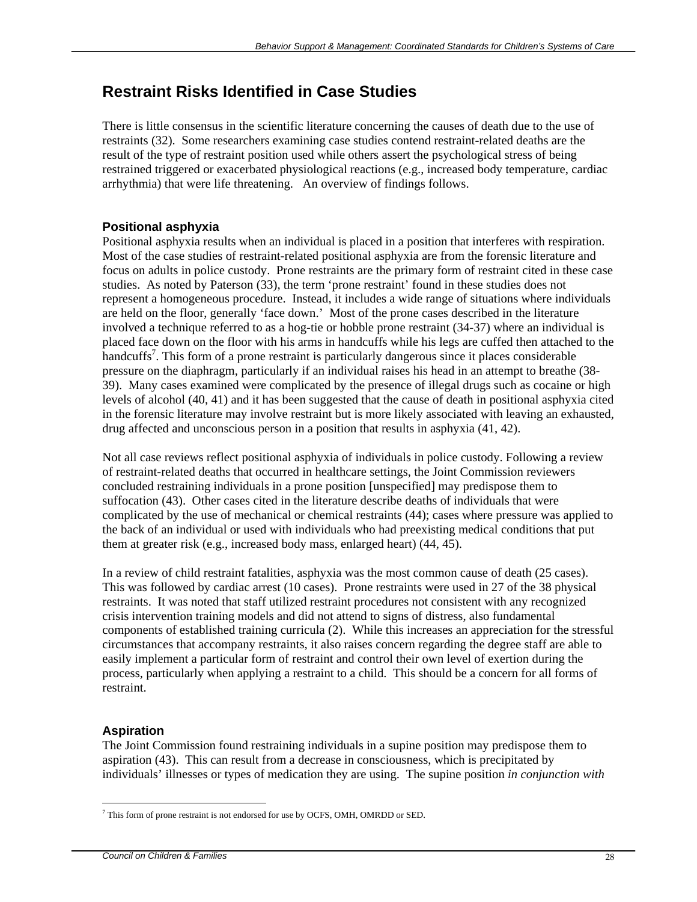## Restraint Risks Identified in Case Studies

There is little consensus in the scientific literature concerning the causes of death due to the use of restraints (32). Some researchers examining case studies contend restraint-related deaths are the result of the type of restraint position used while others assert the psychological stress of being restrained triggered or exacerbated physiological reactions (e.g., increased body temperature, cardiac arrhythmia) that were life threatening. An overview of findings follows.

### Positional asphyxia

Positional asphyxia results when an individual is placed in a position that interferes with respiration. Most of the case studies of restraint-related positional asphyxia are from the forensic literature and focus on adults in police custody. Prone restraints are the primary form of restraint cited in these case studies. As noted by Paterson (33), the term 'prone restraint' found in these studies does not represent a homogeneous procedure. Instead, it includes a wide range of situations where individuals are held on the floor, generally 'face down.' Most of the prone cases described in the literature involved a technique referred to as a hog-tie or hobble prone restraint (34-37) where an individual is placed face down on the floor with his arms in handcuffs while his legs are cuffed then attached to the handcuffs[7]. This form of a prone restraint is particularly dangerous since it places considerable pressure on the diaphragm, particularly if an individual raises his head in an attempt to breathe (38-39). Many cases examined were complicated by the presence of illegal drugs such as cocaine or high levels of alcohol (40, 41) and it has been suggested that the cause of death in positional asphyxia cited in the forensic literature may involve restraint but is more likely associated with leaving an exhausted, drug affected and unconscious person in a position that results in asphyxia (41, 42).

Not all case reviews reflect positional asphyxia of individuals in police custody. Following a review of restraint-related deaths that occurred in healthcare settings, the Joint Commission reviewers concluded restraining individuals in a prone position [unspecified] may predispose them to suffocation (43). Other cases cited in the literature describe deaths of individuals that were complicated by the use of mechanical or chemical restraints (44); cases where pressure was applied to the back of an individual or used with individuals who had preexisting medical conditions that put them at greater risk (e.g., increased body mass, enlarged heart) (44, 45).

In a review of child restraint fatalities, asphyxia was the most common cause of death (25 cases). This was followed by cardiac arrest (10 cases). Prone restraints were used in 27 of the 38 physical restraints. It was noted that staff utilized restraint procedures not consistent with any recognized crisis intervention training models and did not attend to signs of distress, also fundamental components of established training curricula (2). While this increases an appreciation for the stressful circumstances that accompany restraints, it also raises concern regarding the degree staff are able to easily implement a particular form of restraint and control their own level of exertion during the process, particularly when applying a restraint to a child. This should be a concern for all forms of restraint.

### Aspiration

The Joint Commission found restraining individuals in a supine position may predispose them to aspiration (43). This can result from a decrease in consciousness, which is precipitated by individuals' illnesses or types of medication they are using. The supine position *in conjunction with*

[7] This form of prone restraint is not endorsed for use by OCFS, OMH, OMRDD or SED.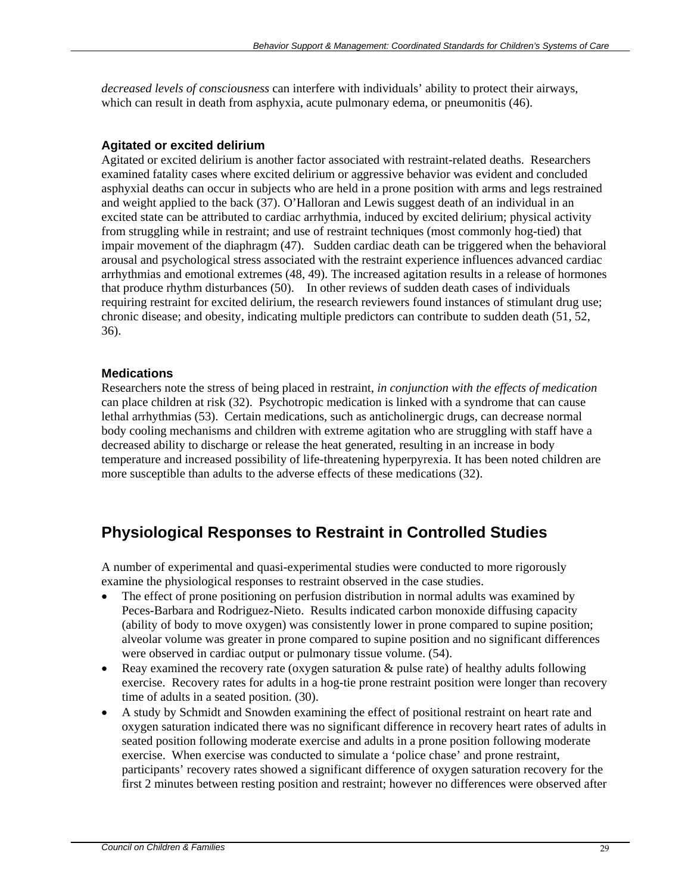*decreased levels of consciousness* can interfere with individuals' ability to protect their airways, which can result in death from asphyxia, acute pulmonary edema, or pneumonitis (46).

### Agitated or excited delirium

Agitated or excited delirium is another factor associated with restraint-related deaths. Researchers examined fatality cases where excited delirium or aggressive behavior was evident and concluded asphyxial deaths can occur in subjects who are held in a prone position with arms and legs restrained and weight applied to the back (37). O'Halloran and Lewis suggest death of an individual in an excited state can be attributed to cardiac arrhythmia, induced by excited delirium; physical activity from struggling while in restraint; and use of restraint techniques (most commonly hog-tied) that impair movement of the diaphragm (47). Sudden cardiac death can be triggered when the behavioral arousal and psychological stress associated with the restraint experience influences advanced cardiac arrhythmias and emotional extremes (48, 49). The increased agitation results in a release of hormones that produce rhythm disturbances (50). In other reviews of sudden death cases of individuals requiring restraint for excited delirium, the research reviewers found instances of stimulant drug use; chronic disease; and obesity, indicating multiple predictors can contribute to sudden death (51, 52, 36).

### Medications

Researchers note the stress of being placed in restraint, *in conjunction with the effects of medication* can place children at risk (32). Psychotropic medication is linked with a syndrome that can cause lethal arrhythmias (53). Certain medications, such as anticholinergic drugs, can decrease normal body cooling mechanisms and children with extreme agitation who are struggling with staff have a decreased ability to discharge or release the heat generated, resulting in an increase in body temperature and increased possibility of life-threatening hyperpyrexia. It has been noted children are more susceptible than adults to the adverse effects of these medications (32).

## Physiological Responses to Restraint in Controlled Studies

A number of experimental and quasi-experimental studies were conducted to more rigorously examine the physiological responses to restraint observed in the case studies.

- The effect of prone positioning on perfusion distribution in normal adults was examined by Peces-Barbara and Rodriguez-Nieto. Results indicated carbon monoxide diffusing capacity (ability of body to move oxygen) was consistently lower in prone compared to supine position; alveolar volume was greater in prone compared to supine position and no significant differences were observed in cardiac output or pulmonary tissue volume. (54).
- Reay examined the recovery rate (oxygen saturation & pulse rate) of healthy adults following exercise. Recovery rates for adults in a hog-tie prone restraint position were longer than recovery time of adults in a seated position. (30).
- A study by Schmidt and Snowden examining the effect of positional restraint on heart rate and oxygen saturation indicated there was no significant difference in recovery heart rates of adults in seated position following moderate exercise and adults in a prone position following moderate exercise. When exercise was conducted to simulate a 'police chase' and prone restraint, participants' recovery rates showed a significant difference of oxygen saturation recovery for the first 2 minutes between resting position and restraint; however no differences were observed after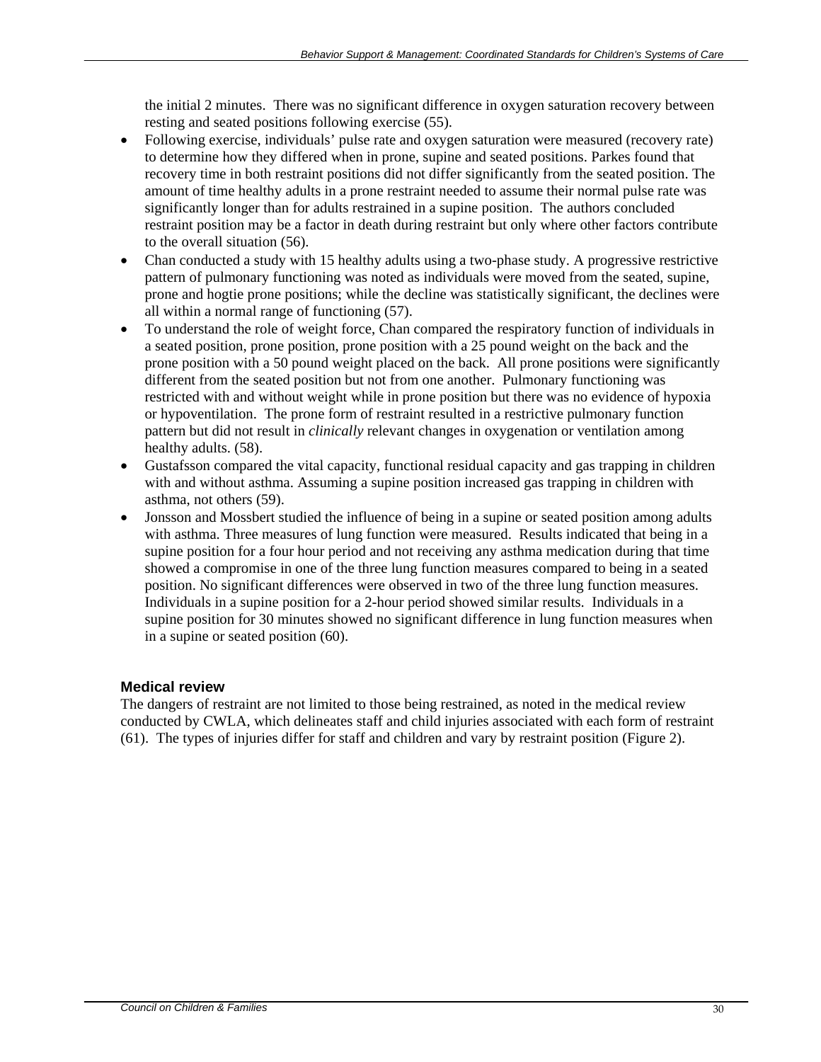the initial 2 minutes. There was no significant difference in oxygen saturation recovery between resting and seated positions following exercise (55).

- Following exercise, individuals' pulse rate and oxygen saturation were measured (recovery rate) to determine how they differed when in prone, supine and seated positions. Parkes found that recovery time in both restraint positions did not differ significantly from the seated position. The amount of time healthy adults in a prone restraint needed to assume their normal pulse rate was significantly longer than for adults restrained in a supine position. The authors concluded restraint position may be a factor in death during restraint but only where other factors contribute to the overall situation (56).
- Chan conducted a study with 15 healthy adults using a two-phase study. A progressive restrictive pattern of pulmonary functioning was noted as individuals were moved from the seated, supine, prone and hogtie prone positions; while the decline was statistically significant, the declines were all within a normal range of functioning (57).
- To understand the role of weight force, Chan compared the respiratory function of individuals in a seated position, prone position, prone position with a 25 pound weight on the back and the prone position with a 50 pound weight placed on the back. All prone positions were significantly different from the seated position but not from one another. Pulmonary functioning was restricted with and without weight while in prone position but there was no evidence of hypoxia or hypoventilation. The prone form of restraint resulted in a restrictive pulmonary function pattern but did not result in *clinically* relevant changes in oxygenation or ventilation among healthy adults. (58).
- Gustafsson compared the vital capacity, functional residual capacity and gas trapping in children with and without asthma. Assuming a supine position increased gas trapping in children with asthma, not others (59).
- Jonsson and Mossbert studied the influence of being in a supine or seated position among adults with asthma. Three measures of lung function were measured. Results indicated that being in a supine position for a four hour period and not receiving any asthma medication during that time showed a compromise in one of the three lung function measures compared to being in a seated position. No significant differences were observed in two of the three lung function measures. Individuals in a supine position for a 2-hour period showed similar results. Individuals in a supine position for 30 minutes showed no significant difference in lung function measures when in a supine or seated position (60).

### Medical review

The dangers of restraint are not limited to those being restrained, as noted in the medical review conducted by CWLA, which delineates staff and child injuries associated with each form of restraint (61). The types of injuries differ for staff and children and vary by restraint position (Figure 2).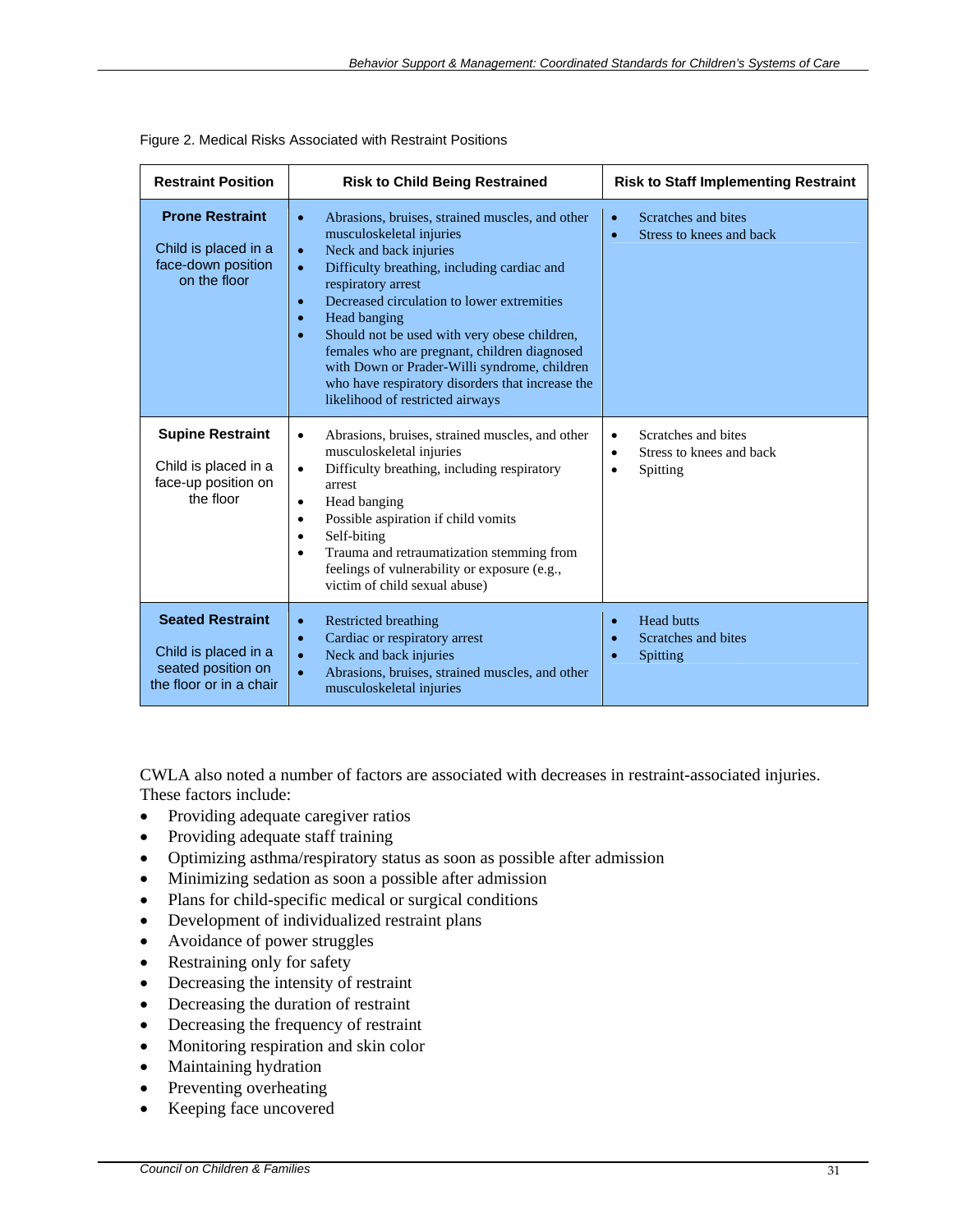Figure 2. Medical Risks Associated with Restraint Positions

| Restraint Position | Risk to Child Being Restrained | Risk to Staff Implementing Restraint |
|---|---|---|
| **Prone Restraint**<br><br>Child is placed in a face-down position on the floor | • Abrasions, bruises, strained muscles, and other musculoskeletal injuries<br>• Neck and back injuries<br>• Difficulty breathing, including cardiac and respiratory arrest<br>• Decreased circulation to lower extremities<br>• Head banging<br>• Should not be used with very obese children, females who are pregnant, children diagnosed with Down or Prader-Willi syndrome, children who have respiratory disorders that increase the likelihood of restricted airways | • Scratches and bites<br>• Stress to knees and back |
| **Supine Restraint**<br><br>Child is placed in a face-up position on the floor | • Abrasions, bruises, strained muscles, and other musculoskeletal injuries<br>• Difficulty breathing, including respiratory arrest<br>• Head banging<br>• Possible aspiration if child vomits<br>• Self-biting<br>• Trauma and retraumatization stemming from feelings of vulnerability or exposure (e.g., victim of child sexual abuse) | • Scratches and bites<br>• Stress to knees and back<br>• Spitting |
| **Seated Restraint**<br><br>Child is placed in a seated position on the floor or in a chair | • Restricted breathing<br>• Cardiac or respiratory arrest<br>• Neck and back injuries<br>• Abrasions, bruises, strained muscles, and other musculoskeletal injuries | • Head butts<br>• Scratches and bites<br>• Spitting |

CWLA also noted a number of factors are associated with decreases in restraint-associated injuries. These factors include:

- Providing adequate caregiver ratios
- Providing adequate staff training
- Optimizing asthma/respiratory status as soon as possible after admission
- Minimizing sedation as soon a possible after admission
- Plans for child-specific medical or surgical conditions
- Development of individualized restraint plans
- Avoidance of power struggles
- Restraining only for safety
- Decreasing the intensity of restraint
- Decreasing the duration of restraint
- Decreasing the frequency of restraint
- Monitoring respiration and skin color
- Maintaining hydration
- Preventing overheating
- Keeping face uncovered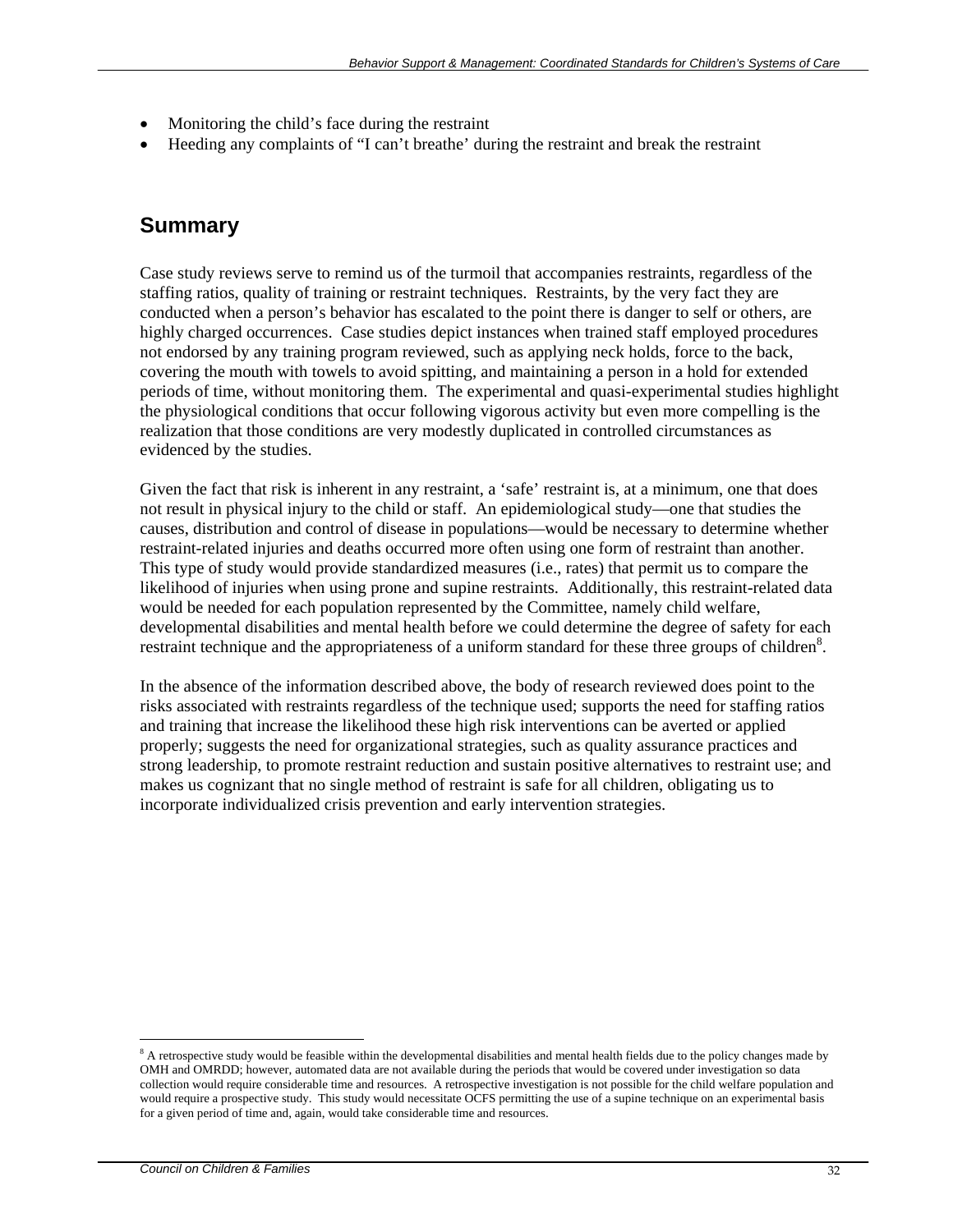- Monitoring the child's face during the restraint
- Heeding any complaints of "I can't breathe' during the restraint and break the restraint

## Summary

Case study reviews serve to remind us of the turmoil that accompanies restraints, regardless of the staffing ratios, quality of training or restraint techniques. Restraints, by the very fact they are conducted when a person's behavior has escalated to the point there is danger to self or others, are highly charged occurrences. Case studies depict instances when trained staff employed procedures not endorsed by any training program reviewed, such as applying neck holds, force to the back, covering the mouth with towels to avoid spitting, and maintaining a person in a hold for extended periods of time, without monitoring them. The experimental and quasi-experimental studies highlight the physiological conditions that occur following vigorous activity but even more compelling is the realization that those conditions are very modestly duplicated in controlled circumstances as evidenced by the studies.

Given the fact that risk is inherent in any restraint, a 'safe' restraint is, at a minimum, one that does not result in physical injury to the child or staff. An epidemiological study—one that studies the causes, distribution and control of disease in populations—would be necessary to determine whether restraint-related injuries and deaths occurred more often using one form of restraint than another. This type of study would provide standardized measures (i.e., rates) that permit us to compare the likelihood of injuries when using prone and supine restraints. Additionally, this restraint-related data would be needed for each population represented by the Committee, namely child welfare, developmental disabilities and mental health before we could determine the degree of safety for each restraint technique and the appropriateness of a uniform standard for these three groups of children[8].

In the absence of the information described above, the body of research reviewed does point to the risks associated with restraints regardless of the technique used; supports the need for staffing ratios and training that increase the likelihood these high risk interventions can be averted or applied properly; suggests the need for organizational strategies, such as quality assurance practices and strong leadership, to promote restraint reduction and sustain positive alternatives to restraint use; and makes us cognizant that no single method of restraint is safe for all children, obligating us to incorporate individualized crisis prevention and early intervention strategies.

[8] A retrospective study would be feasible within the developmental disabilities and mental health fields due to the policy changes made by OMH and OMRDD; however, automated data are not available during the periods that would be covered under investigation so data collection would require considerable time and resources. A retrospective investigation is not possible for the child welfare population and would require a prospective study. This study would necessitate OCFS permitting the use of a supine technique on an experimental basis for a given period of time and, again, would take considerable time and resources.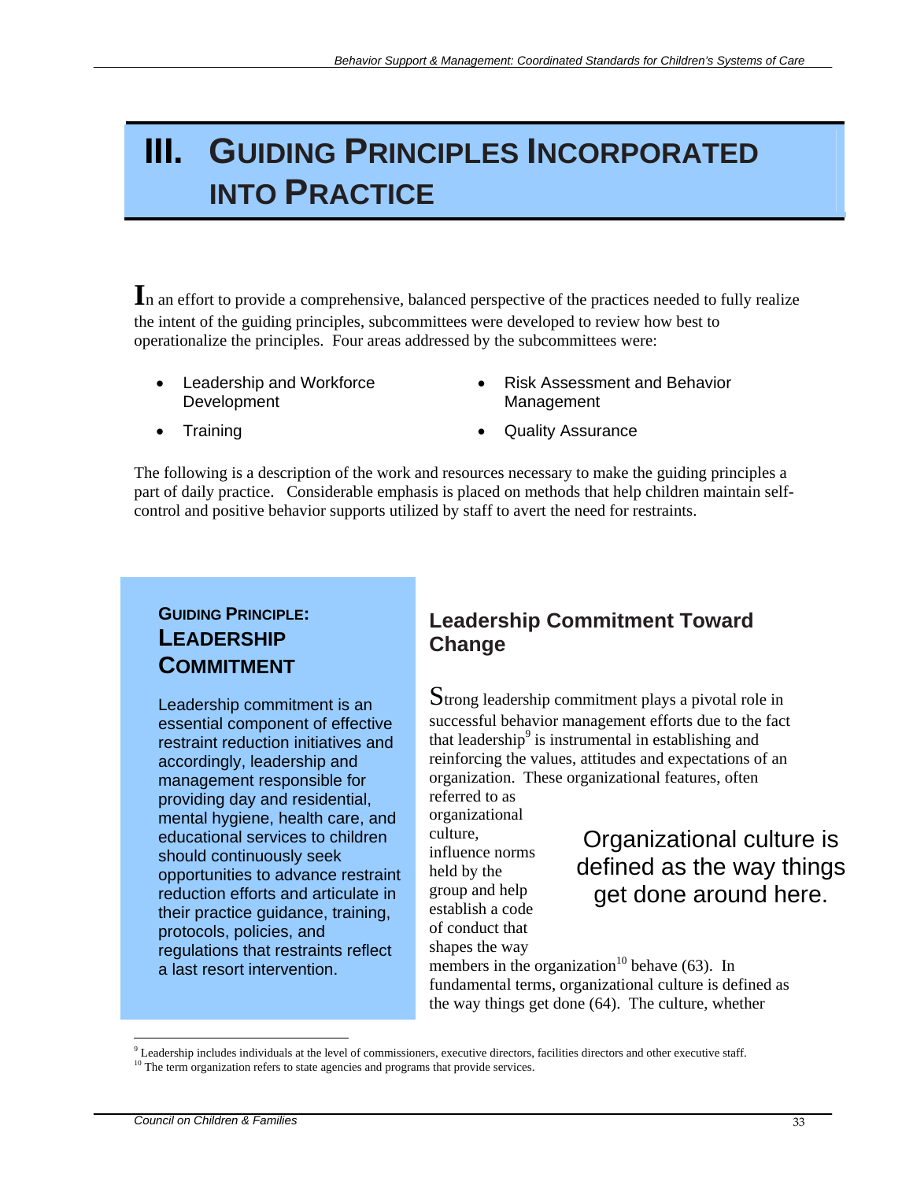# III. Guiding Principles Incorporated into Practice

In an effort to provide a comprehensive, balanced perspective of the practices needed to fully realize the intent of the guiding principles, subcommittees were developed to review how best to operationalize the principles. Four areas addressed by the subcommittees were:

- Leadership and Workforce Development
- Training
- Risk Assessment and Behavior Management
- Quality Assurance

The following is a description of the work and resources necessary to make the guiding principles a part of daily practice. Considerable emphasis is placed on methods that help children maintain self-control and positive behavior supports utilized by staff to avert the need for restraints.

> **GUIDING PRINCIPLE: LEADERSHIP COMMITMENT**
>
> Leadership commitment is an essential component of effective restraint reduction initiatives and accordingly, leadership and management responsible for providing day and residential, mental hygiene, health care, and educational services to children should continuously seek opportunities to advance restraint reduction efforts and articulate in their practice guidance, training, protocols, policies, and regulations that restraints reflect a last resort intervention.

## Leadership Commitment Toward Change

Strong leadership commitment plays a pivotal role in successful behavior management efforts due to the fact that leadership[9] is instrumental in establishing and reinforcing the values, attitudes and expectations of an organization. These organizational features, often referred to as organizational culture, influence norms held by the group and help establish a code of conduct that shapes the way members in the organization[10] behave (63). In fundamental terms, organizational culture is defined as the way things get done (64). The culture, whether

> Organizational culture is defined as the way things get done around here.

[9] Leadership includes individuals at the level of commissioners, executive directors, facilities directors and other executive staff.

[10] The term organization refers to state agencies and programs that provide services.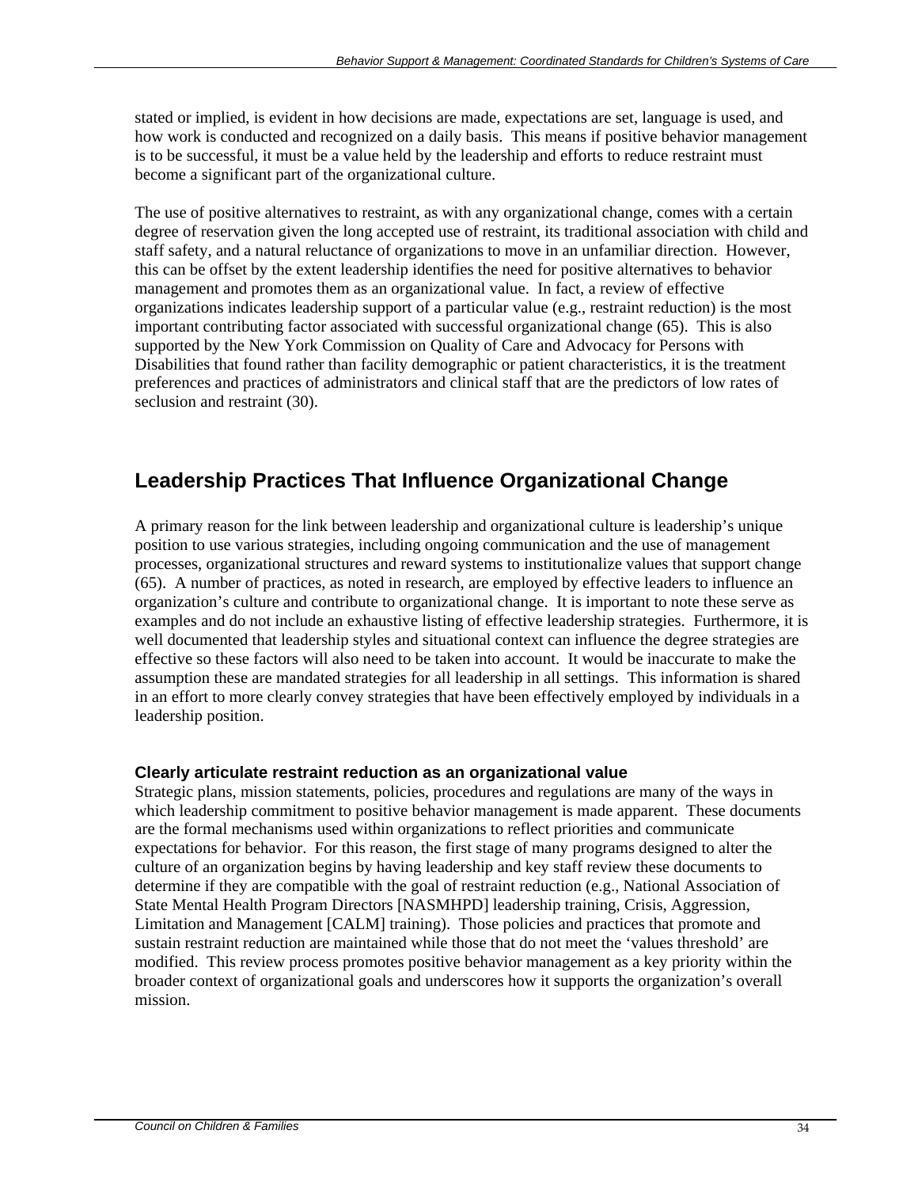stated or implied, is evident in how decisions are made, expectations are set, language is used, and how work is conducted and recognized on a daily basis. This means if positive behavior management is to be successful, it must be a value held by the leadership and efforts to reduce restraint must become a significant part of the organizational culture.

The use of positive alternatives to restraint, as with any organizational change, comes with a certain degree of reservation given the long accepted use of restraint, its traditional association with child and staff safety, and a natural reluctance of organizations to move in an unfamiliar direction. However, this can be offset by the extent leadership identifies the need for positive alternatives to behavior management and promotes them as an organizational value. In fact, a review of effective organizations indicates leadership support of a particular value (e.g., restraint reduction) is the most important contributing factor associated with successful organizational change (65). This is also supported by the New York Commission on Quality of Care and Advocacy for Persons with Disabilities that found rather than facility demographic or patient characteristics, it is the treatment preferences and practices of administrators and clinical staff that are the predictors of low rates of seclusion and restraint (30).

## Leadership Practices That Influence Organizational Change

A primary reason for the link between leadership and organizational culture is leadership's unique position to use various strategies, including ongoing communication and the use of management processes, organizational structures and reward systems to institutionalize values that support change (65). A number of practices, as noted in research, are employed by effective leaders to influence an organization's culture and contribute to organizational change. It is important to note these serve as examples and do not include an exhaustive listing of effective leadership strategies. Furthermore, it is well documented that leadership styles and situational context can influence the degree strategies are effective so these factors will also need to be taken into account. It would be inaccurate to make the assumption these are mandated strategies for all leadership in all settings. This information is shared in an effort to more clearly convey strategies that have been effectively employed by individuals in a leadership position.

### Clearly articulate restraint reduction as an organizational value

Strategic plans, mission statements, policies, procedures and regulations are many of the ways in which leadership commitment to positive behavior management is made apparent. These documents are the formal mechanisms used within organizations to reflect priorities and communicate expectations for behavior. For this reason, the first stage of many programs designed to alter the culture of an organization begins by having leadership and key staff review these documents to determine if they are compatible with the goal of restraint reduction (e.g., National Association of State Mental Health Program Directors [NASMHPD] leadership training, Crisis, Aggression, Limitation and Management [CALM] training). Those policies and practices that promote and sustain restraint reduction are maintained while those that do not meet the 'values threshold' are modified. This review process promotes positive behavior management as a key priority within the broader context of organizational goals and underscores how it supports the organization's overall mission.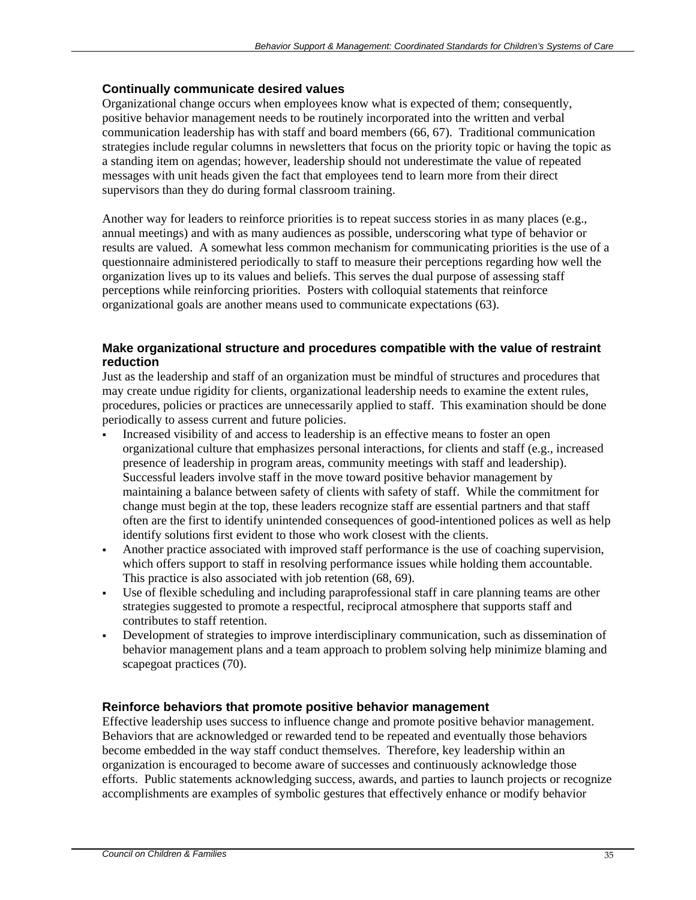### Continually communicate desired values

Organizational change occurs when employees know what is expected of them; consequently, positive behavior management needs to be routinely incorporated into the written and verbal communication leadership has with staff and board members (66, 67). Traditional communication strategies include regular columns in newsletters that focus on the priority topic or having the topic as a standing item on agendas; however, leadership should not underestimate the value of repeated messages with unit heads given the fact that employees tend to learn more from their direct supervisors than they do during formal classroom training.

Another way for leaders to reinforce priorities is to repeat success stories in as many places (e.g., annual meetings) and with as many audiences as possible, underscoring what type of behavior or results are valued. A somewhat less common mechanism for communicating priorities is the use of a questionnaire administered periodically to staff to measure their perceptions regarding how well the organization lives up to its values and beliefs. This serves the dual purpose of assessing staff perceptions while reinforcing priorities. Posters with colloquial statements that reinforce organizational goals are another means used to communicate expectations (63).

### Make organizational structure and procedures compatible with the value of restraint reduction

Just as the leadership and staff of an organization must be mindful of structures and procedures that may create undue rigidity for clients, organizational leadership needs to examine the extent rules, procedures, policies or practices are unnecessarily applied to staff. This examination should be done periodically to assess current and future policies.

- Increased visibility of and access to leadership is an effective means to foster an open organizational culture that emphasizes personal interactions, for clients and staff (e.g., increased presence of leadership in program areas, community meetings with staff and leadership). Successful leaders involve staff in the move toward positive behavior management by maintaining a balance between safety of clients with safety of staff. While the commitment for change must begin at the top, these leaders recognize staff are essential partners and that staff often are the first to identify unintended consequences of good-intentioned polices as well as help identify solutions first evident to those who work closest with the clients.
- Another practice associated with improved staff performance is the use of coaching supervision, which offers support to staff in resolving performance issues while holding them accountable. This practice is also associated with job retention (68, 69).
- Use of flexible scheduling and including paraprofessional staff in care planning teams are other strategies suggested to promote a respectful, reciprocal atmosphere that supports staff and contributes to staff retention.
- Development of strategies to improve interdisciplinary communication, such as dissemination of behavior management plans and a team approach to problem solving help minimize blaming and scapegoat practices (70).

### Reinforce behaviors that promote positive behavior management

Effective leadership uses success to influence change and promote positive behavior management. Behaviors that are acknowledged or rewarded tend to be repeated and eventually those behaviors become embedded in the way staff conduct themselves. Therefore, key leadership within an organization is encouraged to become aware of successes and continuously acknowledge those efforts. Public statements acknowledging success, awards, and parties to launch projects or recognize accomplishments are examples of symbolic gestures that effectively enhance or modify behavior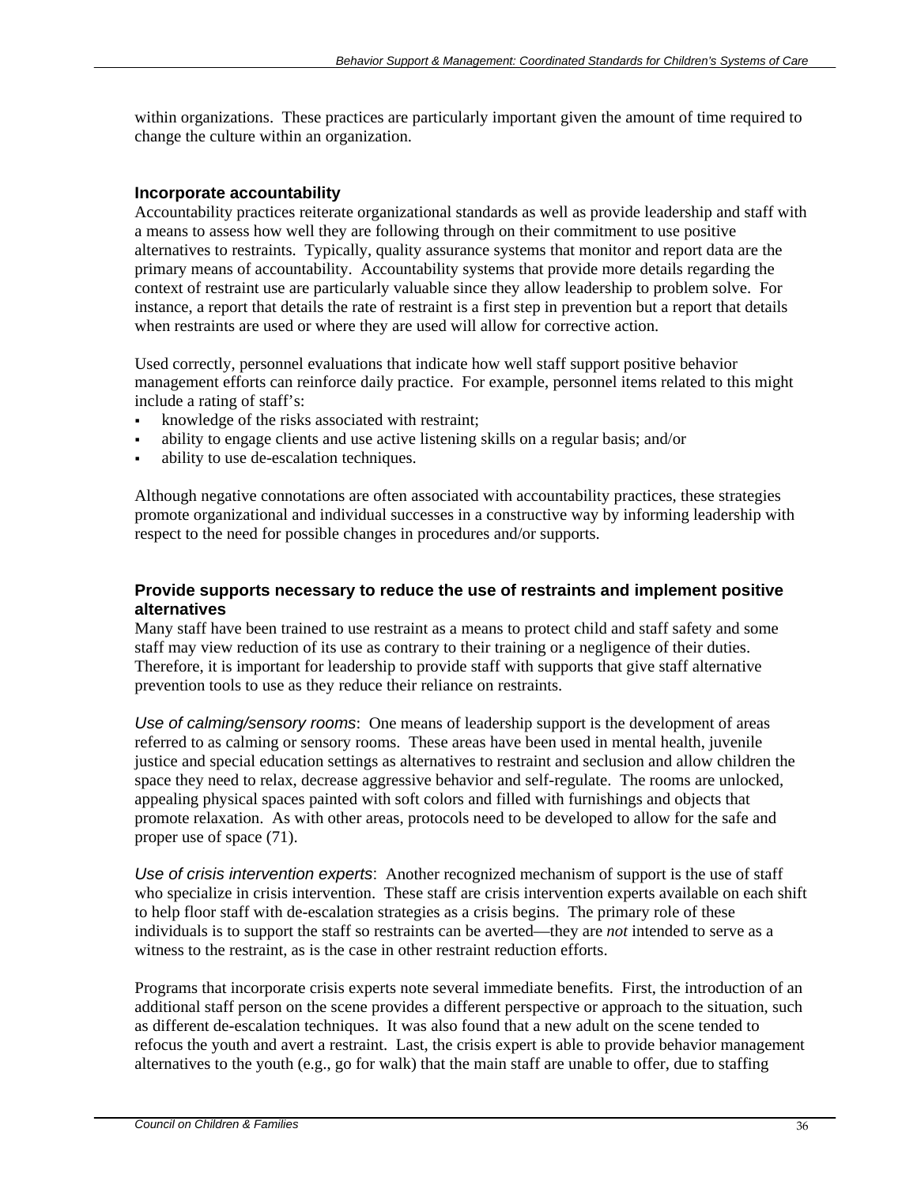within organizations. These practices are particularly important given the amount of time required to change the culture within an organization.

### Incorporate accountability

Accountability practices reiterate organizational standards as well as provide leadership and staff with a means to assess how well they are following through on their commitment to use positive alternatives to restraints. Typically, quality assurance systems that monitor and report data are the primary means of accountability. Accountability systems that provide more details regarding the context of restraint use are particularly valuable since they allow leadership to problem solve. For instance, a report that details the rate of restraint is a first step in prevention but a report that details when restraints are used or where they are used will allow for corrective action.

Used correctly, personnel evaluations that indicate how well staff support positive behavior management efforts can reinforce daily practice. For example, personnel items related to this might include a rating of staff's:

- knowledge of the risks associated with restraint;
- ability to engage clients and use active listening skills on a regular basis; and/or
- ability to use de-escalation techniques.

Although negative connotations are often associated with accountability practices, these strategies promote organizational and individual successes in a constructive way by informing leadership with respect to the need for possible changes in procedures and/or supports.

### Provide supports necessary to reduce the use of restraints and implement positive alternatives

Many staff have been trained to use restraint as a means to protect child and staff safety and some staff may view reduction of its use as contrary to their training or a negligence of their duties. Therefore, it is important for leadership to provide staff with supports that give staff alternative prevention tools to use as they reduce their reliance on restraints.

*Use of calming/sensory rooms*: One means of leadership support is the development of areas referred to as calming or sensory rooms. These areas have been used in mental health, juvenile justice and special education settings as alternatives to restraint and seclusion and allow children the space they need to relax, decrease aggressive behavior and self-regulate. The rooms are unlocked, appealing physical spaces painted with soft colors and filled with furnishings and objects that promote relaxation. As with other areas, protocols need to be developed to allow for the safe and proper use of space (71).

*Use of crisis intervention experts*: Another recognized mechanism of support is the use of staff who specialize in crisis intervention. These staff are crisis intervention experts available on each shift to help floor staff with de-escalation strategies as a crisis begins. The primary role of these individuals is to support the staff so restraints can be averted—they are *not* intended to serve as a witness to the restraint, as is the case in other restraint reduction efforts.

Programs that incorporate crisis experts note several immediate benefits. First, the introduction of an additional staff person on the scene provides a different perspective or approach to the situation, such as different de-escalation techniques. It was also found that a new adult on the scene tended to refocus the youth and avert a restraint. Last, the crisis expert is able to provide behavior management alternatives to the youth (e.g., go for walk) that the main staff are unable to offer, due to staffing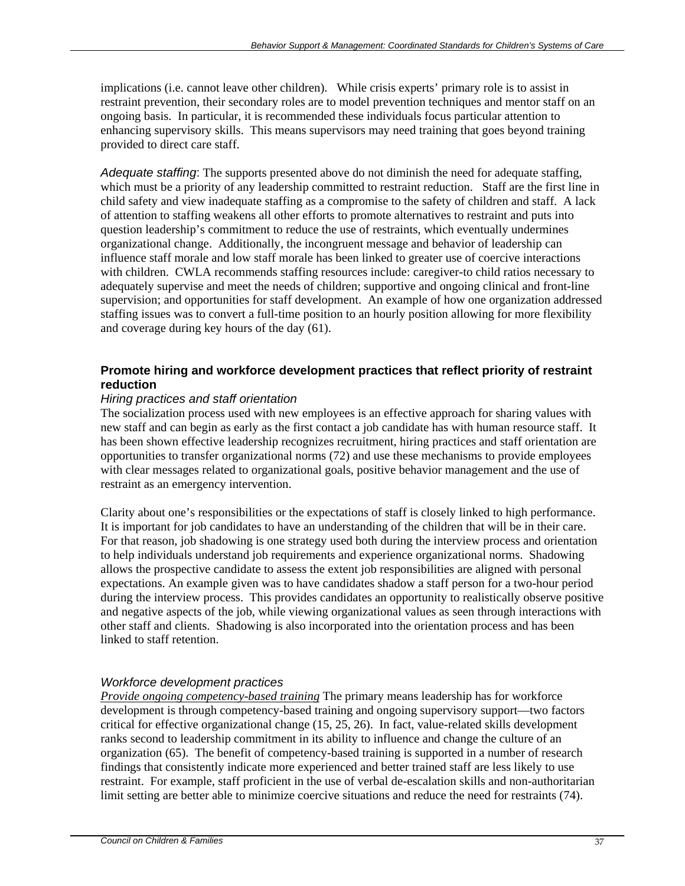implications (i.e. cannot leave other children). While crisis experts' primary role is to assist in restraint prevention, their secondary roles are to model prevention techniques and mentor staff on an ongoing basis. In particular, it is recommended these individuals focus particular attention to enhancing supervisory skills. This means supervisors may need training that goes beyond training provided to direct care staff.

*Adequate staffing*: The supports presented above do not diminish the need for adequate staffing, which must be a priority of any leadership committed to restraint reduction. Staff are the first line in child safety and view inadequate staffing as a compromise to the safety of children and staff. A lack of attention to staffing weakens all other efforts to promote alternatives to restraint and puts into question leadership's commitment to reduce the use of restraints, which eventually undermines organizational change. Additionally, the incongruent message and behavior of leadership can influence staff morale and low staff morale has been linked to greater use of coercive interactions with children. CWLA recommends staffing resources include: caregiver-to child ratios necessary to adequately supervise and meet the needs of children; supportive and ongoing clinical and front-line supervision; and opportunities for staff development. An example of how one organization addressed staffing issues was to convert a full-time position to an hourly position allowing for more flexibility and coverage during key hours of the day (61).

### Promote hiring and workforce development practices that reflect priority of restraint reduction

*Hiring practices and staff orientation*

The socialization process used with new employees is an effective approach for sharing values with new staff and can begin as early as the first contact a job candidate has with human resource staff. It has been shown effective leadership recognizes recruitment, hiring practices and staff orientation are opportunities to transfer organizational norms (72) and use these mechanisms to provide employees with clear messages related to organizational goals, positive behavior management and the use of restraint as an emergency intervention.

Clarity about one's responsibilities or the expectations of staff is closely linked to high performance. It is important for job candidates to have an understanding of the children that will be in their care. For that reason, job shadowing is one strategy used both during the interview process and orientation to help individuals understand job requirements and experience organizational norms. Shadowing allows the prospective candidate to assess the extent job responsibilities are aligned with personal expectations. An example given was to have candidates shadow a staff person for a two-hour period during the interview process. This provides candidates an opportunity to realistically observe positive and negative aspects of the job, while viewing organizational values as seen through interactions with other staff and clients. Shadowing is also incorporated into the orientation process and has been linked to staff retention.

*Workforce development practices*

<u>*Provide ongoing competency-based training*</u> The primary means leadership has for workforce development is through competency-based training and ongoing supervisory support—two factors critical for effective organizational change (15, 25, 26). In fact, value-related skills development ranks second to leadership commitment in its ability to influence and change the culture of an organization (65). The benefit of competency-based training is supported in a number of research findings that consistently indicate more experienced and better trained staff are less likely to use restraint. For example, staff proficient in the use of verbal de-escalation skills and non-authoritarian limit setting are better able to minimize coercive situations and reduce the need for restraints (74).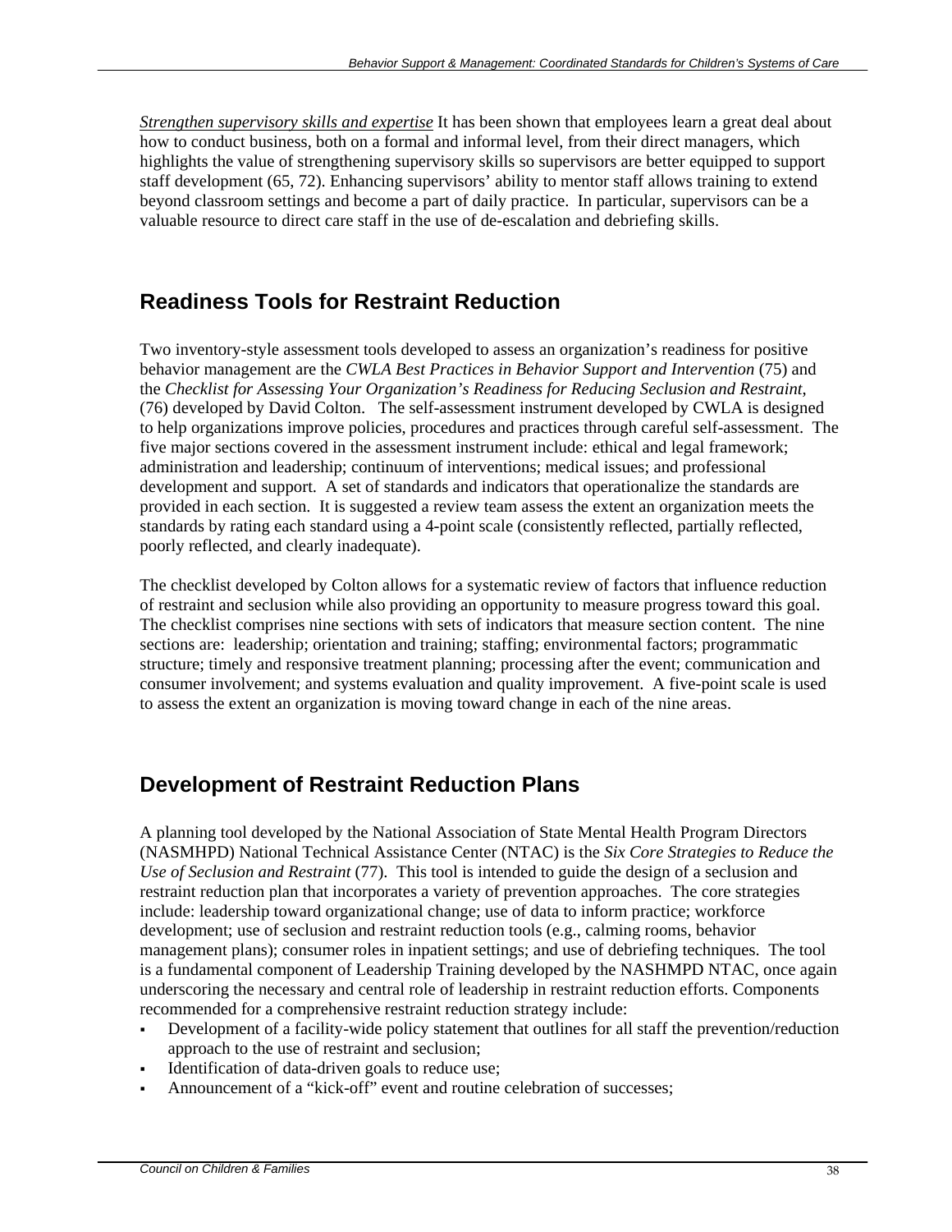*Strengthen supervisory skills and expertise* It has been shown that employees learn a great deal about how to conduct business, both on a formal and informal level, from their direct managers, which highlights the value of strengthening supervisory skills so supervisors are better equipped to support staff development (65, 72). Enhancing supervisors' ability to mentor staff allows training to extend beyond classroom settings and become a part of daily practice. In particular, supervisors can be a valuable resource to direct care staff in the use of de-escalation and debriefing skills.

## Readiness Tools for Restraint Reduction

Two inventory-style assessment tools developed to assess an organization's readiness for positive behavior management are the *CWLA Best Practices in Behavior Support and Intervention* (75) and the *Checklist for Assessing Your Organization's Readiness for Reducing Seclusion and Restraint*, (76) developed by David Colton. The self-assessment instrument developed by CWLA is designed to help organizations improve policies, procedures and practices through careful self-assessment. The five major sections covered in the assessment instrument include: ethical and legal framework; administration and leadership; continuum of interventions; medical issues; and professional development and support. A set of standards and indicators that operationalize the standards are provided in each section. It is suggested a review team assess the extent an organization meets the standards by rating each standard using a 4-point scale (consistently reflected, partially reflected, poorly reflected, and clearly inadequate).

The checklist developed by Colton allows for a systematic review of factors that influence reduction of restraint and seclusion while also providing an opportunity to measure progress toward this goal. The checklist comprises nine sections with sets of indicators that measure section content. The nine sections are: leadership; orientation and training; staffing; environmental factors; programmatic structure; timely and responsive treatment planning; processing after the event; communication and consumer involvement; and systems evaluation and quality improvement. A five-point scale is used to assess the extent an organization is moving toward change in each of the nine areas.

## Development of Restraint Reduction Plans

A planning tool developed by the National Association of State Mental Health Program Directors (NASMHPD) National Technical Assistance Center (NTAC) is the *Six Core Strategies to Reduce the Use of Seclusion and Restraint* (77). This tool is intended to guide the design of a seclusion and restraint reduction plan that incorporates a variety of prevention approaches. The core strategies include: leadership toward organizational change; use of data to inform practice; workforce development; use of seclusion and restraint reduction tools (e.g., calming rooms, behavior management plans); consumer roles in inpatient settings; and use of debriefing techniques. The tool is a fundamental component of Leadership Training developed by the NASHMPD NTAC, once again underscoring the necessary and central role of leadership in restraint reduction efforts. Components recommended for a comprehensive restraint reduction strategy include:

- Development of a facility-wide policy statement that outlines for all staff the prevention/reduction approach to the use of restraint and seclusion;
- Identification of data-driven goals to reduce use;
- Announcement of a "kick-off" event and routine celebration of successes;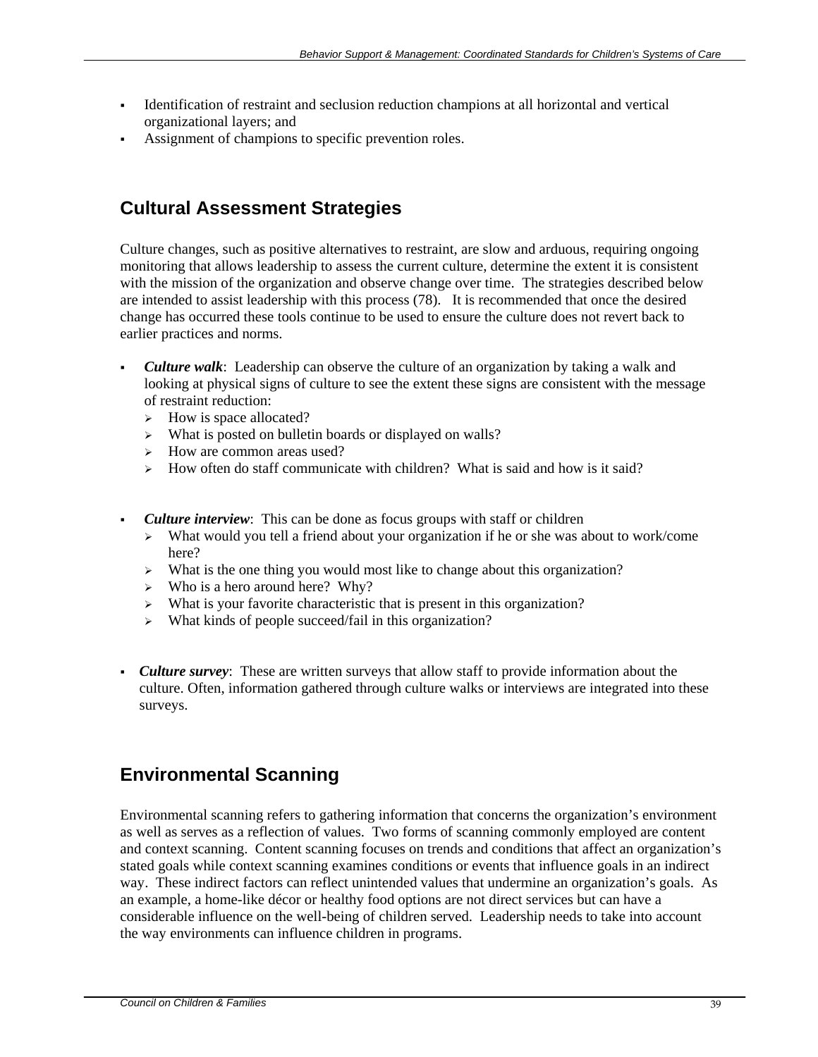- Identification of restraint and seclusion reduction champions at all horizontal and vertical organizational layers; and
- Assignment of champions to specific prevention roles.

## Cultural Assessment Strategies

Culture changes, such as positive alternatives to restraint, are slow and arduous, requiring ongoing monitoring that allows leadership to assess the current culture, determine the extent it is consistent with the mission of the organization and observe change over time. The strategies described below are intended to assist leadership with this process (78). It is recommended that once the desired change has occurred these tools continue to be used to ensure the culture does not revert back to earlier practices and norms.

- ***Culture walk***: Leadership can observe the culture of an organization by taking a walk and looking at physical signs of culture to see the extent these signs are consistent with the message of restraint reduction:
  - How is space allocated?
  - What is posted on bulletin boards or displayed on walls?
  - How are common areas used?
  - How often do staff communicate with children? What is said and how is it said?

- ***Culture interview***: This can be done as focus groups with staff or children
  - What would you tell a friend about your organization if he or she was about to work/come here?
  - What is the one thing you would most like to change about this organization?
  - Who is a hero around here? Why?
  - What is your favorite characteristic that is present in this organization?
  - What kinds of people succeed/fail in this organization?

- ***Culture survey***: These are written surveys that allow staff to provide information about the culture. Often, information gathered through culture walks or interviews are integrated into these surveys.

## Environmental Scanning

Environmental scanning refers to gathering information that concerns the organization's environment as well as serves as a reflection of values. Two forms of scanning commonly employed are content and context scanning. Content scanning focuses on trends and conditions that affect an organization's stated goals while context scanning examines conditions or events that influence goals in an indirect way. These indirect factors can reflect unintended values that undermine an organization's goals. As an example, a home-like décor or healthy food options are not direct services but can have a considerable influence on the well-being of children served. Leadership needs to take into account the way environments can influence children in programs.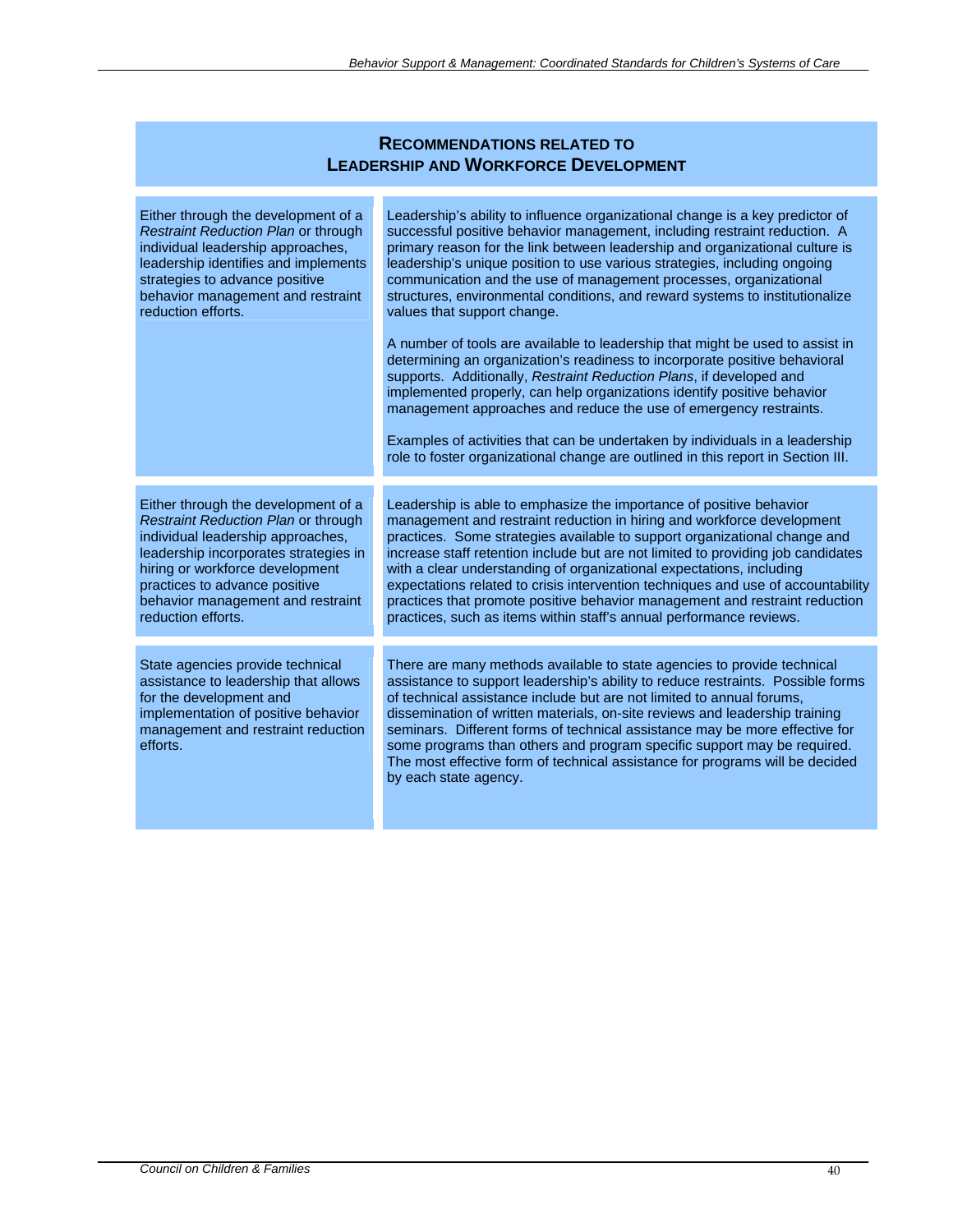## Recommendations Related to Leadership and Workforce Development

| Recommendation | Discussion |
|---|---|
| Either through the development of a *Restraint Reduction Plan* or through individual leadership approaches, leadership identifies and implements strategies to advance positive behavior management and restraint reduction efforts. | Leadership's ability to influence organizational change is a key predictor of successful positive behavior management, including restraint reduction. A primary reason for the link between leadership and organizational culture is leadership's unique position to use various strategies, including ongoing communication and the use of management processes, organizational structures, environmental conditions, and reward systems to institutionalize values that support change.<br><br>A number of tools are available to leadership that might be used to assist in determining an organization's readiness to incorporate positive behavioral supports. Additionally, *Restraint Reduction Plans*, if developed and implemented properly, can help organizations identify positive behavior management approaches and reduce the use of emergency restraints.<br><br>Examples of activities that can be undertaken by individuals in a leadership role to foster organizational change are outlined in this report in Section III. |
| Either through the development of a *Restraint Reduction Plan* or through individual leadership approaches, leadership incorporates strategies in hiring or workforce development practices to advance positive behavior management and restraint reduction efforts. | Leadership is able to emphasize the importance of positive behavior management and restraint reduction in hiring and workforce development practices. Some strategies available to support organizational change and increase staff retention include but are not limited to providing job candidates with a clear understanding of organizational expectations, including expectations related to crisis intervention techniques and use of accountability practices that promote positive behavior management and restraint reduction practices, such as items within staff's annual performance reviews. |
| State agencies provide technical assistance to leadership that allows for the development and implementation of positive behavior management and restraint reduction efforts. | There are many methods available to state agencies to provide technical assistance to support leadership's ability to reduce restraints. Possible forms of technical assistance include but are not limited to annual forums, dissemination of written materials, on-site reviews and leadership training seminars. Different forms of technical assistance may be more effective for some programs than others and program specific support may be required. The most effective form of technical assistance for programs will be decided by each state agency. |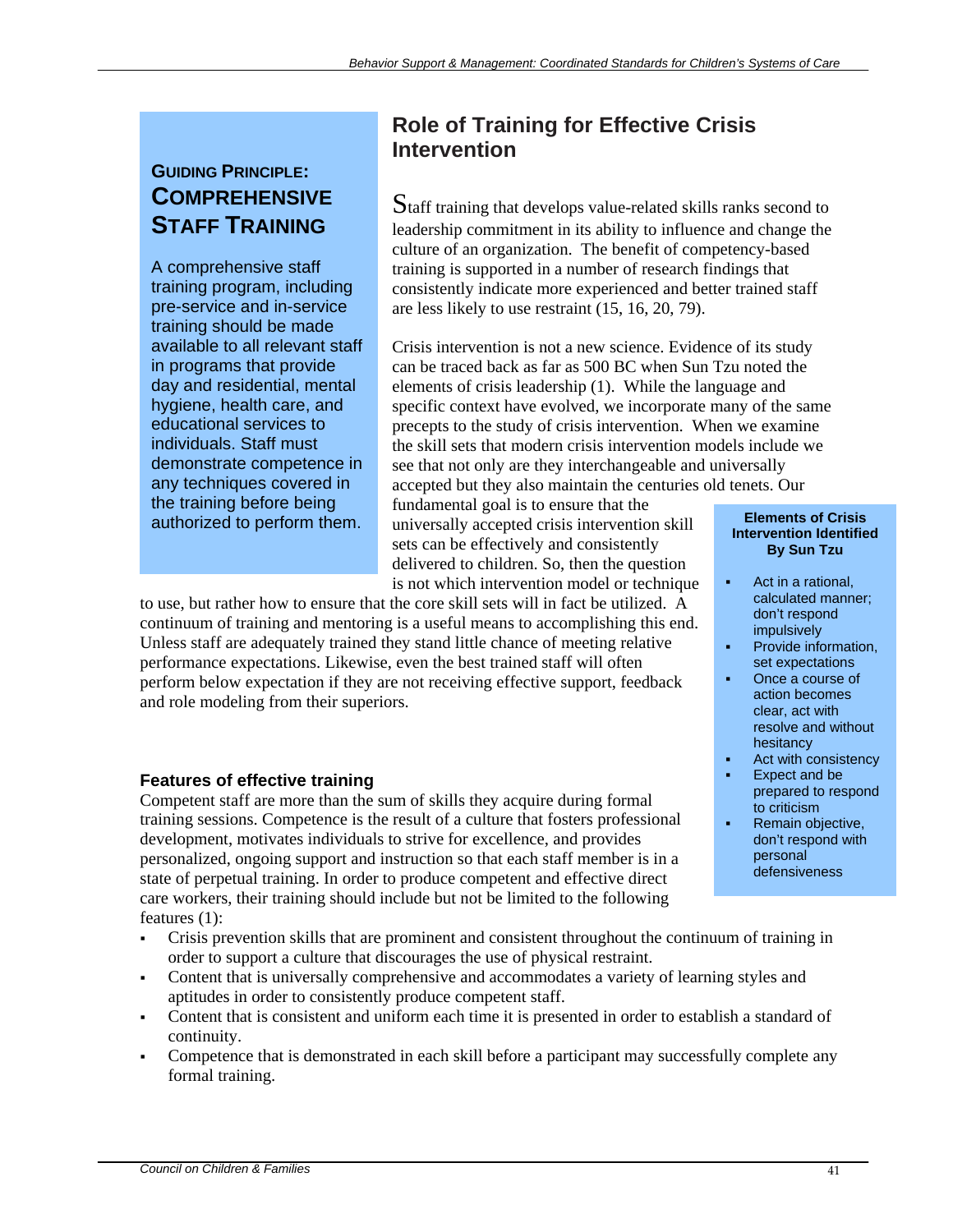**GUIDING PRINCIPLE:**

**COMPREHENSIVE STAFF TRAINING**

A comprehensive staff training program, including pre-service and in-service training should be made available to all relevant staff in programs that provide day and residential, mental hygiene, health care, and educational services to individuals. Staff must demonstrate competence in any techniques covered in the training before being authorized to perform them.

## Role of Training for Effective Crisis Intervention

Staff training that develops value-related skills ranks second to leadership commitment in its ability to influence and change the culture of an organization. The benefit of competency-based training is supported in a number of research findings that consistently indicate more experienced and better trained staff are less likely to use restraint (15, 16, 20, 79).

Crisis intervention is not a new science. Evidence of its study can be traced back as far as 500 BC when Sun Tzu noted the elements of crisis leadership (1). While the language and specific context have evolved, we incorporate many of the same precepts to the study of crisis intervention. When we examine the skill sets that modern crisis intervention models include we see that not only are they interchangeable and universally accepted but they also maintain the centuries old tenets. Our fundamental goal is to ensure that the universally accepted crisis intervention skill sets can be effectively and consistently delivered to children. So, then the question is not which intervention model or technique to use, but rather how to ensure that the core skill sets will in fact be utilized. A continuum of training and mentoring is a useful means to accomplishing this end. Unless staff are adequately trained they stand little chance of meeting relative performance expectations. Likewise, even the best trained staff will often perform below expectation if they are not receiving effective support, feedback and role modeling from their superiors.

**Elements of Crisis Intervention Identified By Sun Tzu**

- Act in a rational, calculated manner; don't respond impulsively
- Provide information, set expectations
- Once a course of action becomes clear, act with resolve and without hesitancy
- Act with consistency
- Expect and be prepared to respond to criticism
- Remain objective, don't respond with personal defensiveness

### Features of effective training

Competent staff are more than the sum of skills they acquire during formal training sessions. Competence is the result of a culture that fosters professional development, motivates individuals to strive for excellence, and provides personalized, ongoing support and instruction so that each staff member is in a state of perpetual training. In order to produce competent and effective direct care workers, their training should include but not be limited to the following features (1):

- Crisis prevention skills that are prominent and consistent throughout the continuum of training in order to support a culture that discourages the use of physical restraint.
- Content that is universally comprehensive and accommodates a variety of learning styles and aptitudes in order to consistently produce competent staff.
- Content that is consistent and uniform each time it is presented in order to establish a standard of continuity.
- Competence that is demonstrated in each skill before a participant may successfully complete any formal training.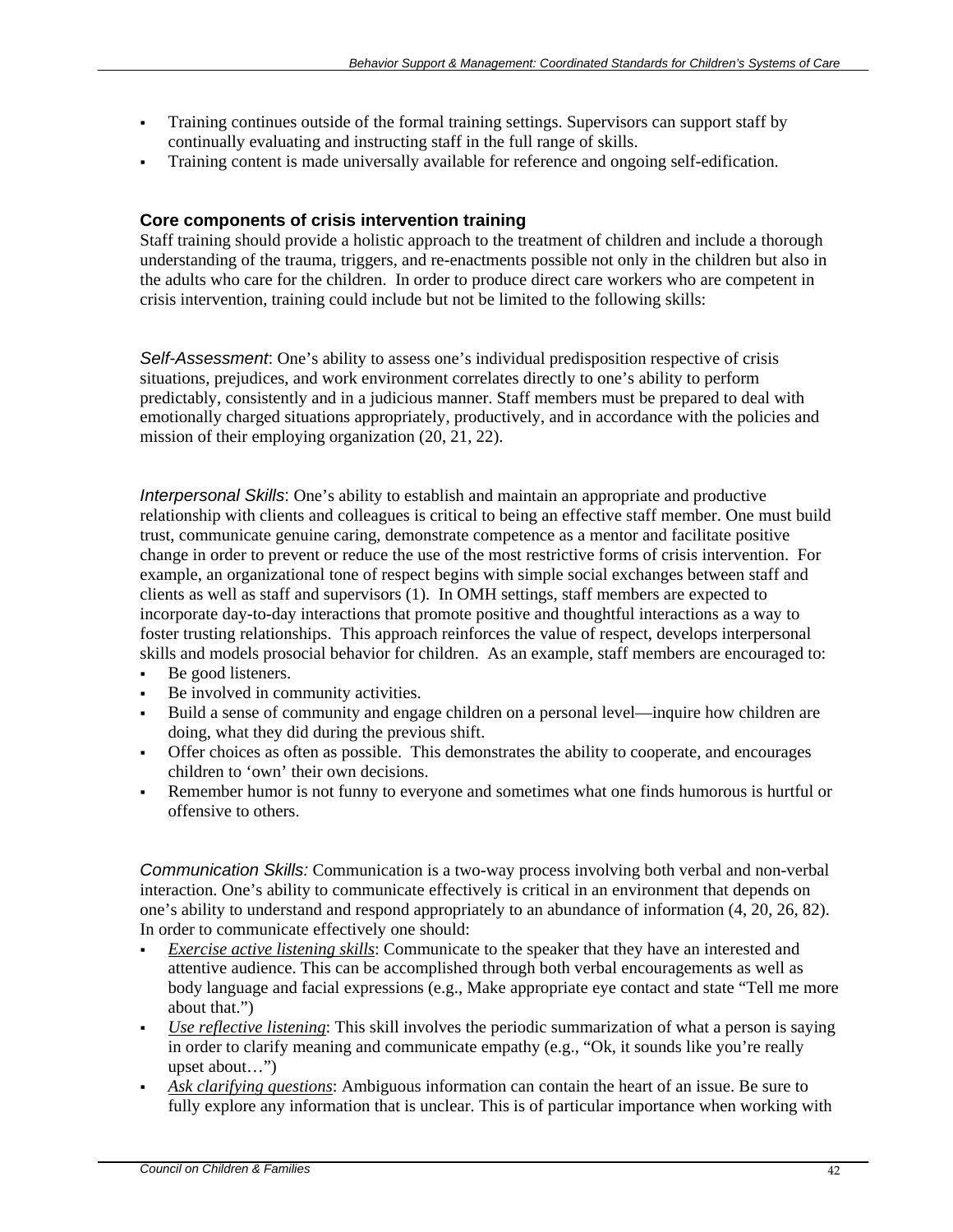- Training continues outside of the formal training settings. Supervisors can support staff by continually evaluating and instructing staff in the full range of skills.
- Training content is made universally available for reference and ongoing self-edification.

### Core components of crisis intervention training

Staff training should provide a holistic approach to the treatment of children and include a thorough understanding of the trauma, triggers, and re-enactments possible not only in the children but also in the adults who care for the children. In order to produce direct care workers who are competent in crisis intervention, training could include but not be limited to the following skills:

*Self-Assessment*: One's ability to assess one's individual predisposition respective of crisis situations, prejudices, and work environment correlates directly to one's ability to perform predictably, consistently and in a judicious manner. Staff members must be prepared to deal with emotionally charged situations appropriately, productively, and in accordance with the policies and mission of their employing organization (20, 21, 22).

*Interpersonal Skills*: One's ability to establish and maintain an appropriate and productive relationship with clients and colleagues is critical to being an effective staff member. One must build trust, communicate genuine caring, demonstrate competence as a mentor and facilitate positive change in order to prevent or reduce the use of the most restrictive forms of crisis intervention. For example, an organizational tone of respect begins with simple social exchanges between staff and clients as well as staff and supervisors (1). In OMH settings, staff members are expected to incorporate day-to-day interactions that promote positive and thoughtful interactions as a way to foster trusting relationships. This approach reinforces the value of respect, develops interpersonal skills and models prosocial behavior for children. As an example, staff members are encouraged to:

- Be good listeners.
- Be involved in community activities.
- Build a sense of community and engage children on a personal level—inquire how children are doing, what they did during the previous shift.
- Offer choices as often as possible. This demonstrates the ability to cooperate, and encourages children to 'own' their own decisions.
- Remember humor is not funny to everyone and sometimes what one finds humorous is hurtful or offensive to others.

*Communication Skills:* Communication is a two-way process involving both verbal and non-verbal interaction. One's ability to communicate effectively is critical in an environment that depends on one's ability to understand and respond appropriately to an abundance of information (4, 20, 26, 82). In order to communicate effectively one should:

- *Exercise active listening skills*: Communicate to the speaker that they have an interested and attentive audience. This can be accomplished through both verbal encouragements as well as body language and facial expressions (e.g., Make appropriate eye contact and state "Tell me more about that.")
- *Use reflective listening*: This skill involves the periodic summarization of what a person is saying in order to clarify meaning and communicate empathy (e.g., "Ok, it sounds like you're really upset about…")
- *Ask clarifying questions*: Ambiguous information can contain the heart of an issue. Be sure to fully explore any information that is unclear. This is of particular importance when working with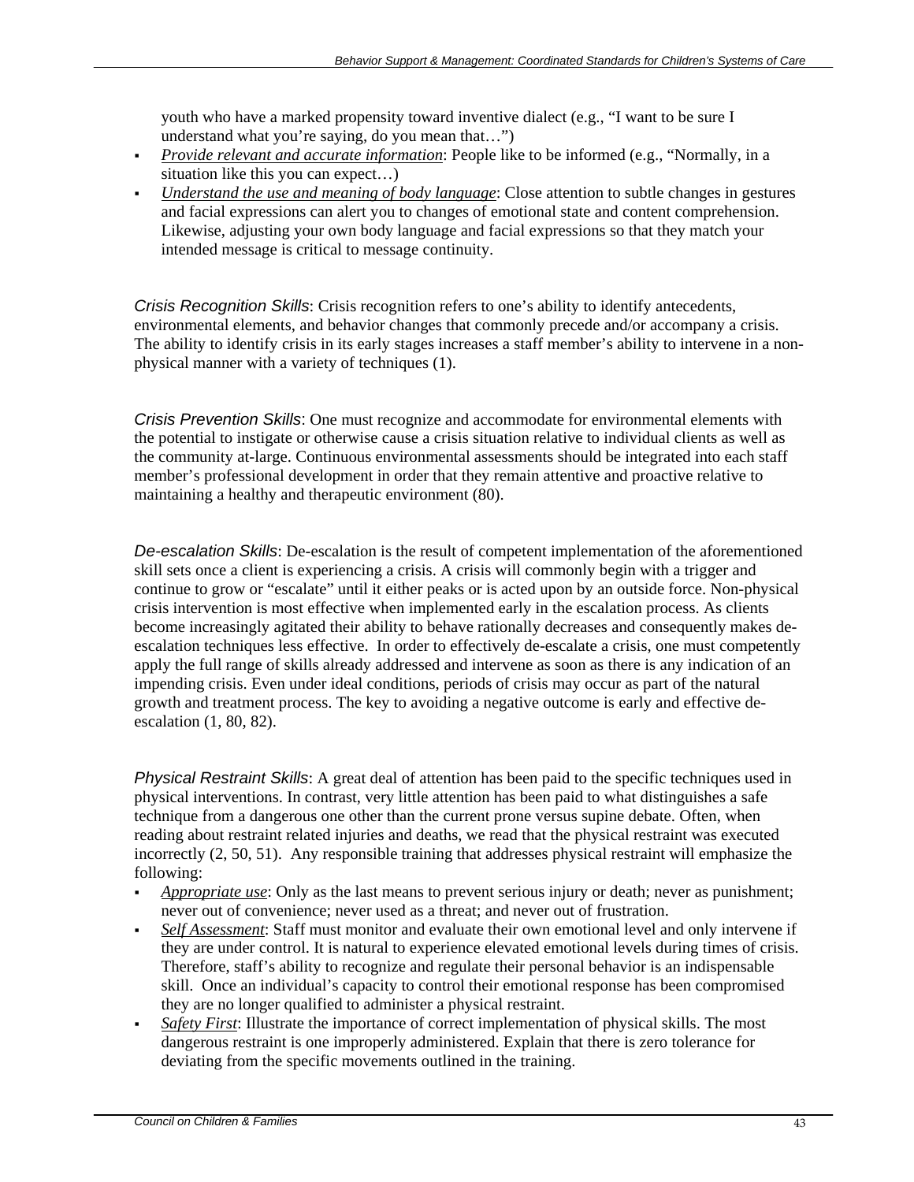youth who have a marked propensity toward inventive dialect (e.g., "I want to be sure I understand what you're saying, do you mean that…")

- *Provide relevant and accurate information*: People like to be informed (e.g., "Normally, in a situation like this you can expect…)
- *Understand the use and meaning of body language*: Close attention to subtle changes in gestures and facial expressions can alert you to changes of emotional state and content comprehension. Likewise, adjusting your own body language and facial expressions so that they match your intended message is critical to message continuity.

*Crisis Recognition Skills*: Crisis recognition refers to one's ability to identify antecedents, environmental elements, and behavior changes that commonly precede and/or accompany a crisis. The ability to identify crisis in its early stages increases a staff member's ability to intervene in a non-physical manner with a variety of techniques (1).

*Crisis Prevention Skills*: One must recognize and accommodate for environmental elements with the potential to instigate or otherwise cause a crisis situation relative to individual clients as well as the community at-large. Continuous environmental assessments should be integrated into each staff member's professional development in order that they remain attentive and proactive relative to maintaining a healthy and therapeutic environment (80).

*De-escalation Skills*: De-escalation is the result of competent implementation of the aforementioned skill sets once a client is experiencing a crisis. A crisis will commonly begin with a trigger and continue to grow or "escalate" until it either peaks or is acted upon by an outside force. Non-physical crisis intervention is most effective when implemented early in the escalation process. As clients become increasingly agitated their ability to behave rationally decreases and consequently makes de-escalation techniques less effective. In order to effectively de-escalate a crisis, one must competently apply the full range of skills already addressed and intervene as soon as there is any indication of an impending crisis. Even under ideal conditions, periods of crisis may occur as part of the natural growth and treatment process. The key to avoiding a negative outcome is early and effective de-escalation (1, 80, 82).

*Physical Restraint Skills*: A great deal of attention has been paid to the specific techniques used in physical interventions. In contrast, very little attention has been paid to what distinguishes a safe technique from a dangerous one other than the current prone versus supine debate. Often, when reading about restraint related injuries and deaths, we read that the physical restraint was executed incorrectly (2, 50, 51). Any responsible training that addresses physical restraint will emphasize the following:

- *Appropriate use*: Only as the last means to prevent serious injury or death; never as punishment; never out of convenience; never used as a threat; and never out of frustration.
- *Self Assessment*: Staff must monitor and evaluate their own emotional level and only intervene if they are under control. It is natural to experience elevated emotional levels during times of crisis. Therefore, staff's ability to recognize and regulate their personal behavior is an indispensable skill. Once an individual's capacity to control their emotional response has been compromised they are no longer qualified to administer a physical restraint.
- *Safety First*: Illustrate the importance of correct implementation of physical skills. The most dangerous restraint is one improperly administered. Explain that there is zero tolerance for deviating from the specific movements outlined in the training.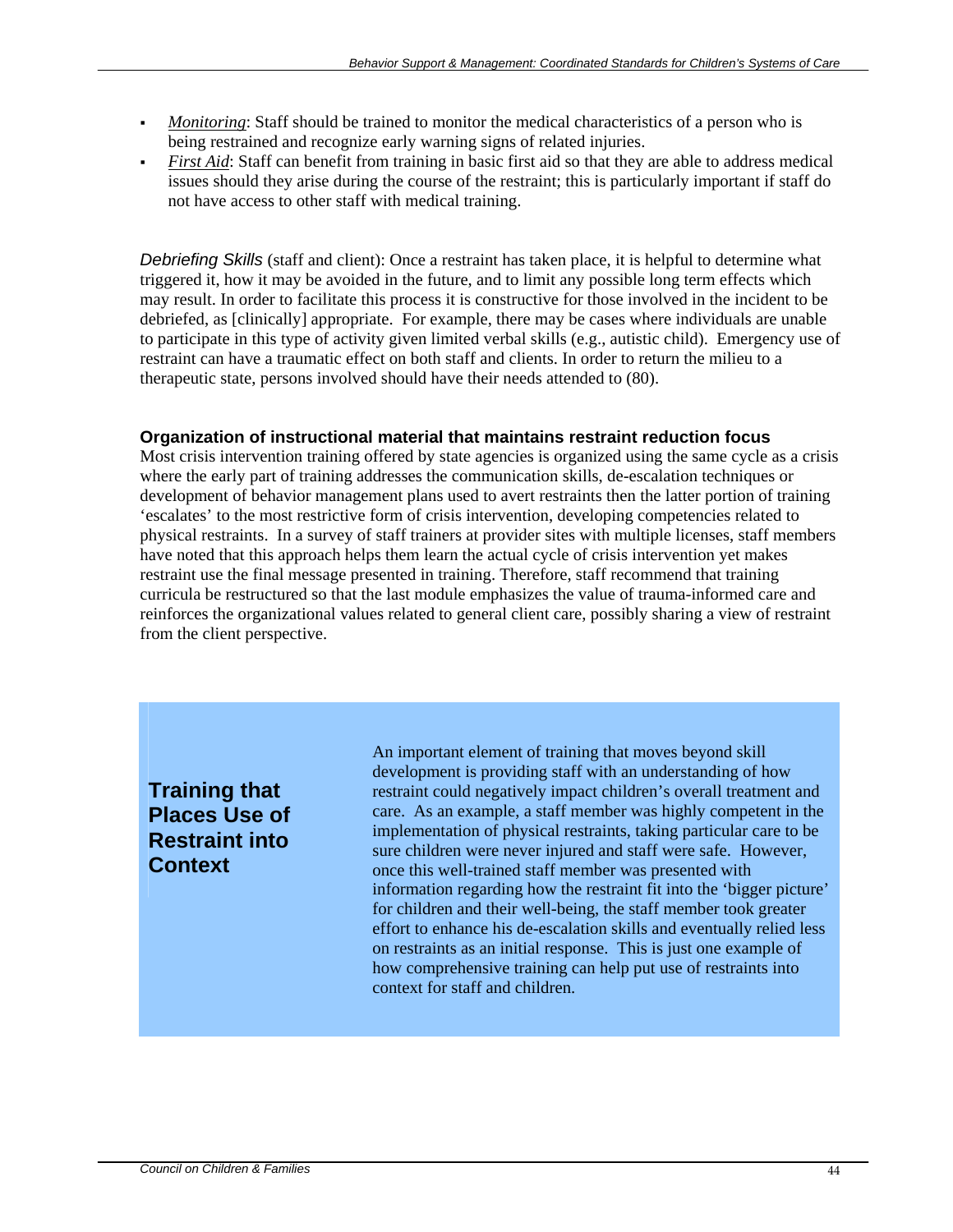- *Monitoring*: Staff should be trained to monitor the medical characteristics of a person who is being restrained and recognize early warning signs of related injuries.
- *First Aid*: Staff can benefit from training in basic first aid so that they are able to address medical issues should they arise during the course of the restraint; this is particularly important if staff do not have access to other staff with medical training.

*Debriefing Skills* (staff and client): Once a restraint has taken place, it is helpful to determine what triggered it, how it may be avoided in the future, and to limit any possible long term effects which may result. In order to facilitate this process it is constructive for those involved in the incident to be debriefed, as [clinically] appropriate. For example, there may be cases where individuals are unable to participate in this type of activity given limited verbal skills (e.g., autistic child). Emergency use of restraint can have a traumatic effect on both staff and clients. In order to return the milieu to a therapeutic state, persons involved should have their needs attended to (80).

### Organization of instructional material that maintains restraint reduction focus

Most crisis intervention training offered by state agencies is organized using the same cycle as a crisis where the early part of training addresses the communication skills, de-escalation techniques or development of behavior management plans used to avert restraints then the latter portion of training 'escalates' to the most restrictive form of crisis intervention, developing competencies related to physical restraints. In a survey of staff trainers at provider sites with multiple licenses, staff members have noted that this approach helps them learn the actual cycle of crisis intervention yet makes restraint use the final message presented in training. Therefore, staff recommend that training curricula be restructured so that the last module emphasizes the value of trauma-informed care and reinforces the organizational values related to general client care, possibly sharing a view of restraint from the client perspective.

**Training that Places Use of Restraint into Context**

An important element of training that moves beyond skill development is providing staff with an understanding of how restraint could negatively impact children's overall treatment and care. As an example, a staff member was highly competent in the implementation of physical restraints, taking particular care to be sure children were never injured and staff were safe. However, once this well-trained staff member was presented with information regarding how the restraint fit into the 'bigger picture' for children and their well-being, the staff member took greater effort to enhance his de-escalation skills and eventually relied less on restraints as an initial response. This is just one example of how comprehensive training can help put use of restraints into context for staff and children.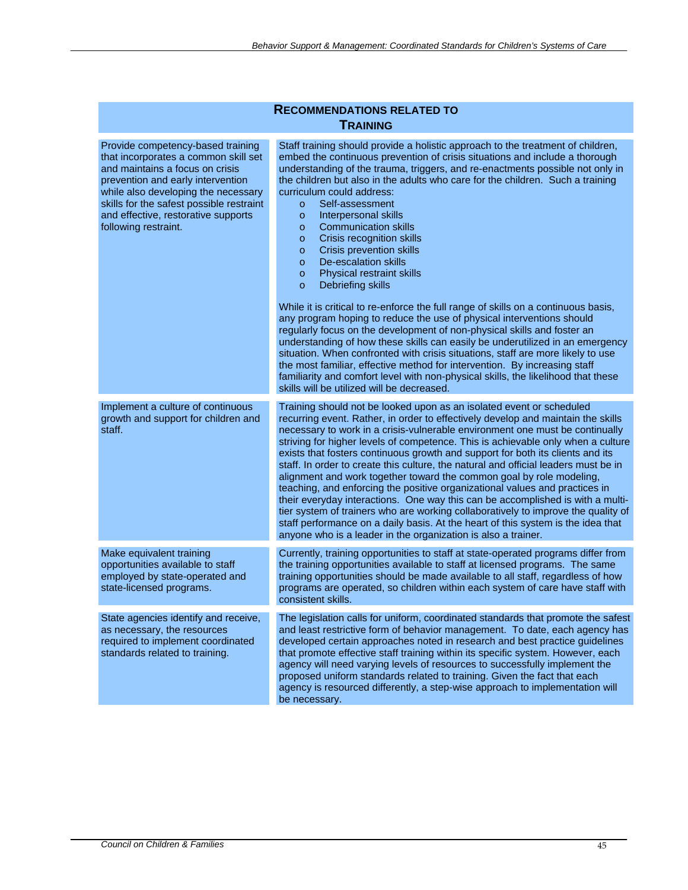## Recommendations Related to Training

| Recommendation | Description |
|---|---|
| Provide competency-based training that incorporates a common skill set and maintains a focus on crisis prevention and early intervention while also developing the necessary skills for the safest possible restraint and effective, restorative supports following restraint. | Staff training should provide a holistic approach to the treatment of children, embed the continuous prevention of crisis situations and include a thorough understanding of the trauma, triggers, and re-enactments possible not only in the children but also in the adults who care for the children. Such a training curriculum could address:<br>o Self-assessment<br>o Interpersonal skills<br>o Communication skills<br>o Crisis recognition skills<br>o Crisis prevention skills<br>o De-escalation skills<br>o Physical restraint skills<br>o Debriefing skills<br><br>While it is critical to re-enforce the full range of skills on a continuous basis, any program hoping to reduce the use of physical interventions should regularly focus on the development of non-physical skills and foster an understanding of how these skills can easily be underutilized in an emergency situation. When confronted with crisis situations, staff are more likely to use the most familiar, effective method for intervention. By increasing staff familiarity and comfort level with non-physical skills, the likelihood that these skills will be utilized will be decreased. |
| Implement a culture of continuous growth and support for children and staff. | Training should not be looked upon as an isolated event or scheduled recurring event. Rather, in order to effectively develop and maintain the skills necessary to work in a crisis-vulnerable environment one must be continually striving for higher levels of competence. This is achievable only when a culture exists that fosters continuous growth and support for both its clients and its staff. In order to create this culture, the natural and official leaders must be in alignment and work together toward the common goal by role modeling, teaching, and enforcing the positive organizational values and practices in their everyday interactions. One way this can be accomplished is with a multi-tier system of trainers who are working collaboratively to improve the quality of staff performance on a daily basis. At the heart of this system is the idea that anyone who is a leader in the organization is also a trainer. |
| Make equivalent training opportunities available to staff employed by state-operated and state-licensed programs. | Currently, training opportunities to staff at state-operated programs differ from the training opportunities available to staff at licensed programs. The same training opportunities should be made available to all staff, regardless of how programs are operated, so children within each system of care have staff with consistent skills. |
| State agencies identify and receive, as necessary, the resources required to implement coordinated standards related to training. | The legislation calls for uniform, coordinated standards that promote the safest and least restrictive form of behavior management. To date, each agency has developed certain approaches noted in research and best practice guidelines that promote effective staff training within its specific system. However, each agency will need varying levels of resources to successfully implement the proposed uniform standards related to training. Given the fact that each agency is resourced differently, a step-wise approach to implementation will be necessary. |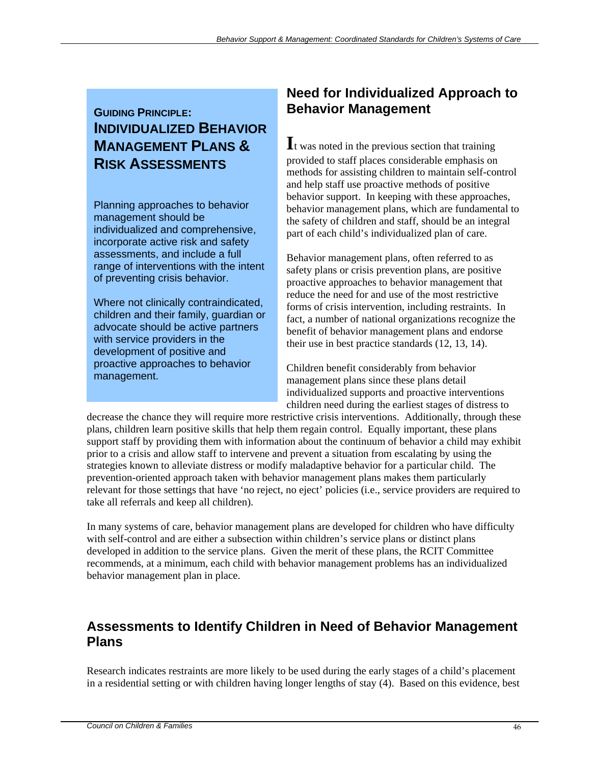**GUIDING PRINCIPLE:**
**INDIVIDUALIZED BEHAVIOR MANAGEMENT PLANS & RISK ASSESSMENTS**

Planning approaches to behavior management should be individualized and comprehensive, incorporate active risk and safety assessments, and include a full range of interventions with the intent of preventing crisis behavior.

Where not clinically contraindicated, children and their family, guardian or advocate should be active partners with service providers in the development of positive and proactive approaches to behavior management.

## Need for Individualized Approach to Behavior Management

It was noted in the previous section that training provided to staff places considerable emphasis on methods for assisting children to maintain self-control and help staff use proactive methods of positive behavior support. In keeping with these approaches, behavior management plans, which are fundamental to the safety of children and staff, should be an integral part of each child's individualized plan of care.

Behavior management plans, often referred to as safety plans or crisis prevention plans, are positive proactive approaches to behavior management that reduce the need for and use of the most restrictive forms of crisis intervention, including restraints. In fact, a number of national organizations recognize the benefit of behavior management plans and endorse their use in best practice standards (12, 13, 14).

Children benefit considerably from behavior management plans since these plans detail individualized supports and proactive interventions children need during the earliest stages of distress to decrease the chance they will require more restrictive crisis interventions. Additionally, through these plans, children learn positive skills that help them regain control. Equally important, these plans support staff by providing them with information about the continuum of behavior a child may exhibit prior to a crisis and allow staff to intervene and prevent a situation from escalating by using the strategies known to alleviate distress or modify maladaptive behavior for a particular child. The prevention-oriented approach taken with behavior management plans makes them particularly relevant for those settings that have 'no reject, no eject' policies (i.e., service providers are required to take all referrals and keep all children).

In many systems of care, behavior management plans are developed for children who have difficulty with self-control and are either a subsection within children's service plans or distinct plans developed in addition to the service plans. Given the merit of these plans, the RCIT Committee recommends, at a minimum, each child with behavior management problems has an individualized behavior management plan in place.

## Assessments to Identify Children in Need of Behavior Management Plans

Research indicates restraints are more likely to be used during the early stages of a child's placement in a residential setting or with children having longer lengths of stay (4). Based on this evidence, best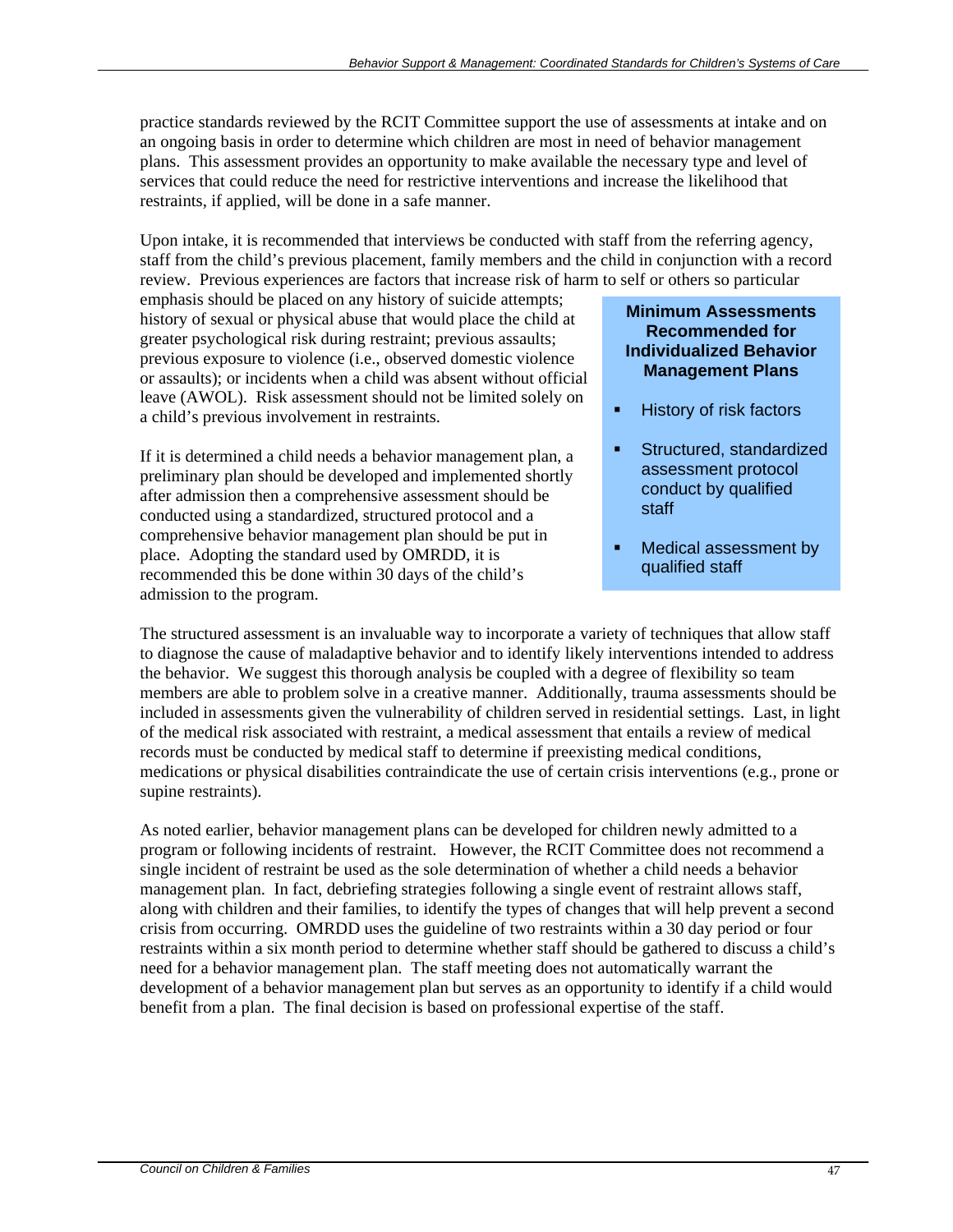practice standards reviewed by the RCIT Committee support the use of assessments at intake and on an ongoing basis in order to determine which children are most in need of behavior management plans. This assessment provides an opportunity to make available the necessary type and level of services that could reduce the need for restrictive interventions and increase the likelihood that restraints, if applied, will be done in a safe manner.

Upon intake, it is recommended that interviews be conducted with staff from the referring agency, staff from the child's previous placement, family members and the child in conjunction with a record review. Previous experiences are factors that increase risk of harm to self or others so particular emphasis should be placed on any history of suicide attempts; history of sexual or physical abuse that would place the child at greater psychological risk during restraint; previous assaults; previous exposure to violence (i.e., observed domestic violence or assaults); or incidents when a child was absent without official leave (AWOL). Risk assessment should not be limited solely on a child's previous involvement in restraints.

If it is determined a child needs a behavior management plan, a preliminary plan should be developed and implemented shortly after admission then a comprehensive assessment should be conducted using a standardized, structured protocol and a comprehensive behavior management plan should be put in place. Adopting the standard used by OMRDD, it is recommended this be done within 30 days of the child's admission to the program.

**Minimum Assessments Recommended for Individualized Behavior Management Plans**

- History of risk factors
- Structured, standardized assessment protocol conduct by qualified staff
- Medical assessment by qualified staff

The structured assessment is an invaluable way to incorporate a variety of techniques that allow staff to diagnose the cause of maladaptive behavior and to identify likely interventions intended to address the behavior. We suggest this thorough analysis be coupled with a degree of flexibility so team members are able to problem solve in a creative manner. Additionally, trauma assessments should be included in assessments given the vulnerability of children served in residential settings. Last, in light of the medical risk associated with restraint, a medical assessment that entails a review of medical records must be conducted by medical staff to determine if preexisting medical conditions, medications or physical disabilities contraindicate the use of certain crisis interventions (e.g., prone or supine restraints).

As noted earlier, behavior management plans can be developed for children newly admitted to a program or following incidents of restraint. However, the RCIT Committee does not recommend a single incident of restraint be used as the sole determination of whether a child needs a behavior management plan. In fact, debriefing strategies following a single event of restraint allows staff, along with children and their families, to identify the types of changes that will help prevent a second crisis from occurring. OMRDD uses the guideline of two restraints within a 30 day period or four restraints within a six month period to determine whether staff should be gathered to discuss a child's need for a behavior management plan. The staff meeting does not automatically warrant the development of a behavior management plan but serves as an opportunity to identify if a child would benefit from a plan. The final decision is based on professional expertise of the staff.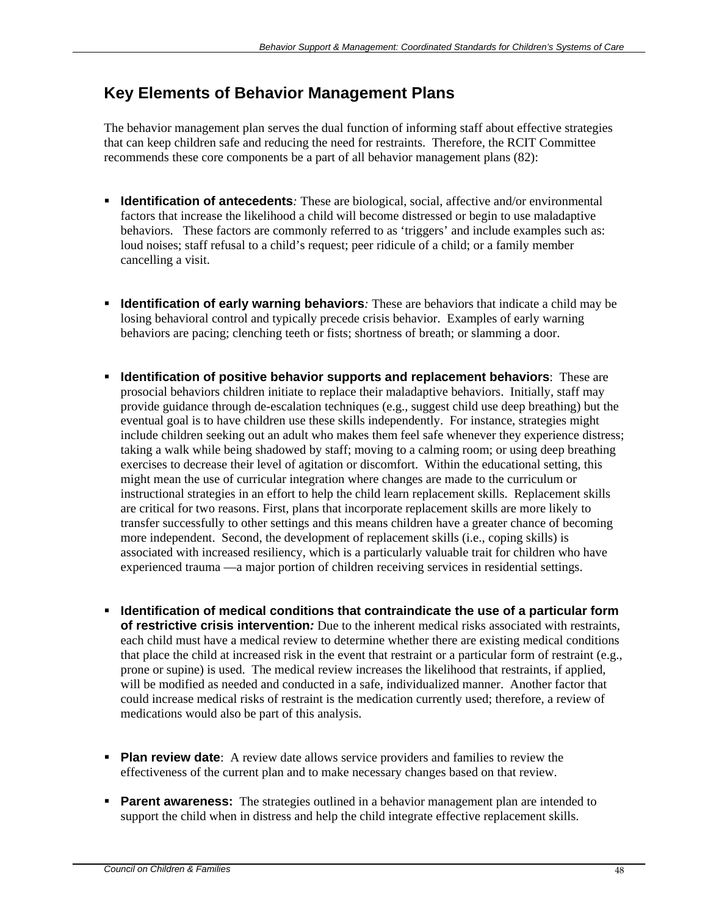## Key Elements of Behavior Management Plans

The behavior management plan serves the dual function of informing staff about effective strategies that can keep children safe and reducing the need for restraints. Therefore, the RCIT Committee recommends these core components be a part of all behavior management plans (82):

- **Identification of antecedents***:* These are biological, social, affective and/or environmental factors that increase the likelihood a child will become distressed or begin to use maladaptive behaviors. These factors are commonly referred to as 'triggers' and include examples such as: loud noises; staff refusal to a child's request; peer ridicule of a child; or a family member cancelling a visit.

- **Identification of early warning behaviors***:* These are behaviors that indicate a child may be losing behavioral control and typically precede crisis behavior. Examples of early warning behaviors are pacing; clenching teeth or fists; shortness of breath; or slamming a door.

- **Identification of positive behavior supports and replacement behaviors**: These are prosocial behaviors children initiate to replace their maladaptive behaviors. Initially, staff may provide guidance through de-escalation techniques (e.g., suggest child use deep breathing) but the eventual goal is to have children use these skills independently. For instance, strategies might include children seeking out an adult who makes them feel safe whenever they experience distress; taking a walk while being shadowed by staff; moving to a calming room; or using deep breathing exercises to decrease their level of agitation or discomfort. Within the educational setting, this might mean the use of curricular integration where changes are made to the curriculum or instructional strategies in an effort to help the child learn replacement skills. Replacement skills are critical for two reasons. First, plans that incorporate replacement skills are more likely to transfer successfully to other settings and this means children have a greater chance of becoming more independent. Second, the development of replacement skills (i.e., coping skills) is associated with increased resiliency, which is a particularly valuable trait for children who have experienced trauma —a major portion of children receiving services in residential settings.

- **Identification of medical conditions that contraindicate the use of a particular form of restrictive crisis intervention***:* Due to the inherent medical risks associated with restraints, each child must have a medical review to determine whether there are existing medical conditions that place the child at increased risk in the event that restraint or a particular form of restraint (e.g., prone or supine) is used. The medical review increases the likelihood that restraints, if applied, will be modified as needed and conducted in a safe, individualized manner. Another factor that could increase medical risks of restraint is the medication currently used; therefore, a review of medications would also be part of this analysis.

- **Plan review date**: A review date allows service providers and families to review the effectiveness of the current plan and to make necessary changes based on that review.

- **Parent awareness:** The strategies outlined in a behavior management plan are intended to support the child when in distress and help the child integrate effective replacement skills.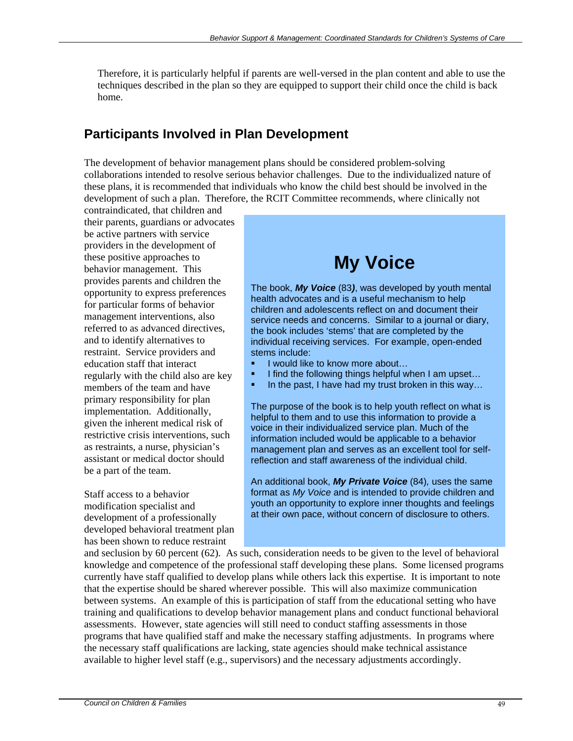Therefore, it is particularly helpful if parents are well-versed in the plan content and able to use the techniques described in the plan so they are equipped to support their child once the child is back home.

## Participants Involved in Plan Development

The development of behavior management plans should be considered problem-solving collaborations intended to resolve serious behavior challenges. Due to the individualized nature of these plans, it is recommended that individuals who know the child best should be involved in the development of such a plan. Therefore, the RCIT Committee recommends, where clinically not contraindicated, that children and their parents, guardians or advocates be active partners with service providers in the development of these positive approaches to behavior management. This provides parents and children the opportunity to express preferences for particular forms of behavior management interventions, also referred to as advanced directives, and to identify alternatives to restraint. Service providers and education staff that interact regularly with the child also are key members of the team and have primary responsibility for plan implementation. Additionally, given the inherent medical risk of restrictive crisis interventions, such as restraints, a nurse, physician's assistant or medical doctor should be a part of the team.

Staff access to a behavior modification specialist and development of a professionally developed behavioral treatment plan has been shown to reduce restraint and seclusion by 60 percent (62). As such, consideration needs to be given to the level of behavioral knowledge and competence of the professional staff developing these plans. Some licensed programs currently have staff qualified to develop plans while others lack this expertise. It is important to note that the expertise should be shared wherever possible. This will also maximize communication between systems. An example of this is participation of staff from the educational setting who have training and qualifications to develop behavior management plans and conduct functional behavioral assessments. However, state agencies will still need to conduct staffing assessments in those programs that have qualified staff and make the necessary staffing adjustments. In programs where the necessary staff qualifications are lacking, state agencies should make technical assistance available to higher level staff (e.g., supervisors) and the necessary adjustments accordingly.

> ## My Voice
>
> The book, ***My Voice*** (83***)***, was developed by youth mental health advocates and is a useful mechanism to help children and adolescents reflect on and document their service needs and concerns. Similar to a journal or diary, the book includes 'stems' that are completed by the individual receiving services. For example, open-ended stems include:
>
> - I would like to know more about…
> - I find the following things helpful when I am upset…
> - In the past, I have had my trust broken in this way…
>
> The purpose of the book is to help youth reflect on what is helpful to them and to use this information to provide a voice in their individualized service plan. Much of the information included would be applicable to a behavior management plan and serves as an excellent tool for self-reflection and staff awareness of the individual child.
>
> An additional book, ***My Private Voice*** (84)*,* uses the same format as *My Voice* and is intended to provide children and youth an opportunity to explore inner thoughts and feelings at their own pace, without concern of disclosure to others.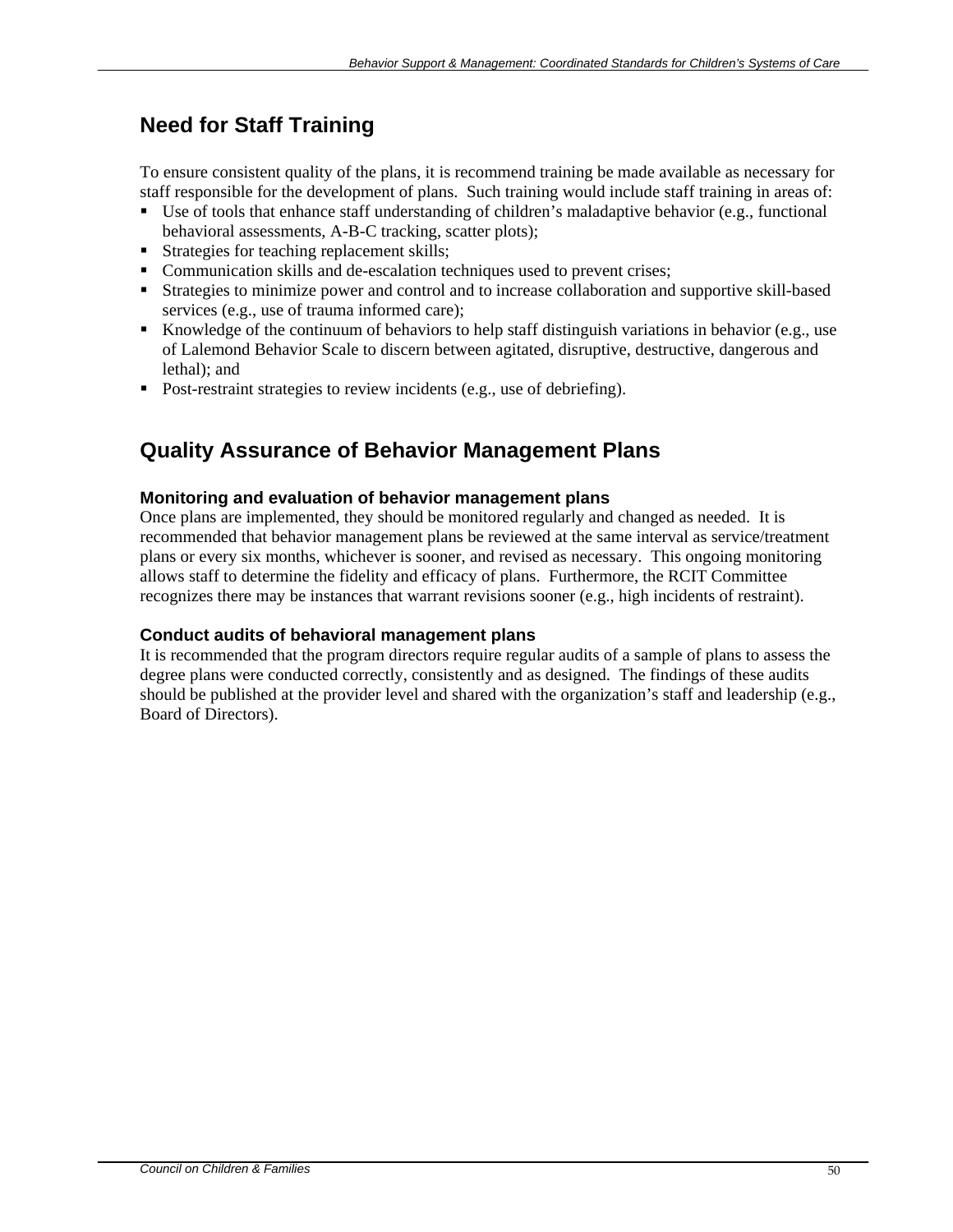## Need for Staff Training

To ensure consistent quality of the plans, it is recommend training be made available as necessary for staff responsible for the development of plans. Such training would include staff training in areas of:

- Use of tools that enhance staff understanding of children's maladaptive behavior (e.g., functional behavioral assessments, A-B-C tracking, scatter plots);
- Strategies for teaching replacement skills;
- Communication skills and de-escalation techniques used to prevent crises;
- Strategies to minimize power and control and to increase collaboration and supportive skill-based services (e.g., use of trauma informed care);
- Knowledge of the continuum of behaviors to help staff distinguish variations in behavior (e.g., use of Lalemond Behavior Scale to discern between agitated, disruptive, destructive, dangerous and lethal); and
- Post-restraint strategies to review incidents (e.g., use of debriefing).

## Quality Assurance of Behavior Management Plans

### Monitoring and evaluation of behavior management plans

Once plans are implemented, they should be monitored regularly and changed as needed. It is recommended that behavior management plans be reviewed at the same interval as service/treatment plans or every six months, whichever is sooner, and revised as necessary. This ongoing monitoring allows staff to determine the fidelity and efficacy of plans. Furthermore, the RCIT Committee recognizes there may be instances that warrant revisions sooner (e.g., high incidents of restraint).

### Conduct audits of behavioral management plans

It is recommended that the program directors require regular audits of a sample of plans to assess the degree plans were conducted correctly, consistently and as designed. The findings of these audits should be published at the provider level and shared with the organization's staff and leadership (e.g., Board of Directors).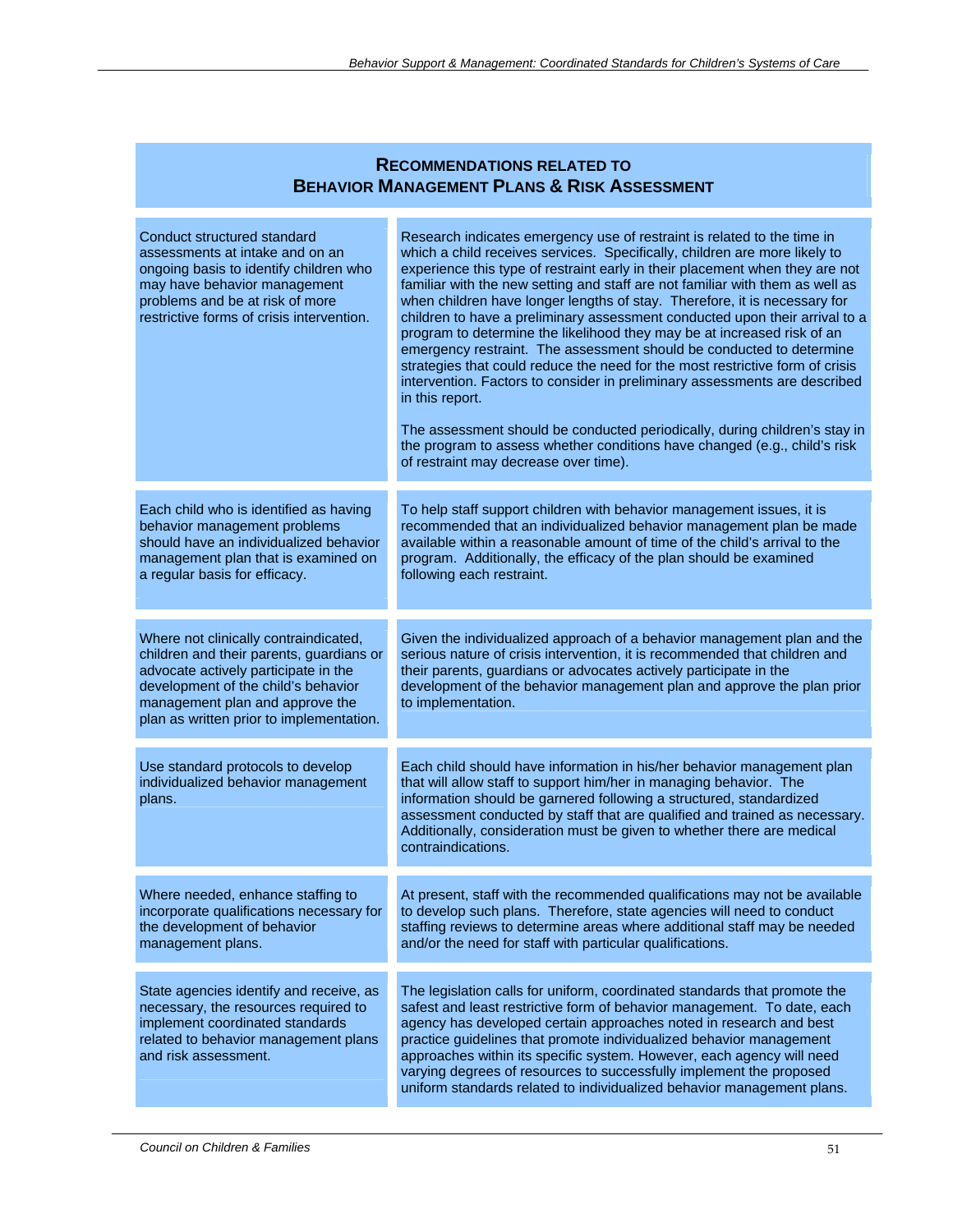## Recommendations Related to Behavior Management Plans & Risk Assessment

| Recommendation | Rationale |
|---|---|
| Conduct structured standard assessments at intake and on an ongoing basis to identify children who may have behavior management problems and be at risk of more restrictive forms of crisis intervention. | Research indicates emergency use of restraint is related to the time in which a child receives services. Specifically, children are more likely to experience this type of restraint early in their placement when they are not familiar with the new setting and staff are not familiar with them as well as when children have longer lengths of stay. Therefore, it is necessary for children to have a preliminary assessment conducted upon their arrival to a program to determine the likelihood they may be at increased risk of an emergency restraint. The assessment should be conducted to determine strategies that could reduce the need for the most restrictive form of crisis intervention. Factors to consider in preliminary assessments are described in this report.<br><br>The assessment should be conducted periodically, during children's stay in the program to assess whether conditions have changed (e.g., child's risk of restraint may decrease over time). |
| Each child who is identified as having behavior management problems should have an individualized behavior management plan that is examined on a regular basis for efficacy. | To help staff support children with behavior management issues, it is recommended that an individualized behavior management plan be made available within a reasonable amount of time of the child's arrival to the program. Additionally, the efficacy of the plan should be examined following each restraint. |
| Where not clinically contraindicated, children and their parents, guardians or advocate actively participate in the development of the child's behavior management plan and approve the plan as written prior to implementation. | Given the individualized approach of a behavior management plan and the serious nature of crisis intervention, it is recommended that children and their parents, guardians or advocates actively participate in the development of the behavior management plan and approve the plan prior to implementation. |
| Use standard protocols to develop individualized behavior management plans. | Each child should have information in his/her behavior management plan that will allow staff to support him/her in managing behavior. The information should be garnered following a structured, standardized assessment conducted by staff that are qualified and trained as necessary. Additionally, consideration must be given to whether there are medical contraindications. |
| Where needed, enhance staffing to incorporate qualifications necessary for the development of behavior management plans. | At present, staff with the recommended qualifications may not be available to develop such plans. Therefore, state agencies will need to conduct staffing reviews to determine areas where additional staff may be needed and/or the need for staff with particular qualifications. |
| State agencies identify and receive, as necessary, the resources required to implement coordinated standards related to behavior management plans and risk assessment. | The legislation calls for uniform, coordinated standards that promote the safest and least restrictive form of behavior management. To date, each agency has developed certain approaches noted in research and best practice guidelines that promote individualized behavior management approaches within its specific system. However, each agency will need varying degrees of resources to successfully implement the proposed uniform standards related to individualized behavior management plans. |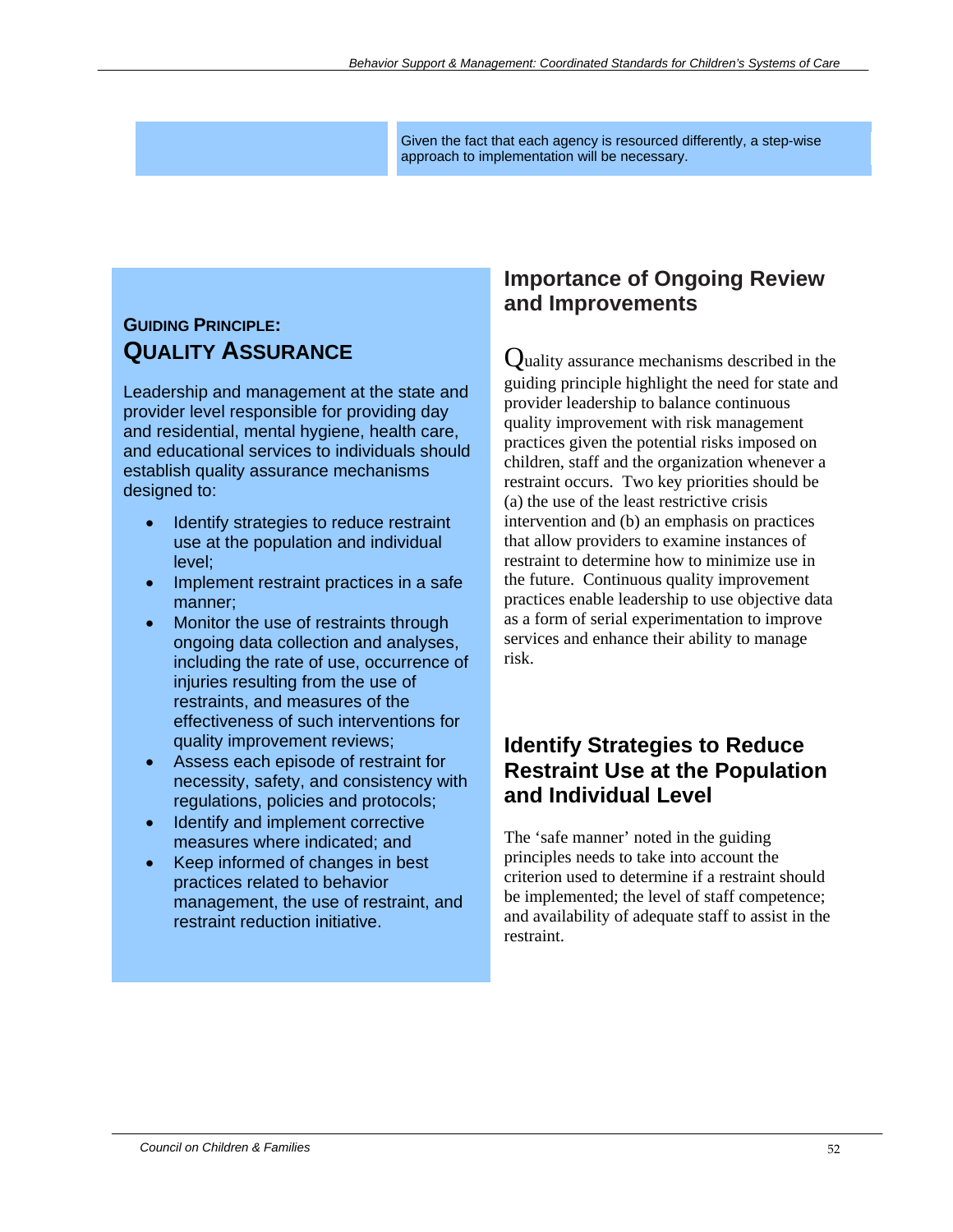Given the fact that each agency is resourced differently, a step-wise approach to implementation will be necessary.

### GUIDING PRINCIPLE:
## QUALITY ASSURANCE

Leadership and management at the state and provider level responsible for providing day and residential, mental hygiene, health care, and educational services to individuals should establish quality assurance mechanisms designed to:

- Identify strategies to reduce restraint use at the population and individual level;
- Implement restraint practices in a safe manner;
- Monitor the use of restraints through ongoing data collection and analyses, including the rate of use, occurrence of injuries resulting from the use of restraints, and measures of the effectiveness of such interventions for quality improvement reviews;
- Assess each episode of restraint for necessity, safety, and consistency with regulations, policies and protocols;
- Identify and implement corrective measures where indicated; and
- Keep informed of changes in best practices related to behavior management, the use of restraint, and restraint reduction initiative.

## Importance of Ongoing Review and Improvements

Quality assurance mechanisms described in the guiding principle highlight the need for state and provider leadership to balance continuous quality improvement with risk management practices given the potential risks imposed on children, staff and the organization whenever a restraint occurs. Two key priorities should be (a) the use of the least restrictive crisis intervention and (b) an emphasis on practices that allow providers to examine instances of restraint to determine how to minimize use in the future. Continuous quality improvement practices enable leadership to use objective data as a form of serial experimentation to improve services and enhance their ability to manage risk.

## Identify Strategies to Reduce Restraint Use at the Population and Individual Level

The 'safe manner' noted in the guiding principles needs to take into account the criterion used to determine if a restraint should be implemented; the level of staff competence; and availability of adequate staff to assist in the restraint.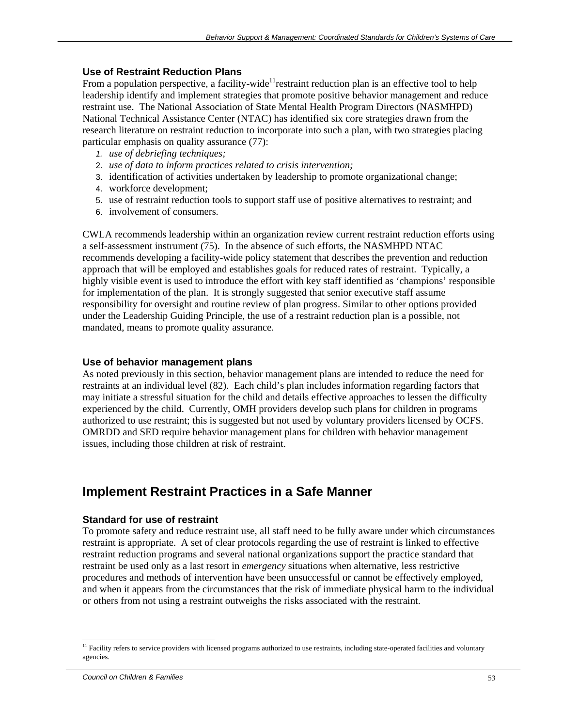### Use of Restraint Reduction Plans

From a population perspective, a facility-wide[11] restraint reduction plan is an effective tool to help leadership identify and implement strategies that promote positive behavior management and reduce restraint use. The National Association of State Mental Health Program Directors (NASMHPD) National Technical Assistance Center (NTAC) has identified six core strategies drawn from the research literature on restraint reduction to incorporate into such a plan, with two strategies placing particular emphasis on quality assurance (77):

1. *use of debriefing techniques;*
2. *use of data to inform practices related to crisis intervention;*
3. identification of activities undertaken by leadership to promote organizational change;
4. workforce development;
5. use of restraint reduction tools to support staff use of positive alternatives to restraint; and
6. involvement of consumers.

CWLA recommends leadership within an organization review current restraint reduction efforts using a self-assessment instrument (75). In the absence of such efforts, the NASMHPD NTAC recommends developing a facility-wide policy statement that describes the prevention and reduction approach that will be employed and establishes goals for reduced rates of restraint. Typically, a highly visible event is used to introduce the effort with key staff identified as 'champions' responsible for implementation of the plan. It is strongly suggested that senior executive staff assume responsibility for oversight and routine review of plan progress. Similar to other options provided under the Leadership Guiding Principle, the use of a restraint reduction plan is a possible, not mandated, means to promote quality assurance.

### Use of behavior management plans

As noted previously in this section, behavior management plans are intended to reduce the need for restraints at an individual level (82). Each child's plan includes information regarding factors that may initiate a stressful situation for the child and details effective approaches to lessen the difficulty experienced by the child. Currently, OMH providers develop such plans for children in programs authorized to use restraint; this is suggested but not used by voluntary providers licensed by OCFS. OMRDD and SED require behavior management plans for children with behavior management issues, including those children at risk of restraint.

## Implement Restraint Practices in a Safe Manner

### Standard for use of restraint

To promote safety and reduce restraint use, all staff need to be fully aware under which circumstances restraint is appropriate. A set of clear protocols regarding the use of restraint is linked to effective restraint reduction programs and several national organizations support the practice standard that restraint be used only as a last resort in *emergency* situations when alternative, less restrictive procedures and methods of intervention have been unsuccessful or cannot be effectively employed, and when it appears from the circumstances that the risk of immediate physical harm to the individual or others from not using a restraint outweighs the risks associated with the restraint.

[11] Facility refers to service providers with licensed programs authorized to use restraints, including state-operated facilities and voluntary agencies.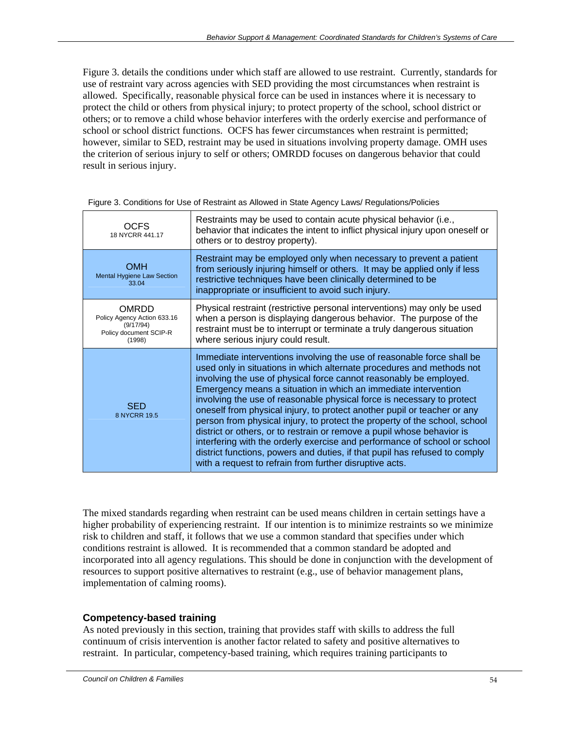Figure 3. details the conditions under which staff are allowed to use restraint. Currently, standards for use of restraint vary across agencies with SED providing the most circumstances when restraint is allowed. Specifically, reasonable physical force can be used in instances where it is necessary to protect the child or others from physical injury; to protect property of the school, school district or others; or to remove a child whose behavior interferes with the orderly exercise and performance of school or school district functions. OCFS has fewer circumstances when restraint is permitted; however, similar to SED, restraint may be used in situations involving property damage. OMH uses the criterion of serious injury to self or others; OMRDD focuses on dangerous behavior that could result in serious injury.

Figure 3. Conditions for Use of Restraint as Allowed in State Agency Laws/ Regulations/Policies

| Agency | Conditions |
|---|---|
| OCFS<br>18 NYCRR 441.17 | Restraints may be used to contain acute physical behavior (i.e., behavior that indicates the intent to inflict physical injury upon oneself or others or to destroy property). |
| OMH<br>Mental Hygiene Law Section 33.04 | Restraint may be employed only when necessary to prevent a patient from seriously injuring himself or others. It may be applied only if less restrictive techniques have been clinically determined to be inappropriate or insufficient to avoid such injury. |
| OMRDD<br>Policy Agency Action 633.16 (9/17/94)<br>Policy document SCIP-R (1998) | Physical restraint (restrictive personal interventions) may only be used when a person is displaying dangerous behavior. The purpose of the restraint must be to interrupt or terminate a truly dangerous situation where serious injury could result. |
| SED<br>8 NYCRR 19.5 | Immediate interventions involving the use of reasonable force shall be used only in situations in which alternate procedures and methods not involving the use of physical force cannot reasonably be employed. Emergency means a situation in which an immediate intervention involving the use of reasonable physical force is necessary to protect oneself from physical injury, to protect another pupil or teacher or any person from physical injury, to protect the property of the school, school district or others, or to restrain or remove a pupil whose behavior is interfering with the orderly exercise and performance of school or school district functions, powers and duties, if that pupil has refused to comply with a request to refrain from further disruptive acts. |

The mixed standards regarding when restraint can be used means children in certain settings have a higher probability of experiencing restraint. If our intention is to minimize restraints so we minimize risk to children and staff, it follows that we use a common standard that specifies under which conditions restraint is allowed. It is recommended that a common standard be adopted and incorporated into all agency regulations. This should be done in conjunction with the development of resources to support positive alternatives to restraint (e.g., use of behavior management plans, implementation of calming rooms).

### Competency-based training

As noted previously in this section, training that provides staff with skills to address the full continuum of crisis intervention is another factor related to safety and positive alternatives to restraint. In particular, competency-based training, which requires training participants to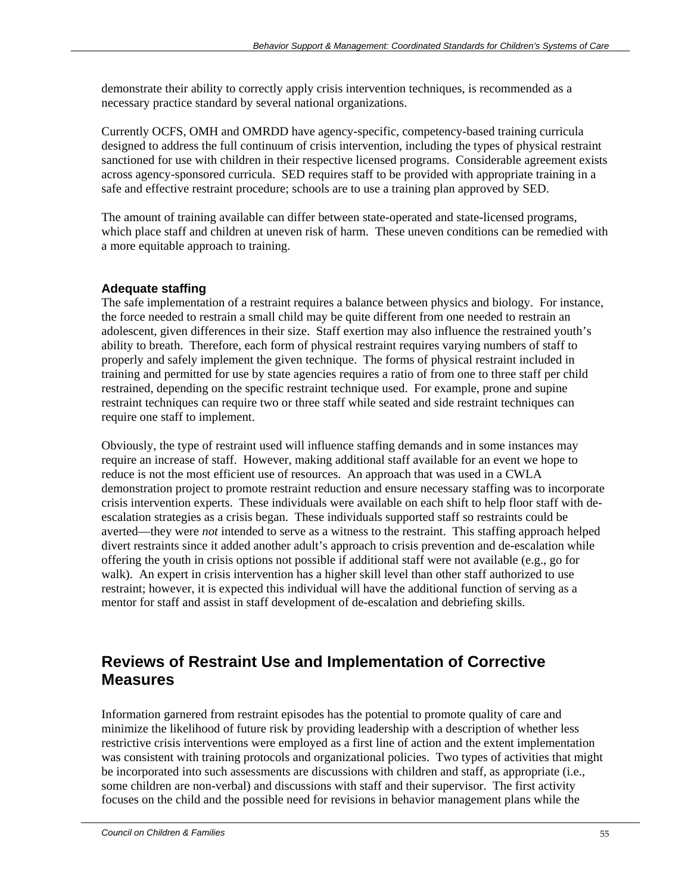demonstrate their ability to correctly apply crisis intervention techniques, is recommended as a necessary practice standard by several national organizations.

Currently OCFS, OMH and OMRDD have agency-specific, competency-based training curricula designed to address the full continuum of crisis intervention, including the types of physical restraint sanctioned for use with children in their respective licensed programs. Considerable agreement exists across agency-sponsored curricula. SED requires staff to be provided with appropriate training in a safe and effective restraint procedure; schools are to use a training plan approved by SED.

The amount of training available can differ between state-operated and state-licensed programs, which place staff and children at uneven risk of harm. These uneven conditions can be remedied with a more equitable approach to training.

### Adequate staffing

The safe implementation of a restraint requires a balance between physics and biology. For instance, the force needed to restrain a small child may be quite different from one needed to restrain an adolescent, given differences in their size. Staff exertion may also influence the restrained youth's ability to breath. Therefore, each form of physical restraint requires varying numbers of staff to properly and safely implement the given technique. The forms of physical restraint included in training and permitted for use by state agencies requires a ratio of from one to three staff per child restrained, depending on the specific restraint technique used. For example, prone and supine restraint techniques can require two or three staff while seated and side restraint techniques can require one staff to implement.

Obviously, the type of restraint used will influence staffing demands and in some instances may require an increase of staff. However, making additional staff available for an event we hope to reduce is not the most efficient use of resources. An approach that was used in a CWLA demonstration project to promote restraint reduction and ensure necessary staffing was to incorporate crisis intervention experts. These individuals were available on each shift to help floor staff with de-escalation strategies as a crisis began. These individuals supported staff so restraints could be averted—they were *not* intended to serve as a witness to the restraint. This staffing approach helped divert restraints since it added another adult's approach to crisis prevention and de-escalation while offering the youth in crisis options not possible if additional staff were not available (e.g., go for walk). An expert in crisis intervention has a higher skill level than other staff authorized to use restraint; however, it is expected this individual will have the additional function of serving as a mentor for staff and assist in staff development of de-escalation and debriefing skills.

## Reviews of Restraint Use and Implementation of Corrective Measures

Information garnered from restraint episodes has the potential to promote quality of care and minimize the likelihood of future risk by providing leadership with a description of whether less restrictive crisis interventions were employed as a first line of action and the extent implementation was consistent with training protocols and organizational policies. Two types of activities that might be incorporated into such assessments are discussions with children and staff, as appropriate (i.e., some children are non-verbal) and discussions with staff and their supervisor. The first activity focuses on the child and the possible need for revisions in behavior management plans while the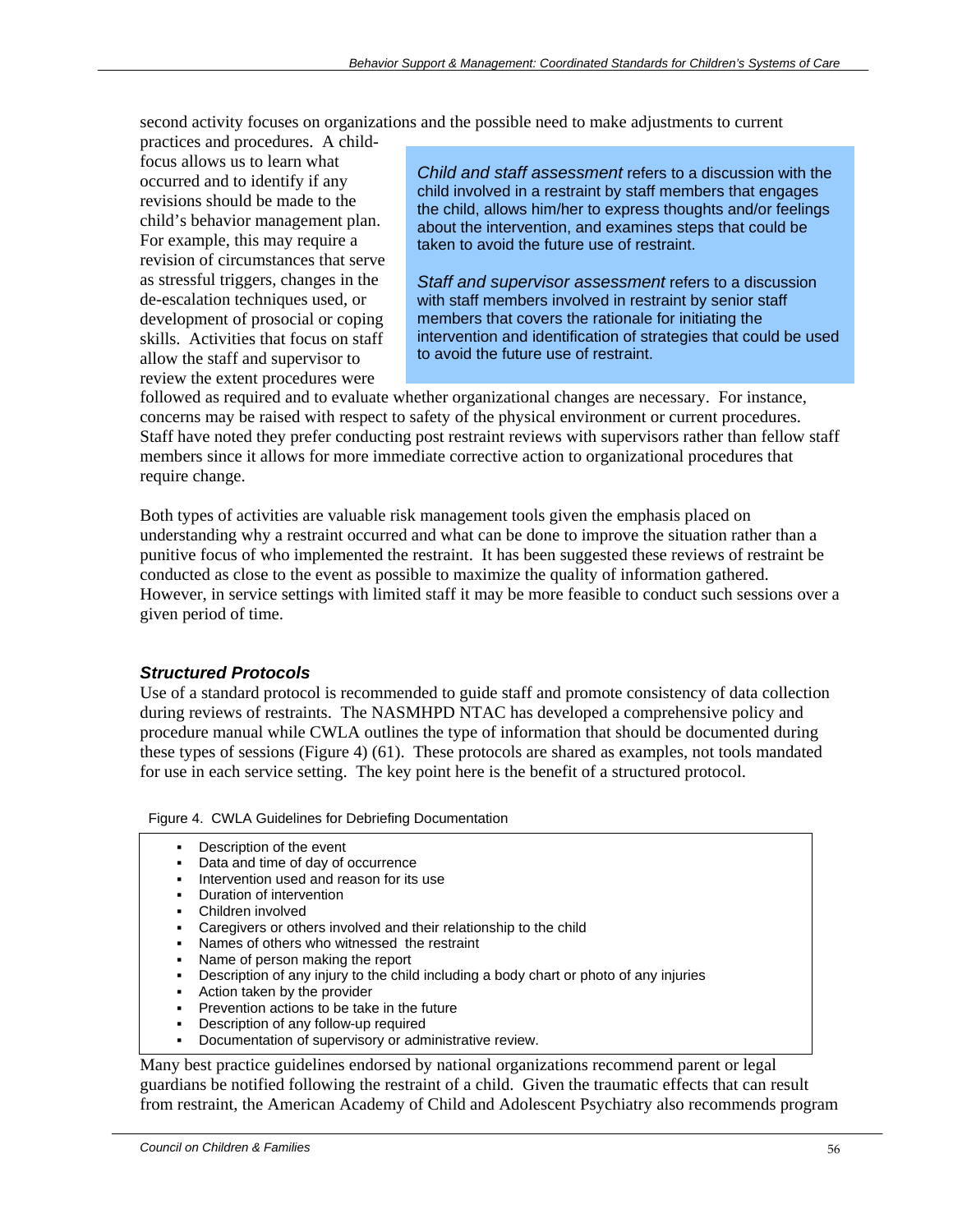second activity focuses on organizations and the possible need to make adjustments to current practices and procedures. A child-focus allows us to learn what occurred and to identify if any revisions should be made to the child's behavior management plan. For example, this may require a revision of circumstances that serve as stressful triggers, changes in the de-escalation techniques used, or development of prosocial or coping skills. Activities that focus on staff allow the staff and supervisor to review the extent procedures were followed as required and to evaluate whether organizational changes are necessary. For instance, concerns may be raised with respect to safety of the physical environment or current procedures. Staff have noted they prefer conducting post restraint reviews with supervisors rather than fellow staff members since it allows for more immediate corrective action to organizational procedures that require change.

> *Child and staff assessment* refers to a discussion with the child involved in a restraint by staff members that engages the child, allows him/her to express thoughts and/or feelings about the intervention, and examines steps that could be taken to avoid the future use of restraint.
>
> *Staff and supervisor assessment* refers to a discussion with staff members involved in restraint by senior staff members that covers the rationale for initiating the intervention and identification of strategies that could be used to avoid the future use of restraint.

Both types of activities are valuable risk management tools given the emphasis placed on understanding why a restraint occurred and what can be done to improve the situation rather than a punitive focus of who implemented the restraint. It has been suggested these reviews of restraint be conducted as close to the event as possible to maximize the quality of information gathered. However, in service settings with limited staff it may be more feasible to conduct such sessions over a given period of time.

### *Structured Protocols*

Use of a standard protocol is recommended to guide staff and promote consistency of data collection during reviews of restraints. The NASMHPD NTAC has developed a comprehensive policy and procedure manual while CWLA outlines the type of information that should be documented during these types of sessions (Figure 4) (61). These protocols are shared as examples, not tools mandated for use in each service setting. The key point here is the benefit of a structured protocol.

Figure 4. CWLA Guidelines for Debriefing Documentation

- Description of the event
- Data and time of day of occurrence
- Intervention used and reason for its use
- Duration of intervention
- Children involved
- Caregivers or others involved and their relationship to the child
- Names of others who witnessed the restraint
- Name of person making the report
- Description of any injury to the child including a body chart or photo of any injuries
- Action taken by the provider
- Prevention actions to be take in the future
- Description of any follow-up required
- Documentation of supervisory or administrative review.

Many best practice guidelines endorsed by national organizations recommend parent or legal guardians be notified following the restraint of a child. Given the traumatic effects that can result from restraint, the American Academy of Child and Adolescent Psychiatry also recommends program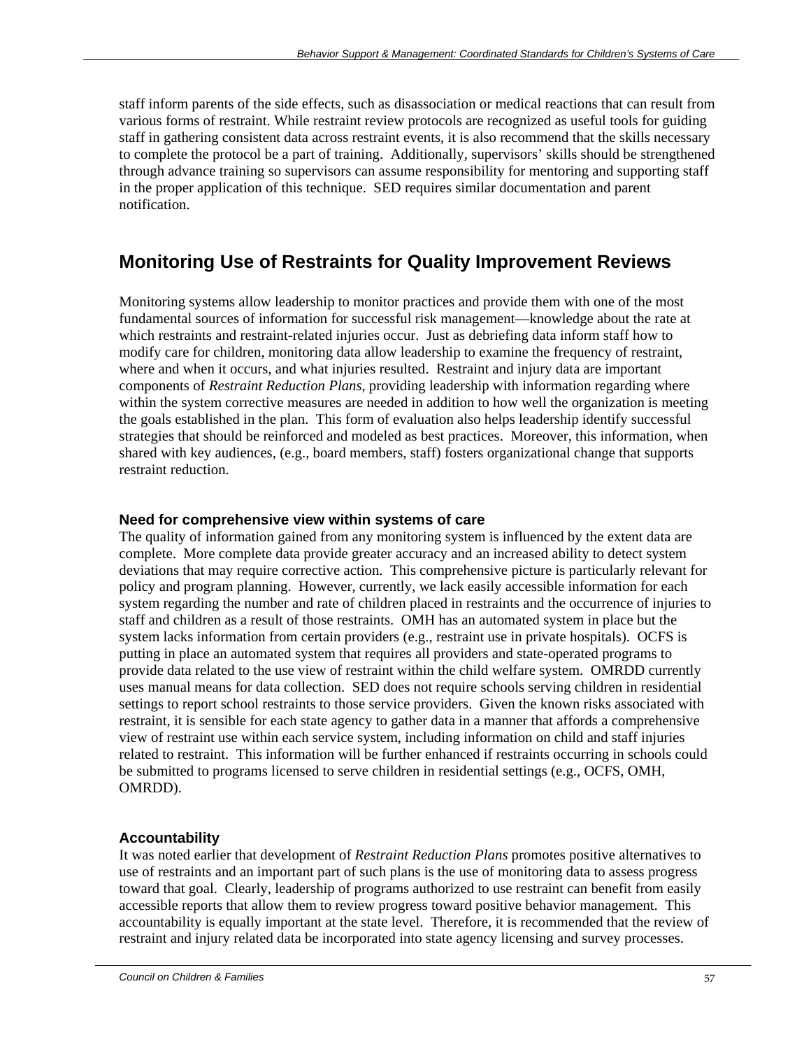staff inform parents of the side effects, such as disassociation or medical reactions that can result from various forms of restraint. While restraint review protocols are recognized as useful tools for guiding staff in gathering consistent data across restraint events, it is also recommend that the skills necessary to complete the protocol be a part of training. Additionally, supervisors' skills should be strengthened through advance training so supervisors can assume responsibility for mentoring and supporting staff in the proper application of this technique. SED requires similar documentation and parent notification.

## Monitoring Use of Restraints for Quality Improvement Reviews

Monitoring systems allow leadership to monitor practices and provide them with one of the most fundamental sources of information for successful risk management—knowledge about the rate at which restraints and restraint-related injuries occur. Just as debriefing data inform staff how to modify care for children, monitoring data allow leadership to examine the frequency of restraint, where and when it occurs, and what injuries resulted. Restraint and injury data are important components of *Restraint Reduction Plans*, providing leadership with information regarding where within the system corrective measures are needed in addition to how well the organization is meeting the goals established in the plan. This form of evaluation also helps leadership identify successful strategies that should be reinforced and modeled as best practices. Moreover, this information, when shared with key audiences, (e.g., board members, staff) fosters organizational change that supports restraint reduction.

### Need for comprehensive view within systems of care

The quality of information gained from any monitoring system is influenced by the extent data are complete. More complete data provide greater accuracy and an increased ability to detect system deviations that may require corrective action. This comprehensive picture is particularly relevant for policy and program planning. However, currently, we lack easily accessible information for each system regarding the number and rate of children placed in restraints and the occurrence of injuries to staff and children as a result of those restraints. OMH has an automated system in place but the system lacks information from certain providers (e.g., restraint use in private hospitals). OCFS is putting in place an automated system that requires all providers and state-operated programs to provide data related to the use view of restraint within the child welfare system. OMRDD currently uses manual means for data collection. SED does not require schools serving children in residential settings to report school restraints to those service providers. Given the known risks associated with restraint, it is sensible for each state agency to gather data in a manner that affords a comprehensive view of restraint use within each service system, including information on child and staff injuries related to restraint. This information will be further enhanced if restraints occurring in schools could be submitted to programs licensed to serve children in residential settings (e.g., OCFS, OMH, OMRDD).

### Accountability

It was noted earlier that development of *Restraint Reduction Plans* promotes positive alternatives to use of restraints and an important part of such plans is the use of monitoring data to assess progress toward that goal. Clearly, leadership of programs authorized to use restraint can benefit from easily accessible reports that allow them to review progress toward positive behavior management. This accountability is equally important at the state level. Therefore, it is recommended that the review of restraint and injury related data be incorporated into state agency licensing and survey processes.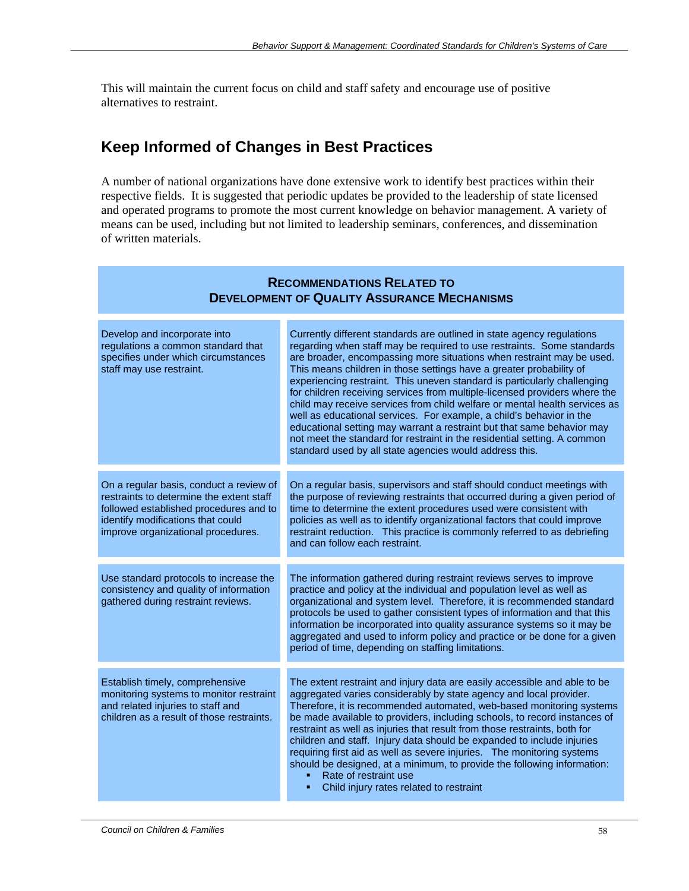This will maintain the current focus on child and staff safety and encourage use of positive alternatives to restraint.

## Keep Informed of Changes in Best Practices

A number of national organizations have done extensive work to identify best practices within their respective fields. It is suggested that periodic updates be provided to the leadership of state licensed and operated programs to promote the most current knowledge on behavior management. A variety of means can be used, including but not limited to leadership seminars, conferences, and dissemination of written materials.

| **RECOMMENDATIONS RELATED TO DEVELOPMENT OF QUALITY ASSURANCE MECHANISMS** | |
|---|---|
| Develop and incorporate into regulations a common standard that specifies under which circumstances staff may use restraint. | Currently different standards are outlined in state agency regulations regarding when staff may be required to use restraints. Some standards are broader, encompassing more situations when restraint may be used. This means children in those settings have a greater probability of experiencing restraint. This uneven standard is particularly challenging for children receiving services from multiple-licensed providers where the child may receive services from child welfare or mental health services as well as educational services. For example, a child's behavior in the educational setting may warrant a restraint but that same behavior may not meet the standard for restraint in the residential setting. A common standard used by all state agencies would address this. |
| On a regular basis, conduct a review of restraints to determine the extent staff followed established procedures and to identify modifications that could improve organizational procedures. | On a regular basis, supervisors and staff should conduct meetings with the purpose of reviewing restraints that occurred during a given period of time to determine the extent procedures used were consistent with policies as well as to identify organizational factors that could improve restraint reduction. This practice is commonly referred to as debriefing and can follow each restraint. |
| Use standard protocols to increase the consistency and quality of information gathered during restraint reviews. | The information gathered during restraint reviews serves to improve practice and policy at the individual and population level as well as organizational and system level. Therefore, it is recommended standard protocols be used to gather consistent types of information and that this information be incorporated into quality assurance systems so it may be aggregated and used to inform policy and practice or be done for a given period of time, depending on staffing limitations. |
| Establish timely, comprehensive monitoring systems to monitor restraint and related injuries to staff and children as a result of those restraints. | The extent restraint and injury data are easily accessible and able to be aggregated varies considerably by state agency and local provider. Therefore, it is recommended automated, web-based monitoring systems be made available to providers, including schools, to record instances of restraint as well as injuries that result from those restraints, both for children and staff. Injury data should be expanded to include injuries requiring first aid as well as severe injuries. The monitoring systems should be designed, at a minimum, to provide the following information:<br>▪ Rate of restraint use<br>▪ Child injury rates related to restraint |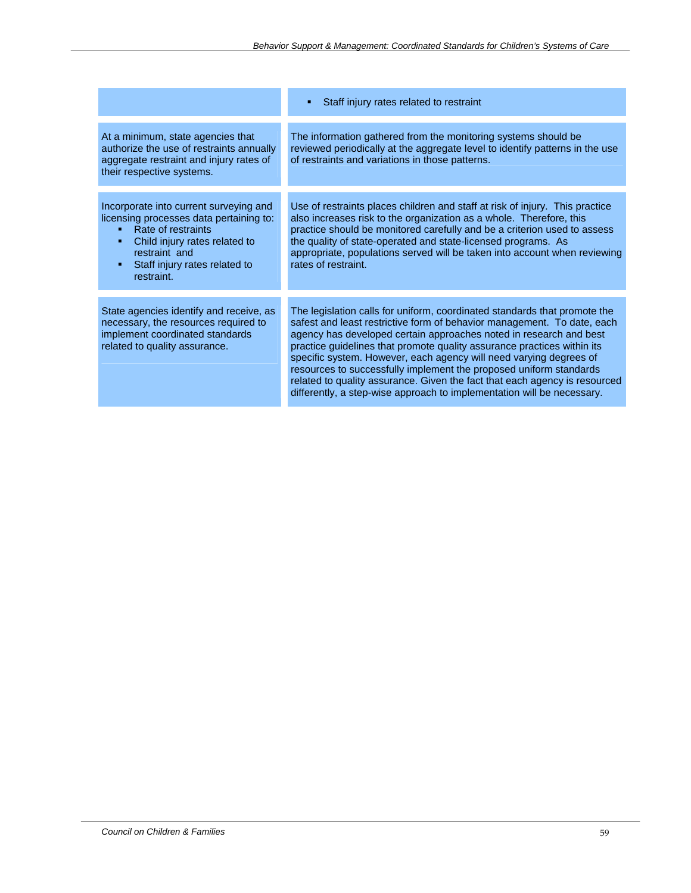| | |
|---|---|
| | ▪ Staff injury rates related to restraint |
| At a minimum, state agencies that authorize the use of restraints annually aggregate restraint and injury rates of their respective systems. | The information gathered from the monitoring systems should be reviewed periodically at the aggregate level to identify patterns in the use of restraints and variations in those patterns. |
| Incorporate into current surveying and licensing processes data pertaining to:<br>▪ Rate of restraints<br>▪ Child injury rates related to restraint and<br>▪ Staff injury rates related to restraint. | Use of restraints places children and staff at risk of injury. This practice also increases risk to the organization as a whole. Therefore, this practice should be monitored carefully and be a criterion used to assess the quality of state-operated and state-licensed programs. As appropriate, populations served will be taken into account when reviewing rates of restraint. |
| State agencies identify and receive, as necessary, the resources required to implement coordinated standards related to quality assurance. | The legislation calls for uniform, coordinated standards that promote the safest and least restrictive form of behavior management. To date, each agency has developed certain approaches noted in research and best practice guidelines that promote quality assurance practices within its specific system. However, each agency will need varying degrees of resources to successfully implement the proposed uniform standards related to quality assurance. Given the fact that each agency is resourced differently, a step-wise approach to implementation will be necessary. |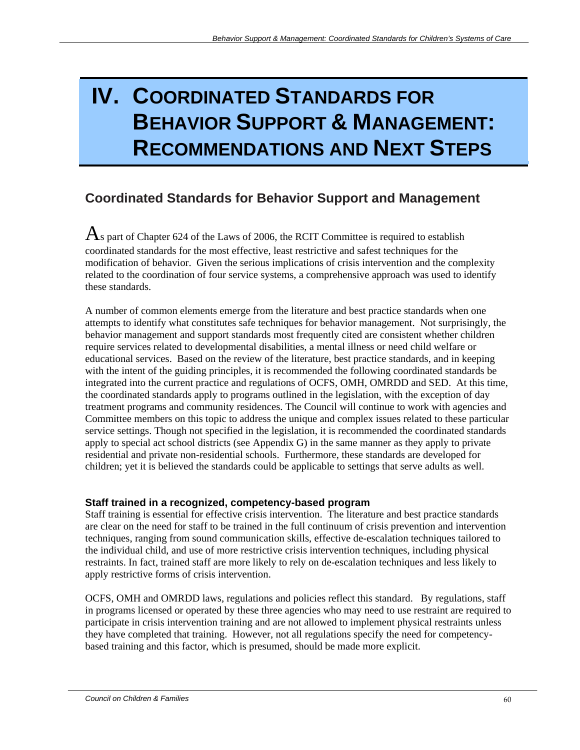# IV. Coordinated Standards for Behavior Support & Management: Recommendations and Next Steps

## Coordinated Standards for Behavior Support and Management

As part of Chapter 624 of the Laws of 2006, the RCIT Committee is required to establish coordinated standards for the most effective, least restrictive and safest techniques for the modification of behavior. Given the serious implications of crisis intervention and the complexity related to the coordination of four service systems, a comprehensive approach was used to identify these standards.

A number of common elements emerge from the literature and best practice standards when one attempts to identify what constitutes safe techniques for behavior management. Not surprisingly, the behavior management and support standards most frequently cited are consistent whether children require services related to developmental disabilities, a mental illness or need child welfare or educational services. Based on the review of the literature, best practice standards, and in keeping with the intent of the guiding principles, it is recommended the following coordinated standards be integrated into the current practice and regulations of OCFS, OMH, OMRDD and SED. At this time, the coordinated standards apply to programs outlined in the legislation, with the exception of day treatment programs and community residences. The Council will continue to work with agencies and Committee members on this topic to address the unique and complex issues related to these particular service settings. Though not specified in the legislation, it is recommended the coordinated standards apply to special act school districts (see Appendix G) in the same manner as they apply to private residential and private non-residential schools. Furthermore, these standards are developed for children; yet it is believed the standards could be applicable to settings that serve adults as well.

### Staff trained in a recognized, competency-based program

Staff training is essential for effective crisis intervention. The literature and best practice standards are clear on the need for staff to be trained in the full continuum of crisis prevention and intervention techniques, ranging from sound communication skills, effective de-escalation techniques tailored to the individual child, and use of more restrictive crisis intervention techniques, including physical restraints. In fact, trained staff are more likely to rely on de-escalation techniques and less likely to apply restrictive forms of crisis intervention.

OCFS, OMH and OMRDD laws, regulations and policies reflect this standard. By regulations, staff in programs licensed or operated by these three agencies who may need to use restraint are required to participate in crisis intervention training and are not allowed to implement physical restraints unless they have completed that training. However, not all regulations specify the need for competency-based training and this factor, which is presumed, should be made more explicit.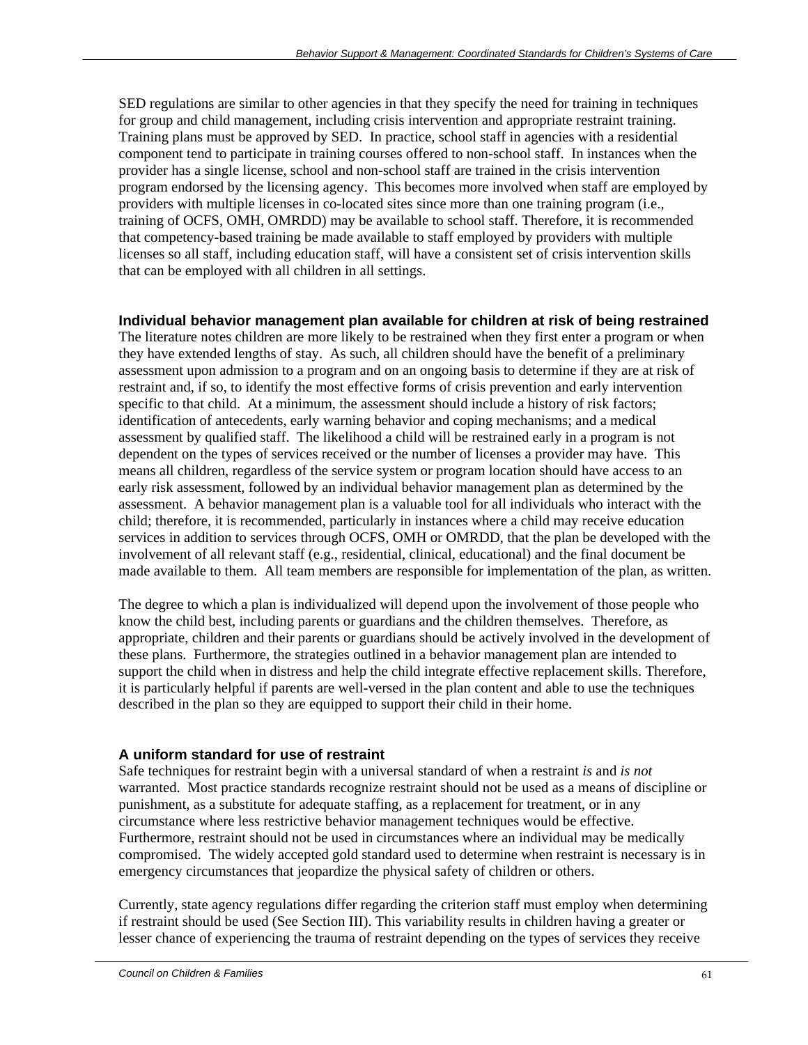SED regulations are similar to other agencies in that they specify the need for training in techniques for group and child management, including crisis intervention and appropriate restraint training. Training plans must be approved by SED. In practice, school staff in agencies with a residential component tend to participate in training courses offered to non-school staff. In instances when the provider has a single license, school and non-school staff are trained in the crisis intervention program endorsed by the licensing agency. This becomes more involved when staff are employed by providers with multiple licenses in co-located sites since more than one training program (i.e., training of OCFS, OMH, OMRDD) may be available to school staff. Therefore, it is recommended that competency-based training be made available to staff employed by providers with multiple licenses so all staff, including education staff, will have a consistent set of crisis intervention skills that can be employed with all children in all settings.

### Individual behavior management plan available for children at risk of being restrained

The literature notes children are more likely to be restrained when they first enter a program or when they have extended lengths of stay. As such, all children should have the benefit of a preliminary assessment upon admission to a program and on an ongoing basis to determine if they are at risk of restraint and, if so, to identify the most effective forms of crisis prevention and early intervention specific to that child. At a minimum, the assessment should include a history of risk factors; identification of antecedents, early warning behavior and coping mechanisms; and a medical assessment by qualified staff. The likelihood a child will be restrained early in a program is not dependent on the types of services received or the number of licenses a provider may have. This means all children, regardless of the service system or program location should have access to an early risk assessment, followed by an individual behavior management plan as determined by the assessment. A behavior management plan is a valuable tool for all individuals who interact with the child; therefore, it is recommended, particularly in instances where a child may receive education services in addition to services through OCFS, OMH or OMRDD, that the plan be developed with the involvement of all relevant staff (e.g., residential, clinical, educational) and the final document be made available to them. All team members are responsible for implementation of the plan, as written.

The degree to which a plan is individualized will depend upon the involvement of those people who know the child best, including parents or guardians and the children themselves. Therefore, as appropriate, children and their parents or guardians should be actively involved in the development of these plans. Furthermore, the strategies outlined in a behavior management plan are intended to support the child when in distress and help the child integrate effective replacement skills. Therefore, it is particularly helpful if parents are well-versed in the plan content and able to use the techniques described in the plan so they are equipped to support their child in their home.

### A uniform standard for use of restraint

Safe techniques for restraint begin with a universal standard of when a restraint *is* and *is not* warranted. Most practice standards recognize restraint should not be used as a means of discipline or punishment, as a substitute for adequate staffing, as a replacement for treatment, or in any circumstance where less restrictive behavior management techniques would be effective. Furthermore, restraint should not be used in circumstances where an individual may be medically compromised. The widely accepted gold standard used to determine when restraint is necessary is in emergency circumstances that jeopardize the physical safety of children or others.

Currently, state agency regulations differ regarding the criterion staff must employ when determining if restraint should be used (See Section III). This variability results in children having a greater or lesser chance of experiencing the trauma of restraint depending on the types of services they receive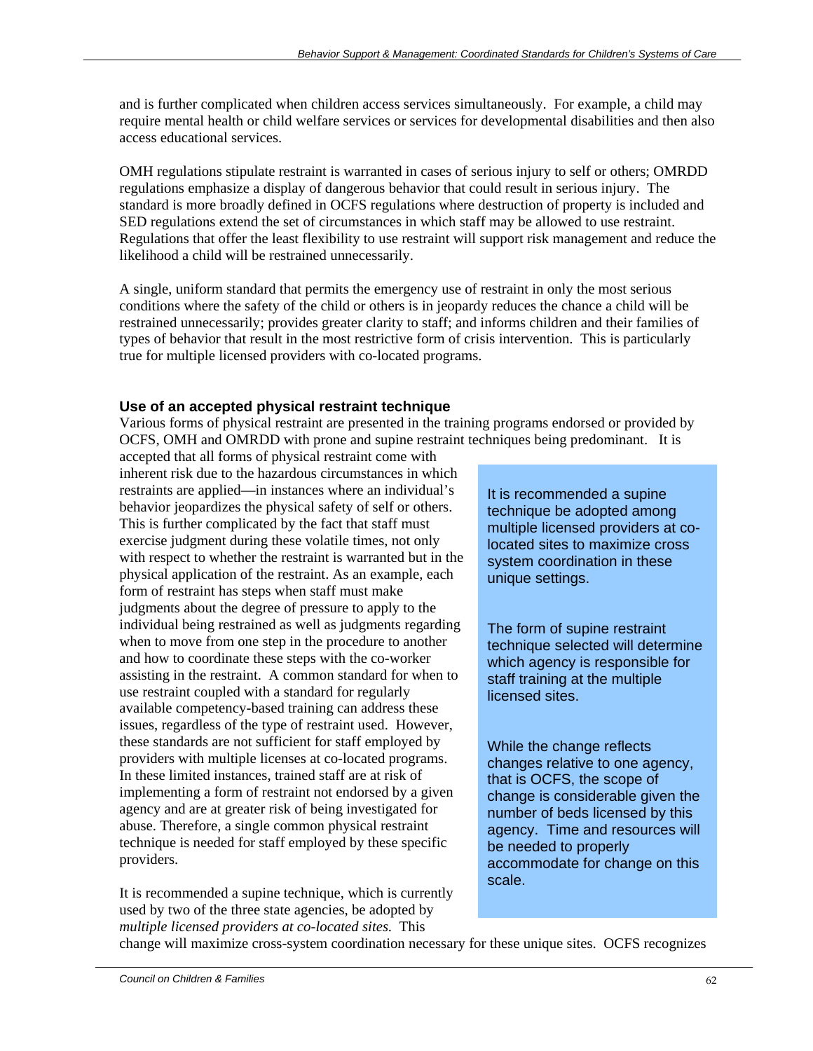and is further complicated when children access services simultaneously. For example, a child may require mental health or child welfare services or services for developmental disabilities and then also access educational services.

OMH regulations stipulate restraint is warranted in cases of serious injury to self or others; OMRDD regulations emphasize a display of dangerous behavior that could result in serious injury. The standard is more broadly defined in OCFS regulations where destruction of property is included and SED regulations extend the set of circumstances in which staff may be allowed to use restraint. Regulations that offer the least flexibility to use restraint will support risk management and reduce the likelihood a child will be restrained unnecessarily.

A single, uniform standard that permits the emergency use of restraint in only the most serious conditions where the safety of the child or others is in jeopardy reduces the chance a child will be restrained unnecessarily; provides greater clarity to staff; and informs children and their families of types of behavior that result in the most restrictive form of crisis intervention. This is particularly true for multiple licensed providers with co-located programs.

### Use of an accepted physical restraint technique

Various forms of physical restraint are presented in the training programs endorsed or provided by OCFS, OMH and OMRDD with prone and supine restraint techniques being predominant. It is accepted that all forms of physical restraint come with inherent risk due to the hazardous circumstances in which restraints are applied—in instances where an individual's behavior jeopardizes the physical safety of self or others. This is further complicated by the fact that staff must exercise judgment during these volatile times, not only with respect to whether the restraint is warranted but in the physical application of the restraint. As an example, each form of restraint has steps when staff must make judgments about the degree of pressure to apply to the individual being restrained as well as judgments regarding when to move from one step in the procedure to another and how to coordinate these steps with the co-worker assisting in the restraint. A common standard for when to use restraint coupled with a standard for regularly available competency-based training can address these issues, regardless of the type of restraint used. However, these standards are not sufficient for staff employed by providers with multiple licenses at co-located programs. In these limited instances, trained staff are at risk of implementing a form of restraint not endorsed by a given agency and are at greater risk of being investigated for abuse. Therefore, a single common physical restraint technique is needed for staff employed by these specific providers.

> It is recommended a supine technique be adopted among multiple licensed providers at co-located sites to maximize cross system coordination in these unique settings.
>
> The form of supine restraint technique selected will determine which agency is responsible for staff training at the multiple licensed sites.
>
> While the change reflects changes relative to one agency, that is OCFS, the scope of change is considerable given the number of beds licensed by this agency. Time and resources will be needed to properly accommodate for change on this scale.

It is recommended a supine technique, which is currently used by two of the three state agencies, be adopted by *multiple licensed providers at co-located sites.* This change will maximize cross-system coordination necessary for these unique sites. OCFS recognizes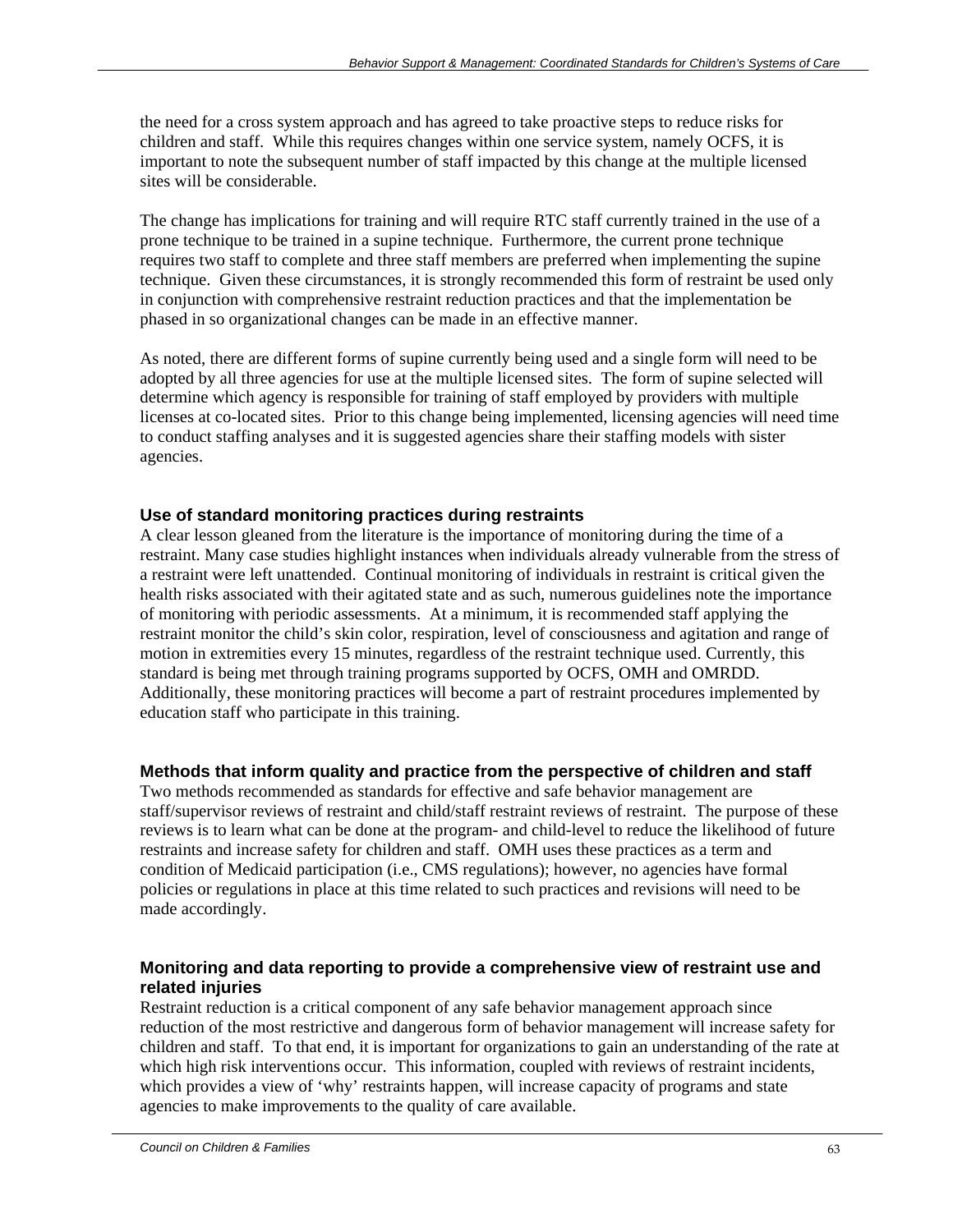the need for a cross system approach and has agreed to take proactive steps to reduce risks for children and staff. While this requires changes within one service system, namely OCFS, it is important to note the subsequent number of staff impacted by this change at the multiple licensed sites will be considerable.

The change has implications for training and will require RTC staff currently trained in the use of a prone technique to be trained in a supine technique. Furthermore, the current prone technique requires two staff to complete and three staff members are preferred when implementing the supine technique. Given these circumstances, it is strongly recommended this form of restraint be used only in conjunction with comprehensive restraint reduction practices and that the implementation be phased in so organizational changes can be made in an effective manner.

As noted, there are different forms of supine currently being used and a single form will need to be adopted by all three agencies for use at the multiple licensed sites. The form of supine selected will determine which agency is responsible for training of staff employed by providers with multiple licenses at co-located sites. Prior to this change being implemented, licensing agencies will need time to conduct staffing analyses and it is suggested agencies share their staffing models with sister agencies.

### Use of standard monitoring practices during restraints

A clear lesson gleaned from the literature is the importance of monitoring during the time of a restraint. Many case studies highlight instances when individuals already vulnerable from the stress of a restraint were left unattended. Continual monitoring of individuals in restraint is critical given the health risks associated with their agitated state and as such, numerous guidelines note the importance of monitoring with periodic assessments. At a minimum, it is recommended staff applying the restraint monitor the child's skin color, respiration, level of consciousness and agitation and range of motion in extremities every 15 minutes, regardless of the restraint technique used. Currently, this standard is being met through training programs supported by OCFS, OMH and OMRDD. Additionally, these monitoring practices will become a part of restraint procedures implemented by education staff who participate in this training.

### Methods that inform quality and practice from the perspective of children and staff

Two methods recommended as standards for effective and safe behavior management are staff/supervisor reviews of restraint and child/staff restraint reviews of restraint. The purpose of these reviews is to learn what can be done at the program- and child-level to reduce the likelihood of future restraints and increase safety for children and staff. OMH uses these practices as a term and condition of Medicaid participation (i.e., CMS regulations); however, no agencies have formal policies or regulations in place at this time related to such practices and revisions will need to be made accordingly.

### Monitoring and data reporting to provide a comprehensive view of restraint use and related injuries

Restraint reduction is a critical component of any safe behavior management approach since reduction of the most restrictive and dangerous form of behavior management will increase safety for children and staff. To that end, it is important for organizations to gain an understanding of the rate at which high risk interventions occur. This information, coupled with reviews of restraint incidents, which provides a view of 'why' restraints happen, will increase capacity of programs and state agencies to make improvements to the quality of care available.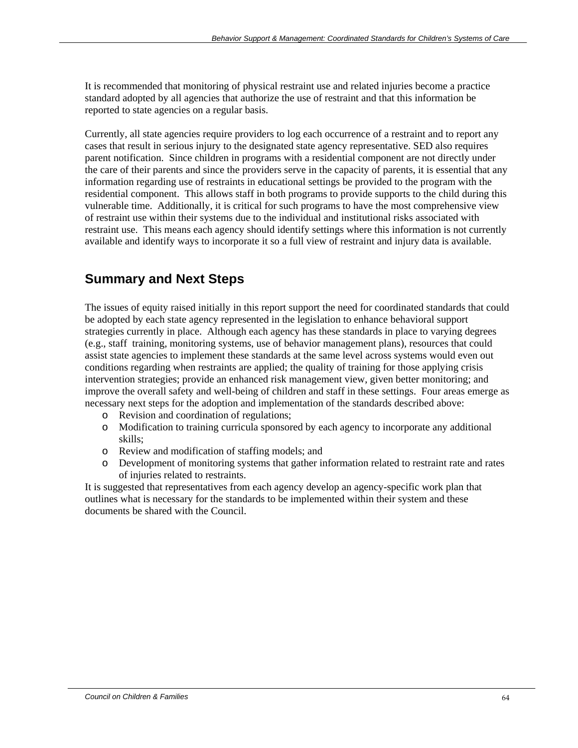It is recommended that monitoring of physical restraint use and related injuries become a practice standard adopted by all agencies that authorize the use of restraint and that this information be reported to state agencies on a regular basis.

Currently, all state agencies require providers to log each occurrence of a restraint and to report any cases that result in serious injury to the designated state agency representative. SED also requires parent notification. Since children in programs with a residential component are not directly under the care of their parents and since the providers serve in the capacity of parents, it is essential that any information regarding use of restraints in educational settings be provided to the program with the residential component. This allows staff in both programs to provide supports to the child during this vulnerable time. Additionally, it is critical for such programs to have the most comprehensive view of restraint use within their systems due to the individual and institutional risks associated with restraint use. This means each agency should identify settings where this information is not currently available and identify ways to incorporate it so a full view of restraint and injury data is available.

## Summary and Next Steps

The issues of equity raised initially in this report support the need for coordinated standards that could be adopted by each state agency represented in the legislation to enhance behavioral support strategies currently in place. Although each agency has these standards in place to varying degrees (e.g., staff training, monitoring systems, use of behavior management plans), resources that could assist state agencies to implement these standards at the same level across systems would even out conditions regarding when restraints are applied; the quality of training for those applying crisis intervention strategies; provide an enhanced risk management view, given better monitoring; and improve the overall safety and well-being of children and staff in these settings. Four areas emerge as necessary next steps for the adoption and implementation of the standards described above:

- Revision and coordination of regulations;
- Modification to training curricula sponsored by each agency to incorporate any additional skills;
- Review and modification of staffing models; and
- Development of monitoring systems that gather information related to restraint rate and rates of injuries related to restraints.

It is suggested that representatives from each agency develop an agency-specific work plan that outlines what is necessary for the standards to be implemented within their system and these documents be shared with the Council.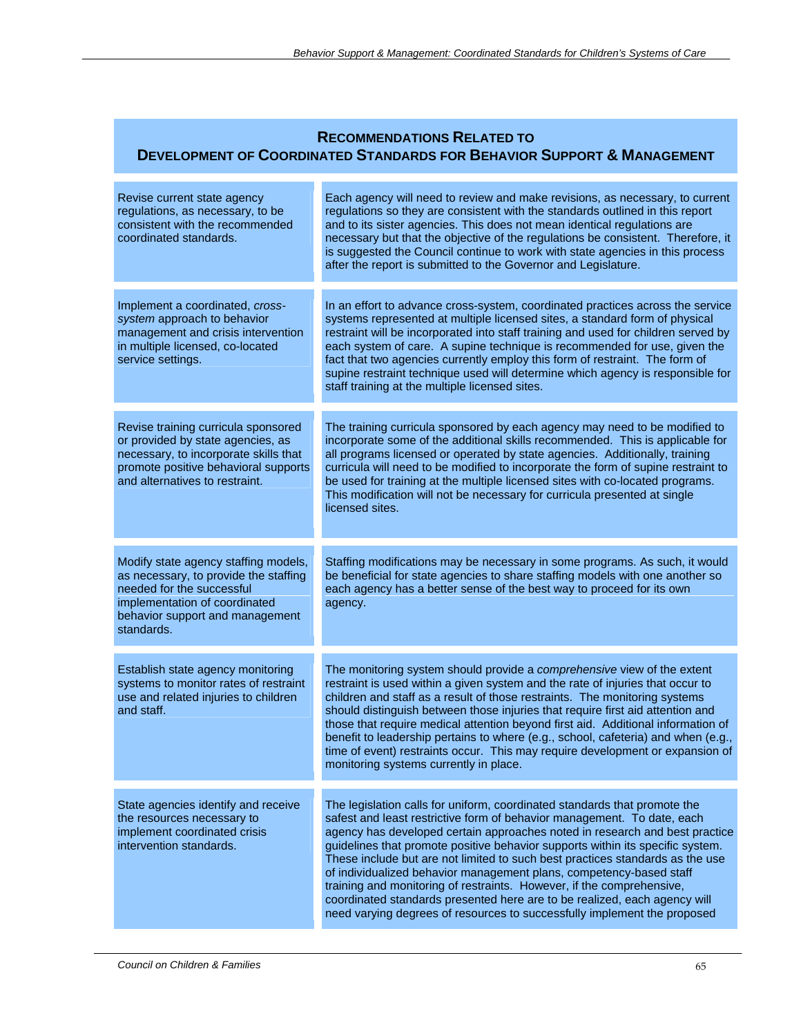## Recommendations Related to Development of Coordinated Standards for Behavior Support & Management

| Recommendation | Discussion |
|---|---|
| Revise current state agency regulations, as necessary, to be consistent with the recommended coordinated standards. | Each agency will need to review and make revisions, as necessary, to current regulations so they are consistent with the standards outlined in this report and to its sister agencies. This does not mean identical regulations are necessary but that the objective of the regulations be consistent. Therefore, it is suggested the Council continue to work with state agencies in this process after the report is submitted to the Governor and Legislature. |
| Implement a coordinated, *cross-system* approach to behavior management and crisis intervention in multiple licensed, co-located service settings. | In an effort to advance cross-system, coordinated practices across the service systems represented at multiple licensed sites, a standard form of physical restraint will be incorporated into staff training and used for children served by each system of care. A supine technique is recommended for use, given the fact that two agencies currently employ this form of restraint. The form of supine restraint technique used will determine which agency is responsible for staff training at the multiple licensed sites. |
| Revise training curricula sponsored or provided by state agencies, as necessary, to incorporate skills that promote positive behavioral supports and alternatives to restraint. | The training curricula sponsored by each agency may need to be modified to incorporate some of the additional skills recommended. This is applicable for all programs licensed or operated by state agencies. Additionally, training curricula will need to be modified to incorporate the form of supine restraint to be used for training at the multiple licensed sites with co-located programs. This modification will not be necessary for curricula presented at single licensed sites. |
| Modify state agency staffing models, as necessary, to provide the staffing needed for the successful implementation of coordinated behavior support and management standards. | Staffing modifications may be necessary in some programs. As such, it would be beneficial for state agencies to share staffing models with one another so each agency has a better sense of the best way to proceed for its own agency. |
| Establish state agency monitoring systems to monitor rates of restraint use and related injuries to children and staff. | The monitoring system should provide a *comprehensive* view of the extent restraint is used within a given system and the rate of injuries that occur to children and staff as a result of those restraints. The monitoring systems should distinguish between those injuries that require first aid attention and those that require medical attention beyond first aid. Additional information of benefit to leadership pertains to where (e.g., school, cafeteria) and when (e.g., time of event) restraints occur. This may require development or expansion of monitoring systems currently in place. |
| State agencies identify and receive the resources necessary to implement coordinated crisis intervention standards. | The legislation calls for uniform, coordinated standards that promote the safest and least restrictive form of behavior management. To date, each agency has developed certain approaches noted in research and best practice guidelines that promote positive behavior supports within its specific system. These include but are not limited to such best practices standards as the use of individualized behavior management plans, competency-based staff training and monitoring of restraints. However, if the comprehensive, coordinated standards presented here are to be realized, each agency will need varying degrees of resources to successfully implement the proposed |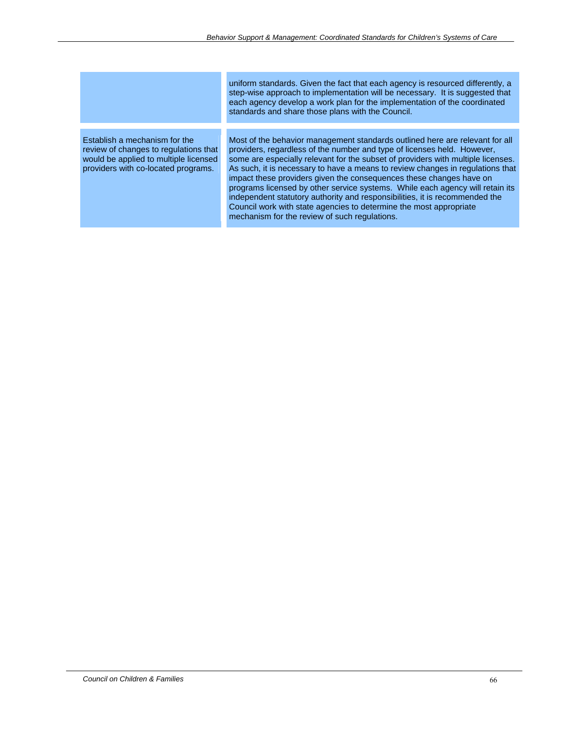| | |
|---|---|
| | uniform standards. Given the fact that each agency is resourced differently, a step-wise approach to implementation will be necessary. It is suggested that each agency develop a work plan for the implementation of the coordinated standards and share those plans with the Council. |
| Establish a mechanism for the review of changes to regulations that would be applied to multiple licensed providers with co-located programs. | Most of the behavior management standards outlined here are relevant for all providers, regardless of the number and type of licenses held. However, some are especially relevant for the subset of providers with multiple licenses. As such, it is necessary to have a means to review changes in regulations that impact these providers given the consequences these changes have on programs licensed by other service systems. While each agency will retain its independent statutory authority and responsibilities, it is recommended the Council work with state agencies to determine the most appropriate mechanism for the review of such regulations. |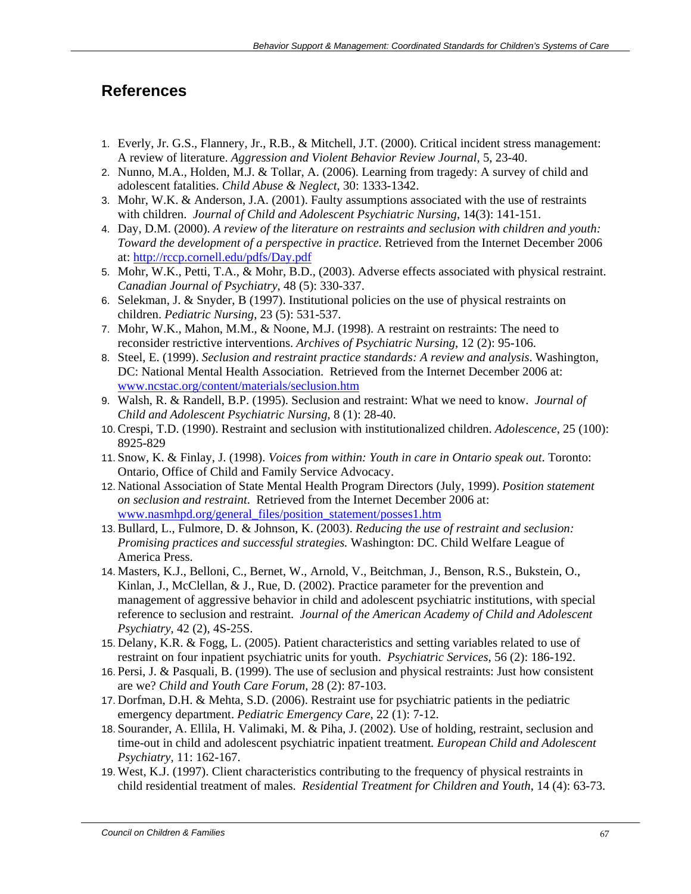## References

1. Everly, Jr. G.S., Flannery, Jr., R.B., & Mitchell, J.T. (2000). Critical incident stress management: A review of literature. *Aggression and Violent Behavior Review Journal*, 5, 23-40.
2. Nunno, M.A., Holden, M.J. & Tollar, A. (2006). Learning from tragedy: A survey of child and adolescent fatalities. *Child Abuse & Neglect*, 30: 1333-1342.
3. Mohr, W.K. & Anderson, J.A. (2001). Faulty assumptions associated with the use of restraints with children. *Journal of Child and Adolescent Psychiatric Nursing*, 14(3): 141-151.
4. Day, D.M. (2000). *A review of the literature on restraints and seclusion with children and youth: Toward the development of a perspective in practice*. Retrieved from the Internet December 2006 at: http://rccp.cornell.edu/pdfs/Day.pdf
5. Mohr, W.K., Petti, T.A., & Mohr, B.D., (2003). Adverse effects associated with physical restraint. *Canadian Journal of Psychiatry*, 48 (5): 330-337.
6. Selekman, J. & Snyder, B (1997). Institutional policies on the use of physical restraints on children. *Pediatric Nursing*, 23 (5): 531-537.
7. Mohr, W.K., Mahon, M.M., & Noone, M.J. (1998). A restraint on restraints: The need to reconsider restrictive interventions. *Archives of Psychiatric Nursing*, 12 (2): 95-106.
8. Steel, E. (1999). *Seclusion and restraint practice standards: A review and analysis*. Washington, DC: National Mental Health Association. Retrieved from the Internet December 2006 at: www.ncstac.org/content/materials/seclusion.htm
9. Walsh, R. & Randell, B.P. (1995). Seclusion and restraint: What we need to know. *Journal of Child and Adolescent Psychiatric Nursing*, 8 (1): 28-40.
10. Crespi, T.D. (1990). Restraint and seclusion with institutionalized children. *Adolescence*, 25 (100): 8925-829
11. Snow, K. & Finlay, J. (1998). *Voices from within: Youth in care in Ontario speak out*. Toronto: Ontario, Office of Child and Family Service Advocacy.
12. National Association of State Mental Health Program Directors (July, 1999). *Position statement on seclusion and restraint*. Retrieved from the Internet December 2006 at: www.nasmhpd.org/general_files/position_statement/posses1.htm
13. Bullard, L., Fulmore, D. & Johnson, K. (2003). *Reducing the use of restraint and seclusion: Promising practices and successful strategies.* Washington: DC. Child Welfare League of America Press.
14. Masters, K.J., Belloni, C., Bernet, W., Arnold, V., Beitchman, J., Benson, R.S., Bukstein, O., Kinlan, J., McClellan, & J., Rue, D. (2002). Practice parameter for the prevention and management of aggressive behavior in child and adolescent psychiatric institutions, with special reference to seclusion and restraint. *Journal of the American Academy of Child and Adolescent Psychiatry*, 42 (2), 4S-25S.
15. Delany, K.R. & Fogg, L. (2005). Patient characteristics and setting variables related to use of restraint on four inpatient psychiatric units for youth. *Psychiatric Services*, 56 (2): 186-192.
16. Persi, J. & Pasquali, B. (1999). The use of seclusion and physical restraints: Just how consistent are we? *Child and Youth Care Forum*, 28 (2): 87-103.
17. Dorfman, D.H. & Mehta, S.D. (2006). Restraint use for psychiatric patients in the pediatric emergency department. *Pediatric Emergency Care*, 22 (1): 7-12.
18. Sourander, A. Ellila, H. Valimaki, M. & Piha, J. (2002). Use of holding, restraint, seclusion and time-out in child and adolescent psychiatric inpatient treatment*. European Child and Adolescent Psychiatry*, 11: 162-167.
19. West, K.J. (1997). Client characteristics contributing to the frequency of physical restraints in child residential treatment of males. *Residential Treatment for Children and Youth*, 14 (4): 63-73.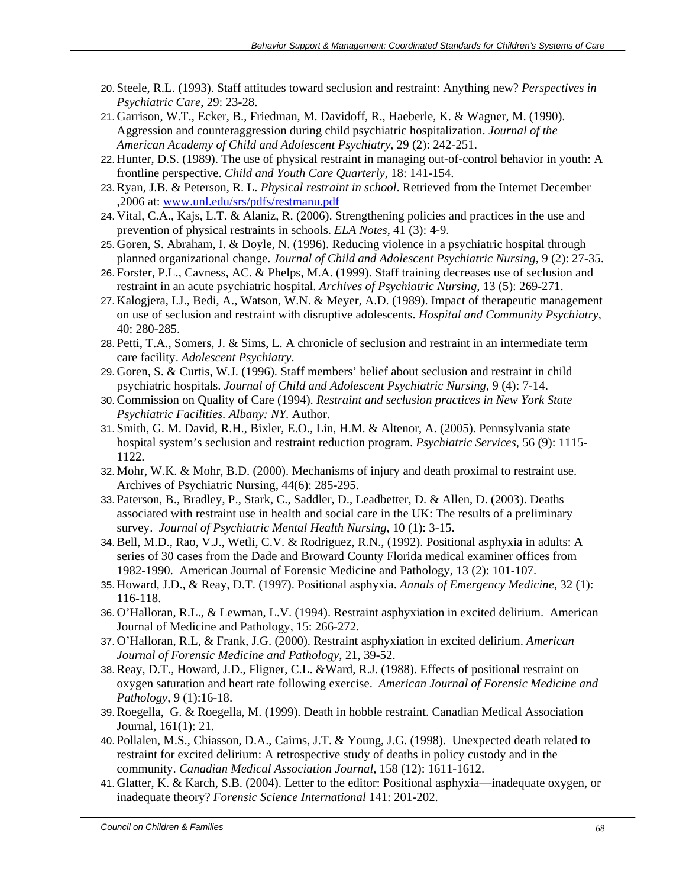20. Steele, R.L. (1993). Staff attitudes toward seclusion and restraint: Anything new? *Perspectives in Psychiatric Care*, 29: 23-28.
21. Garrison, W.T., Ecker, B., Friedman, M. Davidoff, R., Haeberle, K. & Wagner, M. (1990). Aggression and counteraggression during child psychiatric hospitalization. *Journal of the American Academy of Child and Adolescent Psychiatry*, 29 (2): 242-251.
22. Hunter, D.S. (1989). The use of physical restraint in managing out-of-control behavior in youth: A frontline perspective. *Child and Youth Care Quarterly*, 18: 141-154.
23. Ryan, J.B. & Peterson, R. L. *Physical restraint in school*. Retrieved from the Internet December ,2006 at: [www.unl.edu/srs/pdfs/restmanu.pdf](www.unl.edu/srs/pdfs/restmanu.pdf)
24. Vital, C.A., Kajs, L.T. & Alaniz, R. (2006). Strengthening policies and practices in the use and prevention of physical restraints in schools. *ELA Notes*, 41 (3): 4-9.
25. Goren, S. Abraham, I. & Doyle, N. (1996). Reducing violence in a psychiatric hospital through planned organizational change. *Journal of Child and Adolescent Psychiatric Nursing*, 9 (2): 27-35.
26. Forster, P.L., Cavness, AC. & Phelps, M.A. (1999). Staff training decreases use of seclusion and restraint in an acute psychiatric hospital. *Archives of Psychiatric Nursing*, 13 (5): 269-271.
27. Kalogjera, I.J., Bedi, A., Watson, W.N. & Meyer, A.D. (1989). Impact of therapeutic management on use of seclusion and restraint with disruptive adolescents. *Hospital and Community Psychiatry*, 40: 280-285.
28. Petti, T.A., Somers, J. & Sims, L. A chronicle of seclusion and restraint in an intermediate term care facility. *Adolescent Psychiatry*.
29. Goren, S. & Curtis, W.J. (1996). Staff members' belief about seclusion and restraint in child psychiatric hospitals. *Journal of Child and Adolescent Psychiatric Nursing*, 9 (4): 7-14.
30. Commission on Quality of Care (1994). *Restraint and seclusion practices in New York State Psychiatric Facilities. Albany: NY.* Author.
31. Smith, G. M. David, R.H., Bixler, E.O., Lin, H.M. & Altenor, A. (2005). Pennsylvania state hospital system's seclusion and restraint reduction program. *Psychiatric Services*, 56 (9): 1115-1122.
32. Mohr, W.K. & Mohr, B.D. (2000). Mechanisms of injury and death proximal to restraint use. Archives of Psychiatric Nursing, 44(6): 285-295.
33. Paterson, B., Bradley, P., Stark, C., Saddler, D., Leadbetter, D. & Allen, D. (2003). Deaths associated with restraint use in health and social care in the UK: The results of a preliminary survey. *Journal of Psychiatric Mental Health Nursing*, 10 (1): 3-15.
34. Bell, M.D., Rao, V.J., Wetli, C.V. & Rodriguez, R.N., (1992). Positional asphyxia in adults: A series of 30 cases from the Dade and Broward County Florida medical examiner offices from 1982-1990. American Journal of Forensic Medicine and Pathology, 13 (2): 101-107.
35. Howard, J.D., & Reay, D.T. (1997). Positional asphyxia. *Annals of Emergency Medicine*, 32 (1): 116-118.
36. O'Halloran, R.L., & Lewman, L.V. (1994). Restraint asphyxiation in excited delirium. American Journal of Medicine and Pathology, 15: 266-272.
37. O'Halloran, R.L, & Frank, J.G. (2000). Restraint asphyxiation in excited delirium. *American Journal of Forensic Medicine and Pathology*, 21, 39-52.
38. Reay, D.T., Howard, J.D., Fligner, C.L. &Ward, R.J. (1988). Effects of positional restraint on oxygen saturation and heart rate following exercise. *American Journal of Forensic Medicine and Pathology*, 9 (1):16-18.
39. Roegella, G. & Roegella, M. (1999). Death in hobble restraint. Canadian Medical Association Journal, 161(1): 21.
40. Pollalen, M.S., Chiasson, D.A., Cairns, J.T. & Young, J.G. (1998). Unexpected death related to restraint for excited delirium: A retrospective study of deaths in policy custody and in the community. *Canadian Medical Association Journal*, 158 (12): 1611-1612.
41. Glatter, K. & Karch, S.B. (2004). Letter to the editor: Positional asphyxia—inadequate oxygen, or inadequate theory? *Forensic Science International* 141: 201-202.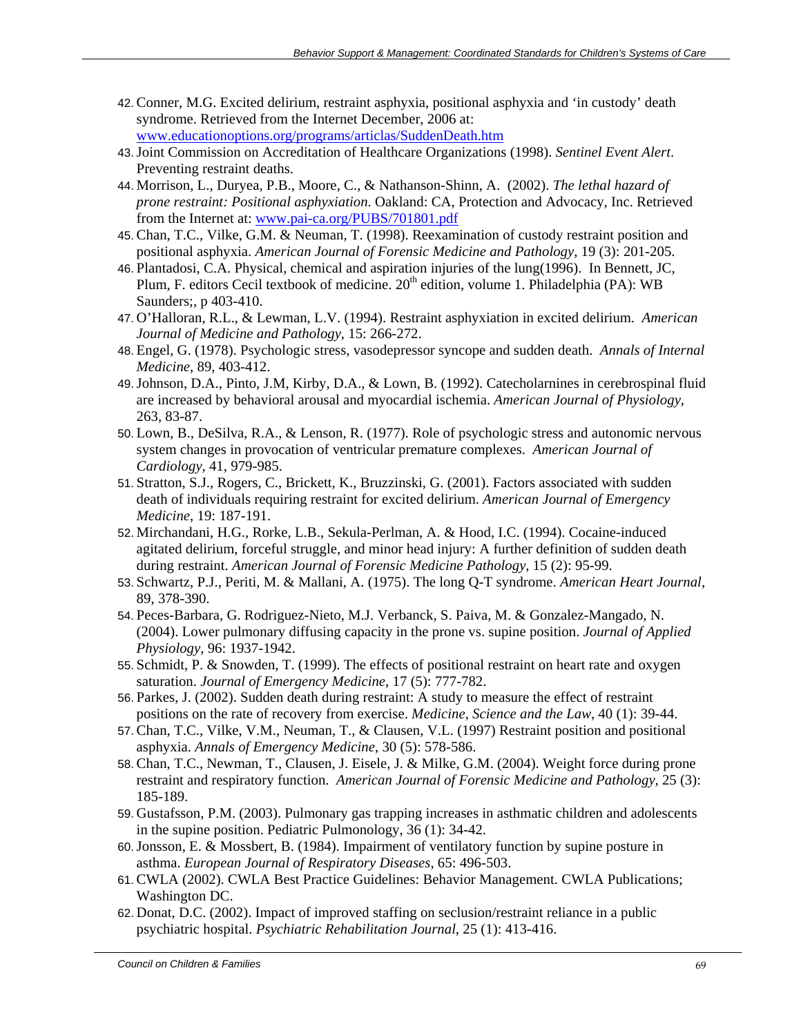42. Conner, M.G. Excited delirium, restraint asphyxia, positional asphyxia and 'in custody' death syndrome. Retrieved from the Internet December, 2006 at: www.educationoptions.org/programs/articlas/SuddenDeath.htm
43. Joint Commission on Accreditation of Healthcare Organizations (1998). *Sentinel Event Alert*. Preventing restraint deaths.
44. Morrison, L., Duryea, P.B., Moore, C., & Nathanson-Shinn, A. (2002). *The lethal hazard of prone restraint: Positional asphyxiation*. Oakland: CA, Protection and Advocacy, Inc. Retrieved from the Internet at: www.pai-ca.org/PUBS/701801.pdf
45. Chan, T.C., Vilke, G.M. & Neuman, T. (1998). Reexamination of custody restraint position and positional asphyxia. *American Journal of Forensic Medicine and Pathology*, 19 (3): 201-205.
46. Plantadosi, C.A. Physical, chemical and aspiration injuries of the lung(1996). In Bennett, JC, Plum, F. editors Cecil textbook of medicine. 20th edition, volume 1. Philadelphia (PA): WB Saunders;, p 403-410.
47. O'Halloran, R.L., & Lewman, L.V. (1994). Restraint asphyxiation in excited delirium. *American Journal of Medicine and Pathology*, 15: 266-272.
48. Engel, G. (1978). Psychologic stress, vasodepressor syncope and sudden death. *Annals of Internal Medicine*, 89, 403-412.
49. Johnson, D.A., Pinto, J.M, Kirby, D.A., & Lown, B. (1992). Catecholarnines in cerebrospinal fluid are increased by behavioral arousal and myocardial ischemia. *American Journal of Physiology*, 263, 83-87.
50. Lown, B., DeSilva, R.A., & Lenson, R. (1977). Role of psychologic stress and autonomic nervous system changes in provocation of ventricular premature complexes. *American Journal of Cardiology*, 41, 979-985.
51. Stratton, S.J., Rogers, C., Brickett, K., Bruzzinski, G. (2001). Factors associated with sudden death of individuals requiring restraint for excited delirium. *American Journal of Emergency Medicine*, 19: 187-191.
52. Mirchandani, H.G., Rorke, L.B., Sekula-Perlman, A. & Hood, I.C. (1994). Cocaine-induced agitated delirium, forceful struggle, and minor head injury: A further definition of sudden death during restraint. *American Journal of Forensic Medicine Pathology*, 15 (2): 95-99.
53. Schwartz, P.J., Periti, M. & Mallani, A. (1975). The long Q-T syndrome. *American Heart Journal*, 89, 378-390.
54. Peces-Barbara, G. Rodriguez-Nieto, M.J. Verbanck, S. Paiva, M. & Gonzalez-Mangado, N. (2004). Lower pulmonary diffusing capacity in the prone vs. supine position. *Journal of Applied Physiology*, 96: 1937-1942.
55. Schmidt, P. & Snowden, T. (1999). The effects of positional restraint on heart rate and oxygen saturation. *Journal of Emergency Medicine*, 17 (5): 777-782.
56. Parkes, J. (2002). Sudden death during restraint: A study to measure the effect of restraint positions on the rate of recovery from exercise. *Medicine, Science and the Law*, 40 (1): 39-44.
57. Chan, T.C., Vilke, V.M., Neuman, T., & Clausen, V.L. (1997) Restraint position and positional asphyxia. *Annals of Emergency Medicine*, 30 (5): 578-586.
58. Chan, T.C., Newman, T., Clausen, J. Eisele, J. & Milke, G.M. (2004). Weight force during prone restraint and respiratory function. *American Journal of Forensic Medicine and Pathology*, 25 (3): 185-189.
59. Gustafsson, P.M. (2003). Pulmonary gas trapping increases in asthmatic children and adolescents in the supine position. Pediatric Pulmonology, 36 (1): 34-42.
60. Jonsson, E. & Mossbert, B. (1984). Impairment of ventilatory function by supine posture in asthma. *European Journal of Respiratory Diseases*, 65: 496-503.
61. CWLA (2002). CWLA Best Practice Guidelines: Behavior Management. CWLA Publications; Washington DC.
62. Donat, D.C. (2002). Impact of improved staffing on seclusion/restraint reliance in a public psychiatric hospital. *Psychiatric Rehabilitation Journal*, 25 (1): 413-416.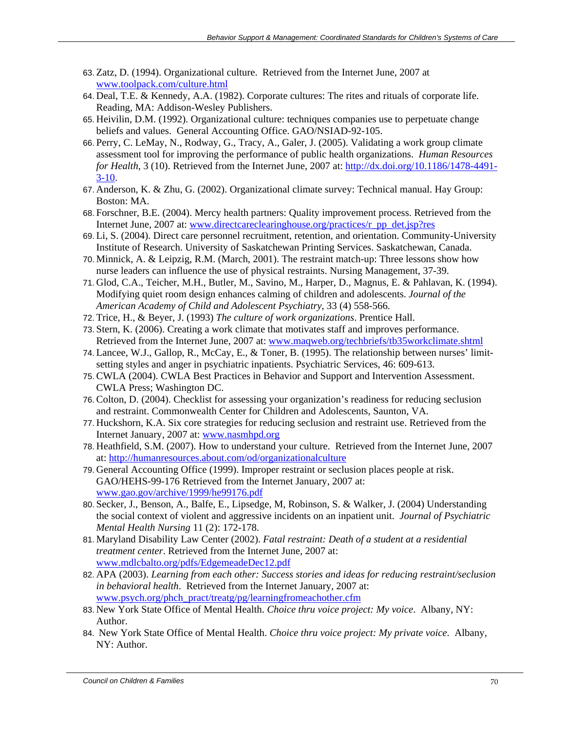63. Zatz, D. (1994). Organizational culture. Retrieved from the Internet June, 2007 at www.toolpack.com/culture.html
64. Deal, T.E. & Kennedy, A.A. (1982). Corporate cultures: The rites and rituals of corporate life. Reading, MA: Addison-Wesley Publishers.
65. Heivilin, D.M. (1992). Organizational culture: techniques companies use to perpetuate change beliefs and values. General Accounting Office. GAO/NSIAD-92-105.
66. Perry, C. LeMay, N., Rodway, G., Tracy, A., Galer, J. (2005). Validating a work group climate assessment tool for improving the performance of public health organizations. *Human Resources for Health*, 3 (10). Retrieved from the Internet June, 2007 at: http://dx.doi.org/10.1186/1478-4491-3-10.
67. Anderson, K. & Zhu, G. (2002). Organizational climate survey: Technical manual. Hay Group: Boston: MA.
68. Forschner, B.E. (2004). Mercy health partners: Quality improvement process. Retrieved from the Internet June, 2007 at: www.directcareclearinghouse.org/practices/r_pp_det.jsp?res
69. Li, S. (2004). Direct care personnel recruitment, retention, and orientation. Community-University Institute of Research. University of Saskatchewan Printing Services. Saskatchewan, Canada.
70. Minnick, A. & Leipzig, R.M. (March, 2001). The restraint match-up: Three lessons show how nurse leaders can influence the use of physical restraints. Nursing Management, 37-39.
71. Glod, C.A., Teicher, M.H., Butler, M., Savino, M., Harper, D., Magnus, E. & Pahlavan, K. (1994). Modifying quiet room design enhances calming of children and adolescents. *Journal of the American Academy of Child and Adolescent Psychiatry*, 33 (4) 558-566.
72. Trice, H., & Beyer, J. (1993) *The culture of work organizations*. Prentice Hall.
73. Stern, K. (2006). Creating a work climate that motivates staff and improves performance. Retrieved from the Internet June, 2007 at: www.maqweb.org/techbriefs/tb35workclimate.shtml
74. Lancee, W.J., Gallop, R., McCay, E., & Toner, B. (1995). The relationship between nurses' limit-setting styles and anger in psychiatric inpatients. Psychiatric Services, 46: 609-613.
75. CWLA (2004). CWLA Best Practices in Behavior and Support and Intervention Assessment. CWLA Press; Washington DC.
76. Colton, D. (2004). Checklist for assessing your organization's readiness for reducing seclusion and restraint. Commonwealth Center for Children and Adolescents, Saunton, VA.
77. Huckshorn, K.A. Six core strategies for reducing seclusion and restraint use. Retrieved from the Internet January, 2007 at: www.nasmhpd.org
78. Heathfield, S.M. (2007). How to understand your culture. Retrieved from the Internet June, 2007 at: http://humanresources.about.com/od/organizationalculture
79. General Accounting Office (1999). Improper restraint or seclusion places people at risk. GAO/HEHS-99-176 Retrieved from the Internet January, 2007 at: www.gao.gov/archive/1999/he99176.pdf
80. Secker, J., Benson, A., Balfe, E., Lipsedge, M, Robinson, S. & Walker, J. (2004) Understanding the social context of violent and aggressive incidents on an inpatient unit. *Journal of Psychiatric Mental Health Nursing* 11 (2): 172-178.
81. Maryland Disability Law Center (2002). *Fatal restraint: Death of a student at a residential treatment center*. Retrieved from the Internet June, 2007 at: www.mdlcbalto.org/pdfs/EdgemeadeDec12.pdf
82. APA (2003). *Learning from each other: Success stories and ideas for reducing restraint/seclusion in behavioral health*. Retrieved from the Internet January, 2007 at: www.psych.org/phch_pract/treatg/pg/learningfromeachother.cfm
83. New York State Office of Mental Health. *Choice thru voice project: My voice*. Albany, NY: Author.
84. New York State Office of Mental Health. *Choice thru voice project: My private voice*. Albany, NY: Author.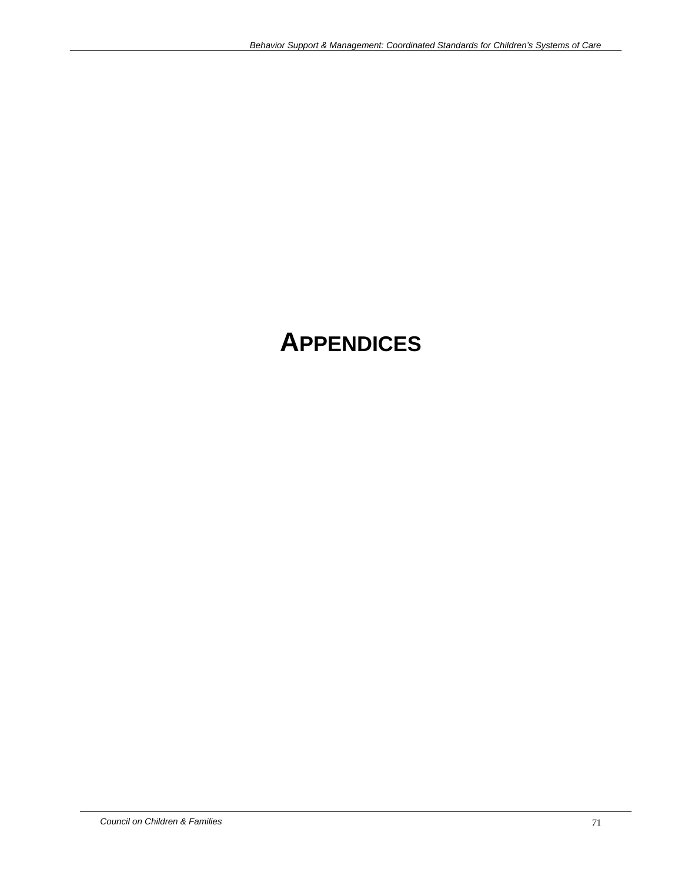# APPENDICES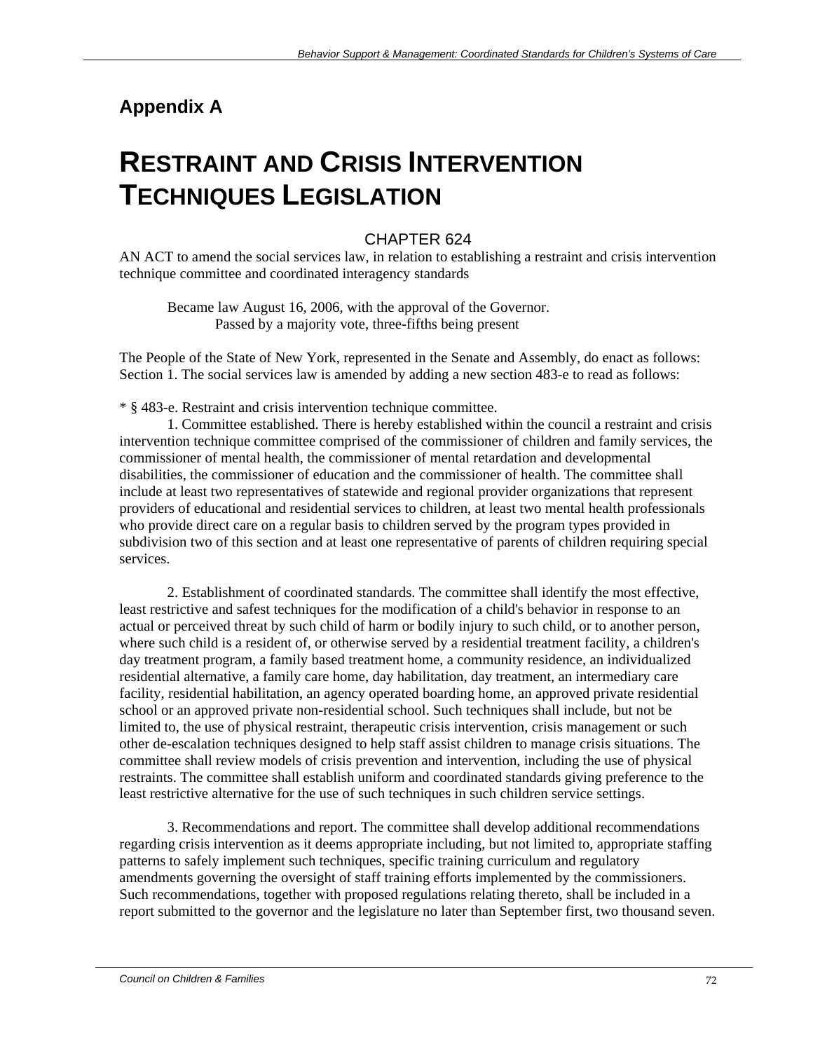## Appendix A

# RESTRAINT AND CRISIS INTERVENTION TECHNIQUES LEGISLATION

CHAPTER 624

AN ACT to amend the social services law, in relation to establishing a restraint and crisis intervention technique committee and coordinated interagency standards

Became law August 16, 2006, with the approval of the Governor.
Passed by a majority vote, three-fifths being present

The People of the State of New York, represented in the Senate and Assembly, do enact as follows:
Section 1. The social services law is amended by adding a new section 483-e to read as follows:

* § 483-e. Restraint and crisis intervention technique committee.

1. Committee established. There is hereby established within the council a restraint and crisis intervention technique committee comprised of the commissioner of children and family services, the commissioner of mental health, the commissioner of mental retardation and developmental disabilities, the commissioner of education and the commissioner of health. The committee shall include at least two representatives of statewide and regional provider organizations that represent providers of educational and residential services to children, at least two mental health professionals who provide direct care on a regular basis to children served by the program types provided in subdivision two of this section and at least one representative of parents of children requiring special services.

2. Establishment of coordinated standards. The committee shall identify the most effective, least restrictive and safest techniques for the modification of a child's behavior in response to an actual or perceived threat by such child of harm or bodily injury to such child, or to another person, where such child is a resident of, or otherwise served by a residential treatment facility, a children's day treatment program, a family based treatment home, a community residence, an individualized residential alternative, a family care home, day habilitation, day treatment, an intermediary care facility, residential habilitation, an agency operated boarding home, an approved private residential school or an approved private non-residential school. Such techniques shall include, but not be limited to, the use of physical restraint, therapeutic crisis intervention, crisis management or such other de-escalation techniques designed to help staff assist children to manage crisis situations. The committee shall review models of crisis prevention and intervention, including the use of physical restraints. The committee shall establish uniform and coordinated standards giving preference to the least restrictive alternative for the use of such techniques in such children service settings.

3. Recommendations and report. The committee shall develop additional recommendations regarding crisis intervention as it deems appropriate including, but not limited to, appropriate staffing patterns to safely implement such techniques, specific training curriculum and regulatory amendments governing the oversight of staff training efforts implemented by the commissioners. Such recommendations, together with proposed regulations relating thereto, shall be included in a report submitted to the governor and the legislature no later than September first, two thousand seven.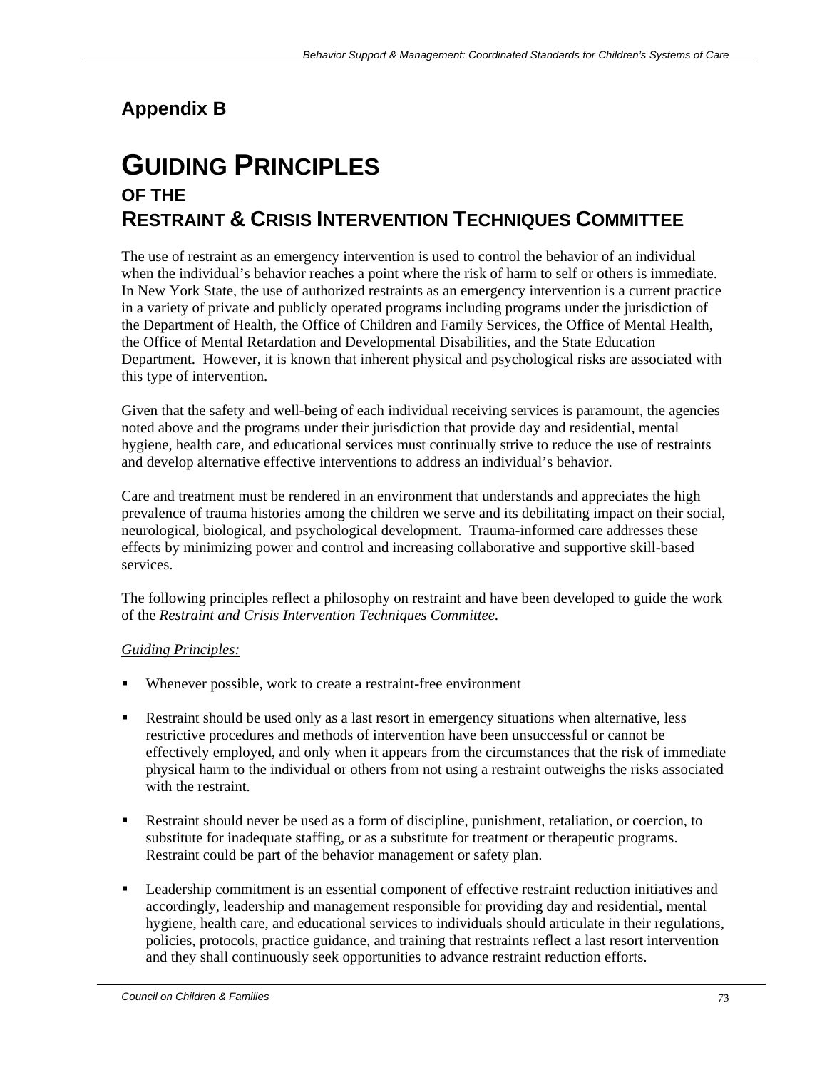## Appendix B

# GUIDING PRINCIPLES

### OF THE

## RESTRAINT & CRISIS INTERVENTION TECHNIQUES COMMITTEE

The use of restraint as an emergency intervention is used to control the behavior of an individual when the individual's behavior reaches a point where the risk of harm to self or others is immediate. In New York State, the use of authorized restraints as an emergency intervention is a current practice in a variety of private and publicly operated programs including programs under the jurisdiction of the Department of Health, the Office of Children and Family Services, the Office of Mental Health, the Office of Mental Retardation and Developmental Disabilities, and the State Education Department. However, it is known that inherent physical and psychological risks are associated with this type of intervention.

Given that the safety and well-being of each individual receiving services is paramount, the agencies noted above and the programs under their jurisdiction that provide day and residential, mental hygiene, health care, and educational services must continually strive to reduce the use of restraints and develop alternative effective interventions to address an individual's behavior.

Care and treatment must be rendered in an environment that understands and appreciates the high prevalence of trauma histories among the children we serve and its debilitating impact on their social, neurological, biological, and psychological development. Trauma-informed care addresses these effects by minimizing power and control and increasing collaborative and supportive skill-based services.

The following principles reflect a philosophy on restraint and have been developed to guide the work of the *Restraint and Crisis Intervention Techniques Committee*.

*Guiding Principles:*

- Whenever possible, work to create a restraint-free environment
- Restraint should be used only as a last resort in emergency situations when alternative, less restrictive procedures and methods of intervention have been unsuccessful or cannot be effectively employed, and only when it appears from the circumstances that the risk of immediate physical harm to the individual or others from not using a restraint outweighs the risks associated with the restraint.
- Restraint should never be used as a form of discipline, punishment, retaliation, or coercion, to substitute for inadequate staffing, or as a substitute for treatment or therapeutic programs. Restraint could be part of the behavior management or safety plan.
- Leadership commitment is an essential component of effective restraint reduction initiatives and accordingly, leadership and management responsible for providing day and residential, mental hygiene, health care, and educational services to individuals should articulate in their regulations, policies, protocols, practice guidance, and training that restraints reflect a last resort intervention and they shall continuously seek opportunities to advance restraint reduction efforts.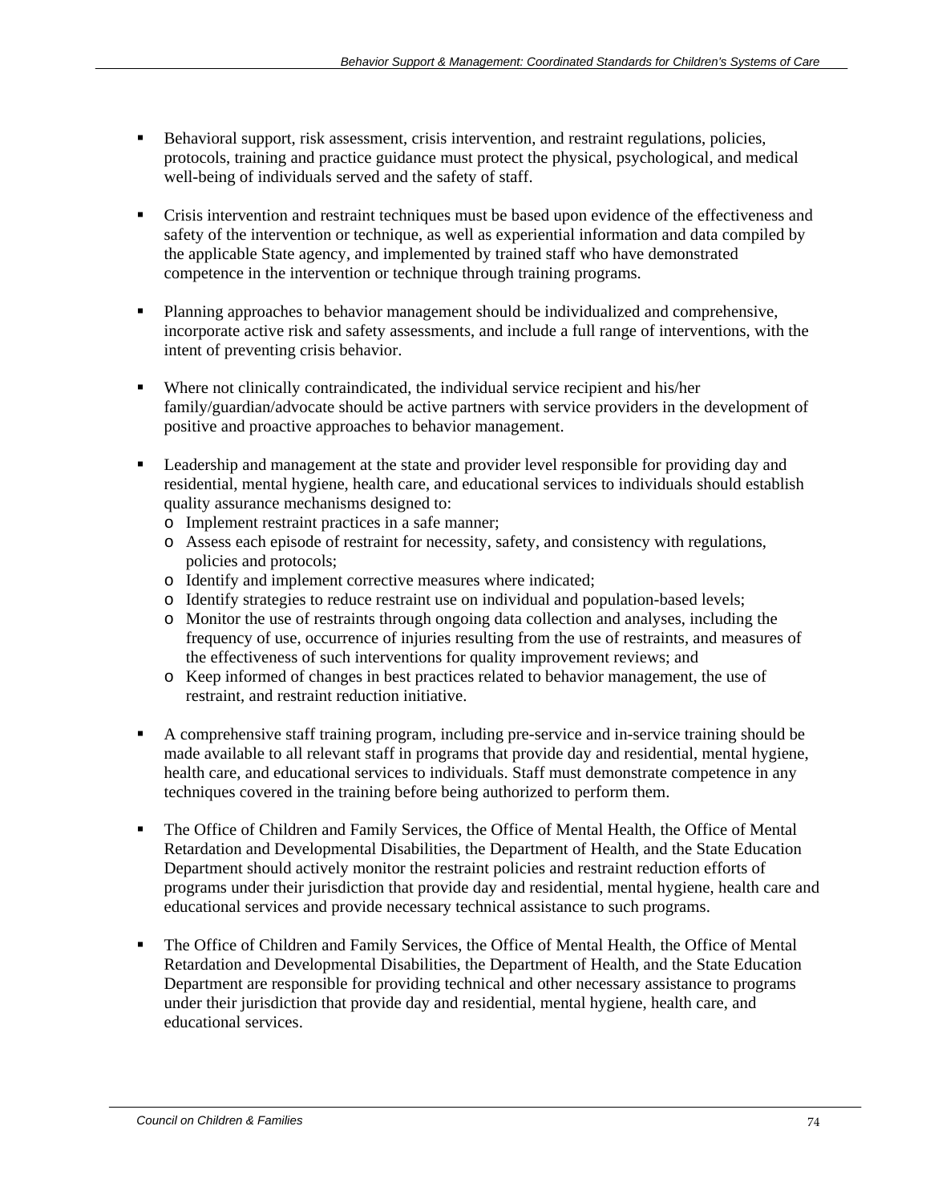- Behavioral support, risk assessment, crisis intervention, and restraint regulations, policies, protocols, training and practice guidance must protect the physical, psychological, and medical well-being of individuals served and the safety of staff.

- Crisis intervention and restraint techniques must be based upon evidence of the effectiveness and safety of the intervention or technique, as well as experiential information and data compiled by the applicable State agency, and implemented by trained staff who have demonstrated competence in the intervention or technique through training programs.

- Planning approaches to behavior management should be individualized and comprehensive, incorporate active risk and safety assessments, and include a full range of interventions, with the intent of preventing crisis behavior.

- Where not clinically contraindicated, the individual service recipient and his/her family/guardian/advocate should be active partners with service providers in the development of positive and proactive approaches to behavior management.

- Leadership and management at the state and provider level responsible for providing day and residential, mental hygiene, health care, and educational services to individuals should establish quality assurance mechanisms designed to:
  - Implement restraint practices in a safe manner;
  - Assess each episode of restraint for necessity, safety, and consistency with regulations, policies and protocols;
  - Identify and implement corrective measures where indicated;
  - Identify strategies to reduce restraint use on individual and population-based levels;
  - Monitor the use of restraints through ongoing data collection and analyses, including the frequency of use, occurrence of injuries resulting from the use of restraints, and measures of the effectiveness of such interventions for quality improvement reviews; and
  - Keep informed of changes in best practices related to behavior management, the use of restraint, and restraint reduction initiative.

- A comprehensive staff training program, including pre-service and in-service training should be made available to all relevant staff in programs that provide day and residential, mental hygiene, health care, and educational services to individuals. Staff must demonstrate competence in any techniques covered in the training before being authorized to perform them.

- The Office of Children and Family Services, the Office of Mental Health, the Office of Mental Retardation and Developmental Disabilities, the Department of Health, and the State Education Department should actively monitor the restraint policies and restraint reduction efforts of programs under their jurisdiction that provide day and residential, mental hygiene, health care and educational services and provide necessary technical assistance to such programs.

- The Office of Children and Family Services, the Office of Mental Health, the Office of Mental Retardation and Developmental Disabilities, the Department of Health, and the State Education Department are responsible for providing technical and other necessary assistance to programs under their jurisdiction that provide day and residential, mental hygiene, health care, and educational services.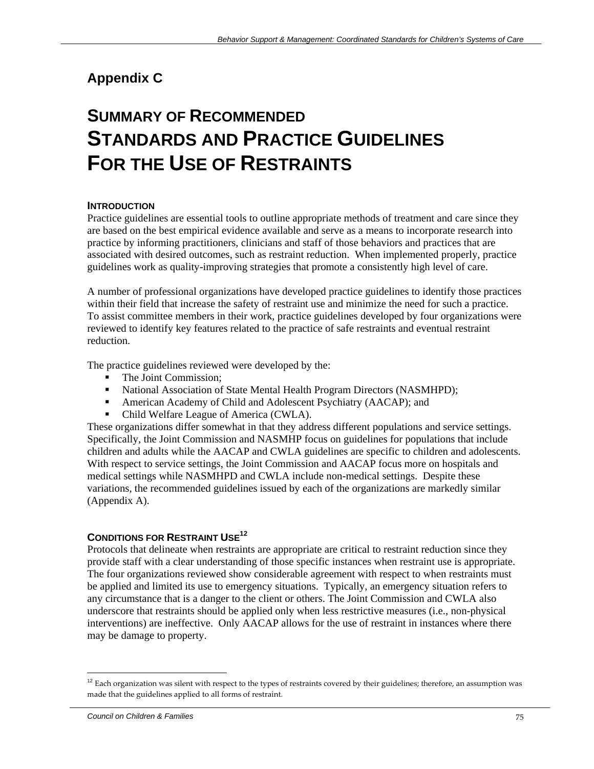# Appendix C

# SUMMARY OF RECOMMENDED STANDARDS AND PRACTICE GUIDELINES FOR THE USE OF RESTRAINTS

### INTRODUCTION

Practice guidelines are essential tools to outline appropriate methods of treatment and care since they are based on the best empirical evidence available and serve as a means to incorporate research into practice by informing practitioners, clinicians and staff of those behaviors and practices that are associated with desired outcomes, such as restraint reduction. When implemented properly, practice guidelines work as quality-improving strategies that promote a consistently high level of care.

A number of professional organizations have developed practice guidelines to identify those practices within their field that increase the safety of restraint use and minimize the need for such a practice. To assist committee members in their work, practice guidelines developed by four organizations were reviewed to identify key features related to the practice of safe restraints and eventual restraint reduction.

The practice guidelines reviewed were developed by the:

- The Joint Commission;
- National Association of State Mental Health Program Directors (NASMHPD);
- American Academy of Child and Adolescent Psychiatry (AACAP); and
- Child Welfare League of America (CWLA).

These organizations differ somewhat in that they address different populations and service settings. Specifically, the Joint Commission and NASMHP focus on guidelines for populations that include children and adults while the AACAP and CWLA guidelines are specific to children and adolescents. With respect to service settings, the Joint Commission and AACAP focus more on hospitals and medical settings while NASMHPD and CWLA include non-medical settings. Despite these variations, the recommended guidelines issued by each of the organizations are markedly similar (Appendix A).

### CONDITIONS FOR RESTRAINT USE[12]

Protocols that delineate when restraints are appropriate are critical to restraint reduction since they provide staff with a clear understanding of those specific instances when restraint use is appropriate. The four organizations reviewed show considerable agreement with respect to when restraints must be applied and limited its use to emergency situations. Typically, an emergency situation refers to any circumstance that is a danger to the client or others. The Joint Commission and CWLA also underscore that restraints should be applied only when less restrictive measures (i.e., non-physical interventions) are ineffective. Only AACAP allows for the use of restraint in instances where there may be damage to property.

[12] Each organization was silent with respect to the types of restraints covered by their guidelines; therefore, an assumption was made that the guidelines applied to all forms of restraint.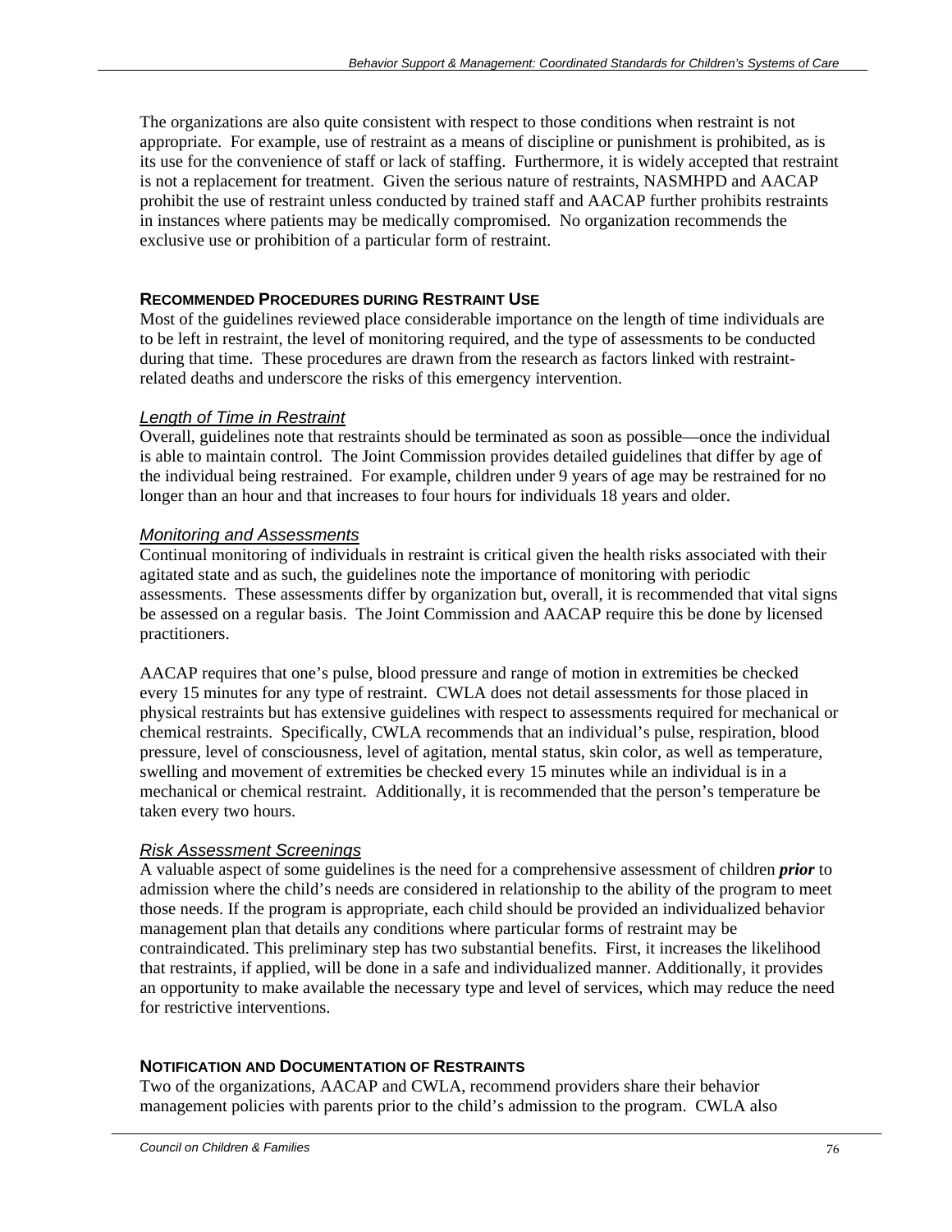The organizations are also quite consistent with respect to those conditions when restraint is not appropriate. For example, use of restraint as a means of discipline or punishment is prohibited, as is its use for the convenience of staff or lack of staffing. Furthermore, it is widely accepted that restraint is not a replacement for treatment. Given the serious nature of restraints, NASMHPD and AACAP prohibit the use of restraint unless conducted by trained staff and AACAP further prohibits restraints in instances where patients may be medically compromised. No organization recommends the exclusive use or prohibition of a particular form of restraint.

### RECOMMENDED PROCEDURES DURING RESTRAINT USE

Most of the guidelines reviewed place considerable importance on the length of time individuals are to be left in restraint, the level of monitoring required, and the type of assessments to be conducted during that time. These procedures are drawn from the research as factors linked with restraint-related deaths and underscore the risks of this emergency intervention.

#### *Length of Time in Restraint*

Overall, guidelines note that restraints should be terminated as soon as possible—once the individual is able to maintain control. The Joint Commission provides detailed guidelines that differ by age of the individual being restrained. For example, children under 9 years of age may be restrained for no longer than an hour and that increases to four hours for individuals 18 years and older.

#### *Monitoring and Assessments*

Continual monitoring of individuals in restraint is critical given the health risks associated with their agitated state and as such, the guidelines note the importance of monitoring with periodic assessments. These assessments differ by organization but, overall, it is recommended that vital signs be assessed on a regular basis. The Joint Commission and AACAP require this be done by licensed practitioners.

AACAP requires that one's pulse, blood pressure and range of motion in extremities be checked every 15 minutes for any type of restraint. CWLA does not detail assessments for those placed in physical restraints but has extensive guidelines with respect to assessments required for mechanical or chemical restraints. Specifically, CWLA recommends that an individual's pulse, respiration, blood pressure, level of consciousness, level of agitation, mental status, skin color, as well as temperature, swelling and movement of extremities be checked every 15 minutes while an individual is in a mechanical or chemical restraint. Additionally, it is recommended that the person's temperature be taken every two hours.

#### *Risk Assessment Screenings*

A valuable aspect of some guidelines is the need for a comprehensive assessment of children ***prior*** to admission where the child's needs are considered in relationship to the ability of the program to meet those needs. If the program is appropriate, each child should be provided an individualized behavior management plan that details any conditions where particular forms of restraint may be contraindicated. This preliminary step has two substantial benefits. First, it increases the likelihood that restraints, if applied, will be done in a safe and individualized manner. Additionally, it provides an opportunity to make available the necessary type and level of services, which may reduce the need for restrictive interventions.

### NOTIFICATION AND DOCUMENTATION OF RESTRAINTS

Two of the organizations, AACAP and CWLA, recommend providers share their behavior management policies with parents prior to the child's admission to the program. CWLA also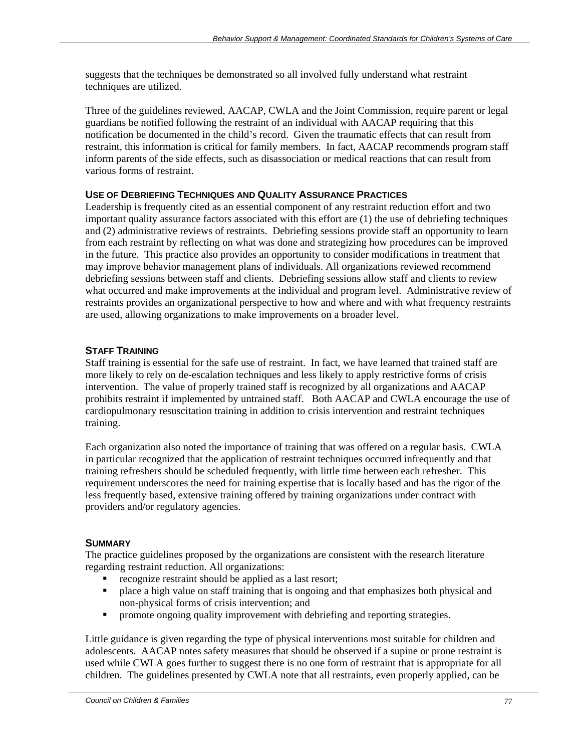suggests that the techniques be demonstrated so all involved fully understand what restraint techniques are utilized.

Three of the guidelines reviewed, AACAP, CWLA and the Joint Commission, require parent or legal guardians be notified following the restraint of an individual with AACAP requiring that this notification be documented in the child's record. Given the traumatic effects that can result from restraint, this information is critical for family members. In fact, AACAP recommends program staff inform parents of the side effects, such as disassociation or medical reactions that can result from various forms of restraint.

### USE OF DEBRIEFING TECHNIQUES AND QUALITY ASSURANCE PRACTICES

Leadership is frequently cited as an essential component of any restraint reduction effort and two important quality assurance factors associated with this effort are (1) the use of debriefing techniques and (2) administrative reviews of restraints. Debriefing sessions provide staff an opportunity to learn from each restraint by reflecting on what was done and strategizing how procedures can be improved in the future. This practice also provides an opportunity to consider modifications in treatment that may improve behavior management plans of individuals. All organizations reviewed recommend debriefing sessions between staff and clients. Debriefing sessions allow staff and clients to review what occurred and make improvements at the individual and program level. Administrative review of restraints provides an organizational perspective to how and where and with what frequency restraints are used, allowing organizations to make improvements on a broader level.

### STAFF TRAINING

Staff training is essential for the safe use of restraint. In fact, we have learned that trained staff are more likely to rely on de-escalation techniques and less likely to apply restrictive forms of crisis intervention. The value of properly trained staff is recognized by all organizations and AACAP prohibits restraint if implemented by untrained staff. Both AACAP and CWLA encourage the use of cardiopulmonary resuscitation training in addition to crisis intervention and restraint techniques training.

Each organization also noted the importance of training that was offered on a regular basis. CWLA in particular recognized that the application of restraint techniques occurred infrequently and that training refreshers should be scheduled frequently, with little time between each refresher. This requirement underscores the need for training expertise that is locally based and has the rigor of the less frequently based, extensive training offered by training organizations under contract with providers and/or regulatory agencies.

### SUMMARY

The practice guidelines proposed by the organizations are consistent with the research literature regarding restraint reduction. All organizations:

- recognize restraint should be applied as a last resort;
- place a high value on staff training that is ongoing and that emphasizes both physical and non-physical forms of crisis intervention; and
- promote ongoing quality improvement with debriefing and reporting strategies.

Little guidance is given regarding the type of physical interventions most suitable for children and adolescents. AACAP notes safety measures that should be observed if a supine or prone restraint is used while CWLA goes further to suggest there is no one form of restraint that is appropriate for all children. The guidelines presented by CWLA note that all restraints, even properly applied, can be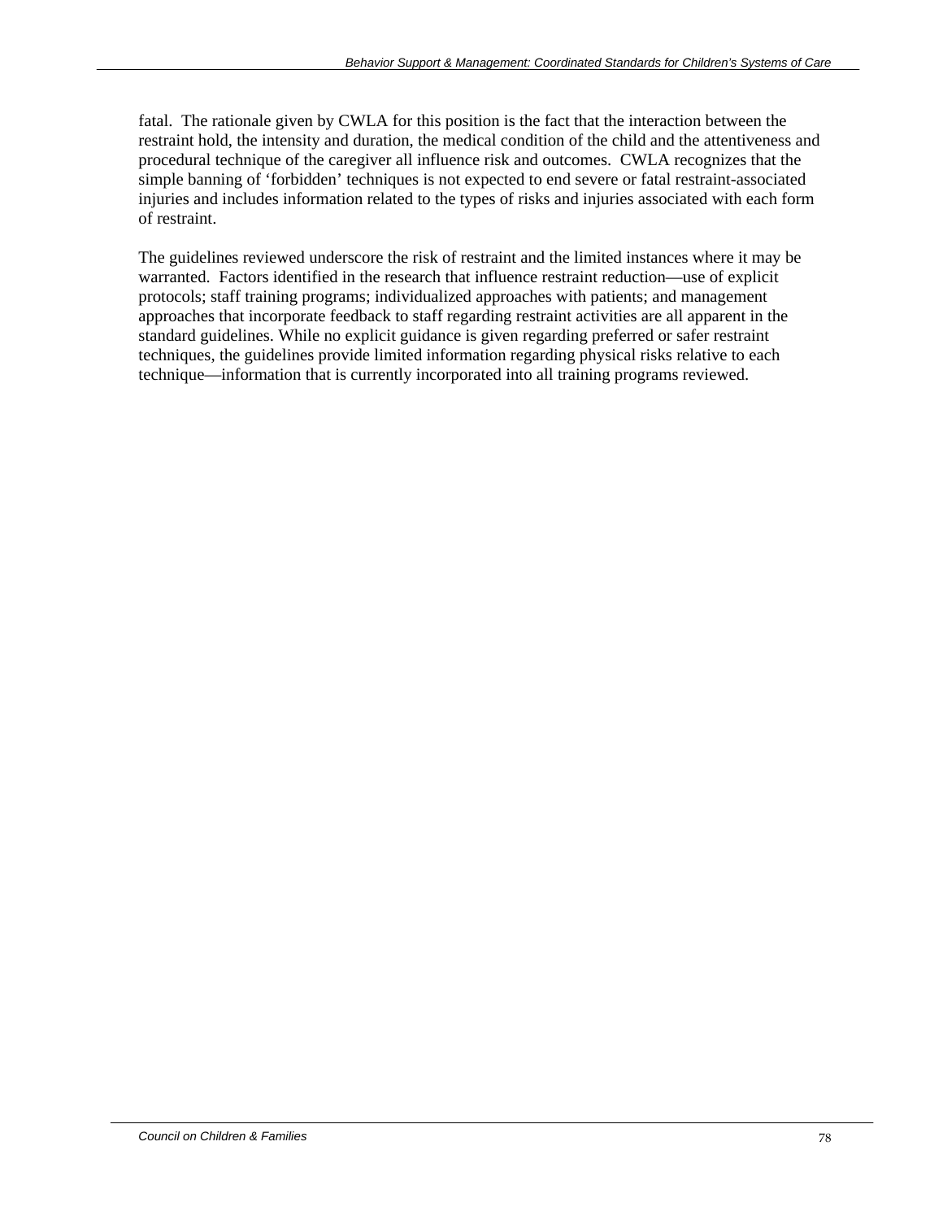fatal. The rationale given by CWLA for this position is the fact that the interaction between the restraint hold, the intensity and duration, the medical condition of the child and the attentiveness and procedural technique of the caregiver all influence risk and outcomes. CWLA recognizes that the simple banning of 'forbidden' techniques is not expected to end severe or fatal restraint-associated injuries and includes information related to the types of risks and injuries associated with each form of restraint.

The guidelines reviewed underscore the risk of restraint and the limited instances where it may be warranted. Factors identified in the research that influence restraint reduction—use of explicit protocols; staff training programs; individualized approaches with patients; and management approaches that incorporate feedback to staff regarding restraint activities are all apparent in the standard guidelines. While no explicit guidance is given regarding preferred or safer restraint techniques, the guidelines provide limited information regarding physical risks relative to each technique—information that is currently incorporated into all training programs reviewed.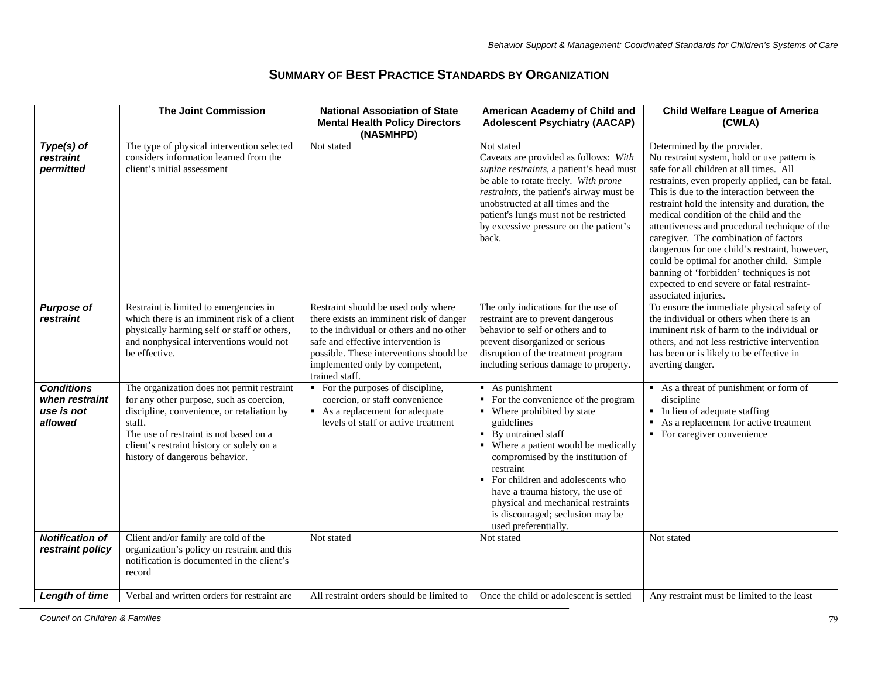## SUMMARY OF BEST PRACTICE STANDARDS BY ORGANIZATION

| | The Joint Commission | National Association of State Mental Health Policy Directors (NASMHPD) | American Academy of Child and Adolescent Psychiatry (AACAP) | Child Welfare League of America (CWLA) |
|---|---|---|---|---|
| ***Type(s) of restraint permitted*** | The type of physical intervention selected considers information learned from the client's initial assessment | Not stated | Not stated<br>Caveats are provided as follows: *With supine restraints*, a patient's head must be able to rotate freely. *With prone restraints*, the patient's airway must be unobstructed at all times and the patient's lungs must not be restricted by excessive pressure on the patient's back. | Determined by the provider.<br>No restraint system, hold or use pattern is safe for all children at all times. All restraints, even properly applied, can be fatal. This is due to the interaction between the restraint hold the intensity and duration, the medical condition of the child and the attentiveness and procedural technique of the caregiver. The combination of factors dangerous for one child's restraint, however, could be optimal for another child. Simple banning of 'forbidden' techniques is not expected to end severe or fatal restraint-associated injuries. |
| ***Purpose of restraint*** | Restraint is limited to emergencies in which there is an imminent risk of a client physically harming self or staff or others, and nonphysical interventions would not be effective. | Restraint should be used only where there exists an imminent risk of danger to the individual or others and no other safe and effective intervention is possible. These interventions should be implemented only by competent, trained staff. | The only indications for the use of restraint are to prevent dangerous behavior to self or others and to prevent disorganized or serious disruption of the treatment program including serious damage to property. | To ensure the immediate physical safety of the individual or others when there is an imminent risk of harm to the individual or others, and not less restrictive intervention has been or is likely to be effective in averting danger. |
| ***Conditions when restraint use is not allowed*** | The organization does not permit restraint for any other purpose, such as coercion, discipline, convenience, or retaliation by staff.<br>The use of restraint is not based on a client's restraint history or solely on a history of dangerous behavior. | ▪ For the purposes of discipline, coercion, or staff convenience<br>▪ As a replacement for adequate levels of staff or active treatment | ▪ As punishment<br>▪ For the convenience of the program<br>▪ Where prohibited by state guidelines<br>▪ By untrained staff<br>▪ Where a patient would be medically compromised by the institution of restraint<br>▪ For children and adolescents who have a trauma history, the use of physical and mechanical restraints is discouraged; seclusion may be used preferentially. | ▪ As a threat of punishment or form of discipline<br>▪ In lieu of adequate staffing<br>▪ As a replacement for active treatment<br>▪ For caregiver convenience |
| ***Notification of restraint policy*** | Client and/or family are told of the organization's policy on restraint and this notification is documented in the client's record | Not stated | Not stated | Not stated |
| ***Length of time*** | Verbal and written orders for restraint are | All restraint orders should be limited to | Once the child or adolescent is settled | Any restraint must be limited to the least |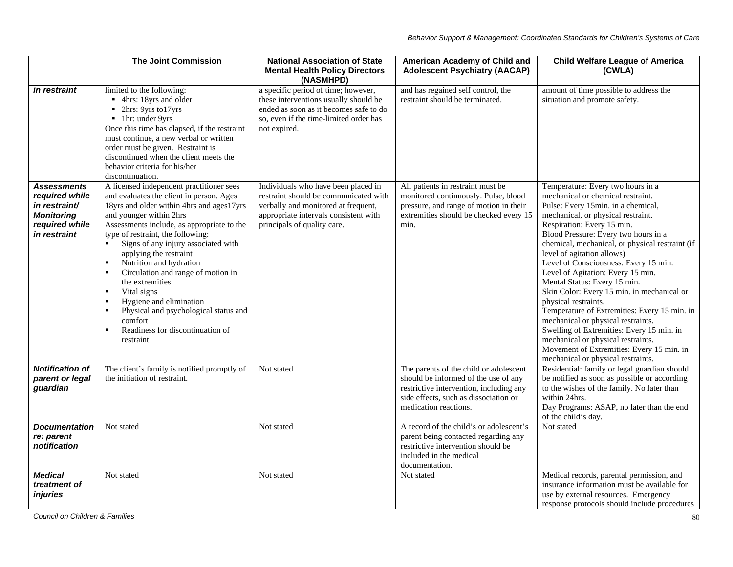| | The Joint Commission | National Association of State Mental Health Policy Directors (NASMHPD) | American Academy of Child and Adolescent Psychiatry (AACAP) | Child Welfare League of America (CWLA) |
|---|---|---|---|---|
| ***in restraint*** | limited to the following:<br>▪ 4hrs: 18yrs and older<br>▪ 2hrs: 9yrs to17yrs<br>▪ 1hr: under 9yrs<br>Once this time has elapsed, if the restraint must continue, a new verbal or written order must be given. Restraint is discontinued when the client meets the behavior criteria for his/her discontinuation. | a specific period of time; however, these interventions usually should be ended as soon as it becomes safe to do so, even if the time-limited order has not expired. | and has regained self control, the restraint should be terminated. | amount of time possible to address the situation and promote safety. |
| ***Assessments required while in restraint/ Monitoring required while in restraint*** | A licensed independent practitioner sees and evaluates the client in person. Ages 18yrs and older within 4hrs and ages17yrs and younger within 2hrs<br>Assessments include, as appropriate to the type of restraint, the following:<br>▪ Signs of any injury associated with applying the restraint<br>▪ Nutrition and hydration<br>▪ Circulation and range of motion in the extremities<br>▪ Vital signs<br>▪ Hygiene and elimination<br>▪ Physical and psychological status and comfort<br>▪ Readiness for discontinuation of restraint | Individuals who have been placed in restraint should be communicated with verbally and monitored at frequent, appropriate intervals consistent with principals of quality care. | All patients in restraint must be monitored continuously. Pulse, blood pressure, and range of motion in their extremities should be checked every 15 min. | Temperature: Every two hours in a mechanical or chemical restraint.<br>Pulse: Every 15min. in a chemical, mechanical, or physical restraint.<br>Respiration: Every 15 min.<br>Blood Pressure: Every two hours in a chemical, mechanical, or physical restraint (if level of agitation allows)<br>Level of Consciousness: Every 15 min.<br>Level of Agitation: Every 15 min.<br>Mental Status: Every 15 min.<br>Skin Color: Every 15 min. in mechanical or physical restraints.<br>Temperature of Extremities: Every 15 min. in mechanical or physical restraints.<br>Swelling of Extremities: Every 15 min. in mechanical or physical restraints.<br>Movement of Extremities: Every 15 min. in mechanical or physical restraints. |
| ***Notification of parent or legal guardian*** | The client's family is notified promptly of the initiation of restraint. | Not stated | The parents of the child or adolescent should be informed of the use of any restrictive intervention, including any side effects, such as dissociation or medication reactions. | Residential: family or legal guardian should be notified as soon as possible or according to the wishes of the family. No later than within 24hrs.<br>Day Programs: ASAP, no later than the end of the child's day. |
| ***Documentation re: parent notification*** | Not stated | Not stated | A record of the child's or adolescent's parent being contacted regarding any restrictive intervention should be included in the medical documentation. | Not stated |
| ***Medical treatment of injuries*** | Not stated | Not stated | Not stated | Medical records, parental permission, and insurance information must be available for use by external resources. Emergency response protocols should include procedures |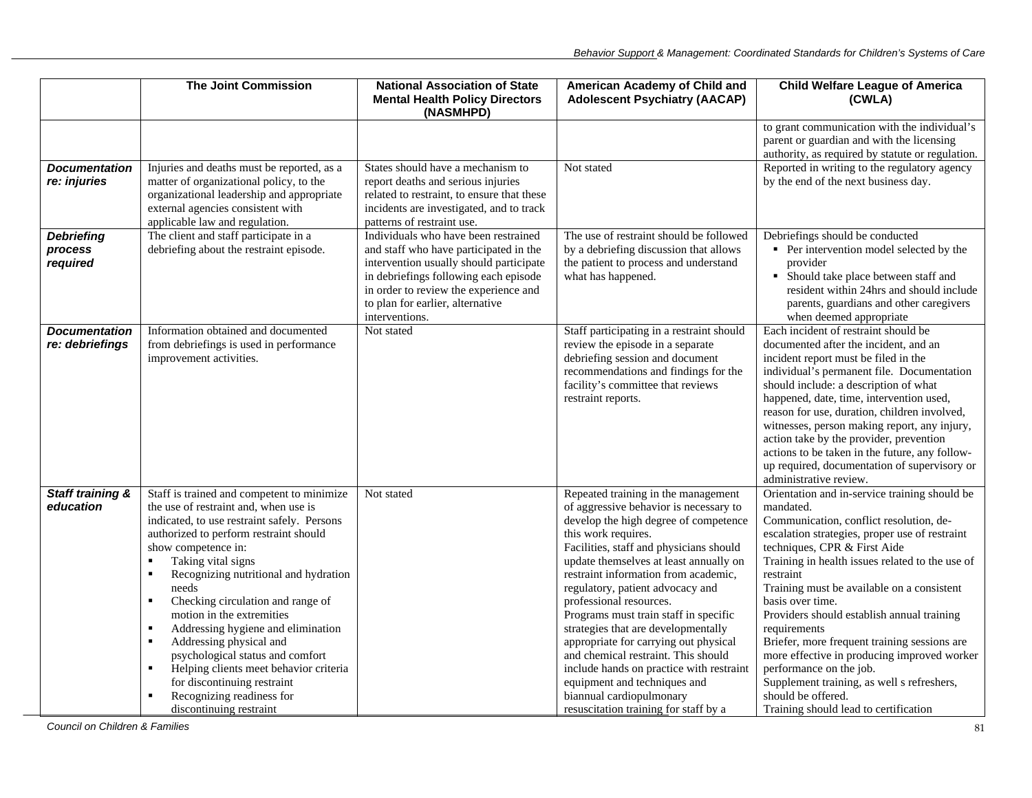| | The Joint Commission | National Association of State Mental Health Policy Directors (NASMHPD) | American Academy of Child and Adolescent Psychiatry (AACAP) | Child Welfare League of America (CWLA) |
|---|---|---|---|---|
| | | | | to grant communication with the individual's parent or guardian and with the licensing authority, as required by statute or regulation. |
| ***Documentation re: injuries*** | Injuries and deaths must be reported, as a matter of organizational policy, to the organizational leadership and appropriate external agencies consistent with applicable law and regulation. | States should have a mechanism to report deaths and serious injuries related to restraint, to ensure that these incidents are investigated, and to track patterns of restraint use. | Not stated | Reported in writing to the regulatory agency by the end of the next business day. |
| ***Debriefing process required*** | The client and staff participate in a debriefing about the restraint episode. | Individuals who have been restrained and staff who have participated in the intervention usually should participate in debriefings following each episode in order to review the experience and to plan for earlier, alternative interventions. | The use of restraint should be followed by a debriefing discussion that allows the patient to process and understand what has happened. | Debriefings should be conducted<br>▪ Per intervention model selected by the provider<br>▪ Should take place between staff and resident within 24hrs and should include parents, guardians and other caregivers when deemed appropriate |
| ***Documentation re: debriefings*** | Information obtained and documented from debriefings is used in performance improvement activities. | Not stated | Staff participating in a restraint should review the episode in a separate debriefing session and document recommendations and findings for the facility's committee that reviews restraint reports. | Each incident of restraint should be documented after the incident, and an incident report must be filed in the individual's permanent file. Documentation should include: a description of what happened, date, time, intervention used, reason for use, duration, children involved, witnesses, person making report, any injury, action take by the provider, prevention actions to be taken in the future, any follow-up required, documentation of supervisory or administrative review. |
| ***Staff training & education*** | Staff is trained and competent to minimize the use of restraint and, when use is indicated, to use restraint safely. Persons authorized to perform restraint should show competence in:<br>▪ Taking vital signs<br>▪ Recognizing nutritional and hydration needs<br>▪ Checking circulation and range of motion in the extremities<br>▪ Addressing hygiene and elimination<br>▪ Addressing physical and psychological status and comfort<br>▪ Helping clients meet behavior criteria for discontinuing restraint<br>▪ Recognizing readiness for discontinuing restraint | Not stated | Repeated training in the management of aggressive behavior is necessary to develop the high degree of competence this work requires.<br>Facilities, staff and physicians should update themselves at least annually on restraint information from academic, regulatory, patient advocacy and professional resources.<br>Programs must train staff in specific strategies that are developmentally appropriate for carrying out physical and chemical restraint. This should include hands on practice with restraint equipment and techniques and biannual cardiopulmonary resuscitation training for staff by a | Orientation and in-service training should be mandated.<br>Communication, conflict resolution, de-escalation strategies, proper use of restraint techniques, CPR & First Aide<br>Training in health issues related to the use of restraint<br>Training must be available on a consistent basis over time.<br>Providers should establish annual training requirements<br>Briefer, more frequent training sessions are more effective in producing improved worker performance on the job.<br>Supplement training, as well s refreshers, should be offered.<br>Training should lead to certification |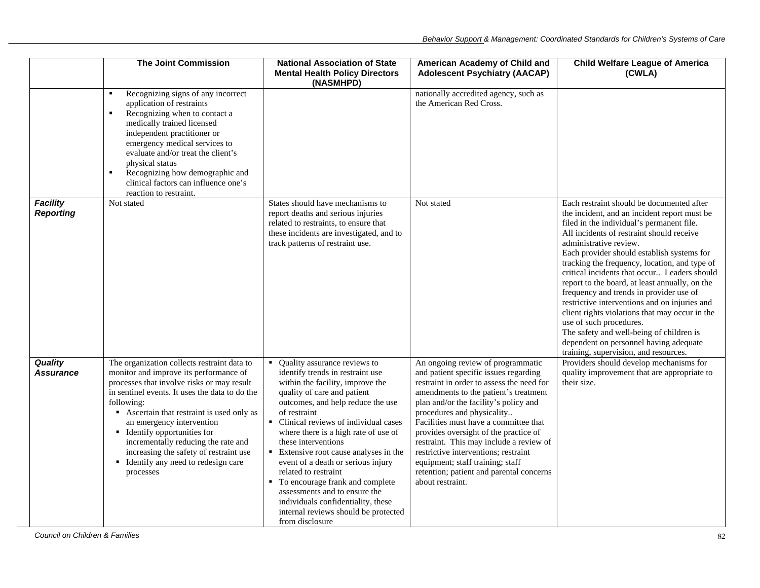| | The Joint Commission | National Association of State Mental Health Policy Directors (NASMHPD) | American Academy of Child and Adolescent Psychiatry (AACAP) | Child Welfare League of America (CWLA) |
|---|---|---|---|---|
| | ▪ Recognizing signs of any incorrect application of restraints<br>▪ Recognizing when to contact a medically trained licensed independent practitioner or emergency medical services to evaluate and/or treat the client's physical status<br>▪ Recognizing how demographic and clinical factors can influence one's reaction to restraint. | | nationally accredited agency, such as the American Red Cross. | |
| ***Facility Reporting*** | Not stated | States should have mechanisms to report deaths and serious injuries related to restraints, to ensure that these incidents are investigated, and to track patterns of restraint use. | Not stated | Each restraint should be documented after the incident, and an incident report must be filed in the individual's permanent file.<br>All incidents of restraint should receive administrative review.<br>Each provider should establish systems for tracking the frequency, location, and type of critical incidents that occur.. Leaders should report to the board, at least annually, on the frequency and trends in provider use of restrictive interventions and on injuries and client rights violations that may occur in the use of such procedures.<br>The safety and well-being of children is dependent on personnel having adequate training, supervision, and resources. |
| ***Quality Assurance*** | The organization collects restraint data to monitor and improve its performance of processes that involve risks or may result in sentinel events. It uses the data to do the following:<br>▪ Ascertain that restraint is used only as an emergency intervention<br>▪ Identify opportunities for incrementally reducing the rate and increasing the safety of restraint use<br>▪ Identify any need to redesign care processes | ▪ Quality assurance reviews to identify trends in restraint use within the facility, improve the quality of care and patient outcomes, and help reduce the use of restraint<br>▪ Clinical reviews of individual cases where there is a high rate of use of these interventions<br>▪ Extensive root cause analyses in the event of a death or serious injury related to restraint<br>▪ To encourage frank and complete assessments and to ensure the individuals confidentiality, these internal reviews should be protected from disclosure | An ongoing review of programmatic and patient specific issues regarding restraint in order to assess the need for amendments to the patient's treatment plan and/or the facility's policy and procedures and physicality..<br>Facilities must have a committee that provides oversight of the practice of restraint. This may include a review of restrictive interventions; restraint equipment; staff training; staff retention; patient and parental concerns about restraint. | Providers should develop mechanisms for quality improvement that are appropriate to their size. |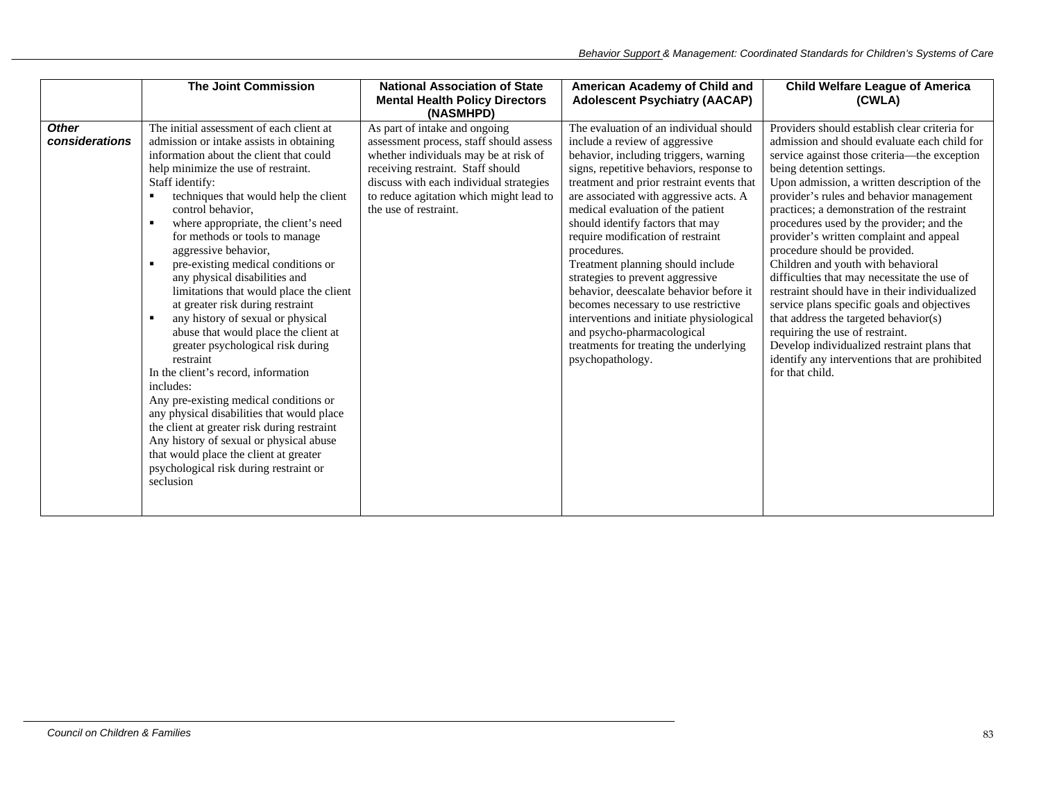| | The Joint Commission | National Association of State Mental Health Policy Directors (NASMHPD) | American Academy of Child and Adolescent Psychiatry (AACAP) | Child Welfare League of America (CWLA) |
|---|---|---|---|---|
| ***Other considerations*** | The initial assessment of each client at admission or intake assists in obtaining information about the client that could help minimize the use of restraint.<br>Staff identify:<br>▪ techniques that would help the client control behavior,<br>▪ where appropriate, the client's need for methods or tools to manage aggressive behavior,<br>▪ pre-existing medical conditions or any physical disabilities and limitations that would place the client at greater risk during restraint<br>▪ any history of sexual or physical abuse that would place the client at greater psychological risk during restraint<br>In the client's record, information includes:<br>Any pre-existing medical conditions or any physical disabilities that would place the client at greater risk during restraint<br>Any history of sexual or physical abuse that would place the client at greater psychological risk during restraint or seclusion | As part of intake and ongoing assessment process, staff should assess whether individuals may be at risk of receiving restraint. Staff should discuss with each individual strategies to reduce agitation which might lead to the use of restraint. | The evaluation of an individual should include a review of aggressive behavior, including triggers, warning signs, repetitive behaviors, response to treatment and prior restraint events that are associated with aggressive acts. A medical evaluation of the patient should identify factors that may require modification of restraint procedures.<br>Treatment planning should include strategies to prevent aggressive behavior, deescalate behavior before it becomes necessary to use restrictive interventions and initiate physiological and psycho-pharmacological treatments for treating the underlying psychopathology. | Providers should establish clear criteria for admission and should evaluate each child for service against those criteria—the exception being detention settings.<br>Upon admission, a written description of the provider's rules and behavior management practices; a demonstration of the restraint procedures used by the provider; and the provider's written complaint and appeal procedure should be provided.<br>Children and youth with behavioral difficulties that may necessitate the use of restraint should have in their individualized service plans specific goals and objectives that address the targeted behavior(s) requiring the use of restraint.<br>Develop individualized restraint plans that identify any interventions that are prohibited for that child. |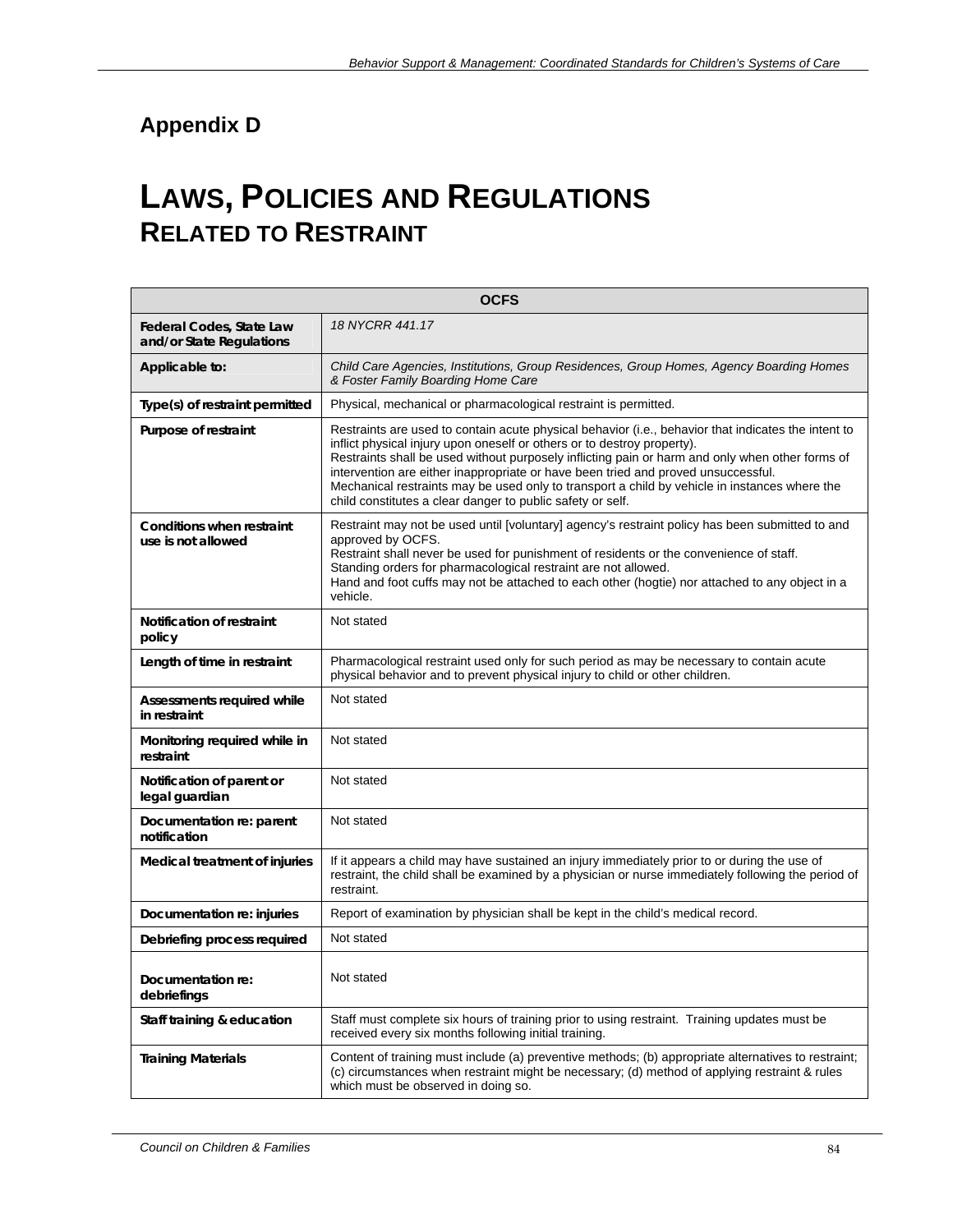## Appendix D

# LAWS, POLICIES AND REGULATIONS RELATED TO RESTRAINT

| OCFS | |
|---|---|
| **Federal Codes, State Law and/or State Regulations** | *18 NYCRR 441.17* |
| **Applicable to:** | *Child Care Agencies, Institutions, Group Residences, Group Homes, Agency Boarding Homes & Foster Family Boarding Home Care* |
| **Type(s) of restraint permitted** | Physical, mechanical or pharmacological restraint is permitted. |
| **Purpose of restraint** | Restraints are used to contain acute physical behavior (i.e., behavior that indicates the intent to inflict physical injury upon oneself or others or to destroy property).<br>Restraints shall be used without purposely inflicting pain or harm and only when other forms of intervention are either inappropriate or have been tried and proved unsuccessful.<br>Mechanical restraints may be used only to transport a child by vehicle in instances where the child constitutes a clear danger to public safety or self. |
| **Conditions when restraint use is not allowed** | Restraint may not be used until [voluntary] agency's restraint policy has been submitted to and approved by OCFS.<br>Restraint shall never be used for punishment of residents or the convenience of staff.<br>Standing orders for pharmacological restraint are not allowed.<br>Hand and foot cuffs may not be attached to each other (hogtie) nor attached to any object in a vehicle. |
| **Notification of restraint policy** | Not stated |
| **Length of time in restraint** | Pharmacological restraint used only for such period as may be necessary to contain acute physical behavior and to prevent physical injury to child or other children. |
| **Assessments required while in restraint** | Not stated |
| **Monitoring required while in restraint** | Not stated |
| **Notification of parent or legal guardian** | Not stated |
| **Documentation re: parent notification** | Not stated |
| **Medical treatment of injuries** | If it appears a child may have sustained an injury immediately prior to or during the use of restraint, the child shall be examined by a physician or nurse immediately following the period of restraint. |
| **Documentation re: injuries** | Report of examination by physician shall be kept in the child's medical record. |
| **Debriefing process required** | Not stated |
| **Documentation re: debriefings** | Not stated |
| **Staff training & education** | Staff must complete six hours of training prior to using restraint. Training updates must be received every six months following initial training. |
| **Training Materials** | Content of training must include (a) preventive methods; (b) appropriate alternatives to restraint; (c) circumstances when restraint might be necessary; (d) method of applying restraint & rules which must be observed in doing so. |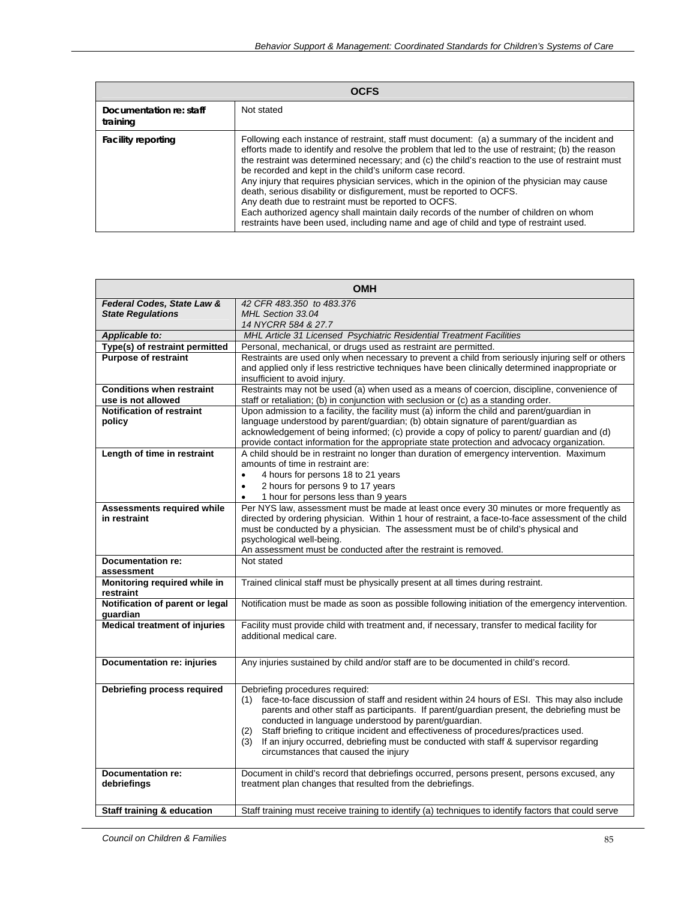| OCFS | |
|---|---|
| **Documentation re: staff training** | Not stated |
| **Facility reporting** | Following each instance of restraint, staff must document: (a) a summary of the incident and efforts made to identify and resolve the problem that led to the use of restraint; (b) the reason the restraint was determined necessary; and (c) the child's reaction to the use of restraint must be recorded and kept in the child's uniform case record.<br>Any injury that requires physician services, which in the opinion of the physician may cause death, serious disability or disfigurement, must be reported to OCFS.<br>Any death due to restraint must be reported to OCFS.<br>Each authorized agency shall maintain daily records of the number of children on whom restraints have been used, including name and age of child and type of restraint used. |

| OMH | |
|---|---|
| ***Federal Codes, State Law & State Regulations*** | *42 CFR 483.350 to 483.376*<br>*MHL Section 33.04*<br>*14 NYCRR 584 & 27.7* |
| ***Applicable to:*** | *MHL Article 31 Licensed Psychiatric Residential Treatment Facilities* |
| **Type(s) of restraint permitted** | Personal, mechanical, or drugs used as restraint are permitted. |
| **Purpose of restraint** | Restraints are used only when necessary to prevent a child from seriously injuring self or others and applied only if less restrictive techniques have been clinically determined inappropriate or insufficient to avoid injury. |
| **Conditions when restraint use is not allowed** | Restraints may not be used (a) when used as a means of coercion, discipline, convenience of staff or retaliation; (b) in conjunction with seclusion or (c) as a standing order. |
| **Notification of restraint policy** | Upon admission to a facility, the facility must (a) inform the child and parent/guardian in language understood by parent/guardian; (b) obtain signature of parent/guardian as acknowledgement of being informed; (c) provide a copy of policy to parent/ guardian and (d) provide contact information for the appropriate state protection and advocacy organization. |
| **Length of time in restraint** | A child should be in restraint no longer than duration of emergency intervention. Maximum amounts of time in restraint are:<br>• 4 hours for persons 18 to 21 years<br>• 2 hours for persons 9 to 17 years<br>• 1 hour for persons less than 9 years |
| **Assessments required while in restraint** | Per NYS law, assessment must be made at least once every 30 minutes or more frequently as directed by ordering physician. Within 1 hour of restraint, a face-to-face assessment of the child must be conducted by a physician. The assessment must be of child's physical and psychological well-being.<br>An assessment must be conducted after the restraint is removed. |
| **Documentation re: assessment** | Not stated |
| **Monitoring required while in restraint** | Trained clinical staff must be physically present at all times during restraint. |
| **Notification of parent or legal guardian** | Notification must be made as soon as possible following initiation of the emergency intervention. |
| **Medical treatment of injuries** | Facility must provide child with treatment and, if necessary, transfer to medical facility for additional medical care. |
| **Documentation re: injuries** | Any injuries sustained by child and/or staff are to be documented in child's record. |
| **Debriefing process required** | Debriefing procedures required:<br>(1) face-to-face discussion of staff and resident within 24 hours of ESI. This may also include parents and other staff as participants. If parent/guardian present, the debriefing must be conducted in language understood by parent/guardian.<br>(2) Staff briefing to critique incident and effectiveness of procedures/practices used.<br>(3) If an injury occurred, debriefing must be conducted with staff & supervisor regarding circumstances that caused the injury |
| **Documentation re: debriefings** | Document in child's record that debriefings occurred, persons present, persons excused, any treatment plan changes that resulted from the debriefings. |
| **Staff training & education** | Staff training must receive training to identify (a) techniques to identify factors that could serve |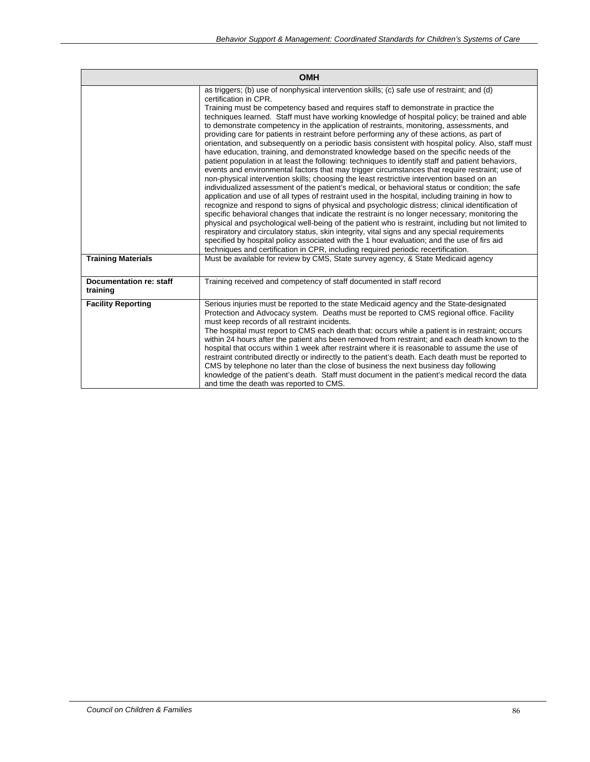| OMH | |
|---|---|
| | as triggers; (b) use of nonphysical intervention skills; (c) safe use of restraint; and (d) certification in CPR.<br>Training must be competency based and requires staff to demonstrate in practice the techniques learned. Staff must have working knowledge of hospital policy; be trained and able to demonstrate competency in the application of restraints, monitoring, assessments, and providing care for patients in restraint before performing any of these actions, as part of orientation, and subsequently on a periodic basis consistent with hospital policy. Also, staff must have education, training, and demonstrated knowledge based on the specific needs of the patient population in at least the following: techniques to identify staff and patient behaviors, events and environmental factors that may trigger circumstances that require restraint; use of non-physical intervention skills; choosing the least restrictive intervention based on an individualized assessment of the patient's medical, or behavioral status or condition; the safe application and use of all types of restraint used in the hospital, including training in how to recognize and respond to signs of physical and psychologic distress; clinical identification of specific behavioral changes that indicate the restraint is no longer necessary; monitoring the physical and psychological well-being of the patient who is restraint, including but not limited to respiratory and circulatory status, skin integrity, vital signs and any special requirements specified by hospital policy associated with the 1 hour evaluation; and the use of firs aid techniques and certification in CPR, including required periodic recertification. |
| **Training Materials** | Must be available for review by CMS, State survey agency, & State Medicaid agency |
| **Documentation re: staff training** | Training received and competency of staff documented in staff record |
| **Facility Reporting** | Serious injuries must be reported to the state Medicaid agency and the State-designated Protection and Advocacy system. Deaths must be reported to CMS regional office. Facility must keep records of all restraint incidents.<br>The hospital must report to CMS each death that: occurs while a patient is in restraint; occurs within 24 hours after the patient ahs been removed from restraint; and each death known to the hospital that occurs within 1 week after restraint where it is reasonable to assume the use of restraint contributed directly or indirectly to the patient's death. Each death must be reported to CMS by telephone no later than the close of business the next business day following knowledge of the patient's death. Staff must document in the patient's medical record the data and time the death was reported to CMS. |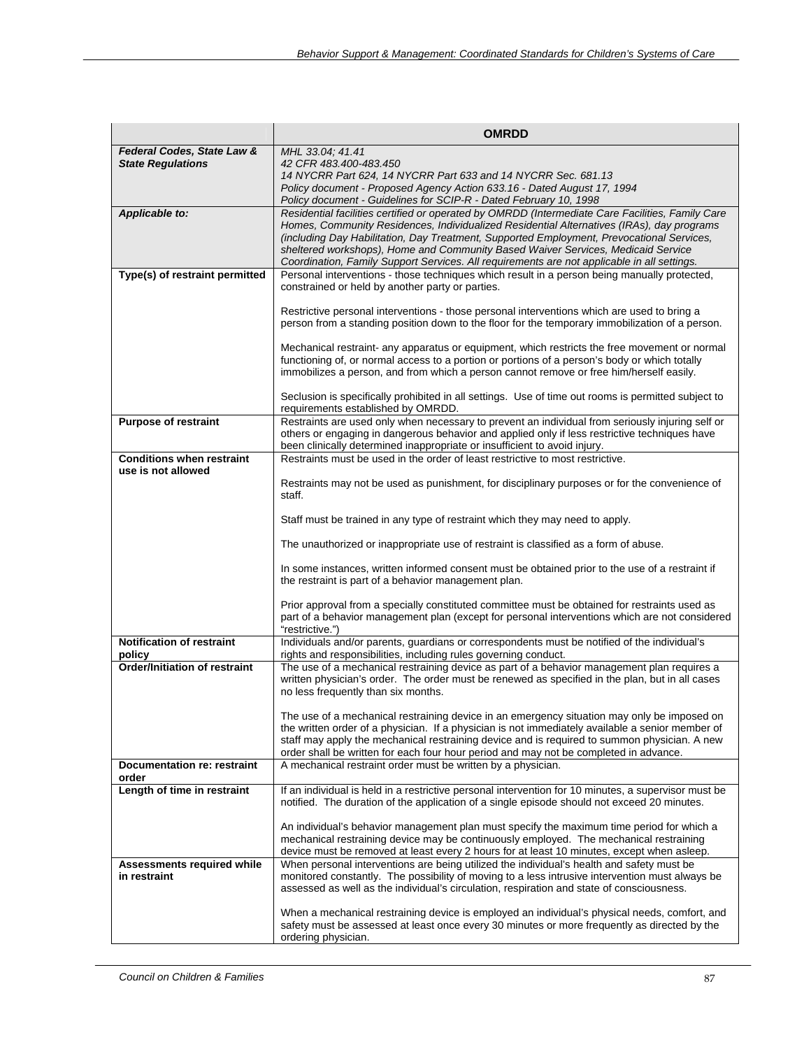| | **OMRDD** |
|---|---|
| ***Federal Codes, State Law & State Regulations*** | *MHL 33.04; 41.41*<br>*42 CFR 483.400-483.450*<br>*14 NYCRR Part 624, 14 NYCRR Part 633 and 14 NYCRR Sec. 681.13*<br>*Policy document - Proposed Agency Action 633.16 - Dated August 17, 1994*<br>*Policy document - Guidelines for SCIP-R - Dated February 10, 1998* |
| ***Applicable to:*** | *Residential facilities certified or operated by OMRDD (Intermediate Care Facilities, Family Care Homes, Community Residences, Individualized Residential Alternatives (IRAs), day programs (including Day Habilitation, Day Treatment, Supported Employment, Prevocational Services, sheltered workshops), Home and Community Based Waiver Services, Medicaid Service Coordination, Family Support Services. All requirements are not applicable in all settings.* |
| **Type(s) of restraint permitted** | Personal interventions - those techniques which result in a person being manually protected, constrained or held by another party or parties.<br><br>Restrictive personal interventions - those personal interventions which are used to bring a person from a standing position down to the floor for the temporary immobilization of a person.<br><br>Mechanical restraint- any apparatus or equipment, which restricts the free movement or normal functioning of, or normal access to a portion or portions of a person's body or which totally immobilizes a person, and from which a person cannot remove or free him/herself easily.<br><br>Seclusion is specifically prohibited in all settings. Use of time out rooms is permitted subject to requirements established by OMRDD. |
| **Purpose of restraint** | Restraints are used only when necessary to prevent an individual from seriously injuring self or others or engaging in dangerous behavior and applied only if less restrictive techniques have been clinically determined inappropriate or insufficient to avoid injury. |
| **Conditions when restraint use is not allowed** | Restraints must be used in the order of least restrictive to most restrictive.<br><br>Restraints may not be used as punishment, for disciplinary purposes or for the convenience of staff.<br><br>Staff must be trained in any type of restraint which they may need to apply.<br><br>The unauthorized or inappropriate use of restraint is classified as a form of abuse.<br><br>In some instances, written informed consent must be obtained prior to the use of a restraint if the restraint is part of a behavior management plan.<br><br>Prior approval from a specially constituted committee must be obtained for restraints used as part of a behavior management plan (except for personal interventions which are not considered "restrictive.") |
| **Notification of restraint policy** | Individuals and/or parents, guardians or correspondents must be notified of the individual's rights and responsibilities, including rules governing conduct. |
| **Order/Initiation of restraint** | The use of a mechanical restraining device as part of a behavior management plan requires a written physician's order. The order must be renewed as specified in the plan, but in all cases no less frequently than six months.<br><br>The use of a mechanical restraining device in an emergency situation may only be imposed on the written order of a physician. If a physician is not immediately available a senior member of staff may apply the mechanical restraining device and is required to summon physician. A new order shall be written for each four hour period and may not be completed in advance. |
| **Documentation re: restraint order** | A mechanical restraint order must be written by a physician. |
| **Length of time in restraint** | If an individual is held in a restrictive personal intervention for 10 minutes, a supervisor must be notified. The duration of the application of a single episode should not exceed 20 minutes.<br><br>An individual's behavior management plan must specify the maximum time period for which a mechanical restraining device may be continuously employed. The mechanical restraining device must be removed at least every 2 hours for at least 10 minutes, except when asleep. |
| **Assessments required while in restraint** | When personal interventions are being utilized the individual's health and safety must be monitored constantly. The possibility of moving to a less intrusive intervention must always be assessed as well as the individual's circulation, respiration and state of consciousness.<br><br>When a mechanical restraining device is employed an individual's physical needs, comfort, and safety must be assessed at least once every 30 minutes or more frequently as directed by the ordering physician. |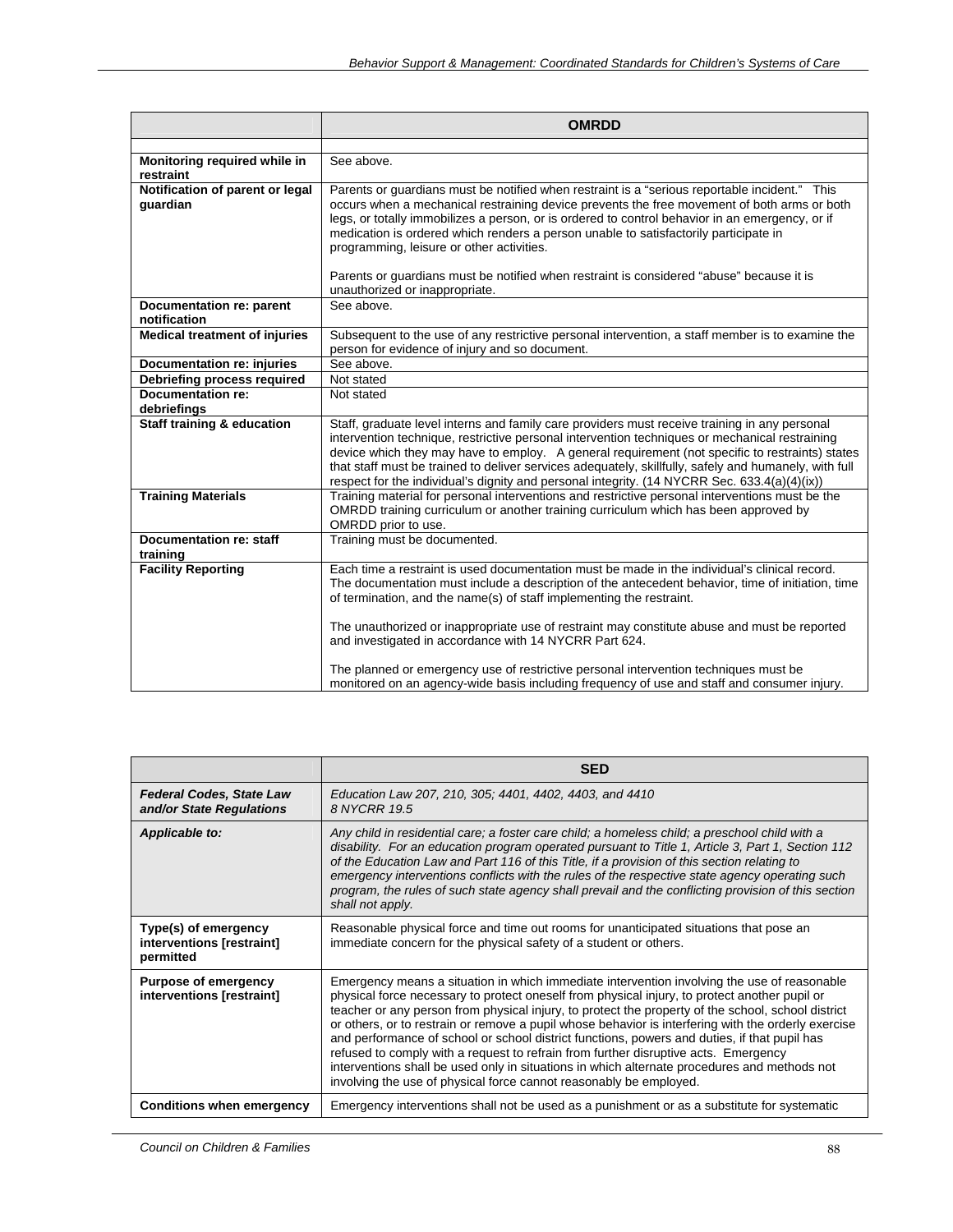| | OMRDD |
|---|---|
| | |
| **Monitoring required while in restraint** | See above. |
| **Notification of parent or legal guardian** | Parents or guardians must be notified when restraint is a "serious reportable incident." This occurs when a mechanical restraining device prevents the free movement of both arms or both legs, or totally immobilizes a person, or is ordered to control behavior in an emergency, or if medication is ordered which renders a person unable to satisfactorily participate in programming, leisure or other activities.<br><br>Parents or guardians must be notified when restraint is considered "abuse" because it is unauthorized or inappropriate. |
| **Documentation re: parent notification** | See above. |
| **Medical treatment of injuries** | Subsequent to the use of any restrictive personal intervention, a staff member is to examine the person for evidence of injury and so document. |
| **Documentation re: injuries** | See above. |
| **Debriefing process required** | Not stated |
| **Documentation re: debriefings** | Not stated |
| **Staff training & education** | Staff, graduate level interns and family care providers must receive training in any personal intervention technique, restrictive personal intervention techniques or mechanical restraining device which they may have to employ. A general requirement (not specific to restraints) states that staff must be trained to deliver services adequately, skillfully, safely and humanely, with full respect for the individual's dignity and personal integrity. (14 NYCRR Sec. 633.4(a)(4)(ix)) |
| **Training Materials** | Training material for personal interventions and restrictive personal interventions must be the OMRDD training curriculum or another training curriculum which has been approved by OMRDD prior to use. |
| **Documentation re: staff training** | Training must be documented. |
| **Facility Reporting** | Each time a restraint is used documentation must be made in the individual's clinical record. The documentation must include a description of the antecedent behavior, time of initiation, time of termination, and the name(s) of staff implementing the restraint.<br><br>The unauthorized or inappropriate use of restraint may constitute abuse and must be reported and investigated in accordance with 14 NYCRR Part 624.<br><br>The planned or emergency use of restrictive personal intervention techniques must be monitored on an agency-wide basis including frequency of use and staff and consumer injury. |

| | SED |
|---|---|
| ***Federal Codes, State Law and/or State Regulations*** | *Education Law 207, 210, 305; 4401, 4402, 4403, and 4410*<br>*8 NYCRR 19.5* |
| ***Applicable to:*** | *Any child in residential care; a foster care child; a homeless child; a preschool child with a disability. For an education program operated pursuant to Title 1, Article 3, Part 1, Section 112 of the Education Law and Part 116 of this Title, if a provision of this section relating to emergency interventions conflicts with the rules of the respective state agency operating such program, the rules of such state agency shall prevail and the conflicting provision of this section shall not apply.* |
| **Type(s) of emergency interventions [restraint] permitted** | Reasonable physical force and time out rooms for unanticipated situations that pose an immediate concern for the physical safety of a student or others. |
| **Purpose of emergency interventions [restraint]** | Emergency means a situation in which immediate intervention involving the use of reasonable physical force necessary to protect oneself from physical injury, to protect another pupil or teacher or any person from physical injury, to protect the property of the school, school district or others, or to restrain or remove a pupil whose behavior is interfering with the orderly exercise and performance of school or school district functions, powers and duties, if that pupil has refused to comply with a request to refrain from further disruptive acts. Emergency interventions shall be used only in situations in which alternate procedures and methods not involving the use of physical force cannot reasonably be employed. |
| **Conditions when emergency** | Emergency interventions shall not be used as a punishment or as a substitute for systematic |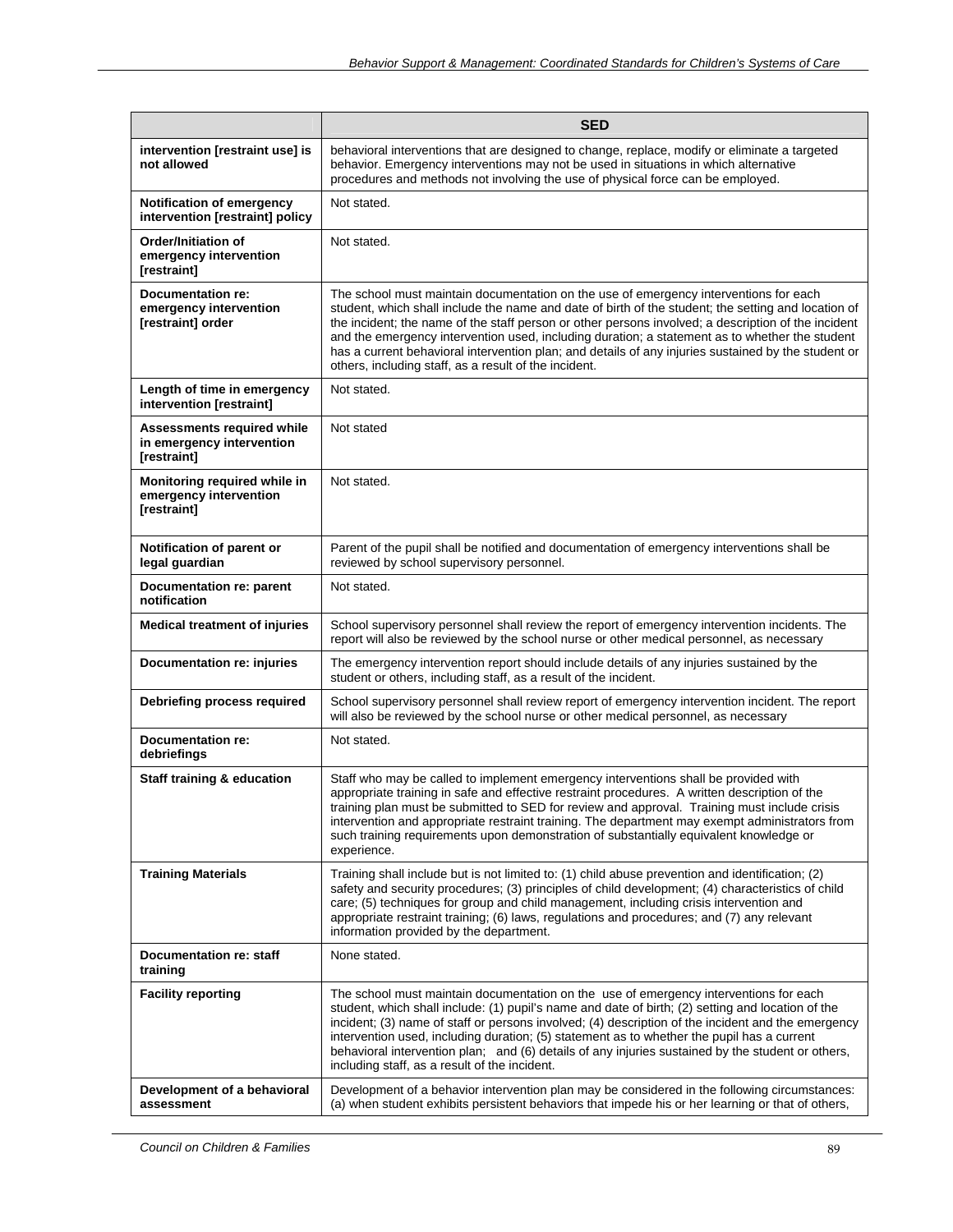| | SED |
|---|---|
| **intervention [restraint use] is not allowed** | behavioral interventions that are designed to change, replace, modify or eliminate a targeted behavior. Emergency interventions may not be used in situations in which alternative procedures and methods not involving the use of physical force can be employed. |
| **Notification of emergency intervention [restraint] policy** | Not stated. |
| **Order/Initiation of emergency intervention [restraint]** | Not stated. |
| **Documentation re: emergency intervention [restraint] order** | The school must maintain documentation on the use of emergency interventions for each student, which shall include the name and date of birth of the student; the setting and location of the incident; the name of the staff person or other persons involved; a description of the incident and the emergency intervention used, including duration; a statement as to whether the student has a current behavioral intervention plan; and details of any injuries sustained by the student or others, including staff, as a result of the incident. |
| **Length of time in emergency intervention [restraint]** | Not stated. |
| **Assessments required while in emergency intervention [restraint]** | Not stated |
| **Monitoring required while in emergency intervention [restraint]** | Not stated. |
| **Notification of parent or legal guardian** | Parent of the pupil shall be notified and documentation of emergency interventions shall be reviewed by school supervisory personnel. |
| **Documentation re: parent notification** | Not stated. |
| **Medical treatment of injuries** | School supervisory personnel shall review the report of emergency intervention incidents. The report will also be reviewed by the school nurse or other medical personnel, as necessary |
| **Documentation re: injuries** | The emergency intervention report should include details of any injuries sustained by the student or others, including staff, as a result of the incident. |
| **Debriefing process required** | School supervisory personnel shall review report of emergency intervention incident. The report will also be reviewed by the school nurse or other medical personnel, as necessary |
| **Documentation re: debriefings** | Not stated. |
| **Staff training & education** | Staff who may be called to implement emergency interventions shall be provided with appropriate training in safe and effective restraint procedures. A written description of the training plan must be submitted to SED for review and approval. Training must include crisis intervention and appropriate restraint training. The department may exempt administrators from such training requirements upon demonstration of substantially equivalent knowledge or experience. |
| **Training Materials** | Training shall include but is not limited to: (1) child abuse prevention and identification; (2) safety and security procedures; (3) principles of child development; (4) characteristics of child care; (5) techniques for group and child management, including crisis intervention and appropriate restraint training; (6) laws, regulations and procedures; and (7) any relevant information provided by the department. |
| **Documentation re: staff training** | None stated. |
| **Facility reporting** | The school must maintain documentation on the use of emergency interventions for each student, which shall include: (1) pupil's name and date of birth; (2) setting and location of the incident; (3) name of staff or persons involved; (4) description of the incident and the emergency intervention used, including duration; (5) statement as to whether the pupil has a current behavioral intervention plan; and (6) details of any injuries sustained by the student or others, including staff, as a result of the incident. |
| **Development of a behavioral assessment** | Development of a behavior intervention plan may be considered in the following circumstances: (a) when student exhibits persistent behaviors that impede his or her learning or that of others, |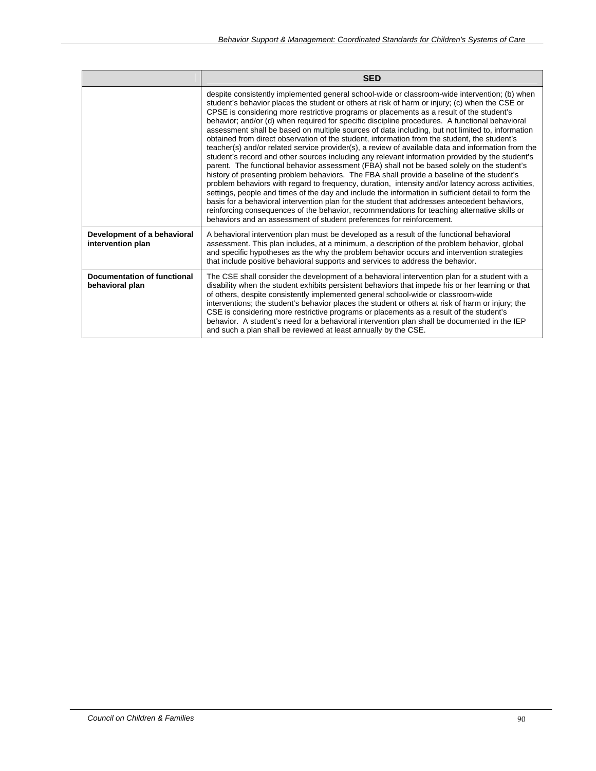| | SED |
|---|---|
| | despite consistently implemented general school-wide or classroom-wide intervention; (b) when student's behavior places the student or others at risk of harm or injury; (c) when the CSE or CPSE is considering more restrictive programs or placements as a result of the student's behavior; and/or (d) when required for specific discipline procedures. A functional behavioral assessment shall be based on multiple sources of data including, but not limited to, information obtained from direct observation of the student, information from the student, the student's teacher(s) and/or related service provider(s), a review of available data and information from the student's record and other sources including any relevant information provided by the student's parent. The functional behavior assessment (FBA) shall not be based solely on the student's history of presenting problem behaviors. The FBA shall provide a baseline of the student's problem behaviors with regard to frequency, duration, intensity and/or latency across activities, settings, people and times of the day and include the information in sufficient detail to form the basis for a behavioral intervention plan for the student that addresses antecedent behaviors, reinforcing consequences of the behavior, recommendations for teaching alternative skills or behaviors and an assessment of student preferences for reinforcement. |
| **Development of a behavioral intervention plan** | A behavioral intervention plan must be developed as a result of the functional behavioral assessment. This plan includes, at a minimum, a description of the problem behavior, global and specific hypotheses as the why the problem behavior occurs and intervention strategies that include positive behavioral supports and services to address the behavior. |
| **Documentation of functional behavioral plan** | The CSE shall consider the development of a behavioral intervention plan for a student with a disability when the student exhibits persistent behaviors that impede his or her learning or that of others, despite consistently implemented general school-wide or classroom-wide interventions; the student's behavior places the student or others at risk of harm or injury; the CSE is considering more restrictive programs or placements as a result of the student's behavior. A student's need for a behavioral intervention plan shall be documented in the IEP and such a plan shall be reviewed at least annually by the CSE. |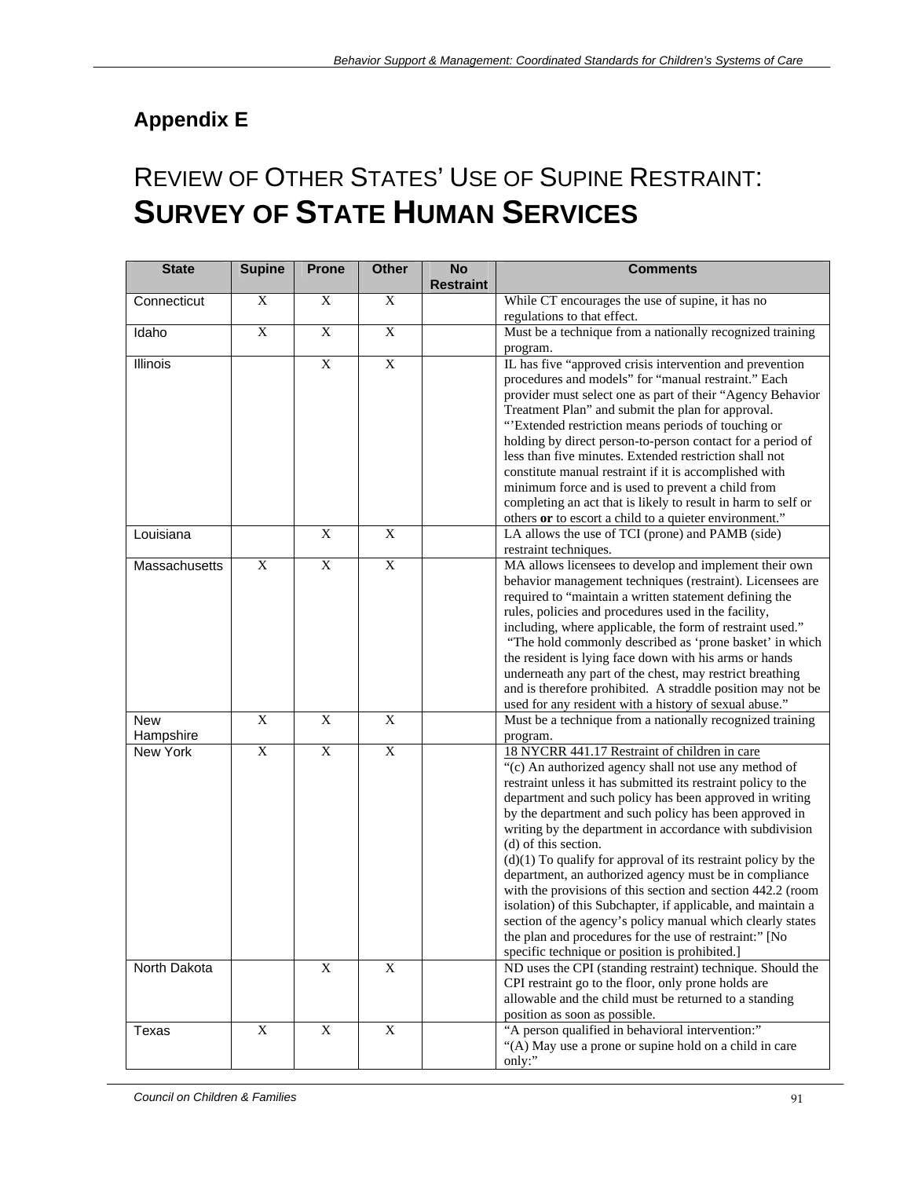## Appendix E

# REVIEW OF OTHER STATES' USE OF SUPINE RESTRAINT: **SURVEY OF STATE HUMAN SERVICES**

| State | Supine | Prone | Other | No Restraint | Comments |
|---|---|---|---|---|---|
| Connecticut | X | X | X | | While CT encourages the use of supine, it has no regulations to that effect. |
| Idaho | X | X | X | | Must be a technique from a nationally recognized training program. |
| Illinois | | X | X | | IL has five "approved crisis intervention and prevention procedures and models" for "manual restraint." Each provider must select one as part of their "Agency Behavior Treatment Plan" and submit the plan for approval. "'Extended restriction means periods of touching or holding by direct person-to-person contact for a period of less than five minutes. Extended restriction shall not constitute manual restraint if it is accomplished with minimum force and is used to prevent a child from completing an act that is likely to result in harm to self or others **or** to escort a child to a quieter environment." |
| Louisiana | | X | X | | LA allows the use of TCI (prone) and PAMB (side) restraint techniques. |
| Massachusetts | X | X | X | | MA allows licensees to develop and implement their own behavior management techniques (restraint). Licensees are required to "maintain a written statement defining the rules, policies and procedures used in the facility, including, where applicable, the form of restraint used." "The hold commonly described as 'prone basket' in which the resident is lying face down with his arms or hands underneath any part of the chest, may restrict breathing and is therefore prohibited. A straddle position may not be used for any resident with a history of sexual abuse." |
| New Hampshire | X | X | X | | Must be a technique from a nationally recognized training program. |
| New York | X | X | X | | 18 NYCRR 441.17 Restraint of children in care<br>"(c) An authorized agency shall not use any method of restraint unless it has submitted its restraint policy to the department and such policy has been approved in writing by the department and such policy has been approved in writing by the department in accordance with subdivision (d) of this section.<br>(d)(1) To qualify for approval of its restraint policy by the department, an authorized agency must be in compliance with the provisions of this section and section 442.2 (room isolation) of this Subchapter, if applicable, and maintain a section of the agency's policy manual which clearly states the plan and procedures for the use of restraint:" [No specific technique or position is prohibited.] |
| North Dakota | | X | X | | ND uses the CPI (standing restraint) technique. Should the CPI restraint go to the floor, only prone holds are allowable and the child must be returned to a standing position as soon as possible. |
| Texas | X | X | X | | "A person qualified in behavioral intervention:"<br>"(A) May use a prone or supine hold on a child in care only:" |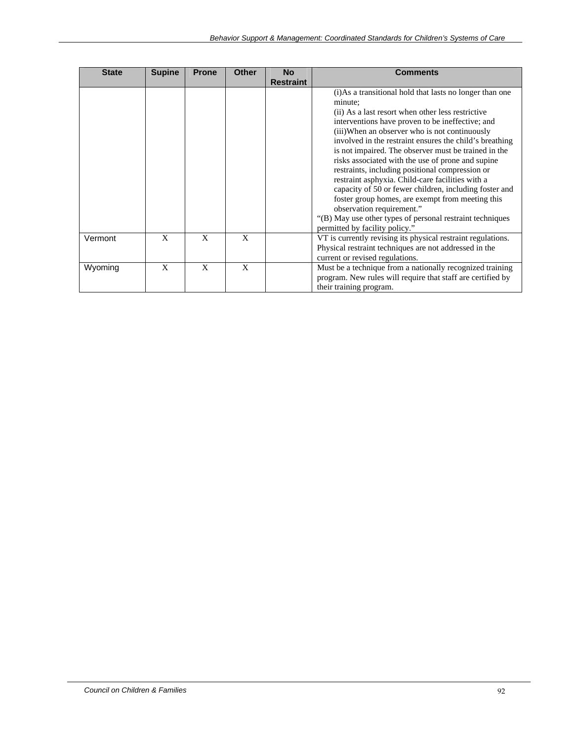| State | Supine | Prone | Other | No Restraint | Comments |
|---|---|---|---|---|---|
| | | | | | (i)As a transitional hold that lasts no longer than one minute;<br>(ii) As a last resort when other less restrictive interventions have proven to be ineffective; and<br>(iii)When an observer who is not continuously involved in the restraint ensures the child's breathing is not impaired. The observer must be trained in the risks associated with the use of prone and supine restraints, including positional compression or restraint asphyxia. Child-care facilities with a capacity of 50 or fewer children, including foster and foster group homes, are exempt from meeting this observation requirement."<br>"(B) May use other types of personal restraint techniques permitted by facility policy." |
| Vermont | X | X | X | | VT is currently revising its physical restraint regulations. Physical restraint techniques are not addressed in the current or revised regulations. |
| Wyoming | X | X | X | | Must be a technique from a nationally recognized training program. New rules will require that staff are certified by their training program. |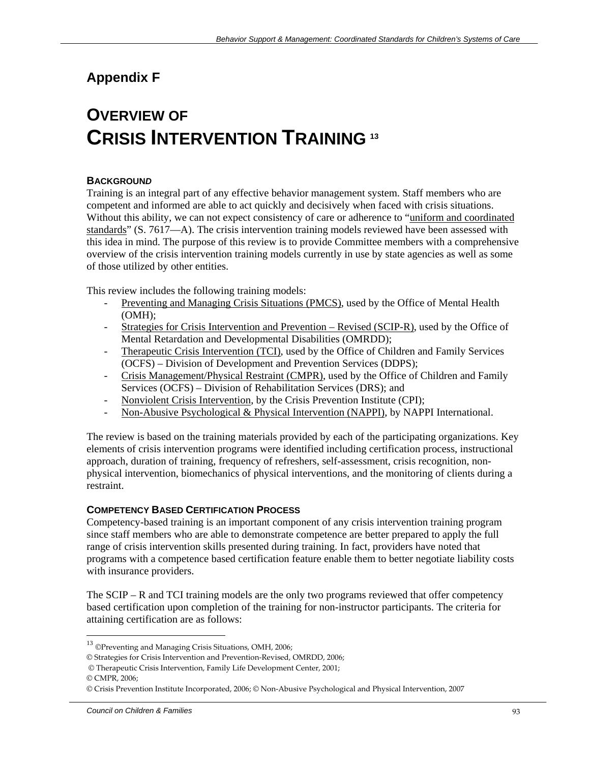# Appendix F

# OVERVIEW OF CRISIS INTERVENTION TRAINING [13]

### BACKGROUND

Training is an integral part of any effective behavior management system. Staff members who are competent and informed are able to act quickly and decisively when faced with crisis situations. Without this ability, we can not expect consistency of care or adherence to "uniform and coordinated standards" (S. 7617—A). The crisis intervention training models reviewed have been assessed with this idea in mind. The purpose of this review is to provide Committee members with a comprehensive overview of the crisis intervention training models currently in use by state agencies as well as some of those utilized by other entities.

This review includes the following training models:

- Preventing and Managing Crisis Situations (PMCS), used by the Office of Mental Health (OMH);
- Strategies for Crisis Intervention and Prevention – Revised (SCIP-R), used by the Office of Mental Retardation and Developmental Disabilities (OMRDD);
- Therapeutic Crisis Intervention (TCI), used by the Office of Children and Family Services (OCFS) – Division of Development and Prevention Services (DDPS);
- Crisis Management/Physical Restraint (CMPR), used by the Office of Children and Family Services (OCFS) – Division of Rehabilitation Services (DRS); and
- Nonviolent Crisis Intervention, by the Crisis Prevention Institute (CPI);
- Non-Abusive Psychological & Physical Intervention (NAPPI), by NAPPI International.

The review is based on the training materials provided by each of the participating organizations. Key elements of crisis intervention programs were identified including certification process, instructional approach, duration of training, frequency of refreshers, self-assessment, crisis recognition, non-physical intervention, biomechanics of physical interventions, and the monitoring of clients during a restraint.

### COMPETENCY BASED CERTIFICATION PROCESS

Competency-based training is an important component of any crisis intervention training program since staff members who are able to demonstrate competence are better prepared to apply the full range of crisis intervention skills presented during training. In fact, providers have noted that programs with a competence based certification feature enable them to better negotiate liability costs with insurance providers.

The SCIP – R and TCI training models are the only two programs reviewed that offer competency based certification upon completion of the training for non-instructor participants. The criteria for attaining certification are as follows:

---

[13] ©Preventing and Managing Crisis Situations, OMH, 2006;
© Strategies for Crisis Intervention and Prevention-Revised, OMRDD, 2006;
© Therapeutic Crisis Intervention, Family Life Development Center, 2001;
© CMPR, 2006;
© Crisis Prevention Institute Incorporated, 2006; © Non-Abusive Psychological and Physical Intervention, 2007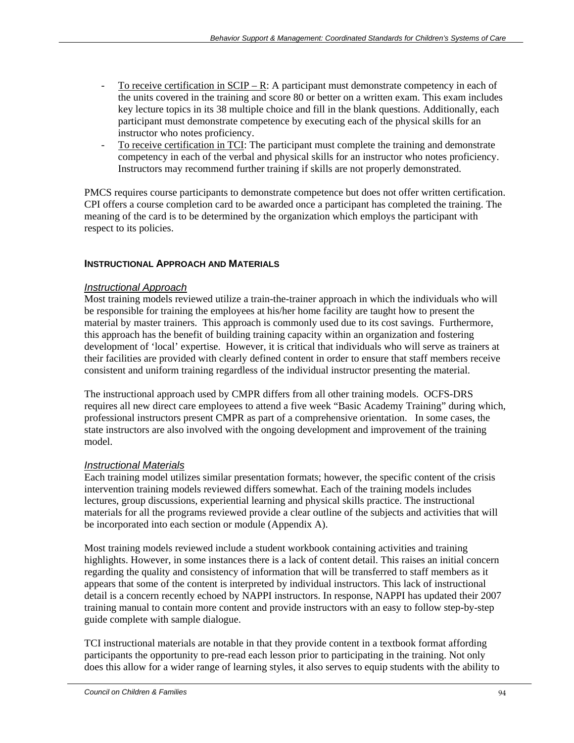- To receive certification in SCIP – R: A participant must demonstrate competency in each of the units covered in the training and score 80 or better on a written exam. This exam includes key lecture topics in its 38 multiple choice and fill in the blank questions. Additionally, each participant must demonstrate competence by executing each of the physical skills for an instructor who notes proficiency.
- To receive certification in TCI: The participant must complete the training and demonstrate competency in each of the verbal and physical skills for an instructor who notes proficiency. Instructors may recommend further training if skills are not properly demonstrated.

PMCS requires course participants to demonstrate competence but does not offer written certification. CPI offers a course completion card to be awarded once a participant has completed the training. The meaning of the card is to be determined by the organization which employs the participant with respect to its policies.

#### INSTRUCTIONAL APPROACH AND MATERIALS

*Instructional Approach*

Most training models reviewed utilize a train-the-trainer approach in which the individuals who will be responsible for training the employees at his/her home facility are taught how to present the material by master trainers. This approach is commonly used due to its cost savings. Furthermore, this approach has the benefit of building training capacity within an organization and fostering development of 'local' expertise. However, it is critical that individuals who will serve as trainers at their facilities are provided with clearly defined content in order to ensure that staff members receive consistent and uniform training regardless of the individual instructor presenting the material.

The instructional approach used by CMPR differs from all other training models. OCFS-DRS requires all new direct care employees to attend a five week "Basic Academy Training" during which, professional instructors present CMPR as part of a comprehensive orientation. In some cases, the state instructors are also involved with the ongoing development and improvement of the training model.

*Instructional Materials*

Each training model utilizes similar presentation formats; however, the specific content of the crisis intervention training models reviewed differs somewhat. Each of the training models includes lectures, group discussions, experiential learning and physical skills practice. The instructional materials for all the programs reviewed provide a clear outline of the subjects and activities that will be incorporated into each section or module (Appendix A).

Most training models reviewed include a student workbook containing activities and training highlights. However, in some instances there is a lack of content detail. This raises an initial concern regarding the quality and consistency of information that will be transferred to staff members as it appears that some of the content is interpreted by individual instructors. This lack of instructional detail is a concern recently echoed by NAPPI instructors. In response, NAPPI has updated their 2007 training manual to contain more content and provide instructors with an easy to follow step-by-step guide complete with sample dialogue.

TCI instructional materials are notable in that they provide content in a textbook format affording participants the opportunity to pre-read each lesson prior to participating in the training. Not only does this allow for a wider range of learning styles, it also serves to equip students with the ability to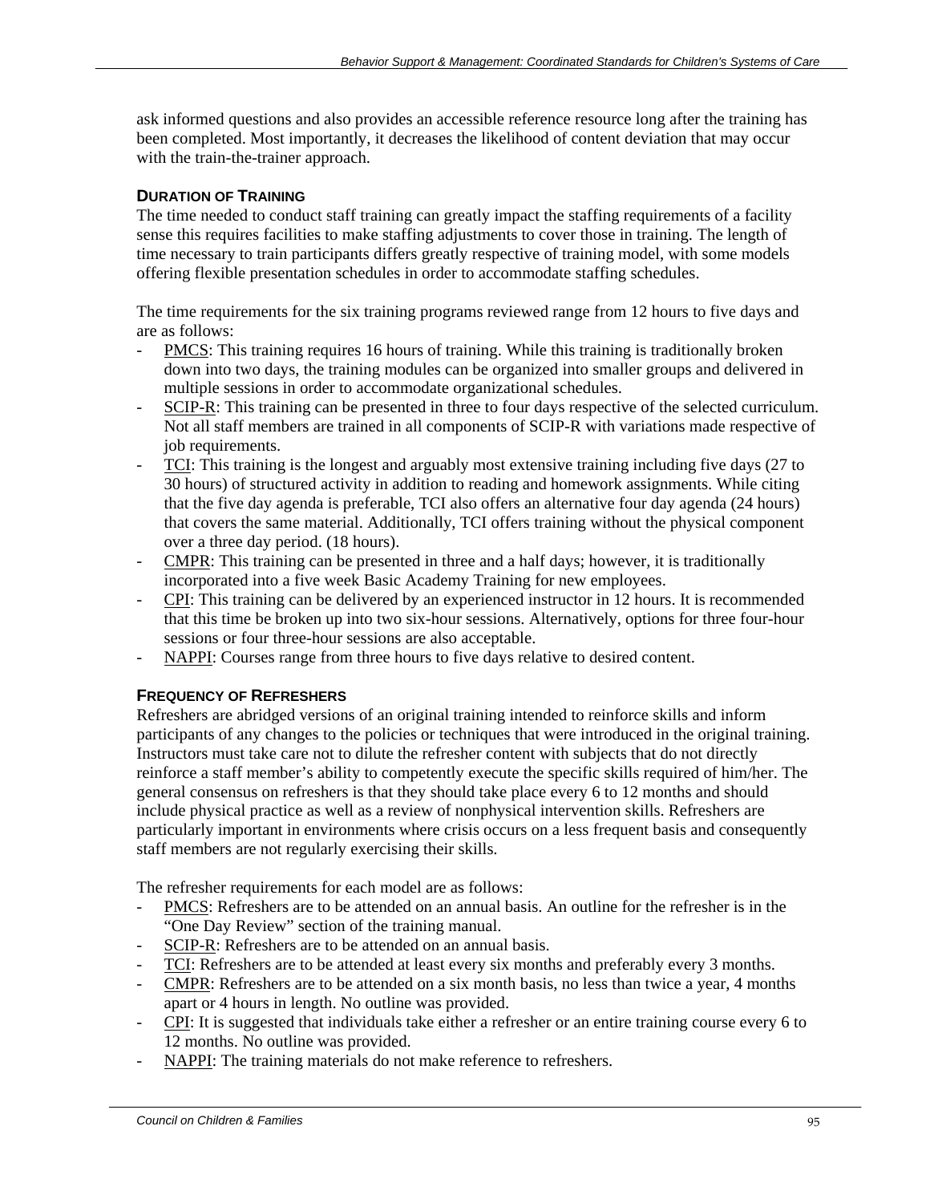ask informed questions and also provides an accessible reference resource long after the training has been completed. Most importantly, it decreases the likelihood of content deviation that may occur with the train-the-trainer approach.

### Duration of Training

The time needed to conduct staff training can greatly impact the staffing requirements of a facility sense this requires facilities to make staffing adjustments to cover those in training. The length of time necessary to train participants differs greatly respective of training model, with some models offering flexible presentation schedules in order to accommodate staffing schedules.

The time requirements for the six training programs reviewed range from 12 hours to five days and are as follows:

- PMCS: This training requires 16 hours of training. While this training is traditionally broken down into two days, the training modules can be organized into smaller groups and delivered in multiple sessions in order to accommodate organizational schedules.
- SCIP-R: This training can be presented in three to four days respective of the selected curriculum. Not all staff members are trained in all components of SCIP-R with variations made respective of job requirements.
- TCI: This training is the longest and arguably most extensive training including five days (27 to 30 hours) of structured activity in addition to reading and homework assignments. While citing that the five day agenda is preferable, TCI also offers an alternative four day agenda (24 hours) that covers the same material. Additionally, TCI offers training without the physical component over a three day period. (18 hours).
- CMPR: This training can be presented in three and a half days; however, it is traditionally incorporated into a five week Basic Academy Training for new employees.
- CPI: This training can be delivered by an experienced instructor in 12 hours. It is recommended that this time be broken up into two six-hour sessions. Alternatively, options for three four-hour sessions or four three-hour sessions are also acceptable.
- NAPPI: Courses range from three hours to five days relative to desired content.

### Frequency of Refreshers

Refreshers are abridged versions of an original training intended to reinforce skills and inform participants of any changes to the policies or techniques that were introduced in the original training. Instructors must take care not to dilute the refresher content with subjects that do not directly reinforce a staff member's ability to competently execute the specific skills required of him/her. The general consensus on refreshers is that they should take place every 6 to 12 months and should include physical practice as well as a review of nonphysical intervention skills. Refreshers are particularly important in environments where crisis occurs on a less frequent basis and consequently staff members are not regularly exercising their skills.

The refresher requirements for each model are as follows:

- PMCS: Refreshers are to be attended on an annual basis. An outline for the refresher is in the "One Day Review" section of the training manual.
- SCIP-R: Refreshers are to be attended on an annual basis.
- TCI: Refreshers are to be attended at least every six months and preferably every 3 months.
- CMPR: Refreshers are to be attended on a six month basis, no less than twice a year, 4 months apart or 4 hours in length. No outline was provided.
- CPI: It is suggested that individuals take either a refresher or an entire training course every 6 to 12 months. No outline was provided.
- NAPPI: The training materials do not make reference to refreshers.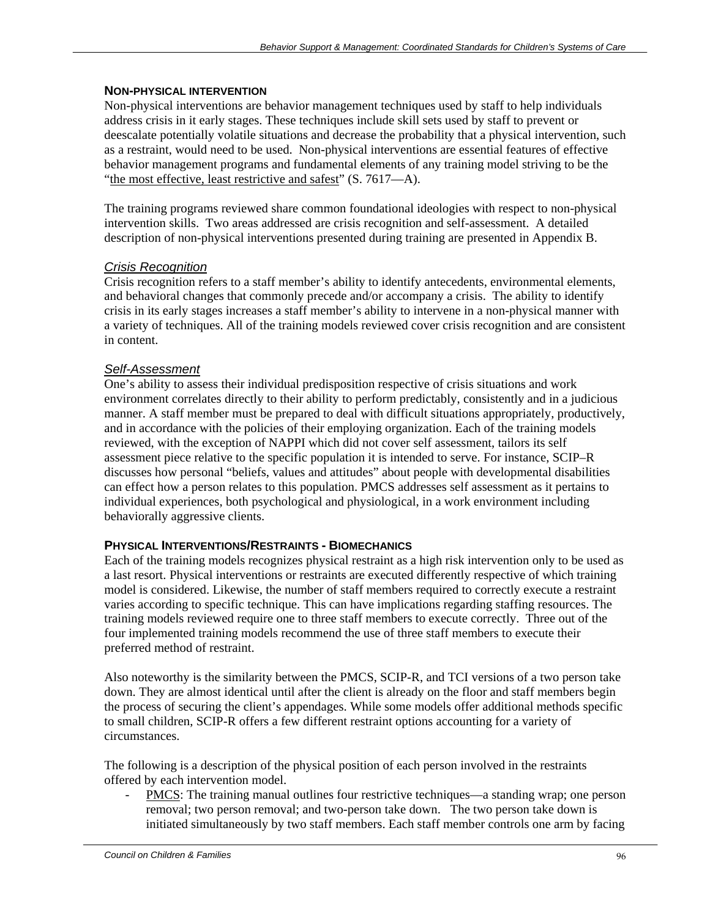### NON-PHYSICAL INTERVENTION

Non-physical interventions are behavior management techniques used by staff to help individuals address crisis in it early stages. These techniques include skill sets used by staff to prevent or deescalate potentially volatile situations and decrease the probability that a physical intervention, such as a restraint, would need to be used. Non-physical interventions are essential features of effective behavior management programs and fundamental elements of any training model striving to be the "the most effective, least restrictive and safest" (S. 7617—A).

The training programs reviewed share common foundational ideologies with respect to non-physical intervention skills. Two areas addressed are crisis recognition and self-assessment. A detailed description of non-physical interventions presented during training are presented in Appendix B.

#### *Crisis Recognition*

Crisis recognition refers to a staff member's ability to identify antecedents, environmental elements, and behavioral changes that commonly precede and/or accompany a crisis. The ability to identify crisis in its early stages increases a staff member's ability to intervene in a non-physical manner with a variety of techniques. All of the training models reviewed cover crisis recognition and are consistent in content.

#### *Self-Assessment*

One's ability to assess their individual predisposition respective of crisis situations and work environment correlates directly to their ability to perform predictably, consistently and in a judicious manner. A staff member must be prepared to deal with difficult situations appropriately, productively, and in accordance with the policies of their employing organization. Each of the training models reviewed, with the exception of NAPPI which did not cover self assessment, tailors its self assessment piece relative to the specific population it is intended to serve. For instance, SCIP–R discusses how personal "beliefs, values and attitudes" about people with developmental disabilities can effect how a person relates to this population. PMCS addresses self assessment as it pertains to individual experiences, both psychological and physiological, in a work environment including behaviorally aggressive clients.

### PHYSICAL INTERVENTIONS/RESTRAINTS - BIOMECHANICS

Each of the training models recognizes physical restraint as a high risk intervention only to be used as a last resort. Physical interventions or restraints are executed differently respective of which training model is considered. Likewise, the number of staff members required to correctly execute a restraint varies according to specific technique. This can have implications regarding staffing resources. The training models reviewed require one to three staff members to execute correctly. Three out of the four implemented training models recommend the use of three staff members to execute their preferred method of restraint.

Also noteworthy is the similarity between the PMCS, SCIP-R, and TCI versions of a two person take down. They are almost identical until after the client is already on the floor and staff members begin the process of securing the client's appendages. While some models offer additional methods specific to small children, SCIP-R offers a few different restraint options accounting for a variety of circumstances.

The following is a description of the physical position of each person involved in the restraints offered by each intervention model.

- PMCS: The training manual outlines four restrictive techniques—a standing wrap; one person removal; two person removal; and two-person take down. The two person take down is initiated simultaneously by two staff members. Each staff member controls one arm by facing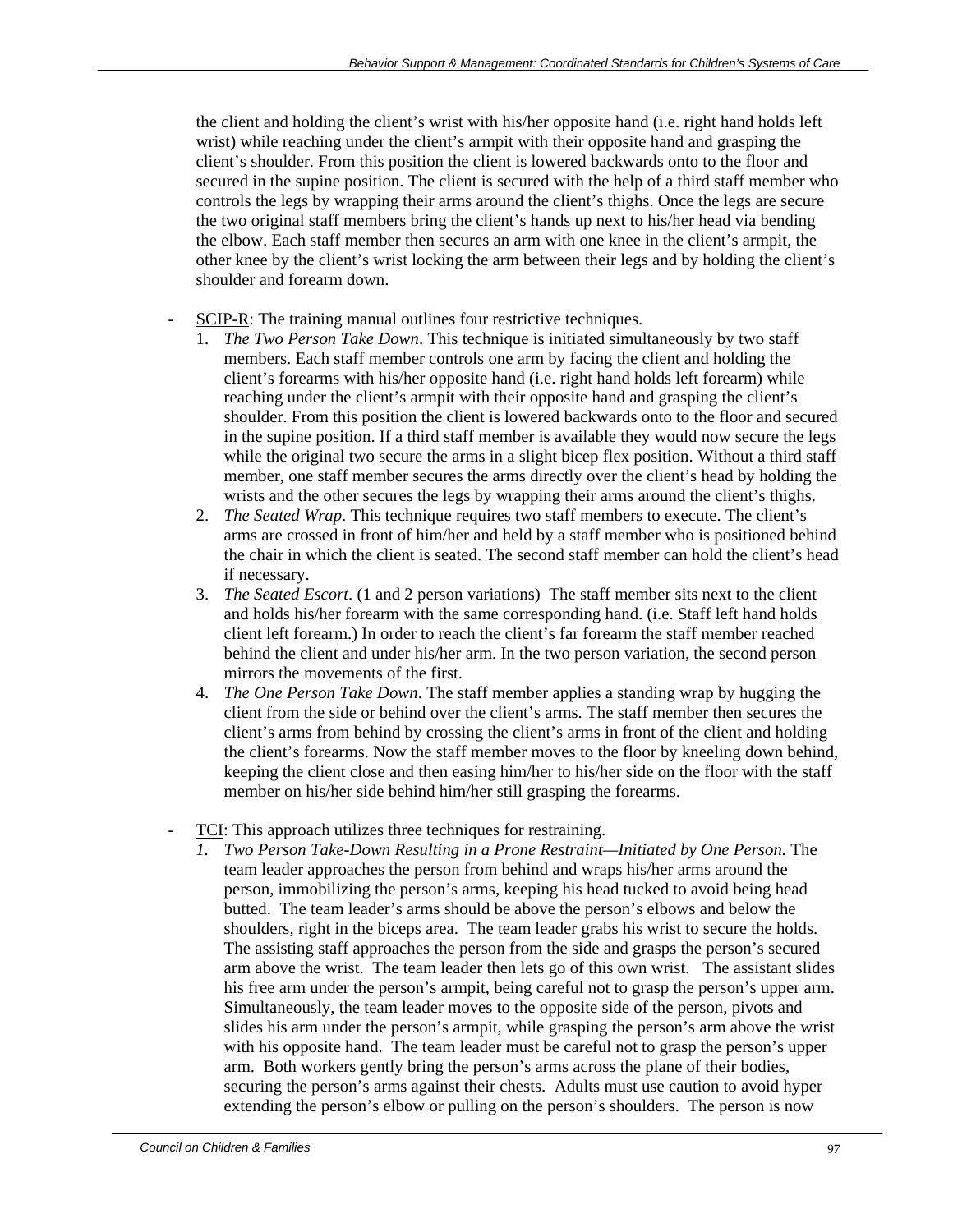the client and holding the client's wrist with his/her opposite hand (i.e. right hand holds left wrist) while reaching under the client's armpit with their opposite hand and grasping the client's shoulder. From this position the client is lowered backwards onto to the floor and secured in the supine position. The client is secured with the help of a third staff member who controls the legs by wrapping their arms around the client's thighs. Once the legs are secure the two original staff members bring the client's hands up next to his/her head via bending the elbow. Each staff member then secures an arm with one knee in the client's armpit, the other knee by the client's wrist locking the arm between their legs and by holding the client's shoulder and forearm down.

- SCIP-R: The training manual outlines four restrictive techniques.
  1. *The Two Person Take Down*. This technique is initiated simultaneously by two staff members. Each staff member controls one arm by facing the client and holding the client's forearms with his/her opposite hand (i.e. right hand holds left forearm) while reaching under the client's armpit with their opposite hand and grasping the client's shoulder. From this position the client is lowered backwards onto to the floor and secured in the supine position. If a third staff member is available they would now secure the legs while the original two secure the arms in a slight bicep flex position. Without a third staff member, one staff member secures the arms directly over the client's head by holding the wrists and the other secures the legs by wrapping their arms around the client's thighs.
  2. *The Seated Wrap*. This technique requires two staff members to execute. The client's arms are crossed in front of him/her and held by a staff member who is positioned behind the chair in which the client is seated. The second staff member can hold the client's head if necessary.
  3. *The Seated Escort*. (1 and 2 person variations) The staff member sits next to the client and holds his/her forearm with the same corresponding hand. (i.e. Staff left hand holds client left forearm.) In order to reach the client's far forearm the staff member reached behind the client and under his/her arm. In the two person variation, the second person mirrors the movements of the first.
  4. *The One Person Take Down*. The staff member applies a standing wrap by hugging the client from the side or behind over the client's arms. The staff member then secures the client's arms from behind by crossing the client's arms in front of the client and holding the client's forearms. Now the staff member moves to the floor by kneeling down behind, keeping the client close and then easing him/her to his/her side on the floor with the staff member on his/her side behind him/her still grasping the forearms.

- TCI: This approach utilizes three techniques for restraining.
  1. *Two Person Take-Down Resulting in a Prone Restraint—Initiated by One Person.* The team leader approaches the person from behind and wraps his/her arms around the person, immobilizing the person's arms, keeping his head tucked to avoid being head butted. The team leader's arms should be above the person's elbows and below the shoulders, right in the biceps area. The team leader grabs his wrist to secure the holds. The assisting staff approaches the person from the side and grasps the person's secured arm above the wrist. The team leader then lets go of this own wrist. The assistant slides his free arm under the person's armpit, being careful not to grasp the person's upper arm. Simultaneously, the team leader moves to the opposite side of the person, pivots and slides his arm under the person's armpit, while grasping the person's arm above the wrist with his opposite hand. The team leader must be careful not to grasp the person's upper arm. Both workers gently bring the person's arms across the plane of their bodies, securing the person's arms against their chests. Adults must use caution to avoid hyper extending the person's elbow or pulling on the person's shoulders. The person is now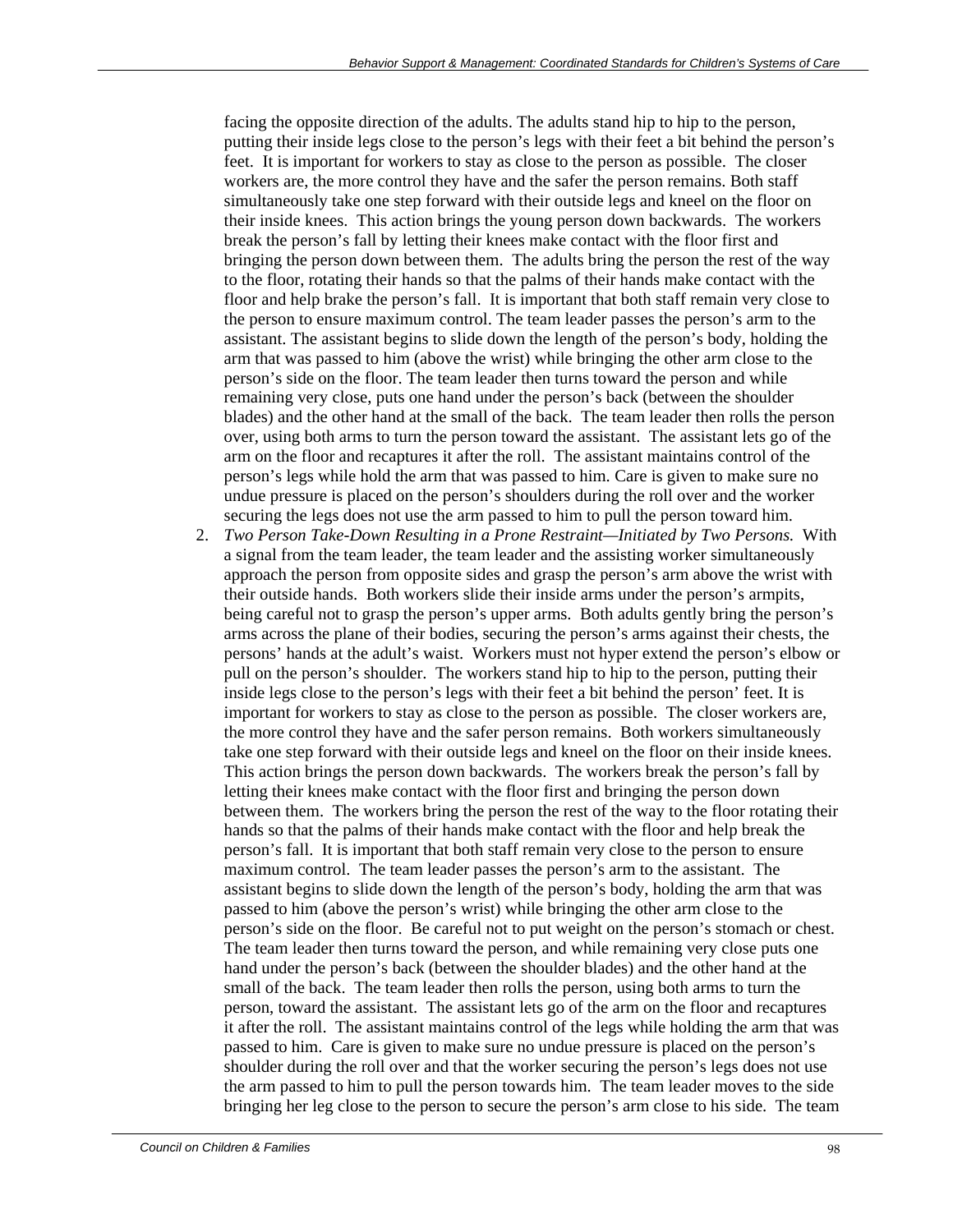facing the opposite direction of the adults. The adults stand hip to hip to the person, putting their inside legs close to the person's legs with their feet a bit behind the person's feet. It is important for workers to stay as close to the person as possible. The closer workers are, the more control they have and the safer the person remains. Both staff simultaneously take one step forward with their outside legs and kneel on the floor on their inside knees. This action brings the young person down backwards. The workers break the person's fall by letting their knees make contact with the floor first and bringing the person down between them. The adults bring the person the rest of the way to the floor, rotating their hands so that the palms of their hands make contact with the floor and help brake the person's fall. It is important that both staff remain very close to the person to ensure maximum control. The team leader passes the person's arm to the assistant. The assistant begins to slide down the length of the person's body, holding the arm that was passed to him (above the wrist) while bringing the other arm close to the person's side on the floor. The team leader then turns toward the person and while remaining very close, puts one hand under the person's back (between the shoulder blades) and the other hand at the small of the back. The team leader then rolls the person over, using both arms to turn the person toward the assistant. The assistant lets go of the arm on the floor and recaptures it after the roll. The assistant maintains control of the person's legs while hold the arm that was passed to him. Care is given to make sure no undue pressure is placed on the person's shoulders during the roll over and the worker securing the legs does not use the arm passed to him to pull the person toward him.

2. *Two Person Take-Down Resulting in a Prone Restraint—Initiated by Two Persons.* With a signal from the team leader, the team leader and the assisting worker simultaneously approach the person from opposite sides and grasp the person's arm above the wrist with their outside hands. Both workers slide their inside arms under the person's armpits, being careful not to grasp the person's upper arms. Both adults gently bring the person's arms across the plane of their bodies, securing the person's arms against their chests, the persons' hands at the adult's waist. Workers must not hyper extend the person's elbow or pull on the person's shoulder. The workers stand hip to hip to the person, putting their inside legs close to the person's legs with their feet a bit behind the person' feet. It is important for workers to stay as close to the person as possible. The closer workers are, the more control they have and the safer person remains. Both workers simultaneously take one step forward with their outside legs and kneel on the floor on their inside knees. This action brings the person down backwards. The workers break the person's fall by letting their knees make contact with the floor first and bringing the person down between them. The workers bring the person the rest of the way to the floor rotating their hands so that the palms of their hands make contact with the floor and help break the person's fall. It is important that both staff remain very close to the person to ensure maximum control. The team leader passes the person's arm to the assistant. The assistant begins to slide down the length of the person's body, holding the arm that was passed to him (above the person's wrist) while bringing the other arm close to the person's side on the floor. Be careful not to put weight on the person's stomach or chest. The team leader then turns toward the person, and while remaining very close puts one hand under the person's back (between the shoulder blades) and the other hand at the small of the back. The team leader then rolls the person, using both arms to turn the person, toward the assistant. The assistant lets go of the arm on the floor and recaptures it after the roll. The assistant maintains control of the legs while holding the arm that was passed to him. Care is given to make sure no undue pressure is placed on the person's shoulder during the roll over and that the worker securing the person's legs does not use the arm passed to him to pull the person towards him. The team leader moves to the side bringing her leg close to the person to secure the person's arm close to his side. The team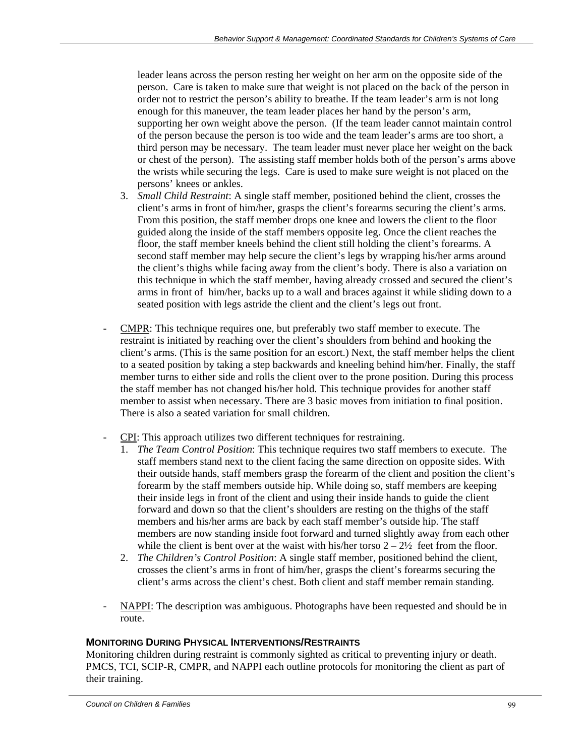leader leans across the person resting her weight on her arm on the opposite side of the person. Care is taken to make sure that weight is not placed on the back of the person in order not to restrict the person's ability to breathe. If the team leader's arm is not long enough for this maneuver, the team leader places her hand by the person's arm, supporting her own weight above the person. (If the team leader cannot maintain control of the person because the person is too wide and the team leader's arms are too short, a third person may be necessary. The team leader must never place her weight on the back or chest of the person). The assisting staff member holds both of the person's arms above the wrists while securing the legs. Care is used to make sure weight is not placed on the persons' knees or ankles.

3. *Small Child Restraint*: A single staff member, positioned behind the client, crosses the client's arms in front of him/her, grasps the client's forearms securing the client's arms. From this position, the staff member drops one knee and lowers the client to the floor guided along the inside of the staff members opposite leg. Once the client reaches the floor, the staff member kneels behind the client still holding the client's forearms. A second staff member may help secure the client's legs by wrapping his/her arms around the client's thighs while facing away from the client's body. There is also a variation on this technique in which the staff member, having already crossed and secured the client's arms in front of him/her, backs up to a wall and braces against it while sliding down to a seated position with legs astride the client and the client's legs out front.

- CMPR: This technique requires one, but preferably two staff member to execute. The restraint is initiated by reaching over the client's shoulders from behind and hooking the client's arms. (This is the same position for an escort.) Next, the staff member helps the client to a seated position by taking a step backwards and kneeling behind him/her. Finally, the staff member turns to either side and rolls the client over to the prone position. During this process the staff member has not changed his/her hold. This technique provides for another staff member to assist when necessary. There are 3 basic moves from initiation to final position. There is also a seated variation for small children.

- CPI: This approach utilizes two different techniques for restraining.
  1. *The Team Control Position*: This technique requires two staff members to execute. The staff members stand next to the client facing the same direction on opposite sides. With their outside hands, staff members grasp the forearm of the client and position the client's forearm by the staff members outside hip. While doing so, staff members are keeping their inside legs in front of the client and using their inside hands to guide the client forward and down so that the client's shoulders are resting on the thighs of the staff members and his/her arms are back by each staff member's outside hip. The staff members are now standing inside foot forward and turned slightly away from each other while the client is bent over at the waist with his/her torso 2 – 2½ feet from the floor.
  2. *The Children's Control Position*: A single staff member, positioned behind the client, crosses the client's arms in front of him/her, grasps the client's forearms securing the client's arms across the client's chest. Both client and staff member remain standing.

- NAPPI: The description was ambiguous. Photographs have been requested and should be in route.

### MONITORING DURING PHYSICAL INTERVENTIONS/RESTRAINTS

Monitoring children during restraint is commonly sighted as critical to preventing injury or death. PMCS, TCI, SCIP-R, CMPR, and NAPPI each outline protocols for monitoring the client as part of their training.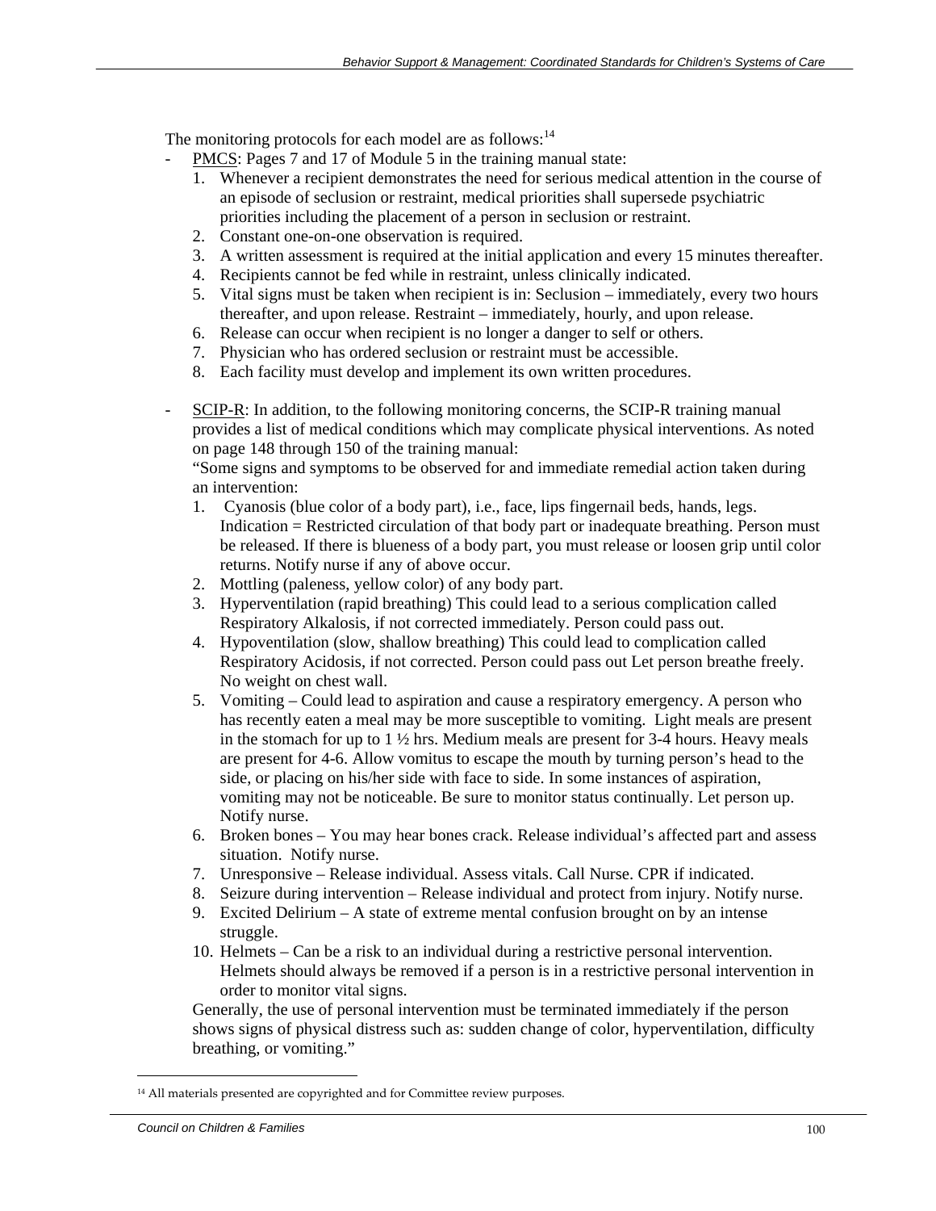The monitoring protocols for each model are as follows:[14]

- PMCS: Pages 7 and 17 of Module 5 in the training manual state:
    1. Whenever a recipient demonstrates the need for serious medical attention in the course of an episode of seclusion or restraint, medical priorities shall supersede psychiatric priorities including the placement of a person in seclusion or restraint.
    2. Constant one-on-one observation is required.
    3. A written assessment is required at the initial application and every 15 minutes thereafter.
    4. Recipients cannot be fed while in restraint, unless clinically indicated.
    5. Vital signs must be taken when recipient is in: Seclusion – immediately, every two hours thereafter, and upon release. Restraint – immediately, hourly, and upon release.
    6. Release can occur when recipient is no longer a danger to self or others.
    7. Physician who has ordered seclusion or restraint must be accessible.
    8. Each facility must develop and implement its own written procedures.

- SCIP-R: In addition, to the following monitoring concerns, the SCIP-R training manual provides a list of medical conditions which may complicate physical interventions. As noted on page 148 through 150 of the training manual:
  "Some signs and symptoms to be observed for and immediate remedial action taken during an intervention:
    1. Cyanosis (blue color of a body part), i.e., face, lips fingernail beds, hands, legs. Indication = Restricted circulation of that body part or inadequate breathing. Person must be released. If there is blueness of a body part, you must release or loosen grip until color returns. Notify nurse if any of above occur.
    2. Mottling (paleness, yellow color) of any body part.
    3. Hyperventilation (rapid breathing) This could lead to a serious complication called Respiratory Alkalosis, if not corrected immediately. Person could pass out.
    4. Hypoventilation (slow, shallow breathing) This could lead to complication called Respiratory Acidosis, if not corrected. Person could pass out Let person breathe freely. No weight on chest wall.
    5. Vomiting – Could lead to aspiration and cause a respiratory emergency. A person who has recently eaten a meal may be more susceptible to vomiting. Light meals are present in the stomach for up to 1 ½ hrs. Medium meals are present for 3-4 hours. Heavy meals are present for 4-6. Allow vomitus to escape the mouth by turning person's head to the side, or placing on his/her side with face to side. In some instances of aspiration, vomiting may not be noticeable. Be sure to monitor status continually. Let person up. Notify nurse.
    6. Broken bones – You may hear bones crack. Release individual's affected part and assess situation. Notify nurse.
    7. Unresponsive – Release individual. Assess vitals. Call Nurse. CPR if indicated.
    8. Seizure during intervention – Release individual and protect from injury. Notify nurse.
    9. Excited Delirium – A state of extreme mental confusion brought on by an intense struggle.
    10. Helmets – Can be a risk to an individual during a restrictive personal intervention. Helmets should always be removed if a person is in a restrictive personal intervention in order to monitor vital signs.

  Generally, the use of personal intervention must be terminated immediately if the person shows signs of physical distress such as: sudden change of color, hyperventilation, difficulty breathing, or vomiting."

---

[14] All materials presented are copyrighted and for Committee review purposes.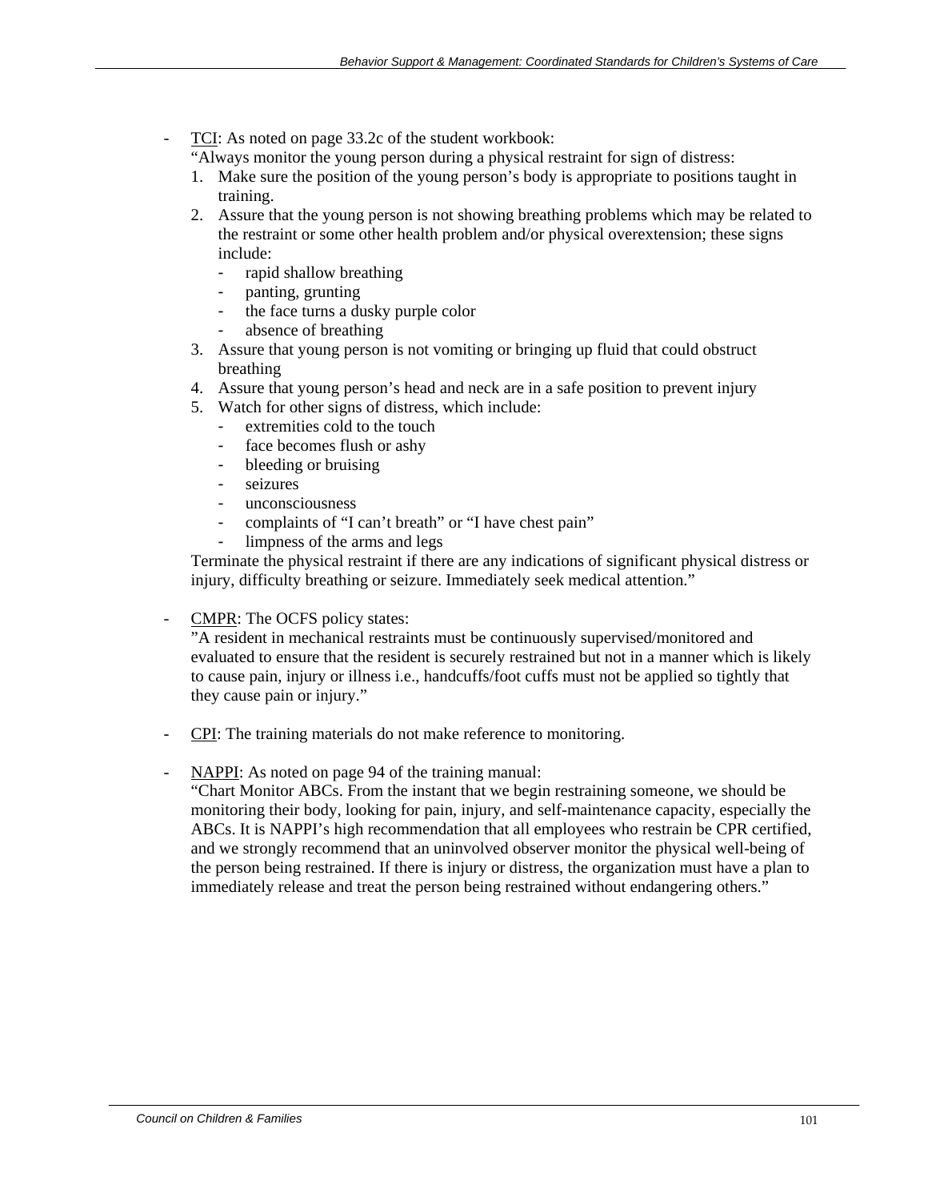- <u>TCI</u>: As noted on page 33.2c of the student workbook:
  "Always monitor the young person during a physical restraint for sign of distress:
  1. Make sure the position of the young person's body is appropriate to positions taught in training.
  2. Assure that the young person is not showing breathing problems which may be related to the restraint or some other health problem and/or physical overextension; these signs include:
     - rapid shallow breathing
     - panting, grunting
     - the face turns a dusky purple color
     - absence of breathing
  3. Assure that young person is not vomiting or bringing up fluid that could obstruct breathing
  4. Assure that young person's head and neck are in a safe position to prevent injury
  5. Watch for other signs of distress, which include:
     - extremities cold to the touch
     - face becomes flush or ashy
     - bleeding or bruising
     - seizures
     - unconsciousness
     - complaints of "I can't breath" or "I have chest pain"
     - limpness of the arms and legs

  Terminate the physical restraint if there are any indications of significant physical distress or injury, difficulty breathing or seizure. Immediately seek medical attention."

- <u>CMPR</u>: The OCFS policy states:
  "A resident in mechanical restraints must be continuously supervised/monitored and evaluated to ensure that the resident is securely restrained but not in a manner which is likely to cause pain, injury or illness i.e., handcuffs/foot cuffs must not be applied so tightly that they cause pain or injury."

- <u>CPI</u>: The training materials do not make reference to monitoring.

- <u>NAPPI</u>: As noted on page 94 of the training manual:
  "Chart Monitor ABCs. From the instant that we begin restraining someone, we should be monitoring their body, looking for pain, injury, and self-maintenance capacity, especially the ABCs. It is NAPPI's high recommendation that all employees who restrain be CPR certified, and we strongly recommend that an uninvolved observer monitor the physical well-being of the person being restrained. If there is injury or distress, the organization must have a plan to immediately release and treat the person being restrained without endangering others."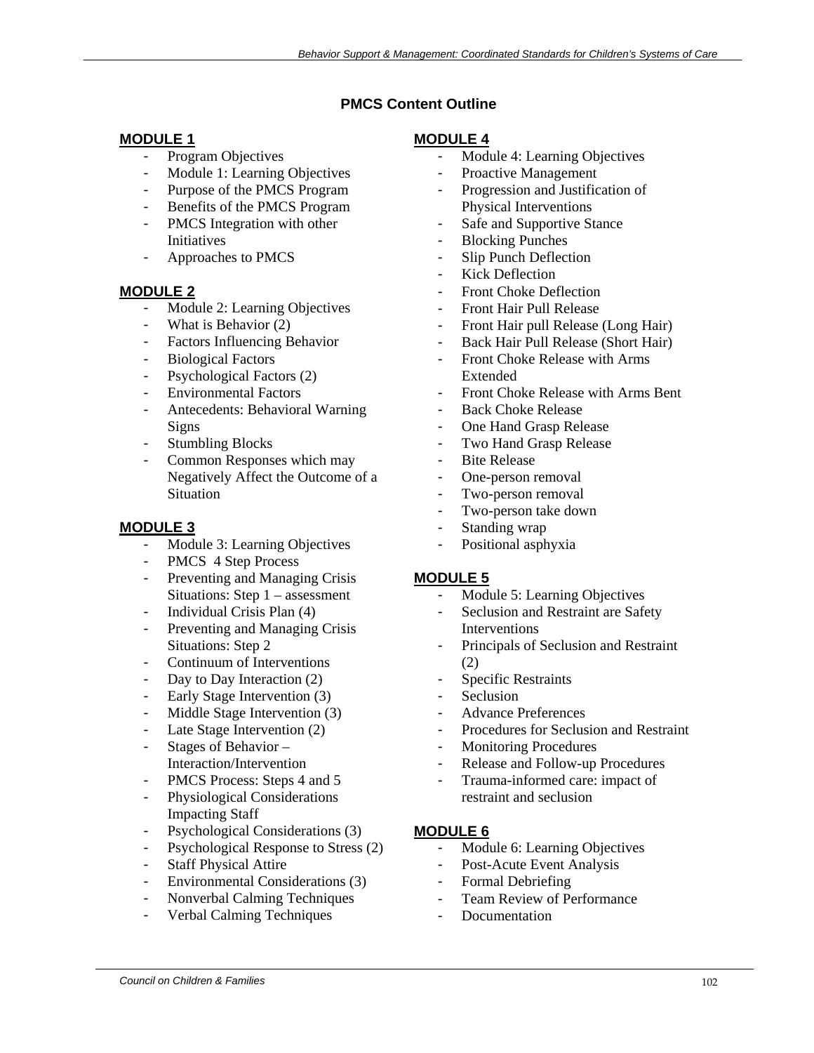## PMCS Content Outline

### MODULE 1

- Program Objectives
- Module 1: Learning Objectives
- Purpose of the PMCS Program
- Benefits of the PMCS Program
- PMCS Integration with other Initiatives
- Approaches to PMCS

### MODULE 2

- Module 2: Learning Objectives
- What is Behavior (2)
- Factors Influencing Behavior
- Biological Factors
- Psychological Factors (2)
- Environmental Factors
- Antecedents: Behavioral Warning Signs
- Stumbling Blocks
- Common Responses which may Negatively Affect the Outcome of a Situation

### MODULE 3

- Module 3: Learning Objectives
- PMCS 4 Step Process
- Preventing and Managing Crisis Situations: Step 1 – assessment
- Individual Crisis Plan (4)
- Preventing and Managing Crisis Situations: Step 2
- Continuum of Interventions
- Day to Day Interaction (2)
- Early Stage Intervention (3)
- Middle Stage Intervention (3)
- Late Stage Intervention (2)
- Stages of Behavior – Interaction/Intervention
- PMCS Process: Steps 4 and 5
- Physiological Considerations Impacting Staff
- Psychological Considerations (3)
- Psychological Response to Stress (2)
- Staff Physical Attire
- Environmental Considerations (3)
- Nonverbal Calming Techniques
- Verbal Calming Techniques

### MODULE 4

- Module 4: Learning Objectives
- Proactive Management
- Progression and Justification of Physical Interventions
- Safe and Supportive Stance
- Blocking Punches
- Slip Punch Deflection
- Kick Deflection
- Front Choke Deflection
- Front Hair Pull Release
- Front Hair pull Release (Long Hair)
- Back Hair Pull Release (Short Hair)
- Front Choke Release with Arms Extended
- Front Choke Release with Arms Bent
- Back Choke Release
- One Hand Grasp Release
- Two Hand Grasp Release
- Bite Release
- One-person removal
- Two-person removal
- Two-person take down
- Standing wrap
- Positional asphyxia

### MODULE 5

- Module 5: Learning Objectives
- Seclusion and Restraint are Safety Interventions
- Principals of Seclusion and Restraint (2)
- Specific Restraints
- Seclusion
- Advance Preferences
- Procedures for Seclusion and Restraint
- Monitoring Procedures
- Release and Follow-up Procedures
- Trauma-informed care: impact of restraint and seclusion

### MODULE 6

- Module 6: Learning Objectives
- Post-Acute Event Analysis
- Formal Debriefing
- Team Review of Performance
- Documentation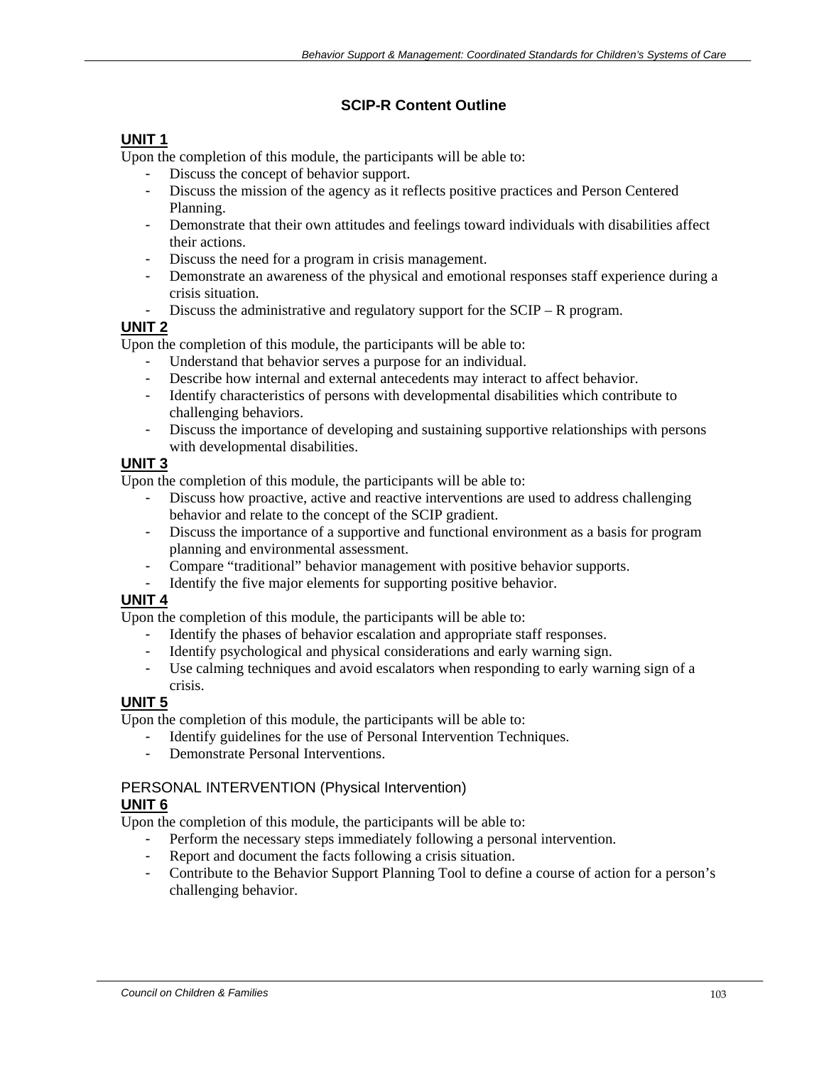## SCIP-R Content Outline

### UNIT 1

Upon the completion of this module, the participants will be able to:

- Discuss the concept of behavior support.
- Discuss the mission of the agency as it reflects positive practices and Person Centered Planning.
- Demonstrate that their own attitudes and feelings toward individuals with disabilities affect their actions.
- Discuss the need for a program in crisis management.
- Demonstrate an awareness of the physical and emotional responses staff experience during a crisis situation.
- Discuss the administrative and regulatory support for the SCIP – R program.

### UNIT 2

Upon the completion of this module, the participants will be able to:

- Understand that behavior serves a purpose for an individual.
- Describe how internal and external antecedents may interact to affect behavior.
- Identify characteristics of persons with developmental disabilities which contribute to challenging behaviors.
- Discuss the importance of developing and sustaining supportive relationships with persons with developmental disabilities.

### UNIT 3

Upon the completion of this module, the participants will be able to:

- Discuss how proactive, active and reactive interventions are used to address challenging behavior and relate to the concept of the SCIP gradient.
- Discuss the importance of a supportive and functional environment as a basis for program planning and environmental assessment.
- Compare "traditional" behavior management with positive behavior supports.
- Identify the five major elements for supporting positive behavior.

### UNIT 4

Upon the completion of this module, the participants will be able to:

- Identify the phases of behavior escalation and appropriate staff responses.
- Identify psychological and physical considerations and early warning sign.
- Use calming techniques and avoid escalators when responding to early warning sign of a crisis.

### UNIT 5

Upon the completion of this module, the participants will be able to:

- Identify guidelines for the use of Personal Intervention Techniques.
- Demonstrate Personal Interventions.

PERSONAL INTERVENTION (Physical Intervention)

### UNIT 6

Upon the completion of this module, the participants will be able to:

- Perform the necessary steps immediately following a personal intervention.
- Report and document the facts following a crisis situation.
- Contribute to the Behavior Support Planning Tool to define a course of action for a person's challenging behavior.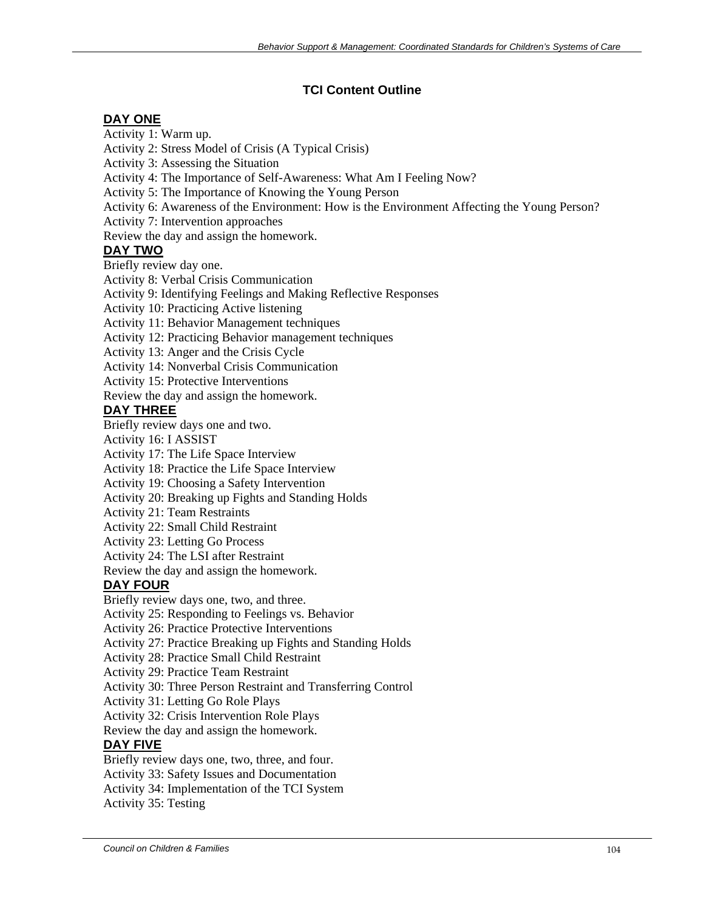## TCI Content Outline

### DAY ONE

Activity 1: Warm up.
Activity 2: Stress Model of Crisis (A Typical Crisis)
Activity 3: Assessing the Situation
Activity 4: The Importance of Self-Awareness: What Am I Feeling Now?
Activity 5: The Importance of Knowing the Young Person
Activity 6: Awareness of the Environment: How is the Environment Affecting the Young Person?
Activity 7: Intervention approaches
Review the day and assign the homework.

### DAY TWO

Briefly review day one.
Activity 8: Verbal Crisis Communication
Activity 9: Identifying Feelings and Making Reflective Responses
Activity 10: Practicing Active listening
Activity 11: Behavior Management techniques
Activity 12: Practicing Behavior management techniques
Activity 13: Anger and the Crisis Cycle
Activity 14: Nonverbal Crisis Communication
Activity 15: Protective Interventions
Review the day and assign the homework.

### DAY THREE

Briefly review days one and two.
Activity 16: I ASSIST
Activity 17: The Life Space Interview
Activity 18: Practice the Life Space Interview
Activity 19: Choosing a Safety Intervention
Activity 20: Breaking up Fights and Standing Holds
Activity 21: Team Restraints
Activity 22: Small Child Restraint
Activity 23: Letting Go Process
Activity 24: The LSI after Restraint
Review the day and assign the homework.

### DAY FOUR

Briefly review days one, two, and three.
Activity 25: Responding to Feelings vs. Behavior
Activity 26: Practice Protective Interventions
Activity 27: Practice Breaking up Fights and Standing Holds
Activity 28: Practice Small Child Restraint
Activity 29: Practice Team Restraint
Activity 30: Three Person Restraint and Transferring Control
Activity 31: Letting Go Role Plays
Activity 32: Crisis Intervention Role Plays
Review the day and assign the homework.

### DAY FIVE

Briefly review days one, two, three, and four.
Activity 33: Safety Issues and Documentation
Activity 34: Implementation of the TCI System
Activity 35: Testing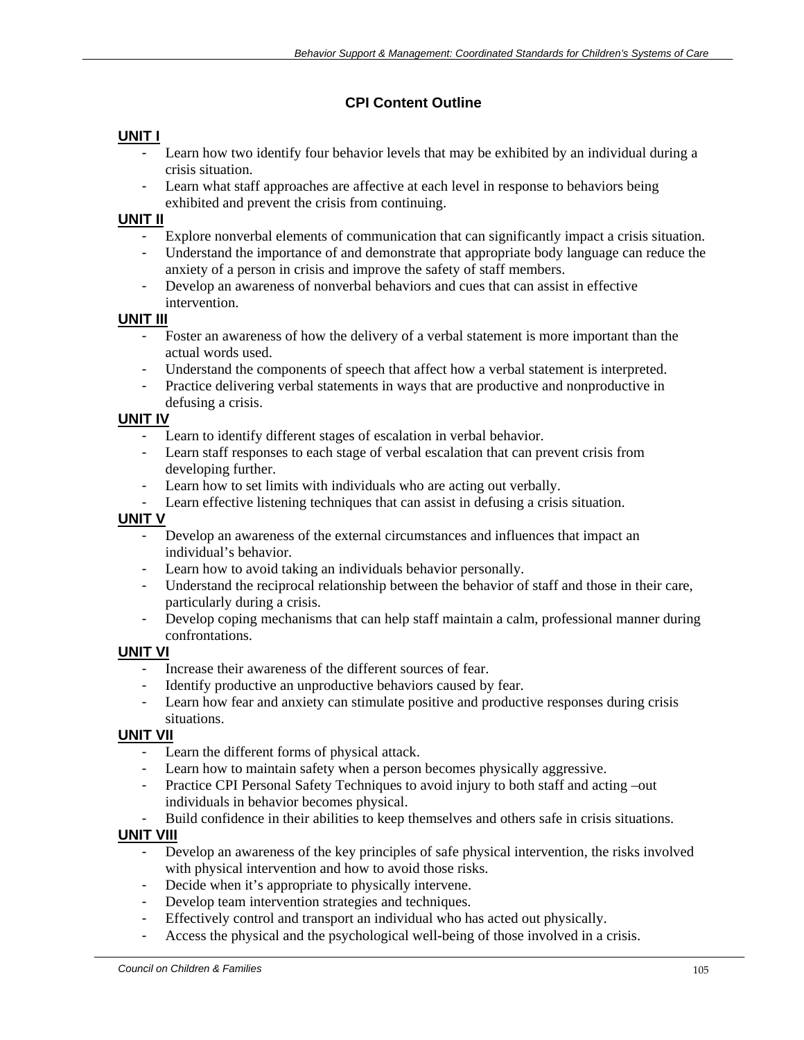## CPI Content Outline

**UNIT I**

- Learn how two identify four behavior levels that may be exhibited by an individual during a crisis situation.
- Learn what staff approaches are affective at each level in response to behaviors being exhibited and prevent the crisis from continuing.

**UNIT II**

- Explore nonverbal elements of communication that can significantly impact a crisis situation.
- Understand the importance of and demonstrate that appropriate body language can reduce the anxiety of a person in crisis and improve the safety of staff members.
- Develop an awareness of nonverbal behaviors and cues that can assist in effective intervention.

**UNIT III**

- Foster an awareness of how the delivery of a verbal statement is more important than the actual words used.
- Understand the components of speech that affect how a verbal statement is interpreted.
- Practice delivering verbal statements in ways that are productive and nonproductive in defusing a crisis.

**UNIT IV**

- Learn to identify different stages of escalation in verbal behavior.
- Learn staff responses to each stage of verbal escalation that can prevent crisis from developing further.
- Learn how to set limits with individuals who are acting out verbally.
- Learn effective listening techniques that can assist in defusing a crisis situation.

**UNIT V**

- Develop an awareness of the external circumstances and influences that impact an individual's behavior.
- Learn how to avoid taking an individuals behavior personally.
- Understand the reciprocal relationship between the behavior of staff and those in their care, particularly during a crisis.
- Develop coping mechanisms that can help staff maintain a calm, professional manner during confrontations.

**UNIT VI**

- Increase their awareness of the different sources of fear.
- Identify productive an unproductive behaviors caused by fear.
- Learn how fear and anxiety can stimulate positive and productive responses during crisis situations.

**UNIT VII**

- Learn the different forms of physical attack.
- Learn how to maintain safety when a person becomes physically aggressive.
- Practice CPI Personal Safety Techniques to avoid injury to both staff and acting –out individuals in behavior becomes physical.
- Build confidence in their abilities to keep themselves and others safe in crisis situations.

**UNIT VIII**

- Develop an awareness of the key principles of safe physical intervention, the risks involved with physical intervention and how to avoid those risks.
- Decide when it's appropriate to physically intervene.
- Develop team intervention strategies and techniques.
- Effectively control and transport an individual who has acted out physically.
- Access the physical and the psychological well-being of those involved in a crisis.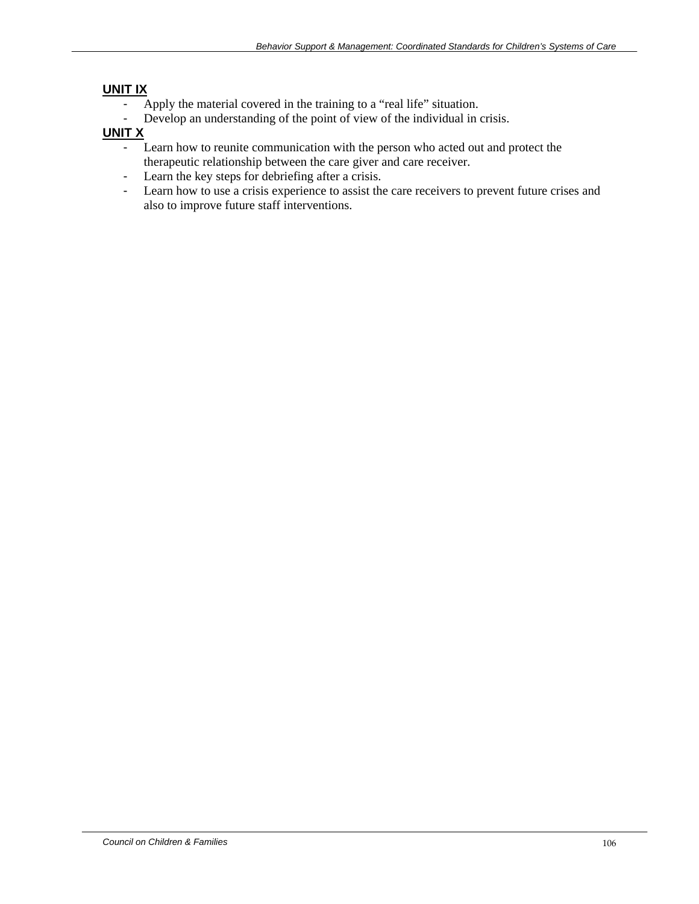**UNIT IX**

- Apply the material covered in the training to a “real life” situation.
- Develop an understanding of the point of view of the individual in crisis.

**UNIT X**

- Learn how to reunite communication with the person who acted out and protect the therapeutic relationship between the care giver and care receiver.
- Learn the key steps for debriefing after a crisis.
- Learn how to use a crisis experience to assist the care receivers to prevent future crises and also to improve future staff interventions.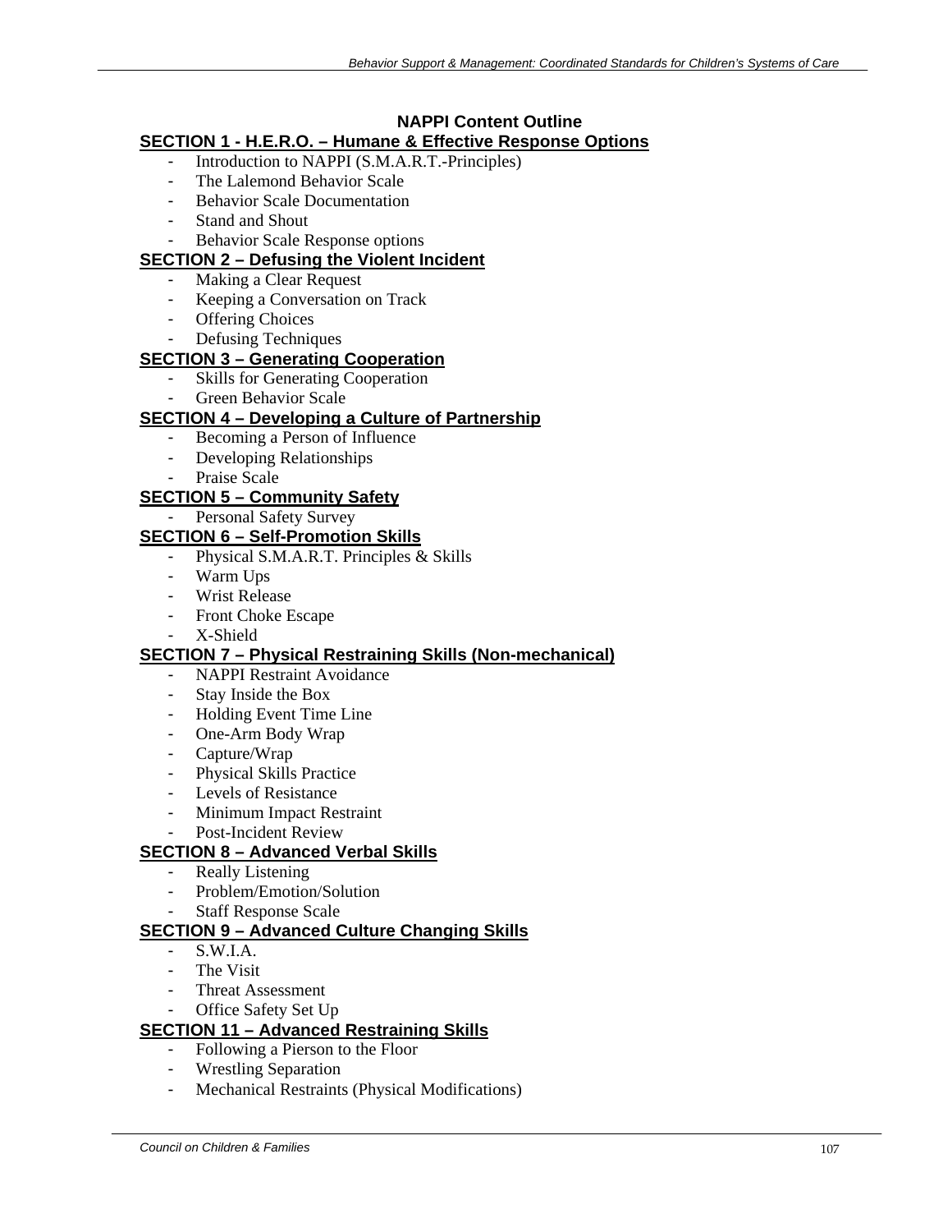## NAPPI Content Outline

### SECTION 1 - H.E.R.O. – Humane & Effective Response Options

- Introduction to NAPPI (S.M.A.R.T.-Principles)
- The Lalemond Behavior Scale
- Behavior Scale Documentation
- Stand and Shout
- Behavior Scale Response options

### SECTION 2 – Defusing the Violent Incident

- Making a Clear Request
- Keeping a Conversation on Track
- Offering Choices
- Defusing Techniques

### SECTION 3 – Generating Cooperation

- Skills for Generating Cooperation
- Green Behavior Scale

### SECTION 4 – Developing a Culture of Partnership

- Becoming a Person of Influence
- Developing Relationships
- Praise Scale

### SECTION 5 – Community Safety

- Personal Safety Survey

### SECTION 6 – Self-Promotion Skills

- Physical S.M.A.R.T. Principles & Skills
- Warm Ups
- Wrist Release
- Front Choke Escape
- X-Shield

### SECTION 7 – Physical Restraining Skills (Non-mechanical)

- NAPPI Restraint Avoidance
- Stay Inside the Box
- Holding Event Time Line
- One-Arm Body Wrap
- Capture/Wrap
- Physical Skills Practice
- Levels of Resistance
- Minimum Impact Restraint
- Post-Incident Review

### SECTION 8 – Advanced Verbal Skills

- Really Listening
- Problem/Emotion/Solution
- Staff Response Scale

### SECTION 9 – Advanced Culture Changing Skills

- S.W.I.A.
- The Visit
- Threat Assessment
- Office Safety Set Up

### SECTION 11 – Advanced Restraining Skills

- Following a Pierson to the Floor
- Wrestling Separation
- Mechanical Restraints (Physical Modifications)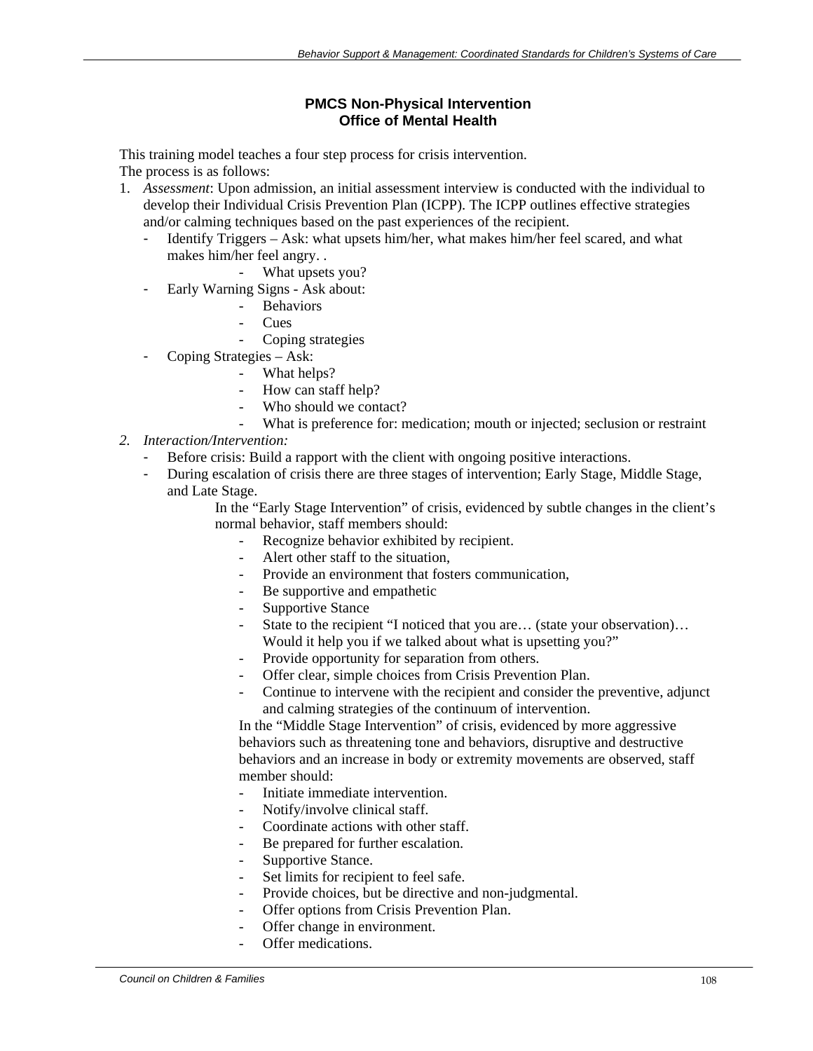### PMCS Non-Physical Intervention
### Office of Mental Health

This training model teaches a four step process for crisis intervention.
The process is as follows:

1. *Assessment*: Upon admission, an initial assessment interview is conducted with the individual to develop their Individual Crisis Prevention Plan (ICPP). The ICPP outlines effective strategies and/or calming techniques based on the past experiences of the recipient.
   - Identify Triggers – Ask: what upsets him/her, what makes him/her feel scared, and what makes him/her feel angry. .
     - What upsets you?
   - Early Warning Signs - Ask about:
     - Behaviors
     - Cues
     - Coping strategies
   - Coping Strategies – Ask:
     - What helps?
     - How can staff help?
     - Who should we contact?
     - What is preference for: medication; mouth or injected; seclusion or restraint
2. *Interaction/Intervention:*
   - Before crisis: Build a rapport with the client with ongoing positive interactions.
   - During escalation of crisis there are three stages of intervention; Early Stage, Middle Stage, and Late Stage.

     In the "Early Stage Intervention" of crisis, evidenced by subtle changes in the client's normal behavior, staff members should:
     - Recognize behavior exhibited by recipient.
     - Alert other staff to the situation,
     - Provide an environment that fosters communication,
     - Be supportive and empathetic
     - Supportive Stance
     - State to the recipient "I noticed that you are… (state your observation)… Would it help you if we talked about what is upsetting you?"
     - Provide opportunity for separation from others.
     - Offer clear, simple choices from Crisis Prevention Plan.
     - Continue to intervene with the recipient and consider the preventive, adjunct and calming strategies of the continuum of intervention.

     In the "Middle Stage Intervention" of crisis, evidenced by more aggressive behaviors such as threatening tone and behaviors, disruptive and destructive behaviors and an increase in body or extremity movements are observed, staff member should:
     - Initiate immediate intervention.
     - Notify/involve clinical staff.
     - Coordinate actions with other staff.
     - Be prepared for further escalation.
     - Supportive Stance.
     - Set limits for recipient to feel safe.
     - Provide choices, but be directive and non-judgmental.
     - Offer options from Crisis Prevention Plan.
     - Offer change in environment.
     - Offer medications.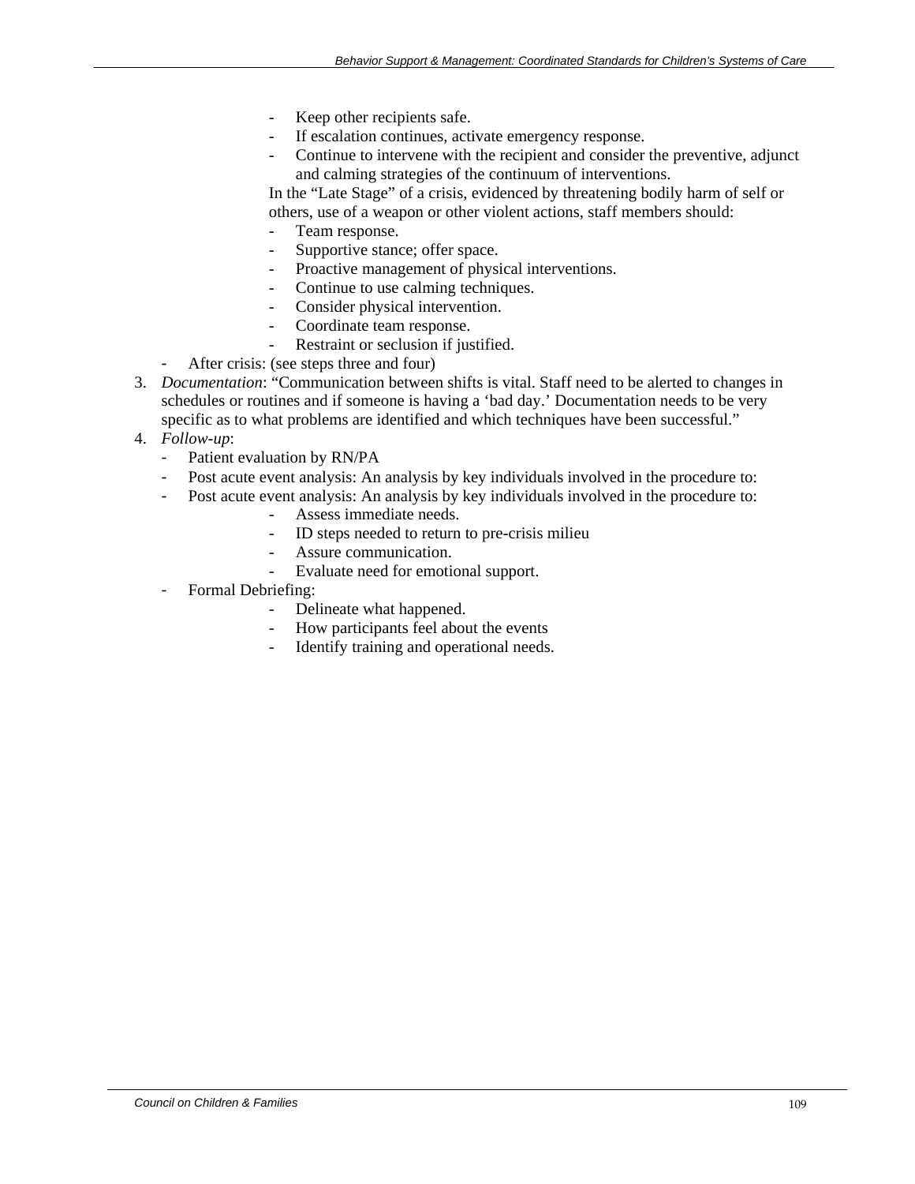- Keep other recipients safe.
    - If escalation continues, activate emergency response.
    - Continue to intervene with the recipient and consider the preventive, adjunct and calming strategies of the continuum of interventions.

    In the "Late Stage" of a crisis, evidenced by threatening bodily harm of self or others, use of a weapon or other violent actions, staff members should:

    - Team response.
    - Supportive stance; offer space.
    - Proactive management of physical interventions.
    - Continue to use calming techniques.
    - Consider physical intervention.
    - Coordinate team response.
    - Restraint or seclusion if justified.

  - After crisis: (see steps three and four)

3. *Documentation*: "Communication between shifts is vital. Staff need to be alerted to changes in schedules or routines and if someone is having a 'bad day.' Documentation needs to be very specific as to what problems are identified and which techniques have been successful."
4. *Follow-up*:
   - Patient evaluation by RN/PA
   - Post acute event analysis: An analysis by key individuals involved in the procedure to:
   - Post acute event analysis: An analysis by key individuals involved in the procedure to:
       - Assess immediate needs.
       - ID steps needed to return to pre-crisis milieu
       - Assure communication.
       - Evaluate need for emotional support.
   - Formal Debriefing:
       - Delineate what happened.
       - How participants feel about the events
       - Identify training and operational needs.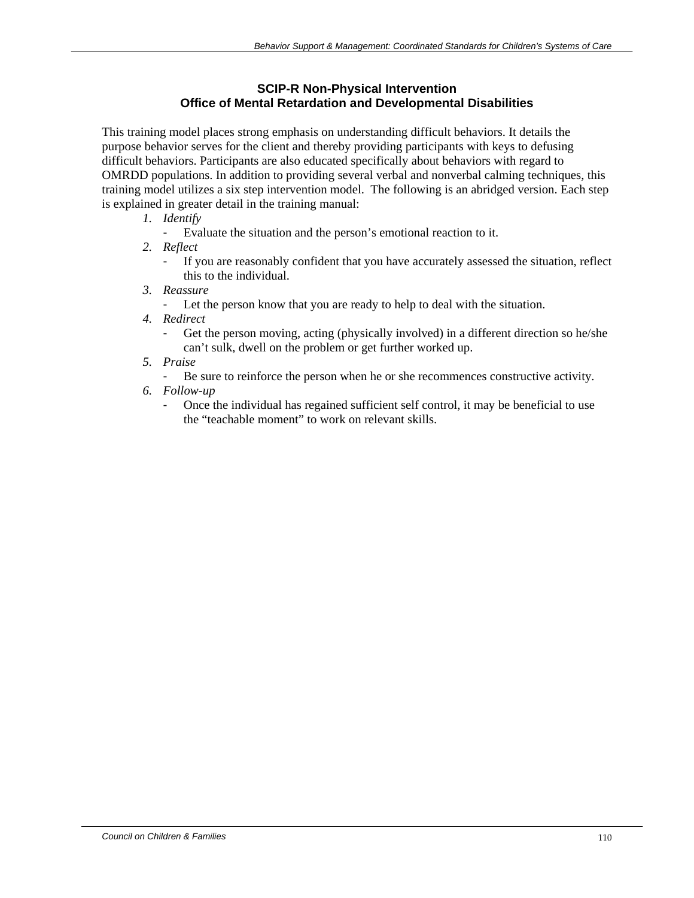## SCIP-R Non-Physical Intervention
## Office of Mental Retardation and Developmental Disabilities

This training model places strong emphasis on understanding difficult behaviors. It details the purpose behavior serves for the client and thereby providing participants with keys to defusing difficult behaviors. Participants are also educated specifically about behaviors with regard to OMRDD populations. In addition to providing several verbal and nonverbal calming techniques, this training model utilizes a six step intervention model. The following is an abridged version. Each step is explained in greater detail in the training manual:

1. *Identify*
   - Evaluate the situation and the person's emotional reaction to it.
2. *Reflect*
   - If you are reasonably confident that you have accurately assessed the situation, reflect this to the individual.
3. *Reassure*
   - Let the person know that you are ready to help to deal with the situation.
4. *Redirect*
   - Get the person moving, acting (physically involved) in a different direction so he/she can't sulk, dwell on the problem or get further worked up.
5. *Praise*
   - Be sure to reinforce the person when he or she recommences constructive activity.
6. *Follow-up*
   - Once the individual has regained sufficient self control, it may be beneficial to use the "teachable moment" to work on relevant skills.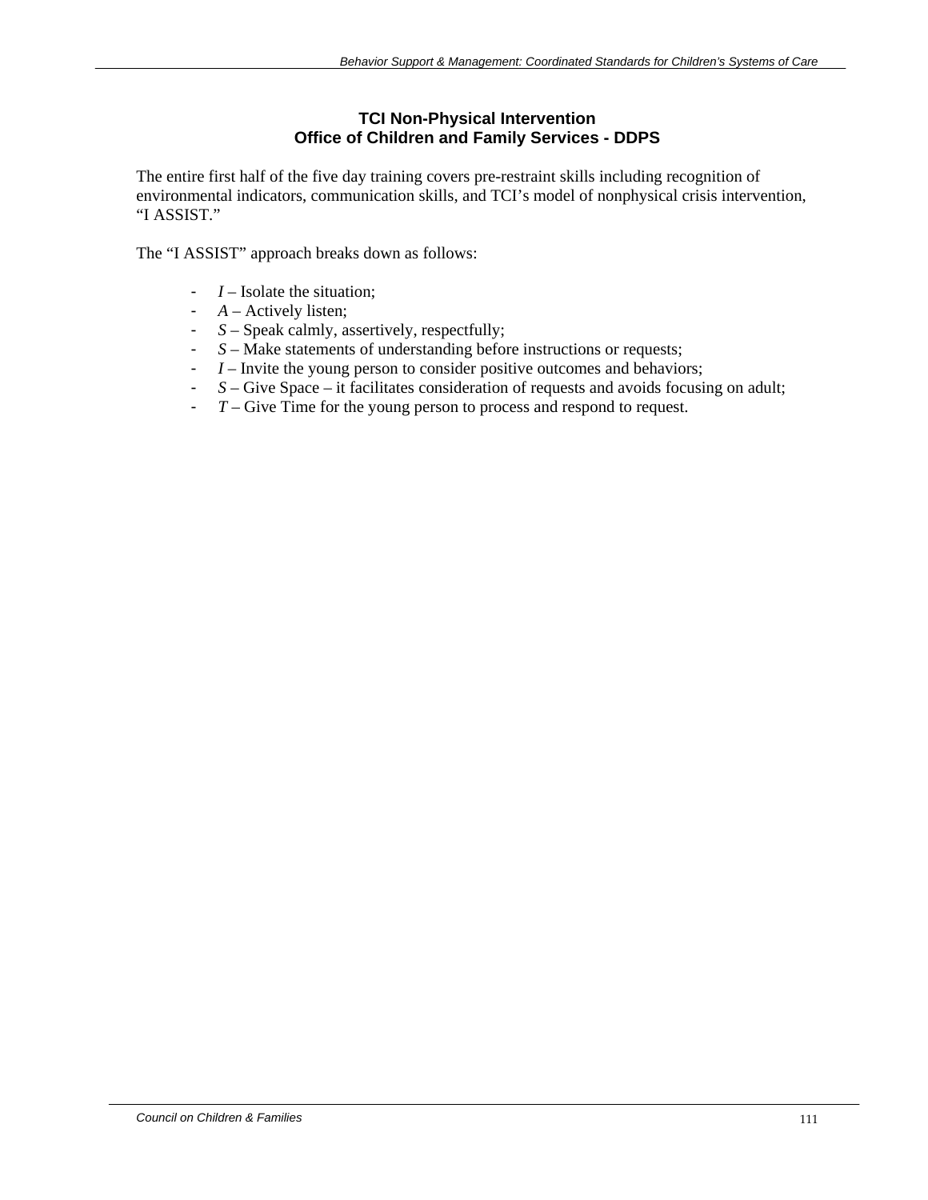## TCI Non-Physical Intervention
## Office of Children and Family Services - DDPS

The entire first half of the five day training covers pre-restraint skills including recognition of environmental indicators, communication skills, and TCI's model of nonphysical crisis intervention, "I ASSIST."

The "I ASSIST" approach breaks down as follows:

- *I* – Isolate the situation;
- *A* – Actively listen;
- *S* – Speak calmly, assertively, respectfully;
- *S* – Make statements of understanding before instructions or requests;
- *I* – Invite the young person to consider positive outcomes and behaviors;
- *S* – Give Space – it facilitates consideration of requests and avoids focusing on adult;
- *T* – Give Time for the young person to process and respond to request.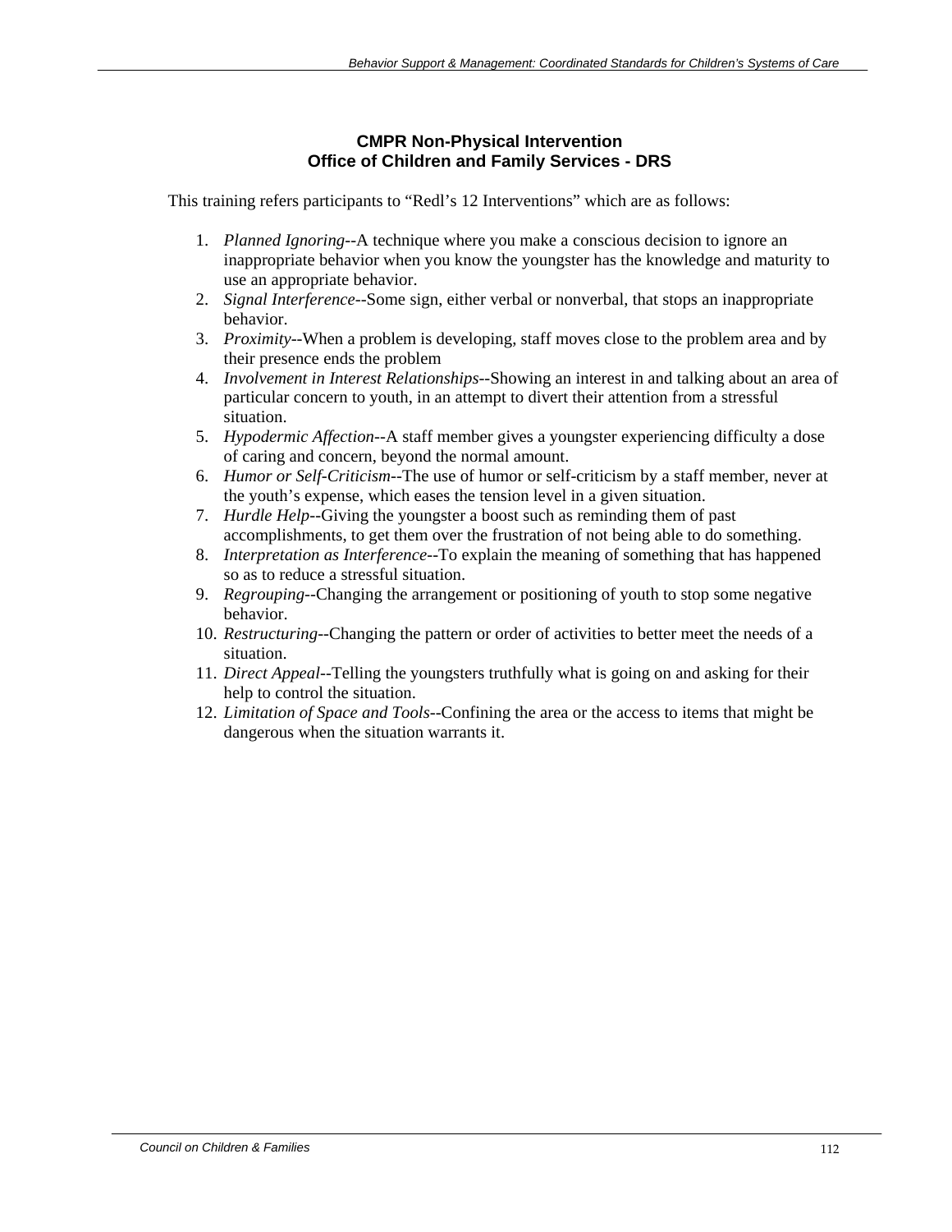## CMPR Non-Physical Intervention
## Office of Children and Family Services - DRS

This training refers participants to "Redl's 12 Interventions" which are as follows:

1. *Planned Ignoring*--A technique where you make a conscious decision to ignore an inappropriate behavior when you know the youngster has the knowledge and maturity to use an appropriate behavior.
2. *Signal Interference*--Some sign, either verbal or nonverbal, that stops an inappropriate behavior.
3. *Proximity*--When a problem is developing, staff moves close to the problem area and by their presence ends the problem
4. *Involvement in Interest Relationships*--Showing an interest in and talking about an area of particular concern to youth, in an attempt to divert their attention from a stressful situation.
5. *Hypodermic Affection*--A staff member gives a youngster experiencing difficulty a dose of caring and concern, beyond the normal amount.
6. *Humor or Self-Criticism*--The use of humor or self-criticism by a staff member, never at the youth's expense, which eases the tension level in a given situation.
7. *Hurdle Help*--Giving the youngster a boost such as reminding them of past accomplishments, to get them over the frustration of not being able to do something.
8. *Interpretation as Interference*--To explain the meaning of something that has happened so as to reduce a stressful situation.
9. *Regrouping*--Changing the arrangement or positioning of youth to stop some negative behavior.
10. *Restructuring*--Changing the pattern or order of activities to better meet the needs of a situation.
11. *Direct Appeal*--Telling the youngsters truthfully what is going on and asking for their help to control the situation.
12. *Limitation of Space and Tools*--Confining the area or the access to items that might be dangerous when the situation warrants it.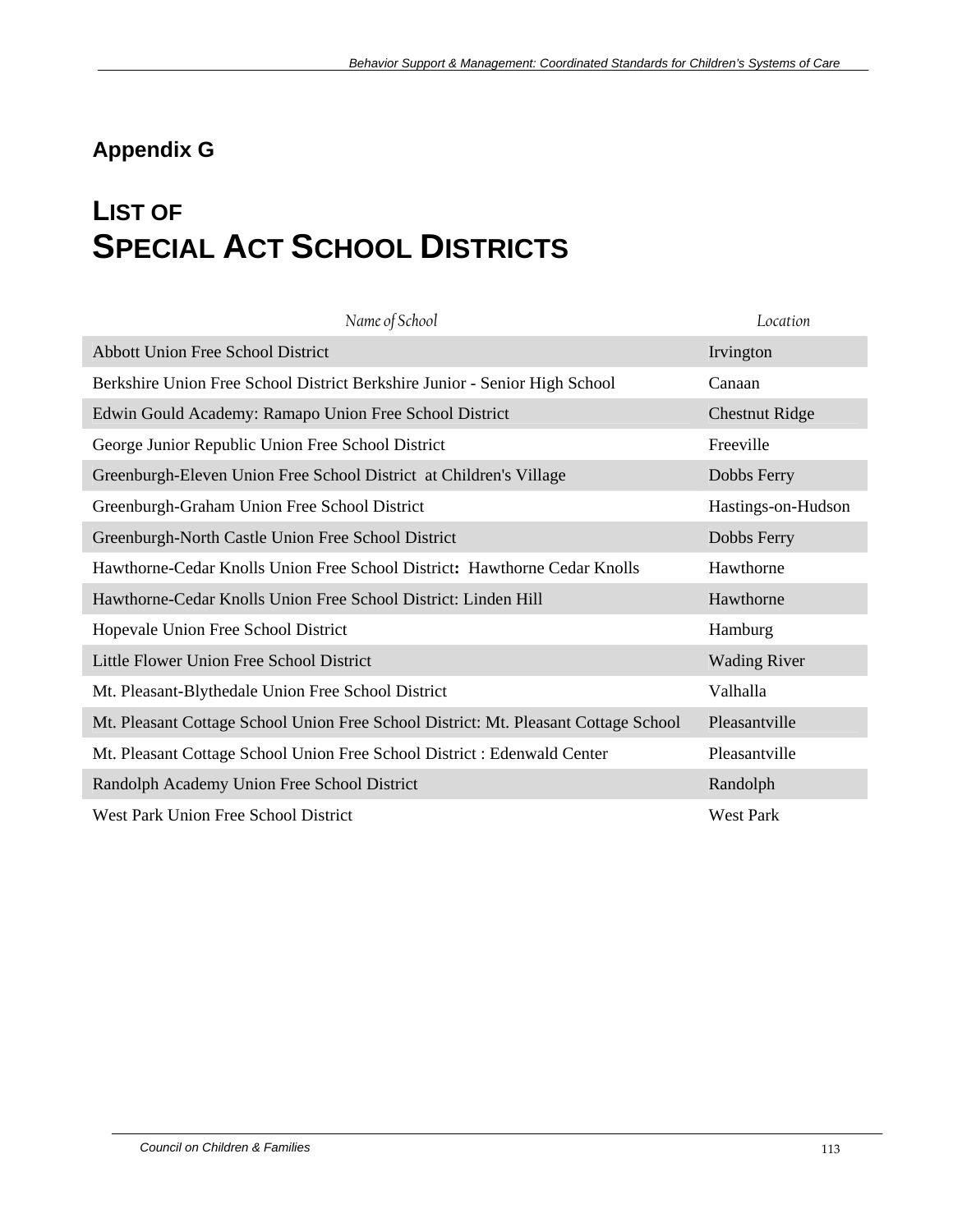## Appendix G

# LIST OF SPECIAL ACT SCHOOL DISTRICTS

| *Name of School* | *Location* |
|---|---|
| Abbott Union Free School District | Irvington |
| Berkshire Union Free School District Berkshire Junior - Senior High School | Canaan |
| Edwin Gould Academy: Ramapo Union Free School District | Chestnut Ridge |
| George Junior Republic Union Free School District | Freeville |
| Greenburgh-Eleven Union Free School District at Children's Village | Dobbs Ferry |
| Greenburgh-Graham Union Free School District | Hastings-on-Hudson |
| Greenburgh-North Castle Union Free School District | Dobbs Ferry |
| Hawthorne-Cedar Knolls Union Free School District**:** Hawthorne Cedar Knolls | Hawthorne |
| Hawthorne-Cedar Knolls Union Free School District: Linden Hill | Hawthorne |
| Hopevale Union Free School District | Hamburg |
| Little Flower Union Free School District | Wading River |
| Mt. Pleasant-Blythedale Union Free School District | Valhalla |
| Mt. Pleasant Cottage School Union Free School District: Mt. Pleasant Cottage School | Pleasantville |
| Mt. Pleasant Cottage School Union Free School District : Edenwald Center | Pleasantville |
| Randolph Academy Union Free School District | Randolph |
| West Park Union Free School District | West Park |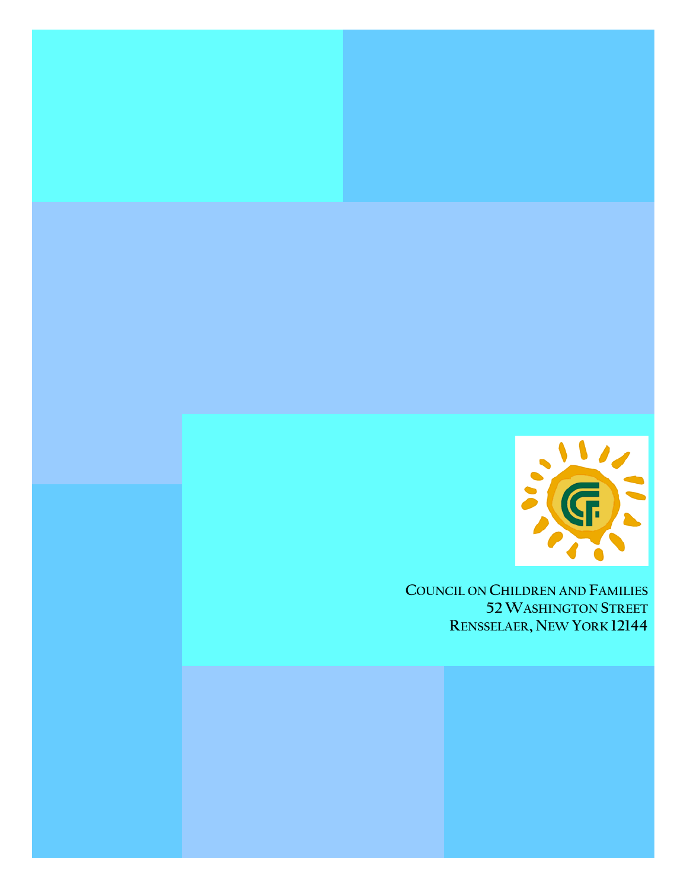Council on Children and Families
52 Washington Street
Rensselaer, New York 12144